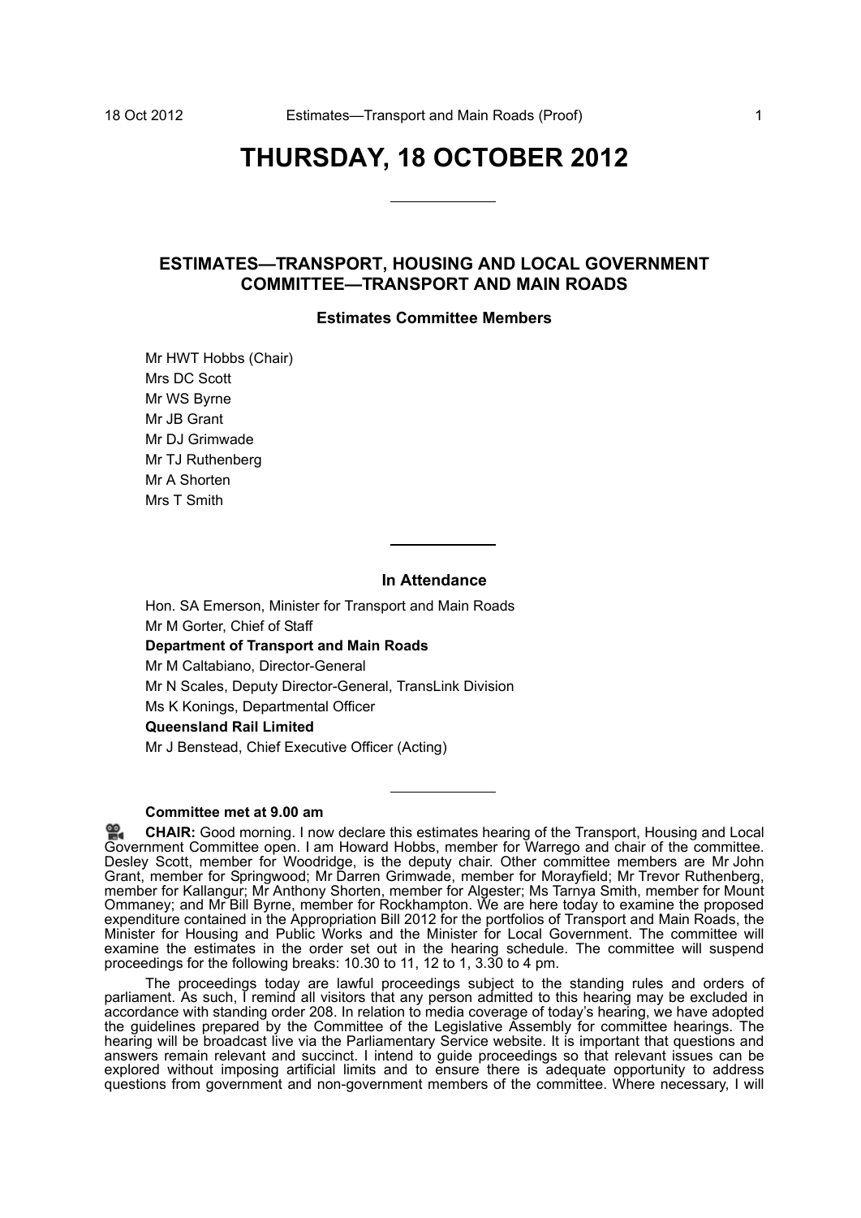# THURSDAY, 18 OCTOBER 2012

## ESTIMATES—TRANSPORT, HOUSING AND LOCAL GOVERNMENT COMMITTEE—TRANSPORT AND MAIN ROADS

### Estimates Committee Members

Mr HWT Hobbs (Chair)
Mrs DC Scott
Mr WS Byrne
Mr JB Grant
Mr DJ Grimwade
Mr TJ Ruthenberg
Mr A Shorten
Mrs T Smith

### In Attendance

Hon. SA Emerson, Minister for Transport and Main Roads
Mr M Gorter, Chief of Staff

**Department of Transport and Main Roads**

Mr M Caltabiano, Director-General
Mr N Scales, Deputy Director-General, TransLink Division
Ms K Konings, Departmental Officer

**Queensland Rail Limited**

Mr J Benstead, Chief Executive Officer (Acting)

**Committee met at 9.00 am**

**CHAIR:** Good morning. I now declare this estimates hearing of the Transport, Housing and Local Government Committee open. I am Howard Hobbs, member for Warrego and chair of the committee. Desley Scott, member for Woodridge, is the deputy chair. Other committee members are Mr John Grant, member for Springwood; Mr Darren Grimwade, member for Morayfield; Mr Trevor Ruthenberg, member for Kallangur; Mr Anthony Shorten, member for Algester; Ms Tarnya Smith, member for Mount Ommaney; and Mr Bill Byrne, member for Rockhampton. We are here today to examine the proposed expenditure contained in the Appropriation Bill 2012 for the portfolios of Transport and Main Roads, the Minister for Housing and Public Works and the Minister for Local Government. The committee will examine the estimates in the order set out in the hearing schedule. The committee will suspend proceedings for the following breaks: 10.30 to 11, 12 to 1, 3.30 to 4 pm.

The proceedings today are lawful proceedings subject to the standing rules and orders of parliament. As such, I remind all visitors that any person admitted to this hearing may be excluded in accordance with standing order 208. In relation to media coverage of today's hearing, we have adopted the guidelines prepared by the Committee of the Legislative Assembly for committee hearings. The hearing will be broadcast live via the Parliamentary Service website. It is important that questions and answers remain relevant and succinct. I intend to guide proceedings so that relevant issues can be explored without imposing artificial limits and to ensure there is adequate opportunity to address questions from government and non-government members of the committee. Where necessary, I will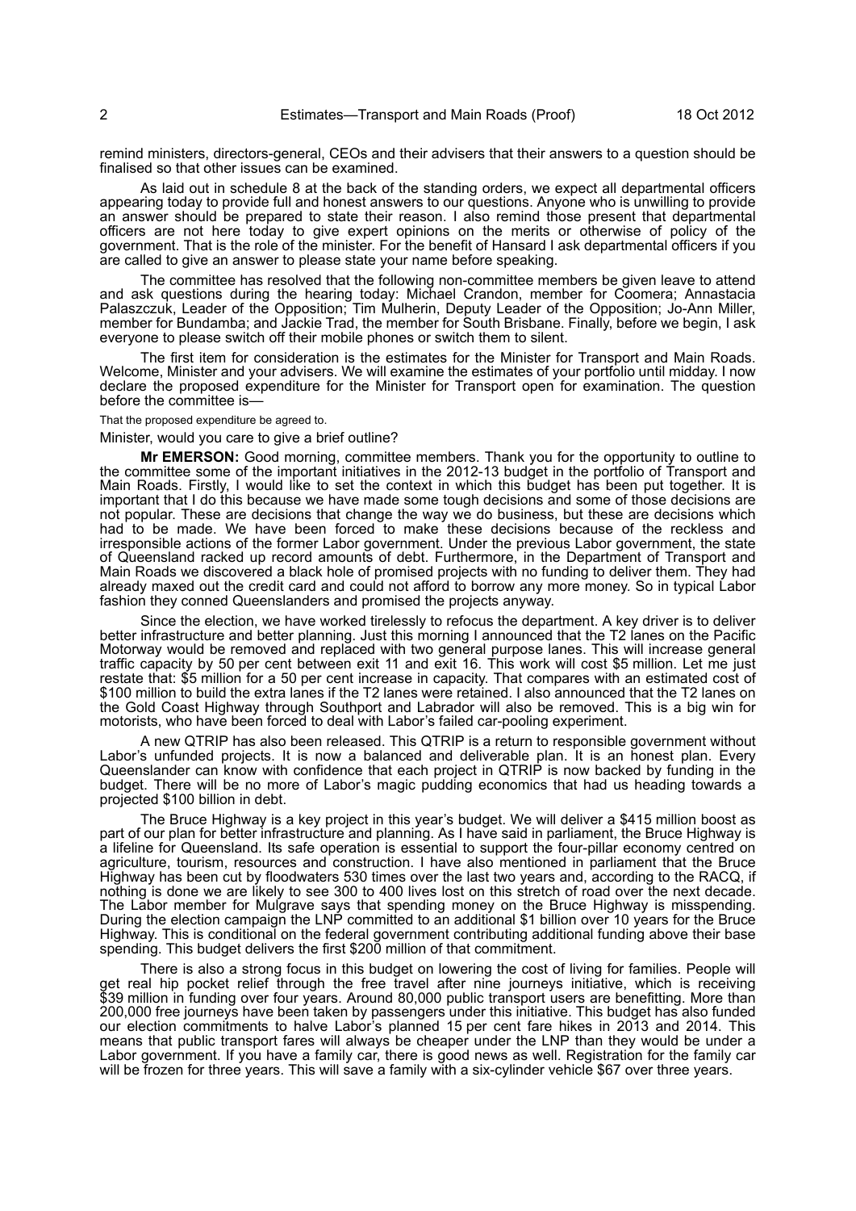remind ministers, directors-general, CEOs and their advisers that their answers to a question should be finalised so that other issues can be examined.

As laid out in schedule 8 at the back of the standing orders, we expect all departmental officers appearing today to provide full and honest answers to our questions. Anyone who is unwilling to provide an answer should be prepared to state their reason. I also remind those present that departmental officers are not here today to give expert opinions on the merits or otherwise of policy of the government. That is the role of the minister. For the benefit of Hansard I ask departmental officers if you are called to give an answer to please state your name before speaking.

The committee has resolved that the following non-committee members be given leave to attend and ask questions during the hearing today: Michael Crandon, member for Coomera; Annastacia Palaszczuk, Leader of the Opposition; Tim Mulherin, Deputy Leader of the Opposition; Jo-Ann Miller, member for Bundamba; and Jackie Trad, the member for South Brisbane. Finally, before we begin, I ask everyone to please switch off their mobile phones or switch them to silent.

The first item for consideration is the estimates for the Minister for Transport and Main Roads. Welcome, Minister and your advisers. We will examine the estimates of your portfolio until midday. I now declare the proposed expenditure for the Minister for Transport open for examination. The question before the committee is—

That the proposed expenditure be agreed to.

Minister, would you care to give a brief outline?

**Mr EMERSON:** Good morning, committee members. Thank you for the opportunity to outline to the committee some of the important initiatives in the 2012-13 budget in the portfolio of Transport and Main Roads. Firstly, I would like to set the context in which this budget has been put together. It is important that I do this because we have made some tough decisions and some of those decisions are not popular. These are decisions that change the way we do business, but these are decisions which had to be made. We have been forced to make these decisions because of the reckless and irresponsible actions of the former Labor government. Under the previous Labor government, the state of Queensland racked up record amounts of debt. Furthermore, in the Department of Transport and Main Roads we discovered a black hole of promised projects with no funding to deliver them. They had already maxed out the credit card and could not afford to borrow any more money. So in typical Labor fashion they conned Queenslanders and promised the projects anyway.

Since the election, we have worked tirelessly to refocus the department. A key driver is to deliver better infrastructure and better planning. Just this morning I announced that the T2 lanes on the Pacific Motorway would be removed and replaced with two general purpose lanes. This will increase general traffic capacity by 50 per cent between exit 11 and exit 16. This work will cost \$5 million. Let me just restate that: \$5 million for a 50 per cent increase in capacity. That compares with an estimated cost of \$100 million to build the extra lanes if the T2 lanes were retained. I also announced that the T2 lanes on the Gold Coast Highway through Southport and Labrador will also be removed. This is a big win for motorists, who have been forced to deal with Labor's failed car-pooling experiment.

A new QTRIP has also been released. This QTRIP is a return to responsible government without Labor's unfunded projects. It is now a balanced and deliverable plan. It is an honest plan. Every Queenslander can know with confidence that each project in QTRIP is now backed by funding in the budget. There will be no more of Labor's magic pudding economics that had us heading towards a projected \$100 billion in debt.

The Bruce Highway is a key project in this year's budget. We will deliver a \$415 million boost as part of our plan for better infrastructure and planning. As I have said in parliament, the Bruce Highway is a lifeline for Queensland. Its safe operation is essential to support the four-pillar economy centred on agriculture, tourism, resources and construction. I have also mentioned in parliament that the Bruce Highway has been cut by floodwaters 530 times over the last two years and, according to the RACQ, if nothing is done we are likely to see 300 to 400 lives lost on this stretch of road over the next decade. The Labor member for Mulgrave says that spending money on the Bruce Highway is misspending. During the election campaign the LNP committed to an additional \$1 billion over 10 years for the Bruce Highway. This is conditional on the federal government contributing additional funding above their base spending. This budget delivers the first \$200 million of that commitment.

There is also a strong focus in this budget on lowering the cost of living for families. People will get real hip pocket relief through the free travel after nine journeys initiative, which is receiving \$39 million in funding over four years. Around 80,000 public transport users are benefitting. More than 200,000 free journeys have been taken by passengers under this initiative. This budget has also funded our election commitments to halve Labor's planned 15 per cent fare hikes in 2013 and 2014. This means that public transport fares will always be cheaper under the LNP than they would be under a Labor government. If you have a family car, there is good news as well. Registration for the family car will be frozen for three years. This will save a family with a six-cylinder vehicle \$67 over three years.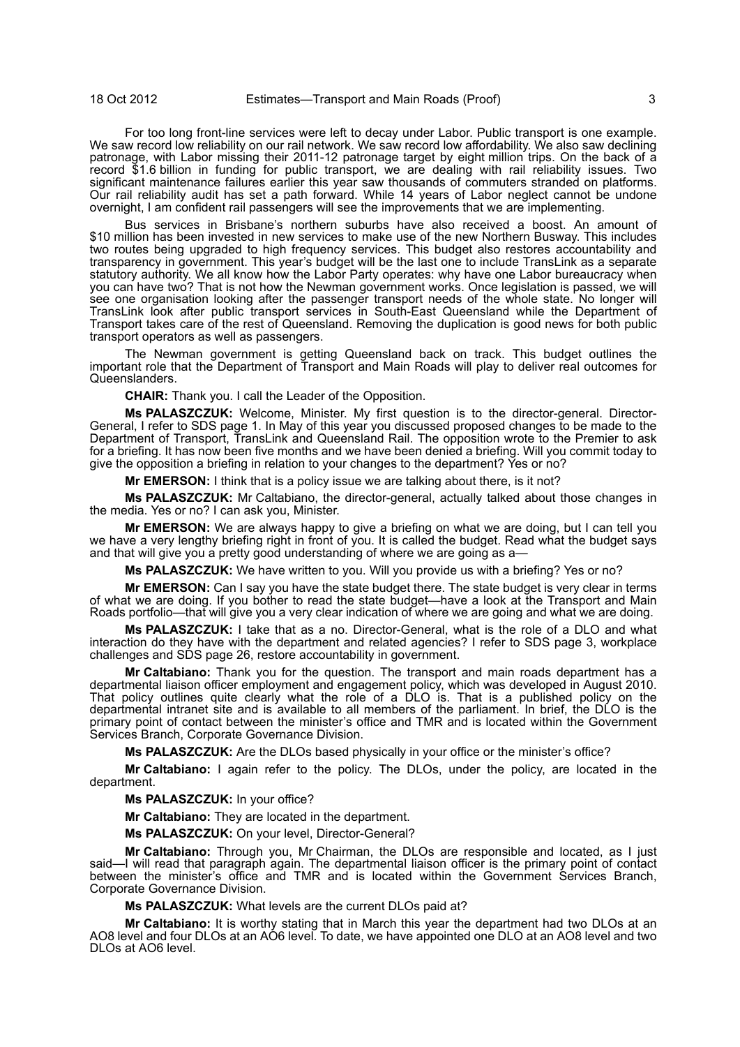For too long front-line services were left to decay under Labor. Public transport is one example. We saw record low reliability on our rail network. We saw record low affordability. We also saw declining patronage, with Labor missing their 2011-12 patronage target by eight million trips. On the back of a record $1.6 billion in funding for public transport, we are dealing with rail reliability issues. Two significant maintenance failures earlier this year saw thousands of commuters stranded on platforms. Our rail reliability audit has set a path forward. While 14 years of Labor neglect cannot be undone overnight, I am confident rail passengers will see the improvements that we are implementing.

Bus services in Brisbane's northern suburbs have also received a boost. An amount of $10 million has been invested in new services to make use of the new Northern Busway. This includes two routes being upgraded to high frequency services. This budget also restores accountability and transparency in government. This year's budget will be the last one to include TransLink as a separate statutory authority. We all know how the Labor Party operates: why have one Labor bureaucracy when you can have two? That is not how the Newman government works. Once legislation is passed, we will see one organisation looking after the passenger transport needs of the whole state. No longer will TransLink look after public transport services in South-East Queensland while the Department of Transport takes care of the rest of Queensland. Removing the duplication is good news for both public transport operators as well as passengers.

The Newman government is getting Queensland back on track. This budget outlines the important role that the Department of Transport and Main Roads will play to deliver real outcomes for Queenslanders.

**CHAIR:** Thank you. I call the Leader of the Opposition.

**Ms PALASZCZUK:** Welcome, Minister. My first question is to the director-general. Director-General, I refer to SDS page 1. In May of this year you discussed proposed changes to be made to the Department of Transport, TransLink and Queensland Rail. The opposition wrote to the Premier to ask for a briefing. It has now been five months and we have been denied a briefing. Will you commit today to give the opposition a briefing in relation to your changes to the department? Yes or no?

**Mr EMERSON:** I think that is a policy issue we are talking about there, is it not?

**Ms PALASZCZUK:** Mr Caltabiano, the director-general, actually talked about those changes in the media. Yes or no? I can ask you, Minister.

**Mr EMERSON:** We are always happy to give a briefing on what we are doing, but I can tell you we have a very lengthy briefing right in front of you. It is called the budget. Read what the budget says and that will give you a pretty good understanding of where we are going as a—

**Ms PALASZCZUK:** We have written to you. Will you provide us with a briefing? Yes or no?

**Mr EMERSON:** Can I say you have the state budget there. The state budget is very clear in terms of what we are doing. If you bother to read the state budget—have a look at the Transport and Main Roads portfolio—that will give you a very clear indication of where we are going and what we are doing.

**Ms PALASZCZUK:** I take that as a no. Director-General, what is the role of a DLO and what interaction do they have with the department and related agencies? I refer to SDS page 3, workplace challenges and SDS page 26, restore accountability in government.

**Mr Caltabiano:** Thank you for the question. The transport and main roads department has a departmental liaison officer employment and engagement policy, which was developed in August 2010. That policy outlines quite clearly what the role of a DLO is. That is a published policy on the departmental intranet site and is available to all members of the parliament. In brief, the DLO is the primary point of contact between the minister's office and TMR and is located within the Government Services Branch, Corporate Governance Division.

**Ms PALASZCZUK:** Are the DLOs based physically in your office or the minister's office?

**Mr Caltabiano:** I again refer to the policy. The DLOs, under the policy, are located in the department.

**Ms PALASZCZUK:** In your office?

**Mr Caltabiano:** They are located in the department.

**Ms PALASZCZUK:** On your level, Director-General?

**Mr Caltabiano:** Through you, Mr Chairman, the DLOs are responsible and located, as I just said—I will read that paragraph again. The departmental liaison officer is the primary point of contact between the minister's office and TMR and is located within the Government Services Branch, Corporate Governance Division.

**Ms PALASZCZUK:** What levels are the current DLOs paid at?

**Mr Caltabiano:** It is worthy stating that in March this year the department had two DLOs at an AO8 level and four DLOs at an AO6 level. To date, we have appointed one DLO at an AO8 level and two DLOs at AO6 level.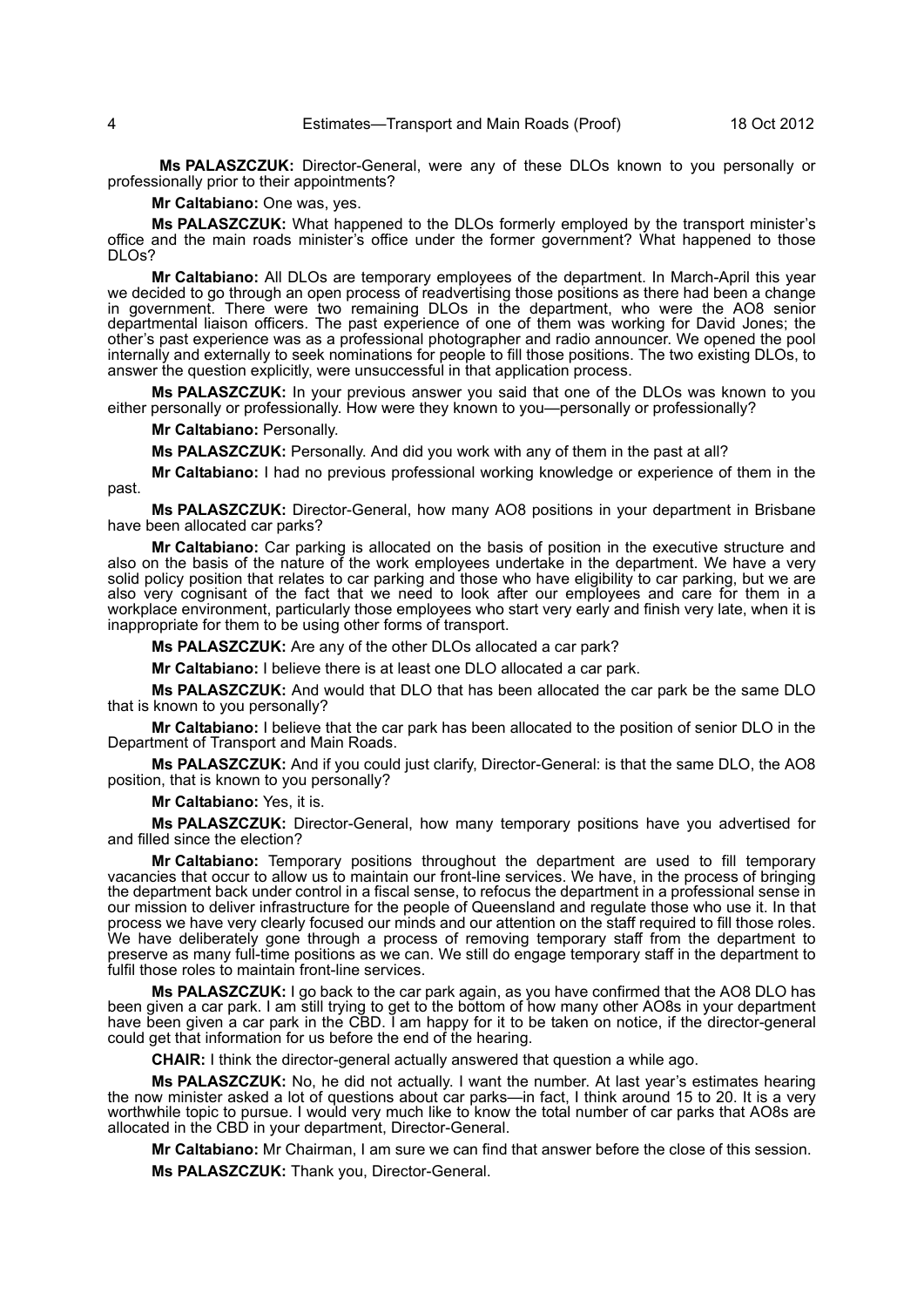**Ms PALASZCZUK:** Director-General, were any of these DLOs known to you personally or professionally prior to their appointments?

**Mr Caltabiano:** One was, yes.

**Ms PALASZCZUK:** What happened to the DLOs formerly employed by the transport minister's office and the main roads minister's office under the former government? What happened to those DLOs?

**Mr Caltabiano:** All DLOs are temporary employees of the department. In March-April this year we decided to go through an open process of readvertising those positions as there had been a change in government. There were two remaining DLOs in the department, who were the AO8 senior departmental liaison officers. The past experience of one of them was working for David Jones; the other's past experience was as a professional photographer and radio announcer. We opened the pool internally and externally to seek nominations for people to fill those positions. The two existing DLOs, to answer the question explicitly, were unsuccessful in that application process.

**Ms PALASZCZUK:** In your previous answer you said that one of the DLOs was known to you either personally or professionally. How were they known to you—personally or professionally?

**Mr Caltabiano:** Personally.

**Ms PALASZCZUK:** Personally. And did you work with any of them in the past at all?

**Mr Caltabiano:** I had no previous professional working knowledge or experience of them in the past.

**Ms PALASZCZUK:** Director-General, how many AO8 positions in your department in Brisbane have been allocated car parks?

**Mr Caltabiano:** Car parking is allocated on the basis of position in the executive structure and also on the basis of the nature of the work employees undertake in the department. We have a very solid policy position that relates to car parking and those who have eligibility to car parking, but we are also very cognisant of the fact that we need to look after our employees and care for them in a workplace environment, particularly those employees who start very early and finish very late, when it is inappropriate for them to be using other forms of transport.

**Ms PALASZCZUK:** Are any of the other DLOs allocated a car park?

**Mr Caltabiano:** I believe there is at least one DLO allocated a car park.

**Ms PALASZCZUK:** And would that DLO that has been allocated the car park be the same DLO that is known to you personally?

**Mr Caltabiano:** I believe that the car park has been allocated to the position of senior DLO in the Department of Transport and Main Roads.

**Ms PALASZCZUK:** And if you could just clarify, Director-General: is that the same DLO, the AO8 position, that is known to you personally?

**Mr Caltabiano:** Yes, it is.

**Ms PALASZCZUK:** Director-General, how many temporary positions have you advertised for and filled since the election?

**Mr Caltabiano:** Temporary positions throughout the department are used to fill temporary vacancies that occur to allow us to maintain our front-line services. We have, in the process of bringing the department back under control in a fiscal sense, to refocus the department in a professional sense in our mission to deliver infrastructure for the people of Queensland and regulate those who use it. In that process we have very clearly focused our minds and our attention on the staff required to fill those roles. We have deliberately gone through a process of removing temporary staff from the department to preserve as many full-time positions as we can. We still do engage temporary staff in the department to fulfil those roles to maintain front-line services.

**Ms PALASZCZUK:** I go back to the car park again, as you have confirmed that the AO8 DLO has been given a car park. I am still trying to get to the bottom of how many other AO8s in your department have been given a car park in the CBD. I am happy for it to be taken on notice, if the director-general could get that information for us before the end of the hearing.

**CHAIR:** I think the director-general actually answered that question a while ago.

**Ms PALASZCZUK:** No, he did not actually. I want the number. At last year's estimates hearing the now minister asked a lot of questions about car parks—in fact, I think around 15 to 20. It is a very worthwhile topic to pursue. I would very much like to know the total number of car parks that AO8s are allocated in the CBD in your department, Director-General.

**Mr Caltabiano:** Mr Chairman, I am sure we can find that answer before the close of this session.

**Ms PALASZCZUK:** Thank you, Director-General.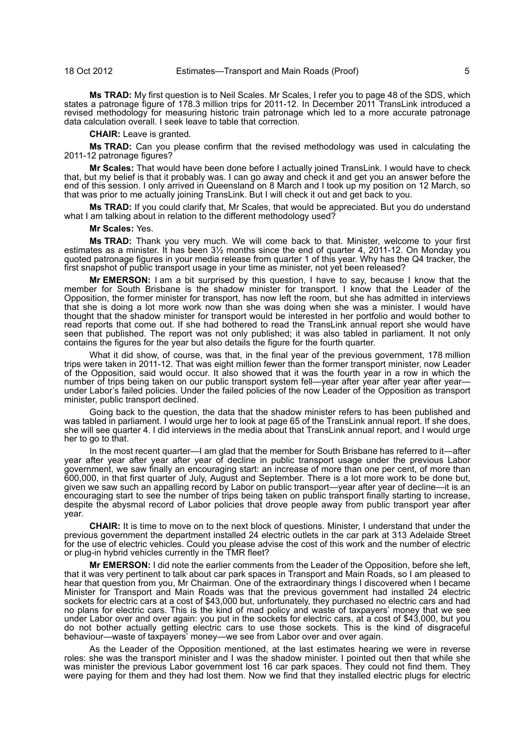**Ms TRAD:** My first question is to Neil Scales. Mr Scales, I refer you to page 48 of the SDS, which states a patronage figure of 178.3 million trips for 2011-12. In December 2011 TransLink introduced a revised methodology for measuring historic train patronage which led to a more accurate patronage data calculation overall. I seek leave to table that correction.

**CHAIR:** Leave is granted.

**Ms TRAD:** Can you please confirm that the revised methodology was used in calculating the 2011-12 patronage figures?

**Mr Scales:** That would have been done before I actually joined TransLink. I would have to check that, but my belief is that it probably was. I can go away and check it and get you an answer before the end of this session. I only arrived in Queensland on 8 March and I took up my position on 12 March, so that was prior to me actually joining TransLink. But I will check it out and get back to you.

**Ms TRAD:** If you could clarify that, Mr Scales, that would be appreciated. But you do understand what I am talking about in relation to the different methodology used?

**Mr Scales:** Yes.

**Ms TRAD:** Thank you very much. We will come back to that. Minister, welcome to your first estimates as a minister. It has been 3½ months since the end of quarter 4, 2011-12. On Monday you quoted patronage figures in your media release from quarter 1 of this year. Why has the Q4 tracker, the first snapshot of public transport usage in your time as minister, not yet been released?

**Mr EMERSON:** I am a bit surprised by this question, I have to say, because I know that the member for South Brisbane is the shadow minister for transport. I know that the Leader of the Opposition, the former minister for transport, has now left the room, but she has admitted in interviews that she is doing a lot more work now than she was doing when she was a minister. I would have thought that the shadow minister for transport would be interested in her portfolio and would bother to read reports that come out. If she had bothered to read the TransLink annual report she would have seen that published. The report was not only published; it was also tabled in parliament. It not only contains the figures for the year but also details the figure for the fourth quarter.

What it did show, of course, was that, in the final year of the previous government, 178 million trips were taken in 2011-12. That was eight million fewer than the former transport minister, now Leader of the Opposition, said would occur. It also showed that it was the fourth year in a row in which the number of trips being taken on our public transport system fell—year after year after year—under Labor's failed policies. Under the failed policies of the now Leader of the Opposition as transport minister, public transport declined.

Going back to the question, the data that the shadow minister refers to has been published and was tabled in parliament. I would urge her to look at page 65 of the TransLink annual report. If she does, she will see quarter 4. I did interviews in the media about that TransLink annual report, and I would urge her to go to that.

In the most recent quarter—I am glad that the member for South Brisbane has referred to it—after year after year after year after year of decline in public transport usage under the previous Labor government, we saw finally an encouraging start: an increase of more than one per cent, of more than 600,000, in that first quarter of July, August and September. There is a lot more work to be done but, given we saw such an appalling record by Labor on public transport—year after year of decline—it is an encouraging start to see the number of trips being taken on public transport finally starting to increase, despite the abysmal record of Labor policies that drove people away from public transport year after year.

**CHAIR:** It is time to move on to the next block of questions. Minister, I understand that under the previous government the department installed 24 electric outlets in the car park at 313 Adelaide Street for the use of electric vehicles. Could you please advise the cost of this work and the number of electric or plug-in hybrid vehicles currently in the TMR fleet?

**Mr EMERSON:** I did note the earlier comments from the Leader of the Opposition, before she left, that it was very pertinent to talk about car park spaces in Transport and Main Roads, so I am pleased to hear that question from you, Mr Chairman. One of the extraordinary things I discovered when I became Minister for Transport and Main Roads was that the previous government had installed 24 electric sockets for electric cars at a cost of $43,000 but, unfortunately, they purchased no electric cars and had no plans for electric cars. This is the kind of mad policy and waste of taxpayers' money that we see under Labor over and over again: you put in the sockets for electric cars, at a cost of $43,000, but you do not bother actually getting electric cars to use those sockets. This is the kind of disgraceful behaviour—waste of taxpayers' money—we see from Labor over and over again.

As the Leader of the Opposition mentioned, at the last estimates hearing we were in reverse roles: she was the transport minister and I was the shadow minister. I pointed out then that while she was minister the previous Labor government lost 16 car park spaces. They could not find them. They were paying for them and they had lost them. Now we find that they installed electric plugs for electric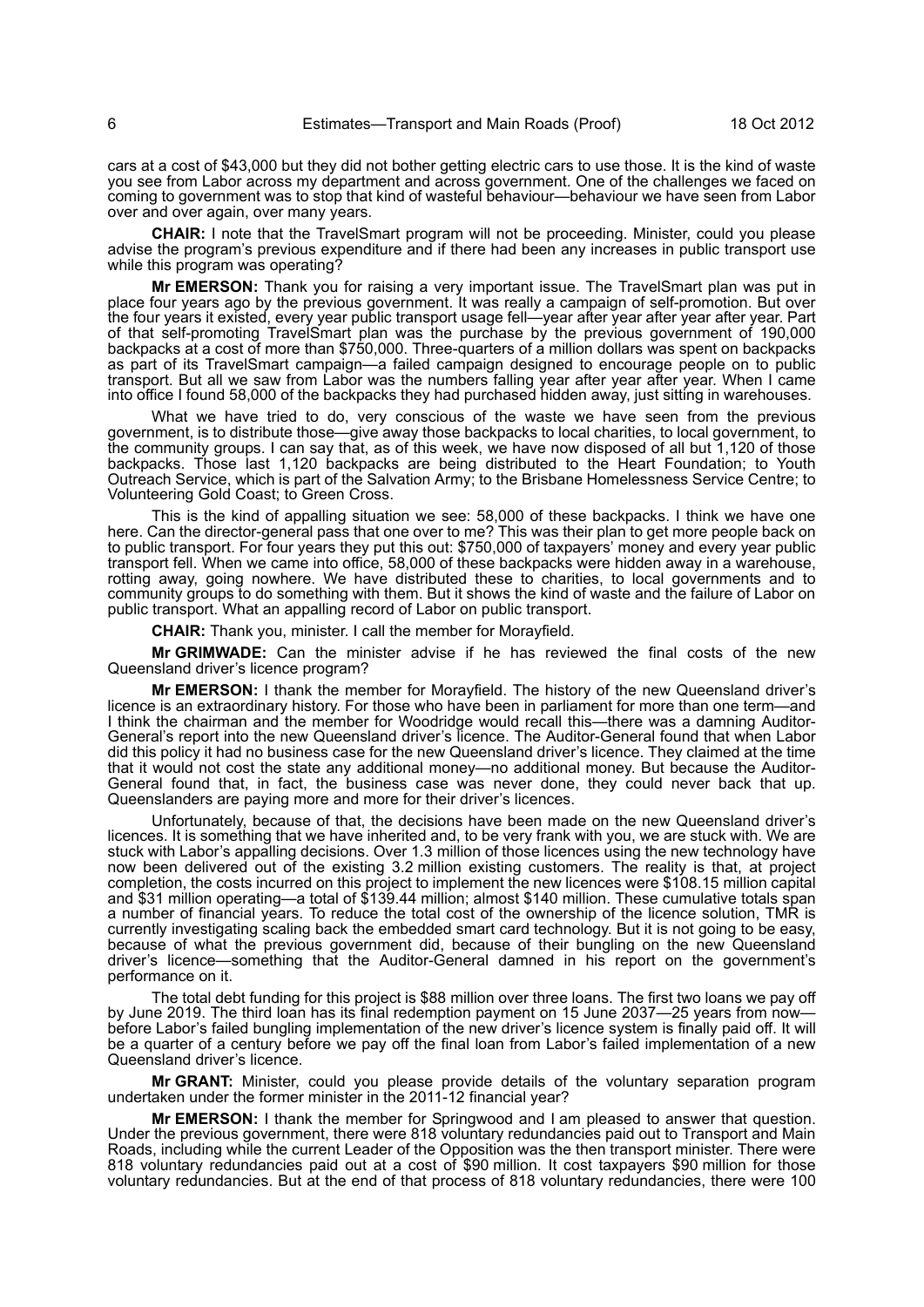cars at a cost of $43,000 but they did not bother getting electric cars to use those. It is the kind of waste you see from Labor across my department and across government. One of the challenges we faced on coming to government was to stop that kind of wasteful behaviour—behaviour we have seen from Labor over and over again, over many years.

**CHAIR:** I note that the TravelSmart program will not be proceeding. Minister, could you please advise the program's previous expenditure and if there had been any increases in public transport use while this program was operating?

**Mr EMERSON:** Thank you for raising a very important issue. The TravelSmart plan was put in place four years ago by the previous government. It was really a campaign of self-promotion. But over the four years it existed, every year public transport usage fell—year after year after year after year. Part of that self-promoting TravelSmart plan was the purchase by the previous government of 190,000 backpacks at a cost of more than $750,000. Three-quarters of a million dollars was spent on backpacks as part of its TravelSmart campaign—a failed campaign designed to encourage people on to public transport. But all we saw from Labor was the numbers falling year after year after year. When I came into office I found 58,000 of the backpacks they had purchased hidden away, just sitting in warehouses.

What we have tried to do, very conscious of the waste we have seen from the previous government, is to distribute those—give away those backpacks to local charities, to local government, to the community groups. I can say that, as of this week, we have now disposed of all but 1,120 of those backpacks. Those last 1,120 backpacks are being distributed to the Heart Foundation; to Youth Outreach Service, which is part of the Salvation Army; to the Brisbane Homelessness Service Centre; to Volunteering Gold Coast; to Green Cross.

This is the kind of appalling situation we see: 58,000 of these backpacks. I think we have one here. Can the director-general pass that one over to me? This was their plan to get more people back on to public transport. For four years they put this out: $750,000 of taxpayers' money and every year public transport fell. When we came into office, 58,000 of these backpacks were hidden away in a warehouse, rotting away, going nowhere. We have distributed these to charities, to local governments and to community groups to do something with them. But it shows the kind of waste and the failure of Labor on public transport. What an appalling record of Labor on public transport.

**CHAIR:** Thank you, minister. I call the member for Morayfield.

**Mr GRIMWADE:** Can the minister advise if he has reviewed the final costs of the new Queensland driver's licence program?

**Mr EMERSON:** I thank the member for Morayfield. The history of the new Queensland driver's licence is an extraordinary history. For those who have been in parliament for more than one term—and I think the chairman and the member for Woodridge would recall this—there was a damning Auditor-General's report into the new Queensland driver's licence. The Auditor-General found that when Labor did this policy it had no business case for the new Queensland driver's licence. They claimed at the time that it would not cost the state any additional money—no additional money. But because the Auditor-General found that, in fact, the business case was never done, they could never back that up. Queenslanders are paying more and more for their driver's licences.

Unfortunately, because of that, the decisions have been made on the new Queensland driver's licences. It is something that we have inherited and, to be very frank with you, we are stuck with. We are stuck with Labor's appalling decisions. Over 1.3 million of those licences using the new technology have now been delivered out of the existing 3.2 million existing customers. The reality is that, at project completion, the costs incurred on this project to implement the new licences were $108.15 million capital and $31 million operating—a total of $139.44 million; almost $140 million. These cumulative totals span a number of financial years. To reduce the total cost of the ownership of the licence solution, TMR is currently investigating scaling back the embedded smart card technology. But it is not going to be easy, because of what the previous government did, because of their bungling on the new Queensland driver's licence—something that the Auditor-General damned in his report on the government's performance on it.

The total debt funding for this project is $88 million over three loans. The first two loans we pay off by June 2019. The third loan has its final redemption payment on 15 June 2037—25 years from now—before Labor's failed bungling implementation of the new driver's licence system is finally paid off. It will be a quarter of a century before we pay off the final loan from Labor's failed implementation of a new Queensland driver's licence.

**Mr GRANT:** Minister, could you please provide details of the voluntary separation program undertaken under the former minister in the 2011-12 financial year?

**Mr EMERSON:** I thank the member for Springwood and I am pleased to answer that question. Under the previous government, there were 818 voluntary redundancies paid out to Transport and Main Roads, including while the current Leader of the Opposition was the then transport minister. There were 818 voluntary redundancies paid out at a cost of $90 million. It cost taxpayers $90 million for those voluntary redundancies. But at the end of that process of 818 voluntary redundancies, there were 100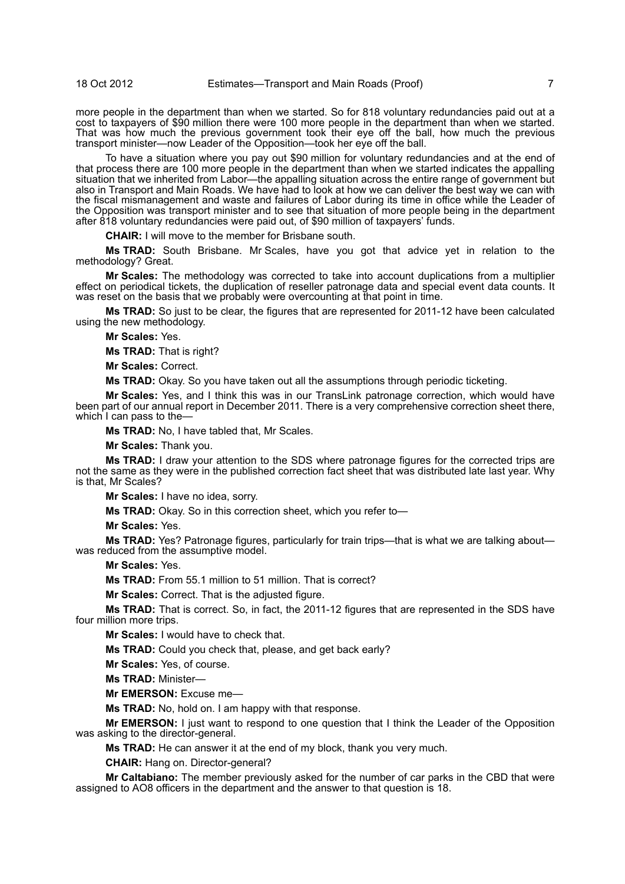more people in the department than when we started. So for 818 voluntary redundancies paid out at a cost to taxpayers of $90 million there were 100 more people in the department than when we started. That was how much the previous government took their eye off the ball, how much the previous transport minister—now Leader of the Opposition—took her eye off the ball.

To have a situation where you pay out $90 million for voluntary redundancies and at the end of that process there are 100 more people in the department than when we started indicates the appalling situation that we inherited from Labor—the appalling situation across the entire range of government but also in Transport and Main Roads. We have had to look at how we can deliver the best way we can with the fiscal mismanagement and waste and failures of Labor during its time in office while the Leader of the Opposition was transport minister and to see that situation of more people being in the department after 818 voluntary redundancies were paid out, of $90 million of taxpayers' funds.

**CHAIR:** I will move to the member for Brisbane south.

**Ms TRAD:** South Brisbane. Mr Scales, have you got that advice yet in relation to the methodology? Great.

**Mr Scales:** The methodology was corrected to take into account duplications from a multiplier effect on periodical tickets, the duplication of reseller patronage data and special event data counts. It was reset on the basis that we probably were overcounting at that point in time.

**Ms TRAD:** So just to be clear, the figures that are represented for 2011-12 have been calculated using the new methodology.

**Mr Scales:** Yes.

**Ms TRAD:** That is right?

**Mr Scales:** Correct.

**Ms TRAD:** Okay. So you have taken out all the assumptions through periodic ticketing.

**Mr Scales:** Yes, and I think this was in our TransLink patronage correction, which would have been part of our annual report in December 2011. There is a very comprehensive correction sheet there, which I can pass to the—

**Ms TRAD:** No, I have tabled that, Mr Scales.

**Mr Scales:** Thank you.

**Ms TRAD:** I draw your attention to the SDS where patronage figures for the corrected trips are not the same as they were in the published correction fact sheet that was distributed late last year. Why is that, Mr Scales?

**Mr Scales:** I have no idea, sorry.

**Ms TRAD:** Okay. So in this correction sheet, which you refer to—

**Mr Scales:** Yes.

**Ms TRAD:** Yes? Patronage figures, particularly for train trips—that is what we are talking about—was reduced from the assumptive model.

**Mr Scales:** Yes.

**Ms TRAD:** From 55.1 million to 51 million. That is correct?

**Mr Scales:** Correct. That is the adjusted figure.

**Ms TRAD:** That is correct. So, in fact, the 2011-12 figures that are represented in the SDS have four million more trips.

**Mr Scales:** I would have to check that.

**Ms TRAD:** Could you check that, please, and get back early?

**Mr Scales:** Yes, of course.

**Ms TRAD:** Minister—

**Mr EMERSON:** Excuse me—

**Ms TRAD:** No, hold on. I am happy with that response.

**Mr EMERSON:** I just want to respond to one question that I think the Leader of the Opposition was asking to the director-general.

**Ms TRAD:** He can answer it at the end of my block, thank you very much.

**CHAIR:** Hang on. Director-general?

**Mr Caltabiano:** The member previously asked for the number of car parks in the CBD that were assigned to AO8 officers in the department and the answer to that question is 18.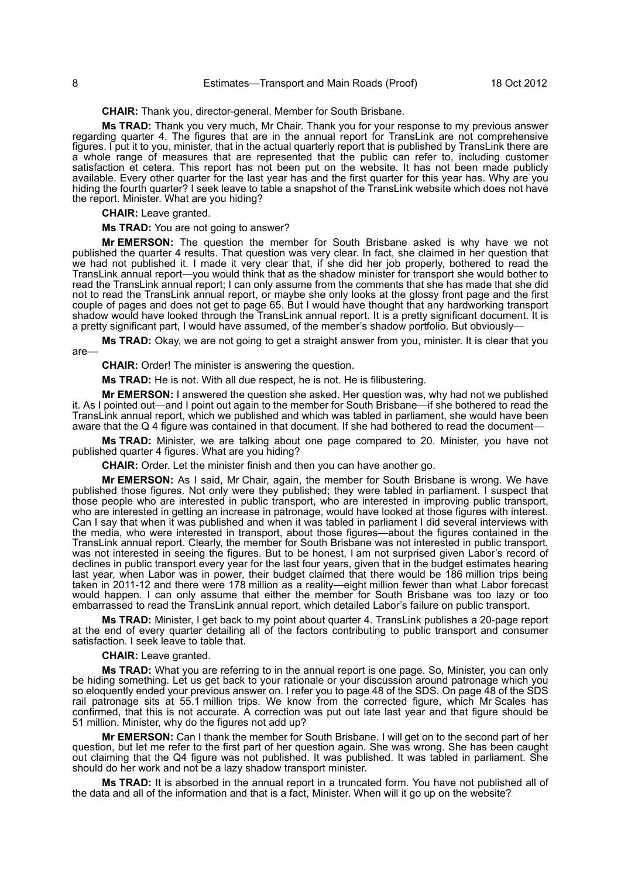**CHAIR:** Thank you, director-general. Member for South Brisbane.

**Ms TRAD:** Thank you very much, Mr Chair. Thank you for your response to my previous answer regarding quarter 4. The figures that are in the annual report for TransLink are not comprehensive figures. I put it to you, minister, that in the actual quarterly report that is published by TransLink there are a whole range of measures that are represented that the public can refer to, including customer satisfaction et cetera. This report has not been put on the website. It has not been made publicly available. Every other quarter for the last year has and the first quarter for this year has. Why are you hiding the fourth quarter? I seek leave to table a snapshot of the TransLink website which does not have the report. Minister. What are you hiding?

**CHAIR:** Leave granted.

**Ms TRAD:** You are not going to answer?

**Mr EMERSON:** The question the member for South Brisbane asked is why have we not published the quarter 4 results. That question was very clear. In fact, she claimed in her question that we had not published it. I made it very clear that, if she did her job properly, bothered to read the TransLink annual report—you would think that as the shadow minister for transport she would bother to read the TransLink annual report; I can only assume from the comments that she has made that she did not to read the TransLink annual report, or maybe she only looks at the glossy front page and the first couple of pages and does not get to page 65. But I would have thought that any hardworking transport shadow would have looked through the TransLink annual report. It is a pretty significant document. It is a pretty significant part, I would have assumed, of the member's shadow portfolio. But obviously—

**Ms TRAD:** Okay, we are not going to get a straight answer from you, minister. It is clear that you are—

**CHAIR:** Order! The minister is answering the question.

**Ms TRAD:** He is not. With all due respect, he is not. He is filibustering.

**Mr EMERSON:** I answered the question she asked. Her question was, why had not we published it. As I pointed out—and I point out again to the member for South Brisbane—if she bothered to read the TransLink annual report, which we published and which was tabled in parliament, she would have been aware that the Q 4 figure was contained in that document. If she had bothered to read the document—

**Ms TRAD:** Minister, we are talking about one page compared to 20. Minister, you have not published quarter 4 figures. What are you hiding?

**CHAIR:** Order. Let the minister finish and then you can have another go.

**Mr EMERSON:** As I said, Mr Chair, again, the member for South Brisbane is wrong. We have published those figures. Not only were they published; they were tabled in parliament. I suspect that those people who are interested in public transport, who are interested in improving public transport, who are interested in getting an increase in patronage, would have looked at those figures with interest. Can I say that when it was published and when it was tabled in parliament I did several interviews with the media, who were interested in transport, about those figures—about the figures contained in the TransLink annual report. Clearly, the member for South Brisbane was not interested in public transport, was not interested in seeing the figures. But to be honest, I am not surprised given Labor's record of declines in public transport every year for the last four years, given that in the budget estimates hearing last year, when Labor was in power, their budget claimed that there would be 186 million trips being taken in 2011-12 and there were 178 million as a reality—eight million fewer than what Labor forecast would happen. I can only assume that either the member for South Brisbane was too lazy or too embarrassed to read the TransLink annual report, which detailed Labor's failure on public transport.

**Ms TRAD:** Minister, I get back to my point about quarter 4. TransLink publishes a 20-page report at the end of every quarter detailing all of the factors contributing to public transport and consumer satisfaction. I seek leave to table that.

**CHAIR:** Leave granted.

**Ms TRAD:** What you are referring to in the annual report is one page. So, Minister, you can only be hiding something. Let us get back to your rationale or your discussion around patronage which you so eloquently ended your previous answer on. I refer you to page 48 of the SDS. On page 48 of the SDS rail patronage sits at 55.1 million trips. We know from the corrected figure, which Mr Scales has confirmed, that this is not accurate. A correction was put out late last year and that figure should be 51 million. Minister, why do the figures not add up?

**Mr EMERSON:** Can I thank the member for South Brisbane. I will get on to the second part of her question, but let me refer to the first part of her question again. She was wrong. She has been caught out claiming that the Q4 figure was not published. It was published. It was tabled in parliament. She should do her work and not be a lazy shadow transport minister.

**Ms TRAD:** It is absorbed in the annual report in a truncated form. You have not published all of the data and all of the information and that is a fact, Minister. When will it go up on the website?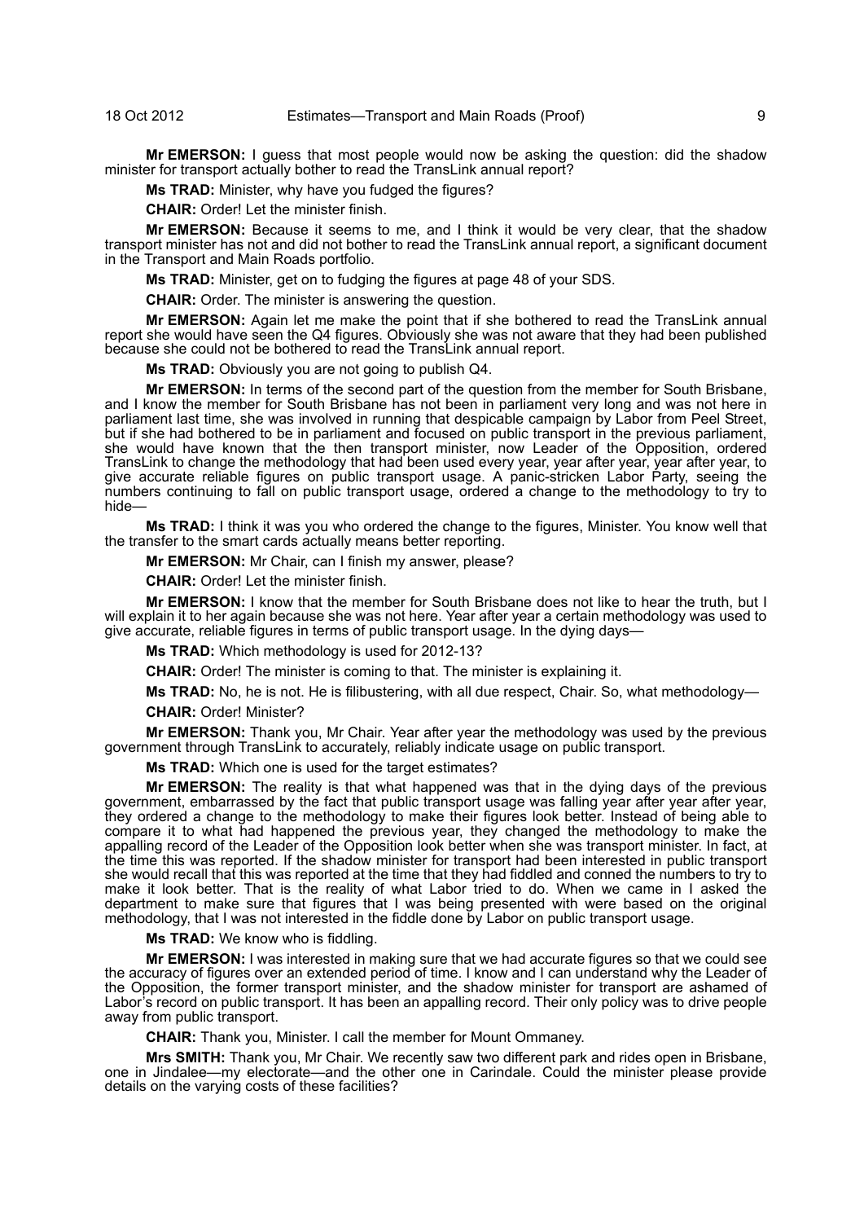**Mr EMERSON:** I guess that most people would now be asking the question: did the shadow minister for transport actually bother to read the TransLink annual report?

**Ms TRAD:** Minister, why have you fudged the figures?

**CHAIR:** Order! Let the minister finish.

**Mr EMERSON:** Because it seems to me, and I think it would be very clear, that the shadow transport minister has not and did not bother to read the TransLink annual report, a significant document in the Transport and Main Roads portfolio.

**Ms TRAD:** Minister, get on to fudging the figures at page 48 of your SDS.

**CHAIR:** Order. The minister is answering the question.

**Mr EMERSON:** Again let me make the point that if she bothered to read the TransLink annual report she would have seen the Q4 figures. Obviously she was not aware that they had been published because she could not be bothered to read the TransLink annual report.

**Ms TRAD:** Obviously you are not going to publish Q4.

**Mr EMERSON:** In terms of the second part of the question from the member for South Brisbane, and I know the member for South Brisbane has not been in parliament very long and was not here in parliament last time, she was involved in running that despicable campaign by Labor from Peel Street, but if she had bothered to be in parliament and focused on public transport in the previous parliament, she would have known that the then transport minister, now Leader of the Opposition, ordered TransLink to change the methodology that had been used every year, year after year, year after year, to give accurate reliable figures on public transport usage. A panic-stricken Labor Party, seeing the numbers continuing to fall on public transport usage, ordered a change to the methodology to try to hide—

**Ms TRAD:** I think it was you who ordered the change to the figures, Minister. You know well that the transfer to the smart cards actually means better reporting.

**Mr EMERSON:** Mr Chair, can I finish my answer, please?

**CHAIR:** Order! Let the minister finish.

**Mr EMERSON:** I know that the member for South Brisbane does not like to hear the truth, but I will explain it to her again because she was not here. Year after year a certain methodology was used to give accurate, reliable figures in terms of public transport usage. In the dying days—

**Ms TRAD:** Which methodology is used for 2012-13?

**CHAIR:** Order! The minister is coming to that. The minister is explaining it.

**Ms TRAD:** No, he is not. He is filibustering, with all due respect, Chair. So, what methodology—

**CHAIR:** Order! Minister?

**Mr EMERSON:** Thank you, Mr Chair. Year after year the methodology was used by the previous government through TransLink to accurately, reliably indicate usage on public transport.

**Ms TRAD:** Which one is used for the target estimates?

**Mr EMERSON:** The reality is that what happened was that in the dying days of the previous government, embarrassed by the fact that public transport usage was falling year after year after year, they ordered a change to the methodology to make their figures look better. Instead of being able to compare it to what had happened the previous year, they changed the methodology to make the appalling record of the Leader of the Opposition look better when she was transport minister. In fact, at the time this was reported. If the shadow minister for transport had been interested in public transport she would recall that this was reported at the time that they had fiddled and conned the numbers to try to make it look better. That is the reality of what Labor tried to do. When we came in I asked the department to make sure that figures that I was being presented with were based on the original methodology, that I was not interested in the fiddle done by Labor on public transport usage.

**Ms TRAD:** We know who is fiddling.

**Mr EMERSON:** I was interested in making sure that we had accurate figures so that we could see the accuracy of figures over an extended period of time. I know and I can understand why the Leader of the Opposition, the former transport minister, and the shadow minister for transport are ashamed of Labor's record on public transport. It has been an appalling record. Their only policy was to drive people away from public transport.

**CHAIR:** Thank you, Minister. I call the member for Mount Ommaney.

**Mrs SMITH:** Thank you, Mr Chair. We recently saw two different park and rides open in Brisbane, one in Jindalee—my electorate—and the other one in Carindale. Could the minister please provide details on the varying costs of these facilities?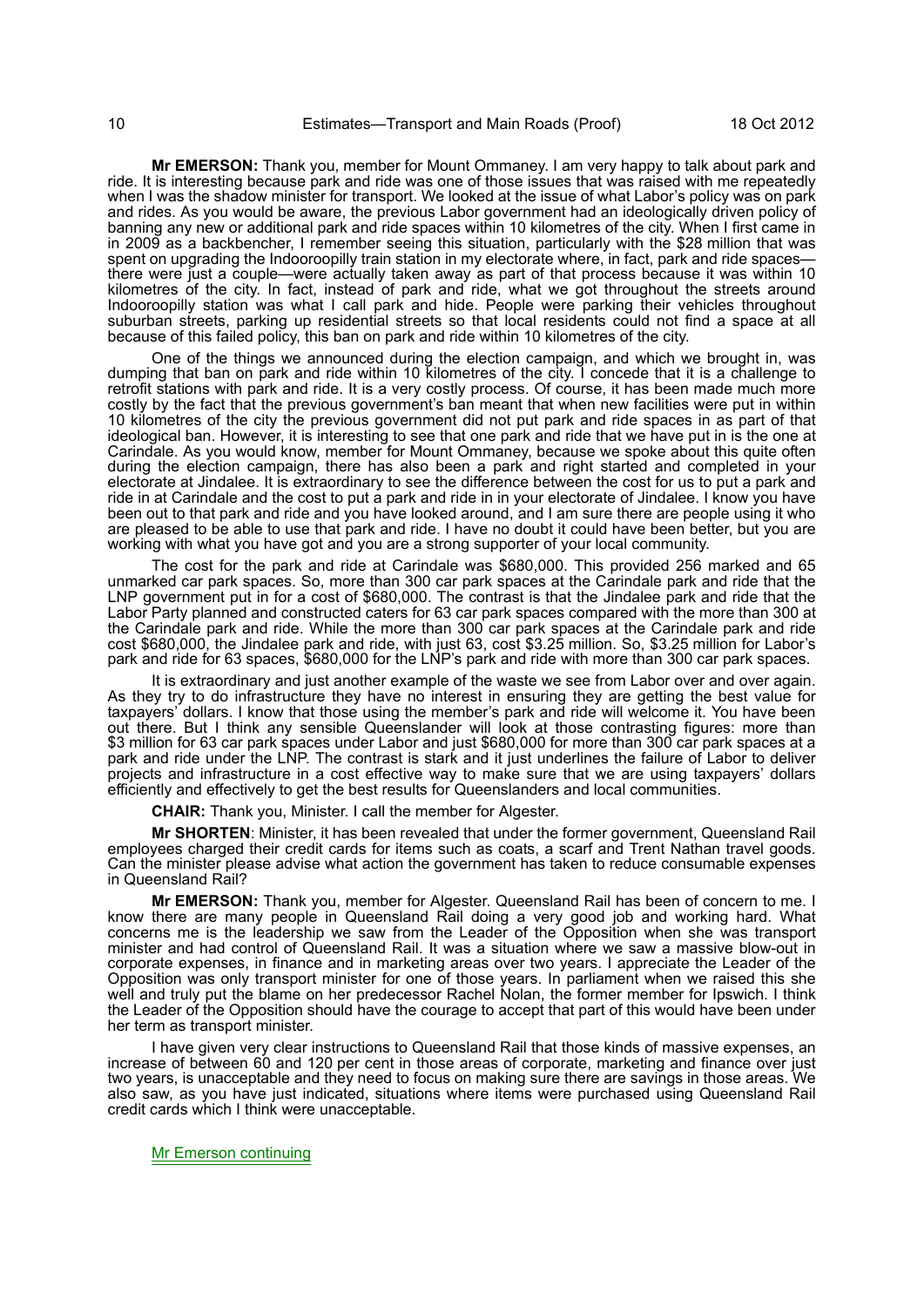**Mr EMERSON:** Thank you, member for Mount Ommaney. I am very happy to talk about park and ride. It is interesting because park and ride was one of those issues that was raised with me repeatedly when I was the shadow minister for transport. We looked at the issue of what Labor's policy was on park and rides. As you would be aware, the previous Labor government had an ideologically driven policy of banning any new or additional park and ride spaces within 10 kilometres of the city. When I first came in in 2009 as a backbencher, I remember seeing this situation, particularly with the $28 million that was spent on upgrading the Indooroopilly train station in my electorate where, in fact, park and ride spaces—there were just a couple—were actually taken away as part of that process because it was within 10 kilometres of the city. In fact, instead of park and ride, what we got throughout the streets around Indooroopilly station was what I call park and hide. People were parking their vehicles throughout suburban streets, parking up residential streets so that local residents could not find a space at all because of this failed policy, this ban on park and ride within 10 kilometres of the city.

One of the things we announced during the election campaign, and which we brought in, was dumping that ban on park and ride within 10 kilometres of the city. I concede that it is a challenge to retrofit stations with park and ride. It is a very costly process. Of course, it has been made much more costly by the fact that the previous government's ban meant that when new facilities were put in within 10 kilometres of the city the previous government did not put park and ride spaces in as part of that ideological ban. However, it is interesting to see that one park and ride that we have put in is the one at Carindale. As you would know, member for Mount Ommaney, because we spoke about this quite often during the election campaign, there has also been a park and right started and completed in your electorate at Jindalee. It is extraordinary to see the difference between the cost for us to put a park and ride in at Carindale and the cost to put a park and ride in in your electorate of Jindalee. I know you have been out to that park and ride and you have looked around, and I am sure there are people using it who are pleased to be able to use that park and ride. I have no doubt it could have been better, but you are working with what you have got and you are a strong supporter of your local community.

The cost for the park and ride at Carindale was $680,000. This provided 256 marked and 65 unmarked car park spaces. So, more than 300 car park spaces at the Carindale park and ride that the LNP government put in for a cost of $680,000. The contrast is that the Jindalee park and ride that the Labor Party planned and constructed caters for 63 car park spaces compared with the more than 300 at the Carindale park and ride. While the more than 300 car park spaces at the Carindale park and ride cost $680,000, the Jindalee park and ride, with just 63, cost $3.25 million. So, $3.25 million for Labor's park and ride for 63 spaces, $680,000 for the LNP's park and ride with more than 300 car park spaces.

It is extraordinary and just another example of the waste we see from Labor over and over again. As they try to do infrastructure they have no interest in ensuring they are getting the best value for taxpayers' dollars. I know that those using the member's park and ride will welcome it. You have been out there. But I think any sensible Queenslander will look at those contrasting figures: more than $3 million for 63 car park spaces under Labor and just $680,000 for more than 300 car park spaces at a park and ride under the LNP. The contrast is stark and it just underlines the failure of Labor to deliver projects and infrastructure in a cost effective way to make sure that we are using taxpayers' dollars efficiently and effectively to get the best results for Queenslanders and local communities.

**CHAIR:** Thank you, Minister. I call the member for Algester.

**Mr SHORTEN**: Minister, it has been revealed that under the former government, Queensland Rail employees charged their credit cards for items such as coats, a scarf and Trent Nathan travel goods. Can the minister please advise what action the government has taken to reduce consumable expenses in Queensland Rail?

**Mr EMERSON:** Thank you, member for Algester. Queensland Rail has been of concern to me. I know there are many people in Queensland Rail doing a very good job and working hard. What concerns me is the leadership we saw from the Leader of the Opposition when she was transport minister and had control of Queensland Rail. It was a situation where we saw a massive blow-out in corporate expenses, in finance and in marketing areas over two years. I appreciate the Leader of the Opposition was only transport minister for one of those years. In parliament when we raised this she well and truly put the blame on her predecessor Rachel Nolan, the former member for Ipswich. I think the Leader of the Opposition should have the courage to accept that part of this would have been under her term as transport minister.

I have given very clear instructions to Queensland Rail that those kinds of massive expenses, an increase of between 60 and 120 per cent in those areas of corporate, marketing and finance over just two years, is unacceptable and they need to focus on making sure there are savings in those areas. We also saw, as you have just indicated, situations where items were purchased using Queensland Rail credit cards which I think were unacceptable.

Mr Emerson continuing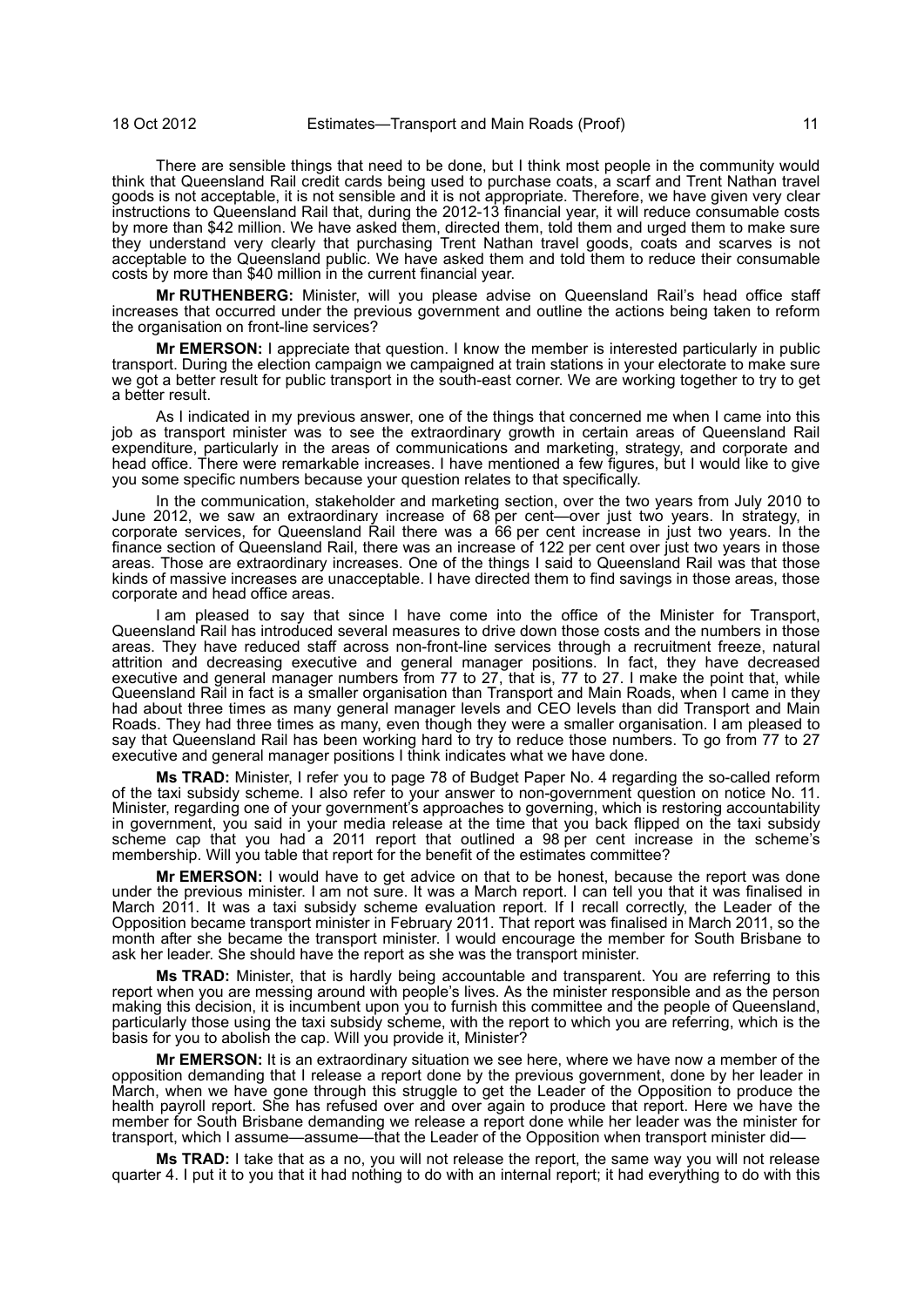There are sensible things that need to be done, but I think most people in the community would think that Queensland Rail credit cards being used to purchase coats, a scarf and Trent Nathan travel goods is not acceptable, it is not sensible and it is not appropriate. Therefore, we have given very clear instructions to Queensland Rail that, during the 2012-13 financial year, it will reduce consumable costs by more than $42 million. We have asked them, directed them, told them and urged them to make sure they understand very clearly that purchasing Trent Nathan travel goods, coats and scarves is not acceptable to the Queensland public. We have asked them and told them to reduce their consumable costs by more than $40 million in the current financial year.

**Mr RUTHENBERG:** Minister, will you please advise on Queensland Rail's head office staff increases that occurred under the previous government and outline the actions being taken to reform the organisation on front-line services?

**Mr EMERSON:** I appreciate that question. I know the member is interested particularly in public transport. During the election campaign we campaigned at train stations in your electorate to make sure we got a better result for public transport in the south-east corner. We are working together to try to get a better result.

As I indicated in my previous answer, one of the things that concerned me when I came into this job as transport minister was to see the extraordinary growth in certain areas of Queensland Rail expenditure, particularly in the areas of communications and marketing, strategy, and corporate and head office. There were remarkable increases. I have mentioned a few figures, but I would like to give you some specific numbers because your question relates to that specifically.

In the communication, stakeholder and marketing section, over the two years from July 2010 to June 2012, we saw an extraordinary increase of 68 per cent—over just two years. In strategy, in corporate services, for Queensland Rail there was a 66 per cent increase in just two years. In the finance section of Queensland Rail, there was an increase of 122 per cent over just two years in those areas. Those are extraordinary increases. One of the things I said to Queensland Rail was that those kinds of massive increases are unacceptable. I have directed them to find savings in those areas, those corporate and head office areas.

I am pleased to say that since I have come into the office of the Minister for Transport, Queensland Rail has introduced several measures to drive down those costs and the numbers in those areas. They have reduced staff across non-front-line services through a recruitment freeze, natural attrition and decreasing executive and general manager positions. In fact, they have decreased executive and general manager numbers from 77 to 27, that is, 77 to 27. I make the point that, while Queensland Rail in fact is a smaller organisation than Transport and Main Roads, when I came in they had about three times as many general manager levels and CEO levels than did Transport and Main Roads. They had three times as many, even though they were a smaller organisation. I am pleased to say that Queensland Rail has been working hard to try to reduce those numbers. To go from 77 to 27 executive and general manager positions I think indicates what we have done.

**Ms TRAD:** Minister, I refer you to page 78 of Budget Paper No. 4 regarding the so-called reform of the taxi subsidy scheme. I also refer to your answer to non-government question on notice No. 11. Minister, regarding one of your government's approaches to governing, which is restoring accountability in government, you said in your media release at the time that you back flipped on the taxi subsidy scheme cap that you had a 2011 report that outlined a 98 per cent increase in the scheme's membership. Will you table that report for the benefit of the estimates committee?

**Mr EMERSON:** I would have to get advice on that to be honest, because the report was done under the previous minister. I am not sure. It was a March report. I can tell you that it was finalised in March 2011. It was a taxi subsidy scheme evaluation report. If I recall correctly, the Leader of the Opposition became transport minister in February 2011. That report was finalised in March 2011, so the month after she became the transport minister. I would encourage the member for South Brisbane to ask her leader. She should have the report as she was the transport minister.

**Ms TRAD:** Minister, that is hardly being accountable and transparent. You are referring to this report when you are messing around with people's lives. As the minister responsible and as the person making this decision, it is incumbent upon you to furnish this committee and the people of Queensland, particularly those using the taxi subsidy scheme, with the report to which you are referring, which is the basis for you to abolish the cap. Will you provide it, Minister?

**Mr EMERSON:** It is an extraordinary situation we see here, where we have now a member of the opposition demanding that I release a report done by the previous government, done by her leader in March, when we have gone through this struggle to get the Leader of the Opposition to produce the health payroll report. She has refused over and over again to produce that report. Here we have the member for South Brisbane demanding we release a report done while her leader was the minister for transport, which I assume—assume—that the Leader of the Opposition when transport minister did—

**Ms TRAD:** I take that as a no, you will not release the report, the same way you will not release quarter 4. I put it to you that it had nothing to do with an internal report; it had everything to do with this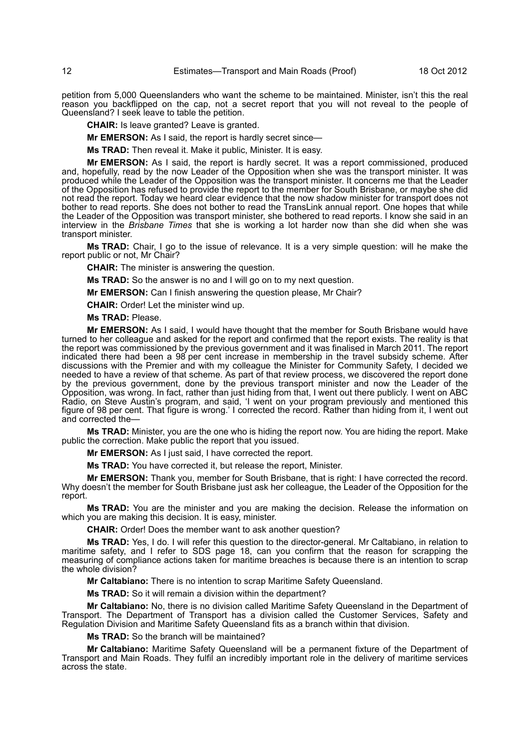petition from 5,000 Queenslanders who want the scheme to be maintained. Minister, isn't this the real reason you backflipped on the cap, not a secret report that you will not reveal to the people of Queensland? I seek leave to table the petition.

**CHAIR:** Is leave granted? Leave is granted.

**Mr EMERSON:** As I said, the report is hardly secret since—

**Ms TRAD:** Then reveal it. Make it public, Minister. It is easy.

**Mr EMERSON:** As I said, the report is hardly secret. It was a report commissioned, produced and, hopefully, read by the now Leader of the Opposition when she was the transport minister. It was produced while the Leader of the Opposition was the transport minister. It concerns me that the Leader of the Opposition has refused to provide the report to the member for South Brisbane, or maybe she did not read the report. Today we heard clear evidence that the now shadow minister for transport does not bother to read reports. She does not bother to read the TransLink annual report. One hopes that while the Leader of the Opposition was transport minister, she bothered to read reports. I know she said in an interview in the *Brisbane Times* that she is working a lot harder now than she did when she was transport minister.

**Ms TRAD:** Chair, I go to the issue of relevance. It is a very simple question: will he make the report public or not, Mr Chair?

**CHAIR:** The minister is answering the question.

**Ms TRAD:** So the answer is no and I will go on to my next question.

**Mr EMERSON:** Can I finish answering the question please, Mr Chair?

**CHAIR:** Order! Let the minister wind up.

**Ms TRAD:** Please.

**Mr EMERSON:** As I said, I would have thought that the member for South Brisbane would have turned to her colleague and asked for the report and confirmed that the report exists. The reality is that the report was commissioned by the previous government and it was finalised in March 2011. The report indicated there had been a 98 per cent increase in membership in the travel subsidy scheme. After discussions with the Premier and with my colleague the Minister for Community Safety, I decided we needed to have a review of that scheme. As part of that review process, we discovered the report done by the previous government, done by the previous transport minister and now the Leader of the Opposition, was wrong. In fact, rather than just hiding from that, I went out there publicly. I went on ABC Radio, on Steve Austin's program, and said, 'I went on your program previously and mentioned this figure of 98 per cent. That figure is wrong.' I corrected the record. Rather than hiding from it, I went out and corrected the—

**Ms TRAD:** Minister, you are the one who is hiding the report now. You are hiding the report. Make public the correction. Make public the report that you issued.

**Mr EMERSON:** As I just said, I have corrected the report.

**Ms TRAD:** You have corrected it, but release the report, Minister.

**Mr EMERSON:** Thank you, member for South Brisbane, that is right: I have corrected the record. Why doesn't the member for South Brisbane just ask her colleague, the Leader of the Opposition for the report.

**Ms TRAD:** You are the minister and you are making the decision. Release the information on which you are making this decision. It is easy, minister.

**CHAIR:** Order! Does the member want to ask another question?

**Ms TRAD:** Yes, I do. I will refer this question to the director-general. Mr Caltabiano, in relation to maritime safety, and I refer to SDS page 18, can you confirm that the reason for scrapping the measuring of compliance actions taken for maritime breaches is because there is an intention to scrap the whole division?

**Mr Caltabiano:** There is no intention to scrap Maritime Safety Queensland.

**Ms TRAD:** So it will remain a division within the department?

**Mr Caltabiano:** No, there is no division called Maritime Safety Queensland in the Department of Transport. The Department of Transport has a division called the Customer Services, Safety and Regulation Division and Maritime Safety Queensland fits as a branch within that division.

**Ms TRAD:** So the branch will be maintained?

**Mr Caltabiano:** Maritime Safety Queensland will be a permanent fixture of the Department of Transport and Main Roads. They fulfil an incredibly important role in the delivery of maritime services across the state.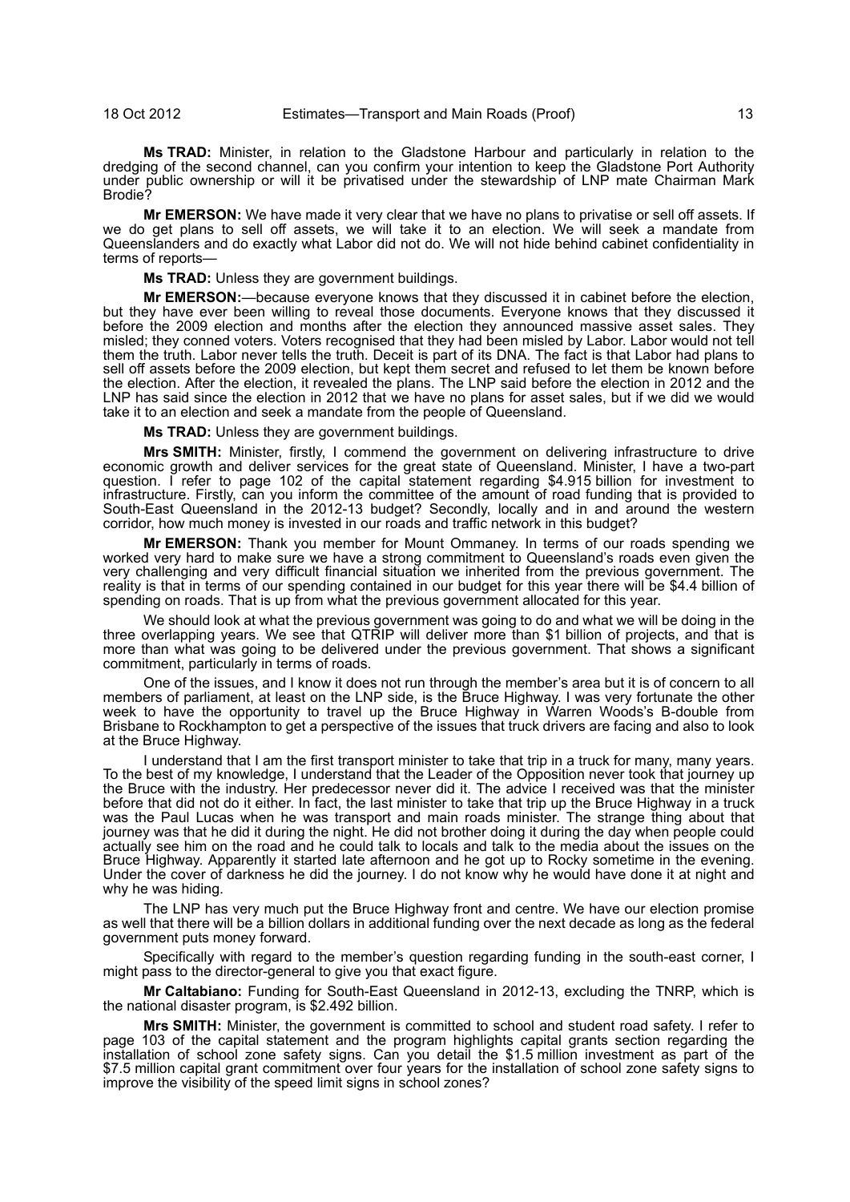**Ms TRAD:** Minister, in relation to the Gladstone Harbour and particularly in relation to the dredging of the second channel, can you confirm your intention to keep the Gladstone Port Authority under public ownership or will it be privatised under the stewardship of LNP mate Chairman Mark Brodie?

**Mr EMERSON:** We have made it very clear that we have no plans to privatise or sell off assets. If we do get plans to sell off assets, we will take it to an election. We will seek a mandate from Queenslanders and do exactly what Labor did not do. We will not hide behind cabinet confidentiality in terms of reports—

**Ms TRAD:** Unless they are government buildings.

**Mr EMERSON:**—because everyone knows that they discussed it in cabinet before the election, but they have ever been willing to reveal those documents. Everyone knows that they discussed it before the 2009 election and months after the election they announced massive asset sales. They misled; they conned voters. Voters recognised that they had been misled by Labor. Labor would not tell them the truth. Labor never tells the truth. Deceit is part of its DNA. The fact is that Labor had plans to sell off assets before the 2009 election, but kept them secret and refused to let them be known before the election. After the election, it revealed the plans. The LNP said before the election in 2012 and the LNP has said since the election in 2012 that we have no plans for asset sales, but if we did we would take it to an election and seek a mandate from the people of Queensland.

**Ms TRAD:** Unless they are government buildings.

**Mrs SMITH:** Minister, firstly, I commend the government on delivering infrastructure to drive economic growth and deliver services for the great state of Queensland. Minister, I have a two-part question. I refer to page 102 of the capital statement regarding $4.915 billion for investment to infrastructure. Firstly, can you inform the committee of the amount of road funding that is provided to South-East Queensland in the 2012-13 budget? Secondly, locally and in and around the western corridor, how much money is invested in our roads and traffic network in this budget?

**Mr EMERSON:** Thank you member for Mount Ommaney. In terms of our roads spending we worked very hard to make sure we have a strong commitment to Queensland's roads even given the very challenging and very difficult financial situation we inherited from the previous government. The reality is that in terms of our spending contained in our budget for this year there will be $4.4 billion of spending on roads. That is up from what the previous government allocated for this year.

We should look at what the previous government was going to do and what we will be doing in the three overlapping years. We see that QTRIP will deliver more than $1 billion of projects, and that is more than what was going to be delivered under the previous government. That shows a significant commitment, particularly in terms of roads.

One of the issues, and I know it does not run through the member's area but it is of concern to all members of parliament, at least on the LNP side, is the Bruce Highway. I was very fortunate the other week to have the opportunity to travel up the Bruce Highway in Warren Woods's B-double from Brisbane to Rockhampton to get a perspective of the issues that truck drivers are facing and also to look at the Bruce Highway.

I understand that I am the first transport minister to take that trip in a truck for many, many years. To the best of my knowledge, I understand that the Leader of the Opposition never took that journey up the Bruce with the industry. Her predecessor never did it. The advice I received was that the minister before that did not do it either. In fact, the last minister to take that trip up the Bruce Highway in a truck was the Paul Lucas when he was transport and main roads minister. The strange thing about that journey was that he did it during the night. He did not brother doing it during the day when people could actually see him on the road and he could talk to locals and talk to the media about the issues on the Bruce Highway. Apparently it started late afternoon and he got up to Rocky sometime in the evening. Under the cover of darkness he did the journey. I do not know why he would have done it at night and why he was hiding.

The LNP has very much put the Bruce Highway front and centre. We have our election promise as well that there will be a billion dollars in additional funding over the next decade as long as the federal government puts money forward.

Specifically with regard to the member's question regarding funding in the south-east corner, I might pass to the director-general to give you that exact figure.

**Mr Caltabiano:** Funding for South-East Queensland in 2012-13, excluding the TNRP, which is the national disaster program, is $2.492 billion.

**Mrs SMITH:** Minister, the government is committed to school and student road safety. I refer to page 103 of the capital statement and the program highlights capital grants section regarding the installation of school zone safety signs. Can you detail the $1.5 million investment as part of the $7.5 million capital grant commitment over four years for the installation of school zone safety signs to improve the visibility of the speed limit signs in school zones?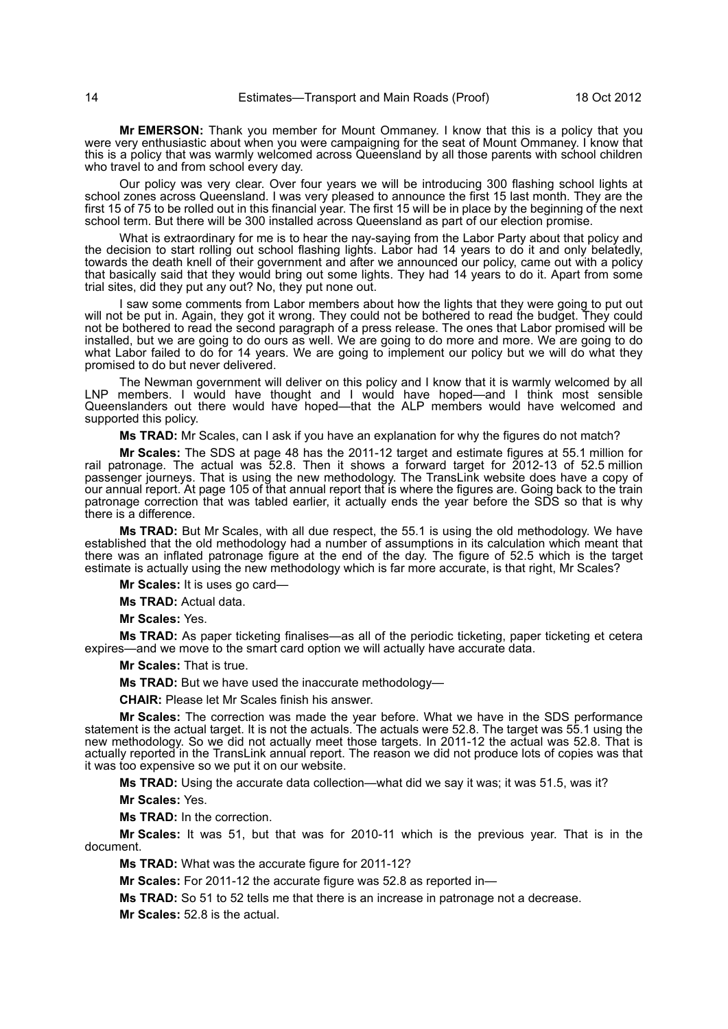**Mr EMERSON:** Thank you member for Mount Ommaney. I know that this is a policy that you were very enthusiastic about when you were campaigning for the seat of Mount Ommaney. I know that this is a policy that was warmly welcomed across Queensland by all those parents with school children who travel to and from school every day.

Our policy was very clear. Over four years we will be introducing 300 flashing school lights at school zones across Queensland. I was very pleased to announce the first 15 last month. They are the first 15 of 75 to be rolled out in this financial year. The first 15 will be in place by the beginning of the next school term. But there will be 300 installed across Queensland as part of our election promise.

What is extraordinary for me is to hear the nay-saying from the Labor Party about that policy and the decision to start rolling out school flashing lights. Labor had 14 years to do it and only belatedly, towards the death knell of their government and after we announced our policy, came out with a policy that basically said that they would bring out some lights. They had 14 years to do it. Apart from some trial sites, did they put any out? No, they put none out.

I saw some comments from Labor members about how the lights that they were going to put out will not be put in. Again, they got it wrong. They could not be bothered to read the budget. They could not be bothered to read the second paragraph of a press release. The ones that Labor promised will be installed, but we are going to do ours as well. We are going to do more and more. We are going to do what Labor failed to do for 14 years. We are going to implement our policy but we will do what they promised to do but never delivered.

The Newman government will deliver on this policy and I know that it is warmly welcomed by all LNP members. I would have thought and I would have hoped—and I think most sensible Queenslanders out there would have hoped—that the ALP members would have welcomed and supported this policy.

**Ms TRAD:** Mr Scales, can I ask if you have an explanation for why the figures do not match?

**Mr Scales:** The SDS at page 48 has the 2011-12 target and estimate figures at 55.1 million for rail patronage. The actual was 52.8. Then it shows a forward target for 2012-13 of 52.5 million passenger journeys. That is using the new methodology. The TransLink website does have a copy of our annual report. At page 105 of that annual report that is where the figures are. Going back to the train patronage correction that was tabled earlier, it actually ends the year before the SDS so that is why there is a difference.

**Ms TRAD:** But Mr Scales, with all due respect, the 55.1 is using the old methodology. We have established that the old methodology had a number of assumptions in its calculation which meant that there was an inflated patronage figure at the end of the day. The figure of 52.5 which is the target estimate is actually using the new methodology which is far more accurate, is that right, Mr Scales?

**Mr Scales:** It is uses go card—

**Ms TRAD:** Actual data.

**Mr Scales:** Yes.

**Ms TRAD:** As paper ticketing finalises—as all of the periodic ticketing, paper ticketing et cetera expires—and we move to the smart card option we will actually have accurate data.

**Mr Scales:** That is true.

**Ms TRAD:** But we have used the inaccurate methodology—

**CHAIR:** Please let Mr Scales finish his answer.

**Mr Scales:** The correction was made the year before. What we have in the SDS performance statement is the actual target. It is not the actuals. The actuals were 52.8. The target was 55.1 using the new methodology. So we did not actually meet those targets. In 2011-12 the actual was 52.8. That is actually reported in the TransLink annual report. The reason we did not produce lots of copies was that it was too expensive so we put it on our website.

**Ms TRAD:** Using the accurate data collection—what did we say it was; it was 51.5, was it?

**Mr Scales:** Yes.

**Ms TRAD:** In the correction.

**Mr Scales:** It was 51, but that was for 2010-11 which is the previous year. That is in the document.

**Ms TRAD:** What was the accurate figure for 2011-12?

**Mr Scales:** For 2011-12 the accurate figure was 52.8 as reported in—

**Ms TRAD:** So 51 to 52 tells me that there is an increase in patronage not a decrease.

**Mr Scales:** 52.8 is the actual.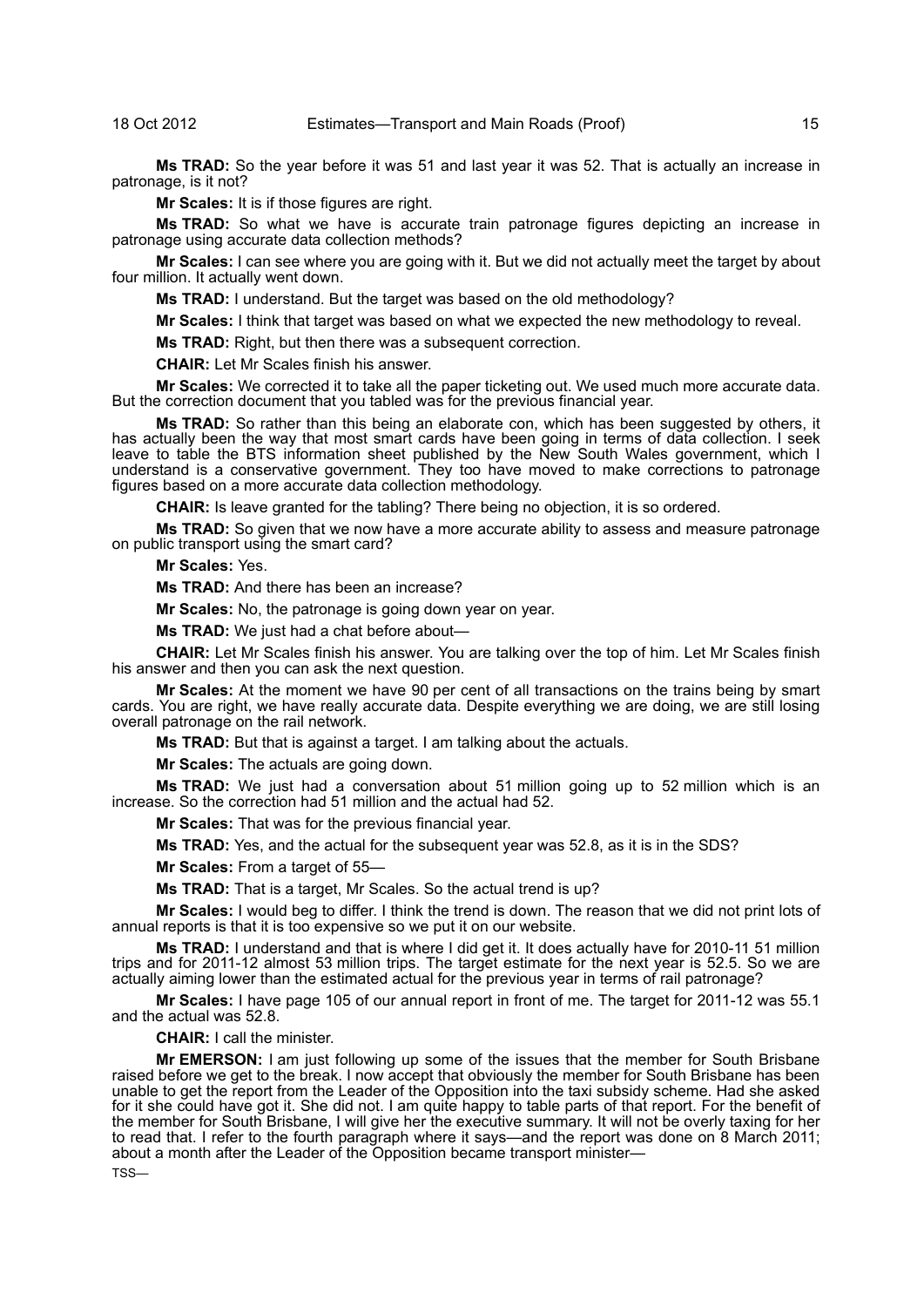**Ms TRAD:** So the year before it was 51 and last year it was 52. That is actually an increase in patronage, is it not?

**Mr Scales:** It is if those figures are right.

**Ms TRAD:** So what we have is accurate train patronage figures depicting an increase in patronage using accurate data collection methods?

**Mr Scales:** I can see where you are going with it. But we did not actually meet the target by about four million. It actually went down.

**Ms TRAD:** I understand. But the target was based on the old methodology?

**Mr Scales:** I think that target was based on what we expected the new methodology to reveal.

**Ms TRAD:** Right, but then there was a subsequent correction.

**CHAIR:** Let Mr Scales finish his answer.

**Mr Scales:** We corrected it to take all the paper ticketing out. We used much more accurate data. But the correction document that you tabled was for the previous financial year.

**Ms TRAD:** So rather than this being an elaborate con, which has been suggested by others, it has actually been the way that most smart cards have been going in terms of data collection. I seek leave to table the BTS information sheet published by the New South Wales government, which I understand is a conservative government. They too have moved to make corrections to patronage figures based on a more accurate data collection methodology.

**CHAIR:** Is leave granted for the tabling? There being no objection, it is so ordered.

**Ms TRAD:** So given that we now have a more accurate ability to assess and measure patronage on public transport using the smart card?

**Mr Scales:** Yes.

**Ms TRAD:** And there has been an increase?

**Mr Scales:** No, the patronage is going down year on year.

**Ms TRAD:** We just had a chat before about—

**CHAIR:** Let Mr Scales finish his answer. You are talking over the top of him. Let Mr Scales finish his answer and then you can ask the next question.

**Mr Scales:** At the moment we have 90 per cent of all transactions on the trains being by smart cards. You are right, we have really accurate data. Despite everything we are doing, we are still losing overall patronage on the rail network.

**Ms TRAD:** But that is against a target. I am talking about the actuals.

**Mr Scales:** The actuals are going down.

**Ms TRAD:** We just had a conversation about 51 million going up to 52 million which is an increase. So the correction had 51 million and the actual had 52.

**Mr Scales:** That was for the previous financial year.

**Ms TRAD:** Yes, and the actual for the subsequent year was 52.8, as it is in the SDS?

**Mr Scales:** From a target of 55—

**Ms TRAD:** That is a target, Mr Scales. So the actual trend is up?

**Mr Scales:** I would beg to differ. I think the trend is down. The reason that we did not print lots of annual reports is that it is too expensive so we put it on our website.

**Ms TRAD:** I understand and that is where I did get it. It does actually have for 2010-11 51 million trips and for 2011-12 almost 53 million trips. The target estimate for the next year is 52.5. So we are actually aiming lower than the estimated actual for the previous year in terms of rail patronage?

**Mr Scales:** I have page 105 of our annual report in front of me. The target for 2011-12 was 55.1 and the actual was 52.8.

**CHAIR:** I call the minister.

**Mr EMERSON:** I am just following up some of the issues that the member for South Brisbane raised before we get to the break. I now accept that obviously the member for South Brisbane has been unable to get the report from the Leader of the Opposition into the taxi subsidy scheme. Had she asked for it she could have got it. She did not. I am quite happy to table parts of that report. For the benefit of the member for South Brisbane, I will give her the executive summary. It will not be overly taxing for her to read that. I refer to the fourth paragraph where it says—and the report was done on 8 March 2011; about a month after the Leader of the Opposition became transport minister—

TSS—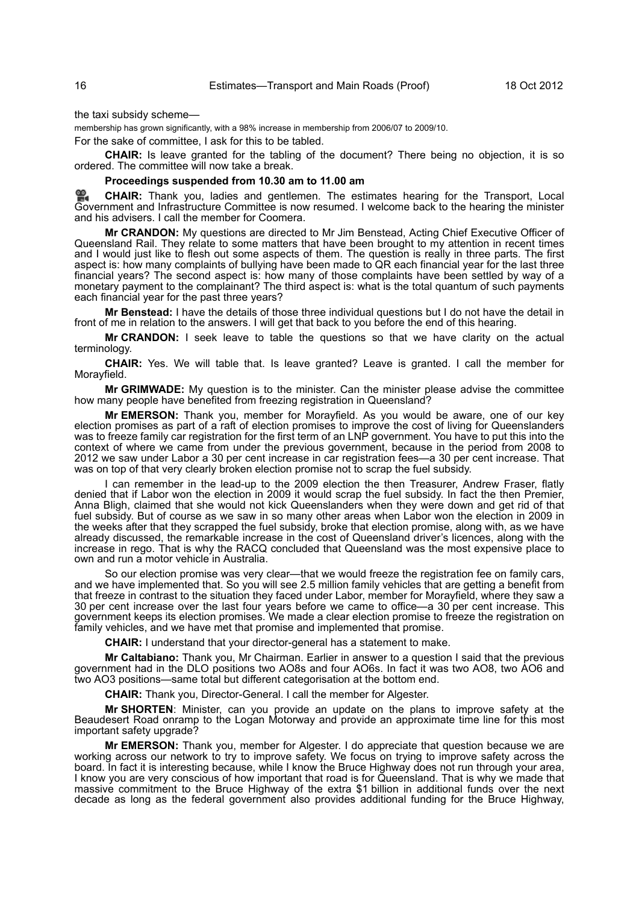the taxi subsidy scheme—

membership has grown significantly, with a 98% increase in membership from 2006/07 to 2009/10.

For the sake of committee, I ask for this to be tabled.

**CHAIR:** Is leave granted for the tabling of the document? There being no objection, it is so ordered. The committee will now take a break.

**Proceedings suspended from 10.30 am to 11.00 am**

**CHAIR:** Thank you, ladies and gentlemen. The estimates hearing for the Transport, Local Government and Infrastructure Committee is now resumed. I welcome back to the hearing the minister and his advisers. I call the member for Coomera.

**Mr CRANDON:** My questions are directed to Mr Jim Benstead, Acting Chief Executive Officer of Queensland Rail. They relate to some matters that have been brought to my attention in recent times and I would just like to flesh out some aspects of them. The question is really in three parts. The first aspect is: how many complaints of bullying have been made to QR each financial year for the last three financial years? The second aspect is: how many of those complaints have been settled by way of a monetary payment to the complainant? The third aspect is: what is the total quantum of such payments each financial year for the past three years?

**Mr Benstead:** I have the details of those three individual questions but I do not have the detail in front of me in relation to the answers. I will get that back to you before the end of this hearing.

**Mr CRANDON:** I seek leave to table the questions so that we have clarity on the actual terminology.

**CHAIR:** Yes. We will table that. Is leave granted? Leave is granted. I call the member for Morayfield.

**Mr GRIMWADE:** My question is to the minister. Can the minister please advise the committee how many people have benefited from freezing registration in Queensland?

**Mr EMERSON:** Thank you, member for Morayfield. As you would be aware, one of our key election promises as part of a raft of election promises to improve the cost of living for Queenslanders was to freeze family car registration for the first term of an LNP government. You have to put this into the context of where we came from under the previous government, because in the period from 2008 to 2012 we saw under Labor a 30 per cent increase in car registration fees—a 30 per cent increase. That was on top of that very clearly broken election promise not to scrap the fuel subsidy.

I can remember in the lead-up to the 2009 election the then Treasurer, Andrew Fraser, flatly denied that if Labor won the election in 2009 it would scrap the fuel subsidy. In fact the then Premier, Anna Bligh, claimed that she would not kick Queenslanders when they were down and get rid of that fuel subsidy. But of course as we saw in so many other areas when Labor won the election in 2009 in the weeks after that they scrapped the fuel subsidy, broke that election promise, along with, as we have already discussed, the remarkable increase in the cost of Queensland driver's licences, along with the increase in rego. That is why the RACQ concluded that Queensland was the most expensive place to own and run a motor vehicle in Australia.

So our election promise was very clear—that we would freeze the registration fee on family cars, and we have implemented that. So you will see 2.5 million family vehicles that are getting a benefit from that freeze in contrast to the situation they faced under Labor, member for Morayfield, where they saw a 30 per cent increase over the last four years before we came to office—a 30 per cent increase. This government keeps its election promises. We made a clear election promise to freeze the registration on family vehicles, and we have met that promise and implemented that promise.

**CHAIR:** I understand that your director-general has a statement to make.

**Mr Caltabiano:** Thank you, Mr Chairman. Earlier in answer to a question I said that the previous government had in the DLO positions two AO8s and four AO6s. In fact it was two AO8, two AO6 and two AO3 positions—same total but different categorisation at the bottom end.

**CHAIR:** Thank you, Director-General. I call the member for Algester.

**Mr SHORTEN**: Minister, can you provide an update on the plans to improve safety at the Beaudesert Road onramp to the Logan Motorway and provide an approximate time line for this most important safety upgrade?

**Mr EMERSON:** Thank you, member for Algester. I do appreciate that question because we are working across our network to try to improve safety. We focus on trying to improve safety across the board. In fact it is interesting because, while I know the Bruce Highway does not run through your area, I know you are very conscious of how important that road is for Queensland. That is why we made that massive commitment to the Bruce Highway of the extra $1 billion in additional funds over the next decade as long as the federal government also provides additional funding for the Bruce Highway,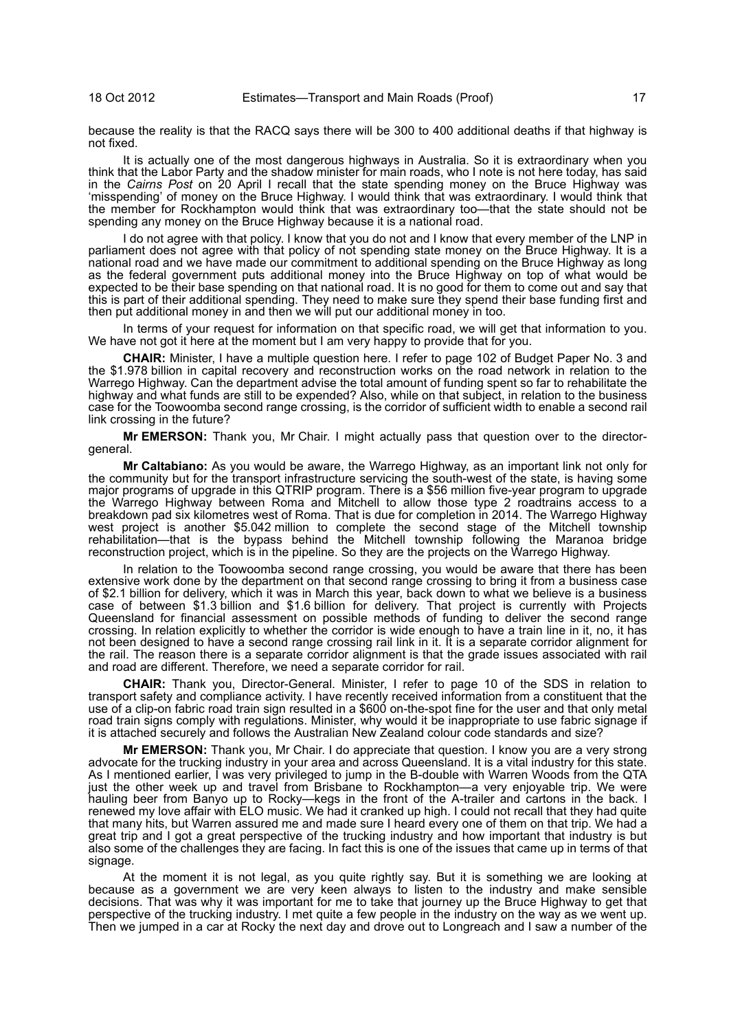because the reality is that the RACQ says there will be 300 to 400 additional deaths if that highway is not fixed.

It is actually one of the most dangerous highways in Australia. So it is extraordinary when you think that the Labor Party and the shadow minister for main roads, who I note is not here today, has said in the *Cairns Post* on 20 April I recall that the state spending money on the Bruce Highway was 'misspending' of money on the Bruce Highway. I would think that was extraordinary. I would think that the member for Rockhampton would think that was extraordinary too—that the state should not be spending any money on the Bruce Highway because it is a national road.

I do not agree with that policy. I know that you do not and I know that every member of the LNP in parliament does not agree with that policy of not spending state money on the Bruce Highway. It is a national road and we have made our commitment to additional spending on the Bruce Highway as long as the federal government puts additional money into the Bruce Highway on top of what would be expected to be their base spending on that national road. It is no good for them to come out and say that this is part of their additional spending. They need to make sure they spend their base funding first and then put additional money in and then we will put our additional money in too.

In terms of your request for information on that specific road, we will get that information to you. We have not got it here at the moment but I am very happy to provide that for you.

**CHAIR:** Minister, I have a multiple question here. I refer to page 102 of Budget Paper No. 3 and the $1.978 billion in capital recovery and reconstruction works on the road network in relation to the Warrego Highway. Can the department advise the total amount of funding spent so far to rehabilitate the highway and what funds are still to be expended? Also, while on that subject, in relation to the business case for the Toowoomba second range crossing, is the corridor of sufficient width to enable a second rail link crossing in the future?

**Mr EMERSON:** Thank you, Mr Chair. I might actually pass that question over to the director-general.

**Mr Caltabiano:** As you would be aware, the Warrego Highway, as an important link not only for the community but for the transport infrastructure servicing the south-west of the state, is having some major programs of upgrade in this QTRIP program. There is a $56 million five-year program to upgrade the Warrego Highway between Roma and Mitchell to allow those type 2 roadtrains access to a breakdown pad six kilometres west of Roma. That is due for completion in 2014. The Warrego Highway west project is another $5.042 million to complete the second stage of the Mitchell township rehabilitation—that is the bypass behind the Mitchell township following the Maranoa bridge reconstruction project, which is in the pipeline. So they are the projects on the Warrego Highway.

In relation to the Toowoomba second range crossing, you would be aware that there has been extensive work done by the department on that second range crossing to bring it from a business case of $2.1 billion for delivery, which it was in March this year, back down to what we believe is a business case of between $1.3 billion and $1.6 billion for delivery. That project is currently with Projects Queensland for financial assessment on possible methods of funding to deliver the second range crossing. In relation explicitly to whether the corridor is wide enough to have a train line in it, no, it has not been designed to have a second range crossing rail link in it. It is a separate corridor alignment for the rail. The reason there is a separate corridor alignment is that the grade issues associated with rail and road are different. Therefore, we need a separate corridor for rail.

**CHAIR:** Thank you, Director-General. Minister, I refer to page 10 of the SDS in relation to transport safety and compliance activity. I have recently received information from a constituent that the use of a clip-on fabric road train sign resulted in a $600 on-the-spot fine for the user and that only metal road train signs comply with regulations. Minister, why would it be inappropriate to use fabric signage if it is attached securely and follows the Australian New Zealand colour code standards and size?

**Mr EMERSON:** Thank you, Mr Chair. I do appreciate that question. I know you are a very strong advocate for the trucking industry in your area and across Queensland. It is a vital industry for this state. As I mentioned earlier, I was very privileged to jump in the B-double with Warren Woods from the QTA just the other week up and travel from Brisbane to Rockhampton—a very enjoyable trip. We were hauling beer from Banyo up to Rocky—kegs in the front of the A-trailer and cartons in the back. I renewed my love affair with ELO music. We had it cranked up high. I could not recall that they had quite that many hits, but Warren assured me and made sure I heard every one of them on that trip. We had a great trip and I got a great perspective of the trucking industry and how important that industry is but also some of the challenges they are facing. In fact this is one of the issues that came up in terms of that signage.

At the moment it is not legal, as you quite rightly say. But it is something we are looking at because as a government we are very keen always to listen to the industry and make sensible decisions. That was why it was important for me to take that journey up the Bruce Highway to get that perspective of the trucking industry. I met quite a few people in the industry on the way as we went up. Then we jumped in a car at Rocky the next day and drove out to Longreach and I saw a number of the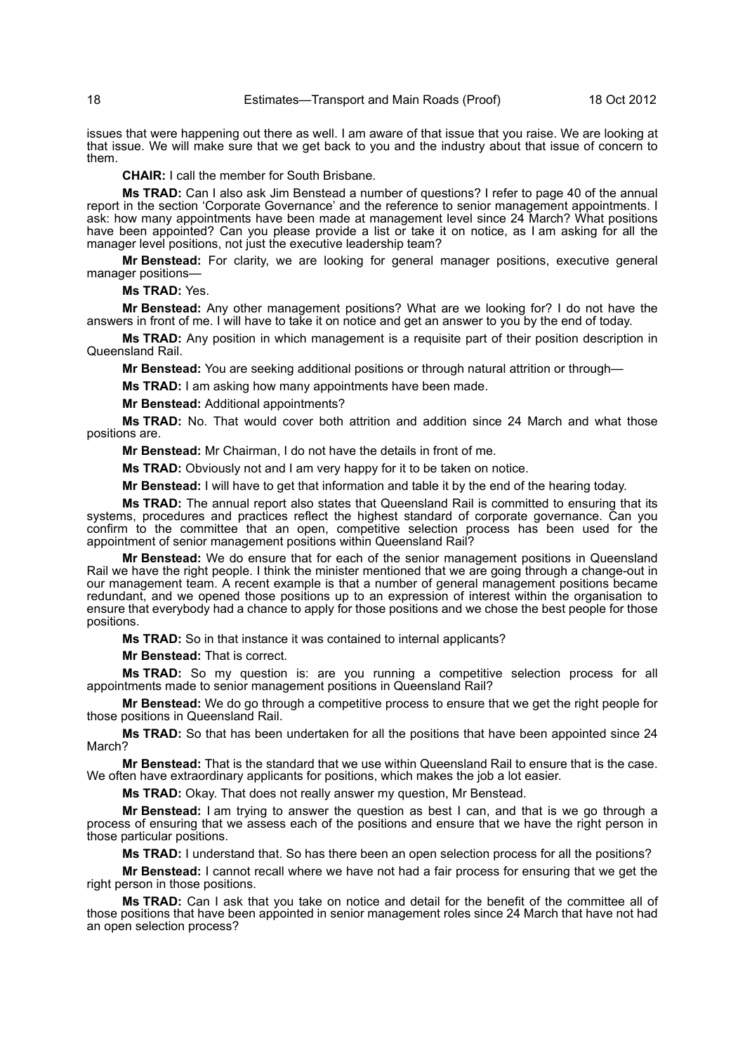issues that were happening out there as well. I am aware of that issue that you raise. We are looking at that issue. We will make sure that we get back to you and the industry about that issue of concern to them.

**CHAIR:** I call the member for South Brisbane.

**Ms TRAD:** Can I also ask Jim Benstead a number of questions? I refer to page 40 of the annual report in the section 'Corporate Governance' and the reference to senior management appointments. I ask: how many appointments have been made at management level since 24 March? What positions have been appointed? Can you please provide a list or take it on notice, as I am asking for all the manager level positions, not just the executive leadership team?

**Mr Benstead:** For clarity, we are looking for general manager positions, executive general manager positions—

**Ms TRAD:** Yes.

**Mr Benstead:** Any other management positions? What are we looking for? I do not have the answers in front of me. I will have to take it on notice and get an answer to you by the end of today.

**Ms TRAD:** Any position in which management is a requisite part of their position description in Queensland Rail.

**Mr Benstead:** You are seeking additional positions or through natural attrition or through—

**Ms TRAD:** I am asking how many appointments have been made.

**Mr Benstead:** Additional appointments?

**Ms TRAD:** No. That would cover both attrition and addition since 24 March and what those positions are.

**Mr Benstead:** Mr Chairman, I do not have the details in front of me.

**Ms TRAD:** Obviously not and I am very happy for it to be taken on notice.

**Mr Benstead:** I will have to get that information and table it by the end of the hearing today.

**Ms TRAD:** The annual report also states that Queensland Rail is committed to ensuring that its systems, procedures and practices reflect the highest standard of corporate governance. Can you confirm to the committee that an open, competitive selection process has been used for the appointment of senior management positions within Queensland Rail?

**Mr Benstead:** We do ensure that for each of the senior management positions in Queensland Rail we have the right people. I think the minister mentioned that we are going through a change-out in our management team. A recent example is that a number of general management positions became redundant, and we opened those positions up to an expression of interest within the organisation to ensure that everybody had a chance to apply for those positions and we chose the best people for those positions.

**Ms TRAD:** So in that instance it was contained to internal applicants?

**Mr Benstead:** That is correct.

**Ms TRAD:** So my question is: are you running a competitive selection process for all appointments made to senior management positions in Queensland Rail?

**Mr Benstead:** We do go through a competitive process to ensure that we get the right people for those positions in Queensland Rail.

**Ms TRAD:** So that has been undertaken for all the positions that have been appointed since 24 March?

**Mr Benstead:** That is the standard that we use within Queensland Rail to ensure that is the case. We often have extraordinary applicants for positions, which makes the job a lot easier.

**Ms TRAD:** Okay. That does not really answer my question, Mr Benstead.

**Mr Benstead:** I am trying to answer the question as best I can, and that is we go through a process of ensuring that we assess each of the positions and ensure that we have the right person in those particular positions.

**Ms TRAD:** I understand that. So has there been an open selection process for all the positions?

**Mr Benstead:** I cannot recall where we have not had a fair process for ensuring that we get the right person in those positions.

**Ms TRAD:** Can I ask that you take on notice and detail for the benefit of the committee all of those positions that have been appointed in senior management roles since 24 March that have not had an open selection process?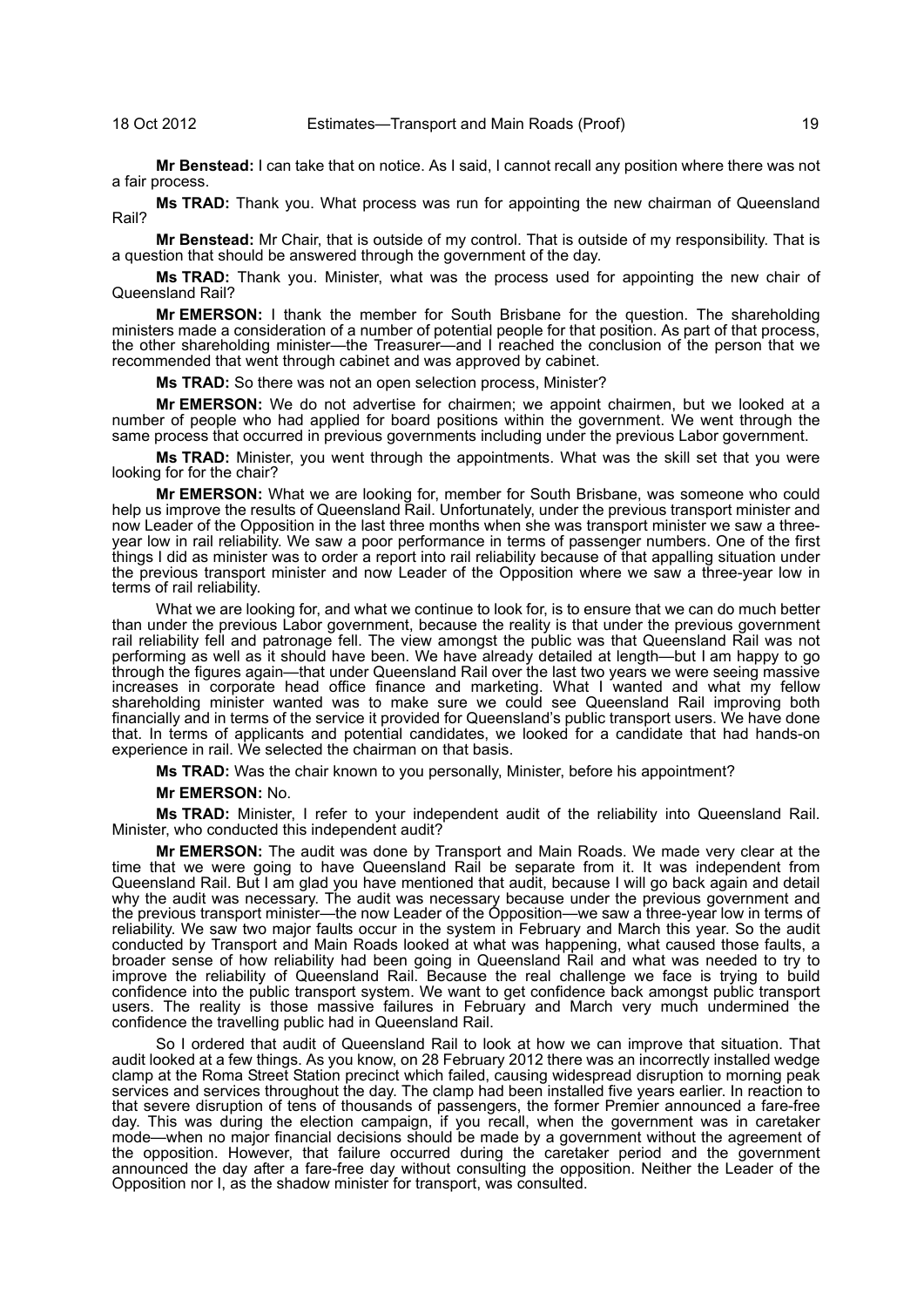**Mr Benstead:** I can take that on notice. As I said, I cannot recall any position where there was not a fair process.

**Ms TRAD:** Thank you. What process was run for appointing the new chairman of Queensland Rail?

**Mr Benstead:** Mr Chair, that is outside of my control. That is outside of my responsibility. That is a question that should be answered through the government of the day.

**Ms TRAD:** Thank you. Minister, what was the process used for appointing the new chair of Queensland Rail?

**Mr EMERSON:** I thank the member for South Brisbane for the question. The shareholding ministers made a consideration of a number of potential people for that position. As part of that process, the other shareholding minister—the Treasurer—and I reached the conclusion of the person that we recommended that went through cabinet and was approved by cabinet.

**Ms TRAD:** So there was not an open selection process, Minister?

**Mr EMERSON:** We do not advertise for chairmen; we appoint chairmen, but we looked at a number of people who had applied for board positions within the government. We went through the same process that occurred in previous governments including under the previous Labor government.

**Ms TRAD:** Minister, you went through the appointments. What was the skill set that you were looking for for the chair?

**Mr EMERSON:** What we are looking for, member for South Brisbane, was someone who could help us improve the results of Queensland Rail. Unfortunately, under the previous transport minister and now Leader of the Opposition in the last three months when she was transport minister we saw a three-year low in rail reliability. We saw a poor performance in terms of passenger numbers. One of the first things I did as minister was to order a report into rail reliability because of that appalling situation under the previous transport minister and now Leader of the Opposition where we saw a three-year low in terms of rail reliability.

What we are looking for, and what we continue to look for, is to ensure that we can do much better than under the previous Labor government, because the reality is that under the previous government rail reliability fell and patronage fell. The view amongst the public was that Queensland Rail was not performing as well as it should have been. We have already detailed at length—but I am happy to go through the figures again—that under Queensland Rail over the last two years we were seeing massive increases in corporate head office finance and marketing. What I wanted and what my fellow shareholding minister wanted was to make sure we could see Queensland Rail improving both financially and in terms of the service it provided for Queensland's public transport users. We have done that. In terms of applicants and potential candidates, we looked for a candidate that had hands-on experience in rail. We selected the chairman on that basis.

**Ms TRAD:** Was the chair known to you personally, Minister, before his appointment?

**Mr EMERSON:** No.

**Ms TRAD:** Minister, I refer to your independent audit of the reliability into Queensland Rail. Minister, who conducted this independent audit?

**Mr EMERSON:** The audit was done by Transport and Main Roads. We made very clear at the time that we were going to have Queensland Rail be separate from it. It was independent from Queensland Rail. But I am glad you have mentioned that audit, because I will go back again and detail why the audit was necessary. The audit was necessary because under the previous government and the previous transport minister—the now Leader of the Opposition—we saw a three-year low in terms of reliability. We saw two major faults occur in the system in February and March this year. So the audit conducted by Transport and Main Roads looked at what was happening, what caused those faults, a broader sense of how reliability had been going in Queensland Rail and what was needed to try to improve the reliability of Queensland Rail. Because the real challenge we face is trying to build confidence into the public transport system. We want to get confidence back amongst public transport users. The reality is those massive failures in February and March very much undermined the confidence the travelling public had in Queensland Rail.

So I ordered that audit of Queensland Rail to look at how we can improve that situation. That audit looked at a few things. As you know, on 28 February 2012 there was an incorrectly installed wedge clamp at the Roma Street Station precinct which failed, causing widespread disruption to morning peak services and services throughout the day. The clamp had been installed five years earlier. In reaction to that severe disruption of tens of thousands of passengers, the former Premier announced a fare-free day. This was during the election campaign, if you recall, when the government was in caretaker mode—when no major financial decisions should be made by a government without the agreement of the opposition. However, that failure occurred during the caretaker period and the government announced the day after a fare-free day without consulting the opposition. Neither the Leader of the Opposition nor I, as the shadow minister for transport, was consulted.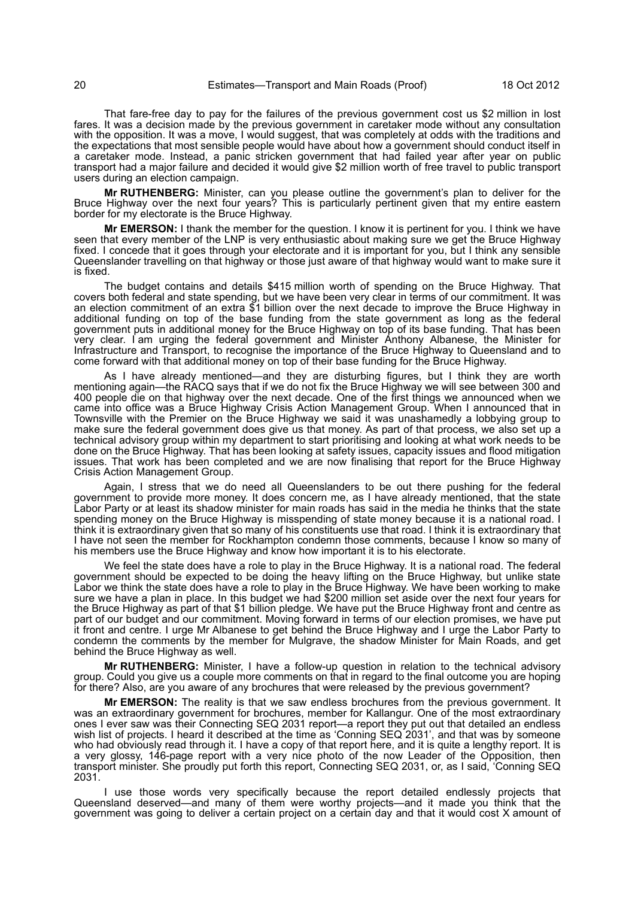That fare-free day to pay for the failures of the previous government cost us $2 million in lost fares. It was a decision made by the previous government in caretaker mode without any consultation with the opposition. It was a move, I would suggest, that was completely at odds with the traditions and the expectations that most sensible people would have about how a government should conduct itself in a caretaker mode. Instead, a panic stricken government that had failed year after year on public transport had a major failure and decided it would give $2 million worth of free travel to public transport users during an election campaign.

**Mr RUTHENBERG:** Minister, can you please outline the government's plan to deliver for the Bruce Highway over the next four years? This is particularly pertinent given that my entire eastern border for my electorate is the Bruce Highway.

**Mr EMERSON:** I thank the member for the question. I know it is pertinent for you. I think we have seen that every member of the LNP is very enthusiastic about making sure we get the Bruce Highway fixed. I concede that it goes through your electorate and it is important for you, but I think any sensible Queenslander travelling on that highway or those just aware of that highway would want to make sure it is fixed.

The budget contains and details $415 million worth of spending on the Bruce Highway. That covers both federal and state spending, but we have been very clear in terms of our commitment. It was an election commitment of an extra $1 billion over the next decade to improve the Bruce Highway in additional funding on top of the base funding from the state government as long as the federal government puts in additional money for the Bruce Highway on top of its base funding. That has been very clear. I am urging the federal government and Minister Anthony Albanese, the Minister for Infrastructure and Transport, to recognise the importance of the Bruce Highway to Queensland and to come forward with that additional money on top of their base funding for the Bruce Highway.

As I have already mentioned—and they are disturbing figures, but I think they are worth mentioning again—the RACQ says that if we do not fix the Bruce Highway we will see between 300 and 400 people die on that highway over the next decade. One of the first things we announced when we came into office was a Bruce Highway Crisis Action Management Group. When I announced that in Townsville with the Premier on the Bruce Highway we said it was unashamedly a lobbying group to make sure the federal government does give us that money. As part of that process, we also set up a technical advisory group within my department to start prioritising and looking at what work needs to be done on the Bruce Highway. That has been looking at safety issues, capacity issues and flood mitigation issues. That work has been completed and we are now finalising that report for the Bruce Highway Crisis Action Management Group.

Again, I stress that we do need all Queenslanders to be out there pushing for the federal government to provide more money. It does concern me, as I have already mentioned, that the state Labor Party or at least its shadow minister for main roads has said in the media he thinks that the state spending money on the Bruce Highway is misspending of state money because it is a national road. I think it is extraordinary given that so many of his constituents use that road. I think it is extraordinary that I have not seen the member for Rockhampton condemn those comments, because I know so many of his members use the Bruce Highway and know how important it is to his electorate.

We feel the state does have a role to play in the Bruce Highway. It is a national road. The federal government should be expected to be doing the heavy lifting on the Bruce Highway, but unlike state Labor we think the state does have a role to play in the Bruce Highway. We have been working to make sure we have a plan in place. In this budget we had $200 million set aside over the next four years for the Bruce Highway as part of that $1 billion pledge. We have put the Bruce Highway front and centre as part of our budget and our commitment. Moving forward in terms of our election promises, we have put it front and centre. I urge Mr Albanese to get behind the Bruce Highway and I urge the Labor Party to condemn the comments by the member for Mulgrave, the shadow Minister for Main Roads, and get behind the Bruce Highway as well.

**Mr RUTHENBERG:** Minister, I have a follow-up question in relation to the technical advisory group. Could you give us a couple more comments on that in regard to the final outcome you are hoping for there? Also, are you aware of any brochures that were released by the previous government?

**Mr EMERSON:** The reality is that we saw endless brochures from the previous government. It was an extraordinary government for brochures, member for Kallangur. One of the most extraordinary ones I ever saw was their Connecting SEQ 2031 report—a report they put out that detailed an endless wish list of projects. I heard it described at the time as 'Conning SEQ 2031', and that was by someone who had obviously read through it. I have a copy of that report here, and it is quite a lengthy report. It is a very glossy, 146-page report with a very nice photo of the now Leader of the Opposition, then transport minister. She proudly put forth this report, Connecting SEQ 2031, or, as I said, 'Conning SEQ 2031.

I use those words very specifically because the report detailed endlessly projects that Queensland deserved—and many of them were worthy projects—and it made you think that the government was going to deliver a certain project on a certain day and that it would cost X amount of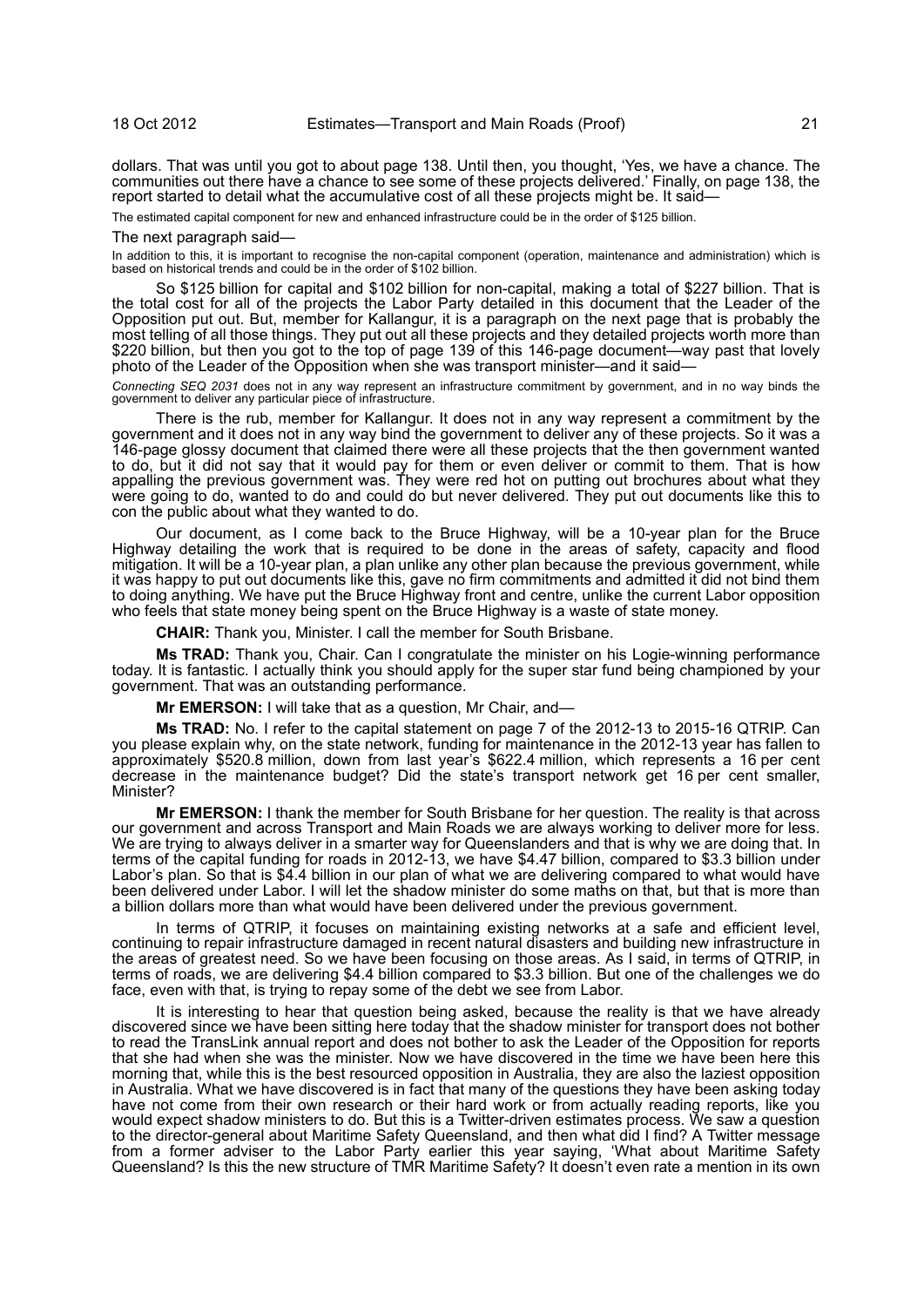dollars. That was until you got to about page 138. Until then, you thought, 'Yes, we have a chance. The communities out there have a chance to see some of these projects delivered.' Finally, on page 138, the report started to detail what the accumulative cost of all these projects might be. It said—

> The estimated capital component for new and enhanced infrastructure could be in the order of $125 billion.

The next paragraph said—

> In addition to this, it is important to recognise the non-capital component (operation, maintenance and administration) which is based on historical trends and could be in the order of $102 billion.

So $125 billion for capital and $102 billion for non-capital, making a total of $227 billion. That is the total cost for all of the projects the Labor Party detailed in this document that the Leader of the Opposition put out. But, member for Kallangur, it is a paragraph on the next page that is probably the most telling of all those things. They put out all these projects and they detailed projects worth more than $220 billion, but then you got to the top of page 139 of this 146-page document—way past that lovely photo of the Leader of the Opposition when she was transport minister—and it said—

> *Connecting SEQ 2031* does not in any way represent an infrastructure commitment by government, and in no way binds the government to deliver any particular piece of infrastructure.

There is the rub, member for Kallangur. It does not in any way represent a commitment by the government and it does not in any way bind the government to deliver any of these projects. So it was a 146-page glossy document that claimed there were all these projects that the then government wanted to do, but it did not say that it would pay for them or even deliver or commit to them. That is how appalling the previous government was. They were red hot on putting out brochures about what they were going to do, wanted to do and could do but never delivered. They put out documents like this to con the public about what they wanted to do.

Our document, as I come back to the Bruce Highway, will be a 10-year plan for the Bruce Highway detailing the work that is required to be done in the areas of safety, capacity and flood mitigation. It will be a 10-year plan, a plan unlike any other plan because the previous government, while it was happy to put out documents like this, gave no firm commitments and admitted it did not bind them to doing anything. We have put the Bruce Highway front and centre, unlike the current Labor opposition who feels that state money being spent on the Bruce Highway is a waste of state money.

**CHAIR:** Thank you, Minister. I call the member for South Brisbane.

**Ms TRAD:** Thank you, Chair. Can I congratulate the minister on his Logie-winning performance today. It is fantastic. I actually think you should apply for the super star fund being championed by your government. That was an outstanding performance.

**Mr EMERSON:** I will take that as a question, Mr Chair, and—

**Ms TRAD:** No. I refer to the capital statement on page 7 of the 2012-13 to 2015-16 QTRIP. Can you please explain why, on the state network, funding for maintenance in the 2012-13 year has fallen to approximately $520.8 million, down from last year's $622.4 million, which represents a 16 per cent decrease in the maintenance budget? Did the state's transport network get 16 per cent smaller, Minister?

**Mr EMERSON:** I thank the member for South Brisbane for her question. The reality is that across our government and across Transport and Main Roads we are always working to deliver more for less. We are trying to always deliver in a smarter way for Queenslanders and that is why we are doing that. In terms of the capital funding for roads in 2012-13, we have $4.47 billion, compared to $3.3 billion under Labor's plan. So that is $4.4 billion in our plan of what we are delivering compared to what would have been delivered under Labor. I will let the shadow minister do some maths on that, but that is more than a billion dollars more than what would have been delivered under the previous government.

In terms of QTRIP, it focuses on maintaining existing networks at a safe and efficient level, continuing to repair infrastructure damaged in recent natural disasters and building new infrastructure in the areas of greatest need. So we have been focusing on those areas. As I said, in terms of QTRIP, in terms of roads, we are delivering $4.4 billion compared to $3.3 billion. But one of the challenges we do face, even with that, is trying to repay some of the debt we see from Labor.

It is interesting to hear that question being asked, because the reality is that we have already discovered since we have been sitting here today that the shadow minister for transport does not bother to read the TransLink annual report and does not bother to ask the Leader of the Opposition for reports that she had when she was the minister. Now we have discovered in the time we have been here this morning that, while this is the best resourced opposition in Australia, they are also the laziest opposition in Australia. What we have discovered is in fact that many of the questions they have been asking today have not come from their own research or their hard work or from actually reading reports, like you would expect shadow ministers to do. But this is a Twitter-driven estimates process. We saw a question to the director-general about Maritime Safety Queensland, and then what did I find? A Twitter message from a former adviser to the Labor Party earlier this year saying, 'What about Maritime Safety Queensland? Is this the new structure of TMR Maritime Safety? It doesn't even rate a mention in its own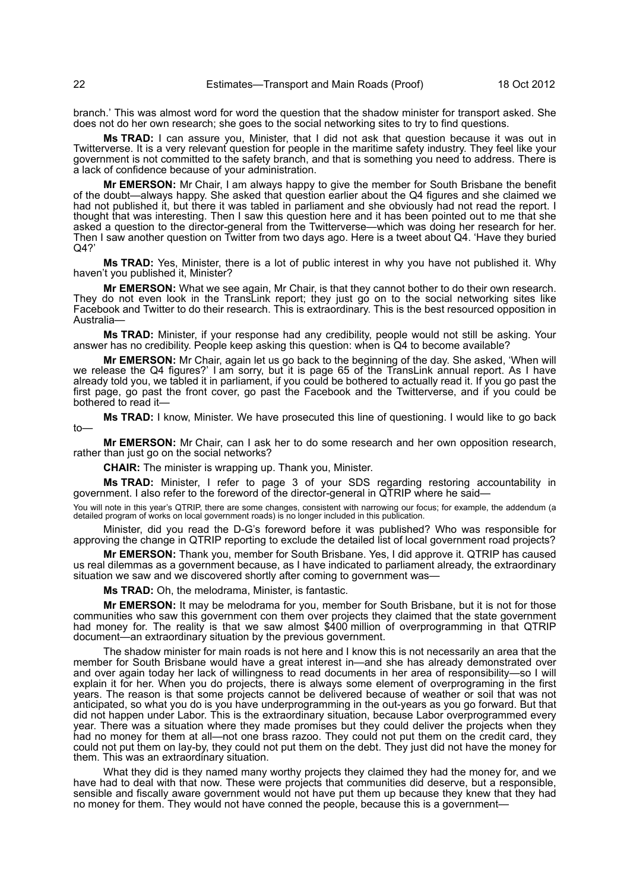branch.' This was almost word for word the question that the shadow minister for transport asked. She does not do her own research; she goes to the social networking sites to try to find questions.

**Ms TRAD:** I can assure you, Minister, that I did not ask that question because it was out in Twitterverse. It is a very relevant question for people in the maritime safety industry. They feel like your government is not committed to the safety branch, and that is something you need to address. There is a lack of confidence because of your administration.

**Mr EMERSON:** Mr Chair, I am always happy to give the member for South Brisbane the benefit of the doubt—always happy. She asked that question earlier about the Q4 figures and she claimed we had not published it, but there it was tabled in parliament and she obviously had not read the report. I thought that was interesting. Then I saw this question here and it has been pointed out to me that she asked a question to the director-general from the Twitterverse—which was doing her research for her. Then I saw another question on Twitter from two days ago. Here is a tweet about Q4. 'Have they buried Q4?'

**Ms TRAD:** Yes, Minister, there is a lot of public interest in why you have not published it. Why haven't you published it, Minister?

**Mr EMERSON:** What we see again, Mr Chair, is that they cannot bother to do their own research. They do not even look in the TransLink report; they just go on to the social networking sites like Facebook and Twitter to do their research. This is extraordinary. This is the best resourced opposition in Australia—

**Ms TRAD:** Minister, if your response had any credibility, people would not still be asking. Your answer has no credibility. People keep asking this question: when is Q4 to become available?

**Mr EMERSON:** Mr Chair, again let us go back to the beginning of the day. She asked, 'When will we release the Q4 figures?' I am sorry, but it is page 65 of the TransLink annual report. As I have already told you, we tabled it in parliament, if you could be bothered to actually read it. If you go past the first page, go past the front cover, go past the Facebook and the Twitterverse, and if you could be bothered to read it—

**Ms TRAD:** I know, Minister. We have prosecuted this line of questioning. I would like to go back to—

**Mr EMERSON:** Mr Chair, can I ask her to do some research and her own opposition research, rather than just go on the social networks?

**CHAIR:** The minister is wrapping up. Thank you, Minister.

**Ms TRAD:** Minister, I refer to page 3 of your SDS regarding restoring accountability in government. I also refer to the foreword of the director-general in QTRIP where he said—

You will note in this year's QTRIP, there are some changes, consistent with narrowing our focus; for example, the addendum (a detailed program of works on local government roads) is no longer included in this publication.

Minister, did you read the D-G's foreword before it was published? Who was responsible for approving the change in QTRIP reporting to exclude the detailed list of local government road projects?

**Mr EMERSON:** Thank you, member for South Brisbane. Yes, I did approve it. QTRIP has caused us real dilemmas as a government because, as I have indicated to parliament already, the extraordinary situation we saw and we discovered shortly after coming to government was—

**Ms TRAD:** Oh, the melodrama, Minister, is fantastic.

**Mr EMERSON:** It may be melodrama for you, member for South Brisbane, but it is not for those communities who saw this government con them over projects they claimed that the state government had money for. The reality is that we saw almost $400 million of overprogramming in that QTRIP document—an extraordinary situation by the previous government.

The shadow minister for main roads is not here and I know this is not necessarily an area that the member for South Brisbane would have a great interest in—and she has already demonstrated over and over again today her lack of willingness to read documents in her area of responsibility—so I will explain it for her. When you do projects, there is always some element of overprograming in the first years. The reason is that some projects cannot be delivered because of weather or soil that was not anticipated, so what you do is you have underprogramming in the out-years as you go forward. But that did not happen under Labor. This is the extraordinary situation, because Labor overprogrammed every year. There was a situation where they made promises but they could deliver the projects when they had no money for them at all—not one brass razoo. They could not put them on the credit card, they could not put them on lay-by, they could not put them on the debt. They just did not have the money for them. This was an extraordinary situation.

What they did is they named many worthy projects they claimed they had the money for, and we have had to deal with that now. These were projects that communities did deserve, but a responsible, sensible and fiscally aware government would not have put them up because they knew that they had no money for them. They would not have conned the people, because this is a government—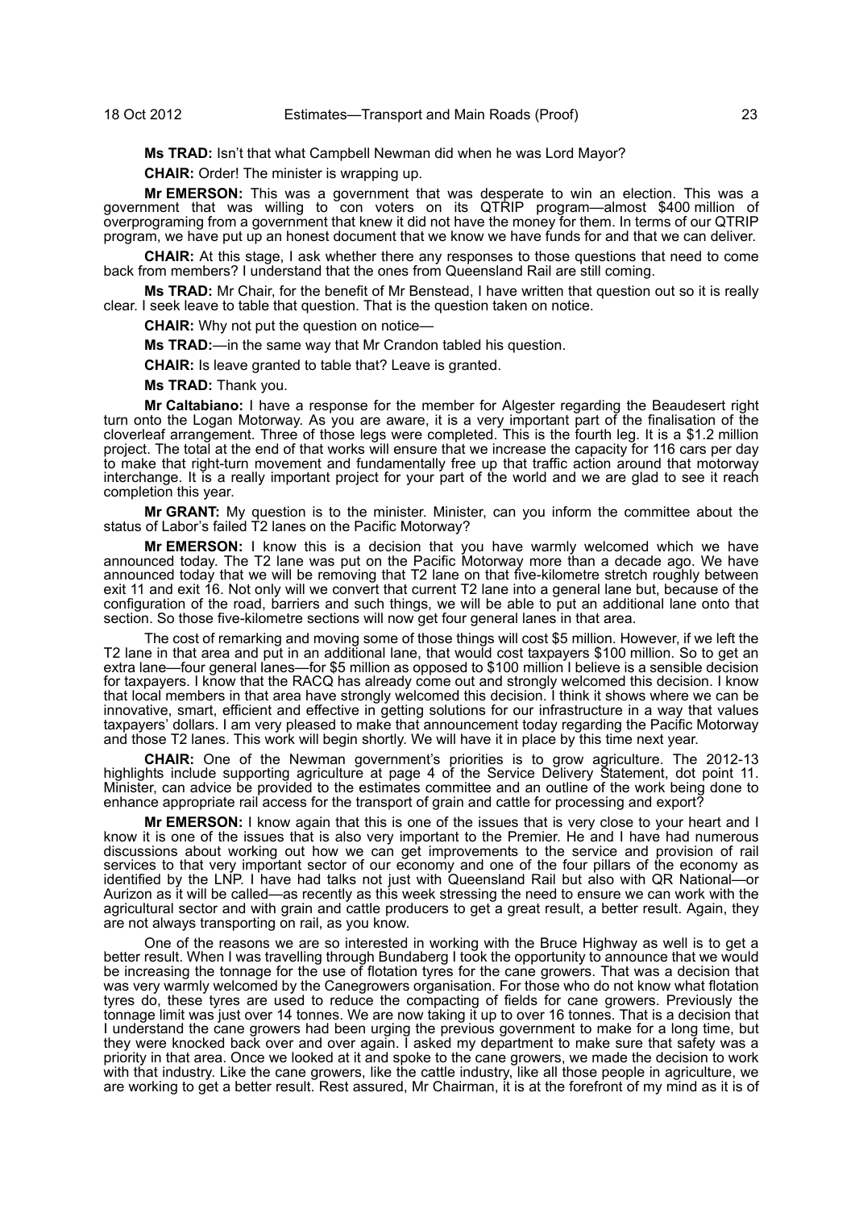**Ms TRAD:** Isn't that what Campbell Newman did when he was Lord Mayor?

**CHAIR:** Order! The minister is wrapping up.

**Mr EMERSON:** This was a government that was desperate to win an election. This was a government that was willing to con voters on its QTRIP program—almost $400 million of overprograming from a government that knew it did not have the money for them. In terms of our QTRIP program, we have put up an honest document that we know we have funds for and that we can deliver.

**CHAIR:** At this stage, I ask whether there any responses to those questions that need to come back from members? I understand that the ones from Queensland Rail are still coming.

**Ms TRAD:** Mr Chair, for the benefit of Mr Benstead, I have written that question out so it is really clear. I seek leave to table that question. That is the question taken on notice.

**CHAIR:** Why not put the question on notice—

**Ms TRAD:**—in the same way that Mr Crandon tabled his question.

**CHAIR:** Is leave granted to table that? Leave is granted.

**Ms TRAD:** Thank you.

**Mr Caltabiano:** I have a response for the member for Algester regarding the Beaudesert right turn onto the Logan Motorway. As you are aware, it is a very important part of the finalisation of the cloverleaf arrangement. Three of those legs were completed. This is the fourth leg. It is a $1.2 million project. The total at the end of that works will ensure that we increase the capacity for 116 cars per day to make that right-turn movement and fundamentally free up that traffic action around that motorway interchange. It is a really important project for your part of the world and we are glad to see it reach completion this year.

**Mr GRANT:** My question is to the minister. Minister, can you inform the committee about the status of Labor's failed T2 lanes on the Pacific Motorway?

**Mr EMERSON:** I know this is a decision that you have warmly welcomed which we have announced today. The T2 lane was put on the Pacific Motorway more than a decade ago. We have announced today that we will be removing that T2 lane on that five-kilometre stretch roughly between exit 11 and exit 16. Not only will we convert that current T2 lane into a general lane but, because of the configuration of the road, barriers and such things, we will be able to put an additional lane onto that section. So those five-kilometre sections will now get four general lanes in that area.

The cost of remarking and moving some of those things will cost $5 million. However, if we left the T2 lane in that area and put in an additional lane, that would cost taxpayers $100 million. So to get an extra lane—four general lanes—for $5 million as opposed to $100 million I believe is a sensible decision for taxpayers. I know that the RACQ has already come out and strongly welcomed this decision. I know that local members in that area have strongly welcomed this decision. I think it shows where we can be innovative, smart, efficient and effective in getting solutions for our infrastructure in a way that values taxpayers' dollars. I am very pleased to make that announcement today regarding the Pacific Motorway and those T2 lanes. This work will begin shortly. We will have it in place by this time next year.

**CHAIR:** One of the Newman government's priorities is to grow agriculture. The 2012-13 highlights include supporting agriculture at page 4 of the Service Delivery Statement, dot point 11. Minister, can advice be provided to the estimates committee and an outline of the work being done to enhance appropriate rail access for the transport of grain and cattle for processing and export?

**Mr EMERSON:** I know again that this is one of the issues that is very close to your heart and I know it is one of the issues that is also very important to the Premier. He and I have had numerous discussions about working out how we can get improvements to the service and provision of rail services to that very important sector of our economy and one of the four pillars of the economy as identified by the LNP. I have had talks not just with Queensland Rail but also with QR National—or Aurizon as it will be called—as recently as this week stressing the need to ensure we can work with the agricultural sector and with grain and cattle producers to get a great result, a better result. Again, they are not always transporting on rail, as you know.

One of the reasons we are so interested in working with the Bruce Highway as well is to get a better result. When I was travelling through Bundaberg I took the opportunity to announce that we would be increasing the tonnage for the use of flotation tyres for the cane growers. That was a decision that was very warmly welcomed by the Canegrowers organisation. For those who do not know what flotation tyres do, these tyres are used to reduce the compacting of fields for cane growers. Previously the tonnage limit was just over 14 tonnes. We are now taking it up to over 16 tonnes. That is a decision that I understand the cane growers had been urging the previous government to make for a long time, but they were knocked back over and over again. I asked my department to make sure that safety was a priority in that area. Once we looked at it and spoke to the cane growers, we made the decision to work with that industry. Like the cane growers, like the cattle industry, like all those people in agriculture, we are working to get a better result. Rest assured, Mr Chairman, it is at the forefront of my mind as it is of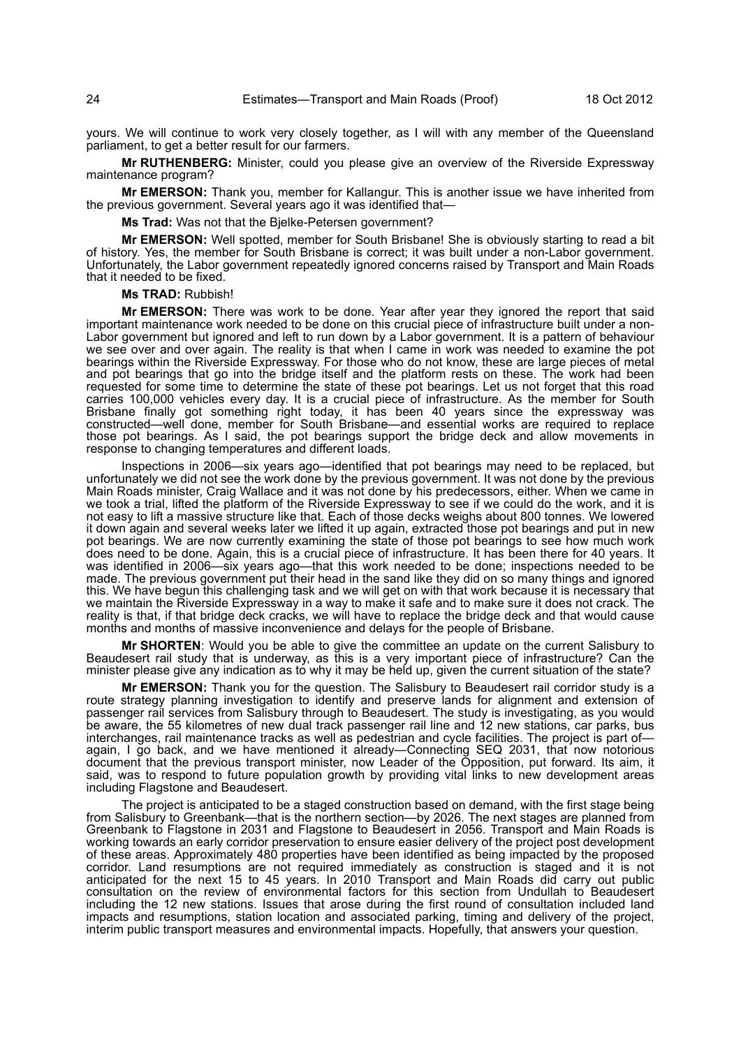yours. We will continue to work very closely together, as I will with any member of the Queensland parliament, to get a better result for our farmers.

**Mr RUTHENBERG:** Minister, could you please give an overview of the Riverside Expressway maintenance program?

**Mr EMERSON:** Thank you, member for Kallangur. This is another issue we have inherited from the previous government. Several years ago it was identified that—

**Ms Trad:** Was not that the Bjelke-Petersen government?

**Mr EMERSON:** Well spotted, member for South Brisbane! She is obviously starting to read a bit of history. Yes, the member for South Brisbane is correct; it was built under a non-Labor government. Unfortunately, the Labor government repeatedly ignored concerns raised by Transport and Main Roads that it needed to be fixed.

**Ms TRAD:** Rubbish!

**Mr EMERSON:** There was work to be done. Year after year they ignored the report that said important maintenance work needed to be done on this crucial piece of infrastructure built under a non-Labor government but ignored and left to run down by a Labor government. It is a pattern of behaviour we see over and over again. The reality is that when I came in work was needed to examine the pot bearings within the Riverside Expressway. For those who do not know, these are large pieces of metal and pot bearings that go into the bridge itself and the platform rests on these. The work had been requested for some time to determine the state of these pot bearings. Let us not forget that this road carries 100,000 vehicles every day. It is a crucial piece of infrastructure. As the member for South Brisbane finally got something right today, it has been 40 years since the expressway was constructed—well done, member for South Brisbane—and essential works are required to replace those pot bearings. As I said, the pot bearings support the bridge deck and allow movements in response to changing temperatures and different loads.

Inspections in 2006—six years ago—identified that pot bearings may need to be replaced, but unfortunately we did not see the work done by the previous government. It was not done by the previous Main Roads minister, Craig Wallace and it was not done by his predecessors, either. When we came in we took a trial, lifted the platform of the Riverside Expressway to see if we could do the work, and it is not easy to lift a massive structure like that. Each of those decks weighs about 800 tonnes. We lowered it down again and several weeks later we lifted it up again, extracted those pot bearings and put in new pot bearings. We are now currently examining the state of those pot bearings to see how much work does need to be done. Again, this is a crucial piece of infrastructure. It has been there for 40 years. It was identified in 2006—six years ago—that this work needed to be done; inspections needed to be made. The previous government put their head in the sand like they did on so many things and ignored this. We have begun this challenging task and we will get on with that work because it is necessary that we maintain the Riverside Expressway in a way to make it safe and to make sure it does not crack. The reality is that, if that bridge deck cracks, we will have to replace the bridge deck and that would cause months and months of massive inconvenience and delays for the people of Brisbane.

**Mr SHORTEN**: Would you be able to give the committee an update on the current Salisbury to Beaudesert rail study that is underway, as this is a very important piece of infrastructure? Can the minister please give any indication as to why it may be held up, given the current situation of the state?

**Mr EMERSON:** Thank you for the question. The Salisbury to Beaudesert rail corridor study is a route strategy planning investigation to identify and preserve lands for alignment and extension of passenger rail services from Salisbury through to Beaudesert. The study is investigating, as you would be aware, the 55 kilometres of new dual track passenger rail line and 12 new stations, car parks, bus interchanges, rail maintenance tracks as well as pedestrian and cycle facilities. The project is part of—again, I go back, and we have mentioned it already—Connecting SEQ 2031, that now notorious document that the previous transport minister, now Leader of the Opposition, put forward. Its aim, it said, was to respond to future population growth by providing vital links to new development areas including Flagstone and Beaudesert.

The project is anticipated to be a staged construction based on demand, with the first stage being from Salisbury to Greenbank—that is the northern section—by 2026. The next stages are planned from Greenbank to Flagstone in 2031 and Flagstone to Beaudesert in 2056. Transport and Main Roads is working towards an early corridor preservation to ensure easier delivery of the project post development of these areas. Approximately 480 properties have been identified as being impacted by the proposed corridor. Land resumptions are not required immediately as construction is staged and it is not anticipated for the next 15 to 45 years. In 2010 Transport and Main Roads did carry out public consultation on the review of environmental factors for this section from Undullah to Beaudesert including the 12 new stations. Issues that arose during the first round of consultation included land impacts and resumptions, station location and associated parking, timing and delivery of the project, interim public transport measures and environmental impacts. Hopefully, that answers your question.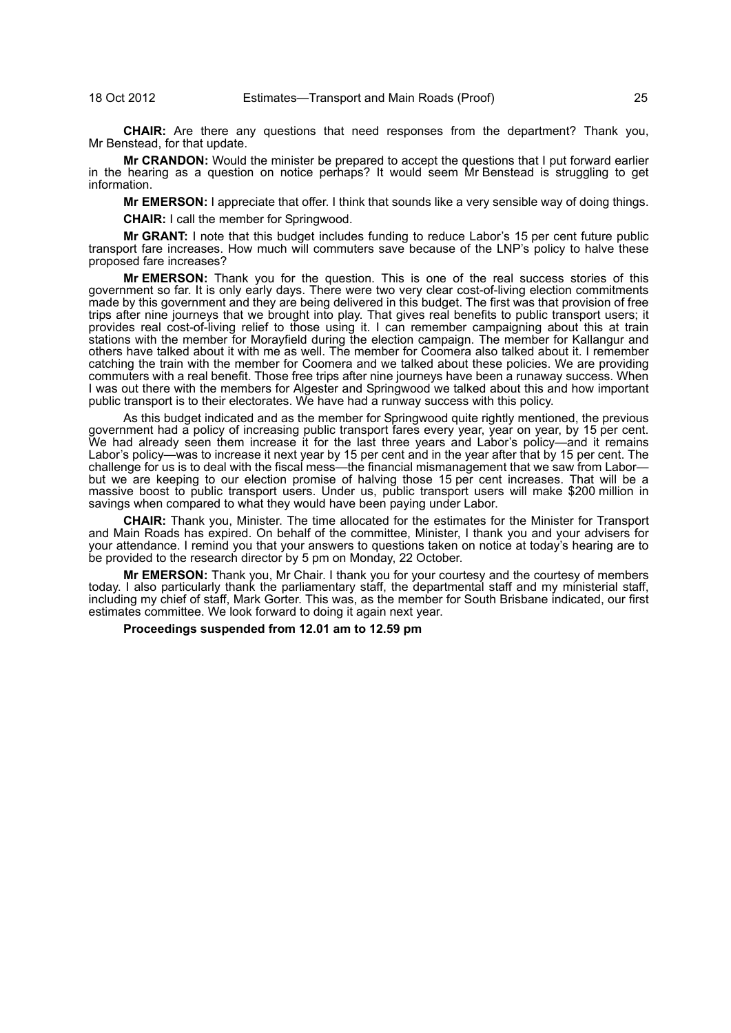**CHAIR:** Are there any questions that need responses from the department? Thank you, Mr Benstead, for that update.

**Mr CRANDON:** Would the minister be prepared to accept the questions that I put forward earlier in the hearing as a question on notice perhaps? It would seem Mr Benstead is struggling to get information.

**Mr EMERSON:** I appreciate that offer. I think that sounds like a very sensible way of doing things.

**CHAIR:** I call the member for Springwood.

**Mr GRANT:** I note that this budget includes funding to reduce Labor's 15 per cent future public transport fare increases. How much will commuters save because of the LNP's policy to halve these proposed fare increases?

**Mr EMERSON:** Thank you for the question. This is one of the real success stories of this government so far. It is only early days. There were two very clear cost-of-living election commitments made by this government and they are being delivered in this budget. The first was that provision of free trips after nine journeys that we brought into play. That gives real benefits to public transport users; it provides real cost-of-living relief to those using it. I can remember campaigning about this at train stations with the member for Morayfield during the election campaign. The member for Kallangur and others have talked about it with me as well. The member for Coomera also talked about it. I remember catching the train with the member for Coomera and we talked about these policies. We are providing commuters with a real benefit. Those free trips after nine journeys have been a runaway success. When I was out there with the members for Algester and Springwood we talked about this and how important public transport is to their electorates. We have had a runway success with this policy.

As this budget indicated and as the member for Springwood quite rightly mentioned, the previous government had a policy of increasing public transport fares every year, year on year, by 15 per cent. We had already seen them increase it for the last three years and Labor's policy—and it remains Labor's policy—was to increase it next year by 15 per cent and in the year after that by 15 per cent. The challenge for us is to deal with the fiscal mess—the financial mismanagement that we saw from Labor—but we are keeping to our election promise of halving those 15 per cent increases. That will be a massive boost to public transport users. Under us, public transport users will make $200 million in savings when compared to what they would have been paying under Labor.

**CHAIR:** Thank you, Minister. The time allocated for the estimates for the Minister for Transport and Main Roads has expired. On behalf of the committee, Minister, I thank you and your advisers for your attendance. I remind you that your answers to questions taken on notice at today's hearing are to be provided to the research director by 5 pm on Monday, 22 October.

**Mr EMERSON:** Thank you, Mr Chair. I thank you for your courtesy and the courtesy of members today. I also particularly thank the parliamentary staff, the departmental staff and my ministerial staff, including my chief of staff, Mark Gorter. This was, as the member for South Brisbane indicated, our first estimates committee. We look forward to doing it again next year.

**Proceedings suspended from 12.01 am to 12.59 pm**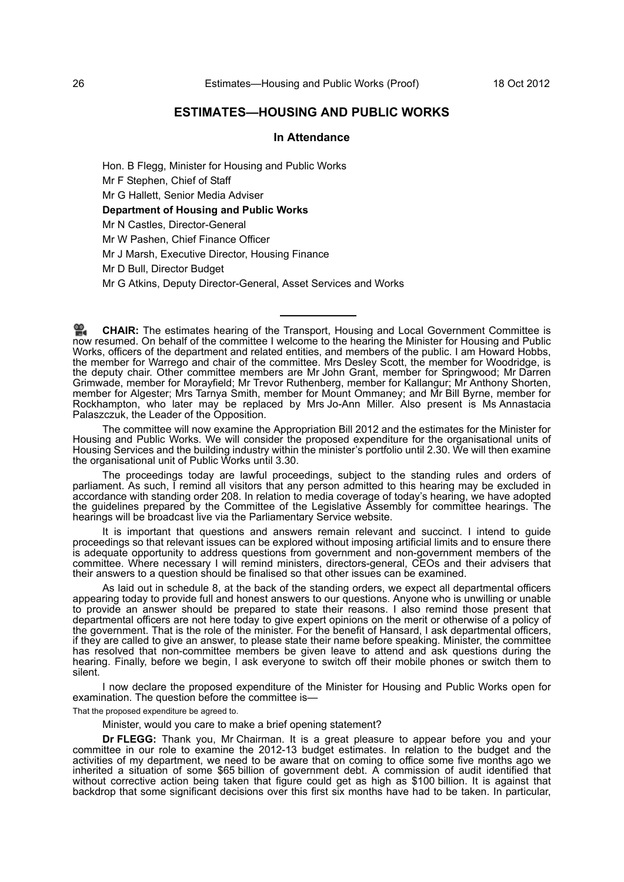## ESTIMATES—HOUSING AND PUBLIC WORKS

### In Attendance

Hon. B Flegg, Minister for Housing and Public Works

Mr F Stephen, Chief of Staff

Mr G Hallett, Senior Media Adviser

**Department of Housing and Public Works**

Mr N Castles, Director-General

Mr W Pashen, Chief Finance Officer

Mr J Marsh, Executive Director, Housing Finance

Mr D Bull, Director Budget

Mr G Atkins, Deputy Director-General, Asset Services and Works

---

**CHAIR:** The estimates hearing of the Transport, Housing and Local Government Committee is now resumed. On behalf of the committee I welcome to the hearing the Minister for Housing and Public Works, officers of the department and related entities, and members of the public. I am Howard Hobbs, the member for Warrego and chair of the committee. Mrs Desley Scott, the member for Woodridge, is the deputy chair. Other committee members are Mr John Grant, member for Springwood; Mr Darren Grimwade, member for Morayfield; Mr Trevor Ruthenberg, member for Kallangur; Mr Anthony Shorten, member for Algester; Mrs Tarnya Smith, member for Mount Ommaney; and Mr Bill Byrne, member for Rockhampton, who later may be replaced by Mrs Jo-Ann Miller. Also present is Ms Annastacia Palaszczuk, the Leader of the Opposition.

The committee will now examine the Appropriation Bill 2012 and the estimates for the Minister for Housing and Public Works. We will consider the proposed expenditure for the organisational units of Housing Services and the building industry within the minister's portfolio until 2.30. We will then examine the organisational unit of Public Works until 3.30.

The proceedings today are lawful proceedings, subject to the standing rules and orders of parliament. As such, I remind all visitors that any person admitted to this hearing may be excluded in accordance with standing order 208. In relation to media coverage of today's hearing, we have adopted the guidelines prepared by the Committee of the Legislative Assembly for committee hearings. The hearings will be broadcast live via the Parliamentary Service website.

It is important that questions and answers remain relevant and succinct. I intend to guide proceedings so that relevant issues can be explored without imposing artificial limits and to ensure there is adequate opportunity to address questions from government and non-government members of the committee. Where necessary I will remind ministers, directors-general, CEOs and their advisers that their answers to a question should be finalised so that other issues can be examined.

As laid out in schedule 8, at the back of the standing orders, we expect all departmental officers appearing today to provide full and honest answers to our questions. Anyone who is unwilling or unable to provide an answer should be prepared to state their reasons. I also remind those present that departmental officers are not here today to give expert opinions on the merit or otherwise of a policy of the government. That is the role of the minister. For the benefit of Hansard, I ask departmental officers, if they are called to give an answer, to please state their name before speaking. Minister, the committee has resolved that non-committee members be given leave to attend and ask questions during the hearing. Finally, before we begin, I ask everyone to switch off their mobile phones or switch them to silent.

I now declare the proposed expenditure of the Minister for Housing and Public Works open for examination. The question before the committee is—

That the proposed expenditure be agreed to.

Minister, would you care to make a brief opening statement?

**Dr FLEGG:** Thank you, Mr Chairman. It is a great pleasure to appear before you and your committee in our role to examine the 2012-13 budget estimates. In relation to the budget and the activities of my department, we need to be aware that on coming to office some five months ago we inherited a situation of some $65 billion of government debt. A commission of audit identified that without corrective action being taken that figure could get as high as $100 billion. It is against that backdrop that some significant decisions over this first six months have had to be taken. In particular,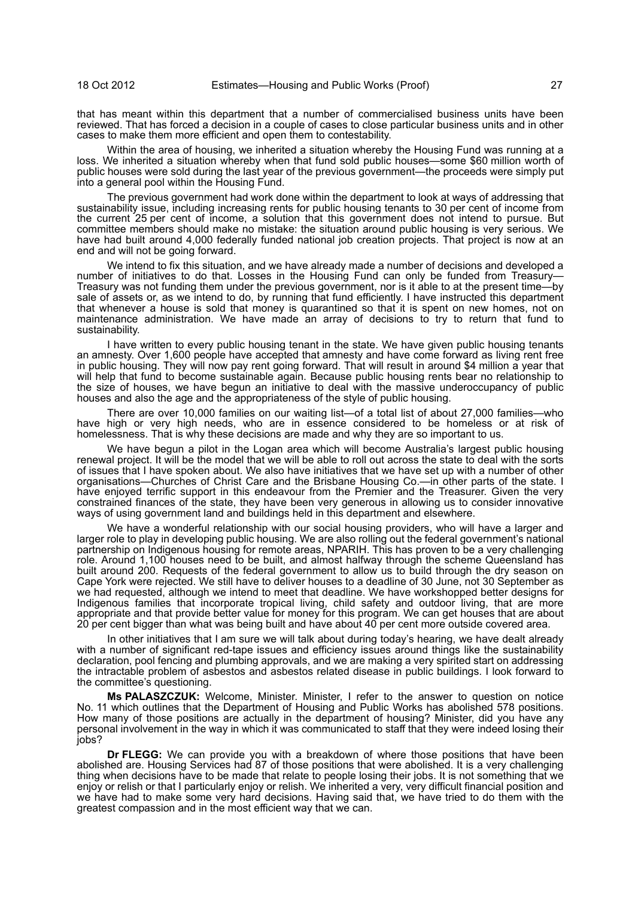that has meant within this department that a number of commercialised business units have been reviewed. That has forced a decision in a couple of cases to close particular business units and in other cases to make them more efficient and open them to contestability.

Within the area of housing, we inherited a situation whereby the Housing Fund was running at a loss. We inherited a situation whereby when that fund sold public houses—some $60 million worth of public houses were sold during the last year of the previous government—the proceeds were simply put into a general pool within the Housing Fund.

The previous government had work done within the department to look at ways of addressing that sustainability issue, including increasing rents for public housing tenants to 30 per cent of income from the current 25 per cent of income, a solution that this government does not intend to pursue. But committee members should make no mistake: the situation around public housing is very serious. We have had built around 4,000 federally funded national job creation projects. That project is now at an end and will not be going forward.

We intend to fix this situation, and we have already made a number of decisions and developed a number of initiatives to do that. Losses in the Housing Fund can only be funded from Treasury—Treasury was not funding them under the previous government, nor is it able to at the present time—by sale of assets or, as we intend to do, by running that fund efficiently. I have instructed this department that whenever a house is sold that money is quarantined so that it is spent on new homes, not on maintenance administration. We have made an array of decisions to try to return that fund to sustainability.

I have written to every public housing tenant in the state. We have given public housing tenants an amnesty. Over 1,600 people have accepted that amnesty and have come forward as living rent free in public housing. They will now pay rent going forward. That will result in around $4 million a year that will help that fund to become sustainable again. Because public housing rents bear no relationship to the size of houses, we have begun an initiative to deal with the massive underoccupancy of public houses and also the age and the appropriateness of the style of public housing.

There are over 10,000 families on our waiting list—of a total list of about 27,000 families—who have high or very high needs, who are in essence considered to be homeless or at risk of homelessness. That is why these decisions are made and why they are so important to us.

We have begun a pilot in the Logan area which will become Australia's largest public housing renewal project. It will be the model that we will be able to roll out across the state to deal with the sorts of issues that I have spoken about. We also have initiatives that we have set up with a number of other organisations—Churches of Christ Care and the Brisbane Housing Co.—in other parts of the state. I have enjoyed terrific support in this endeavour from the Premier and the Treasurer. Given the very constrained finances of the state, they have been very generous in allowing us to consider innovative ways of using government land and buildings held in this department and elsewhere.

We have a wonderful relationship with our social housing providers, who will have a larger and larger role to play in developing public housing. We are also rolling out the federal government's national partnership on Indigenous housing for remote areas, NPARIH. This has proven to be a very challenging role. Around 1,100 houses need to be built, and almost halfway through the scheme Queensland has built around 200. Requests of the federal government to allow us to build through the dry season on Cape York were rejected. We still have to deliver houses to a deadline of 30 June, not 30 September as we had requested, although we intend to meet that deadline. We have workshopped better designs for Indigenous families that incorporate tropical living, child safety and outdoor living, that are more appropriate and that provide better value for money for this program. We can get houses that are about 20 per cent bigger than what was being built and have about 40 per cent more outside covered area.

In other initiatives that I am sure we will talk about during today's hearing, we have dealt already with a number of significant red-tape issues and efficiency issues around things like the sustainability declaration, pool fencing and plumbing approvals, and we are making a very spirited start on addressing the intractable problem of asbestos and asbestos related disease in public buildings. I look forward to the committee's questioning.

**Ms PALASZCZUK:** Welcome, Minister. Minister, I refer to the answer to question on notice No. 11 which outlines that the Department of Housing and Public Works has abolished 578 positions. How many of those positions are actually in the department of housing? Minister, did you have any personal involvement in the way in which it was communicated to staff that they were indeed losing their jobs?

**Dr FLEGG:** We can provide you with a breakdown of where those positions that have been abolished are. Housing Services had 87 of those positions that were abolished. It is a very challenging thing when decisions have to be made that relate to people losing their jobs. It is not something that we enjoy or relish or that I particularly enjoy or relish. We inherited a very, very difficult financial position and we have had to make some very hard decisions. Having said that, we have tried to do them with the greatest compassion and in the most efficient way that we can.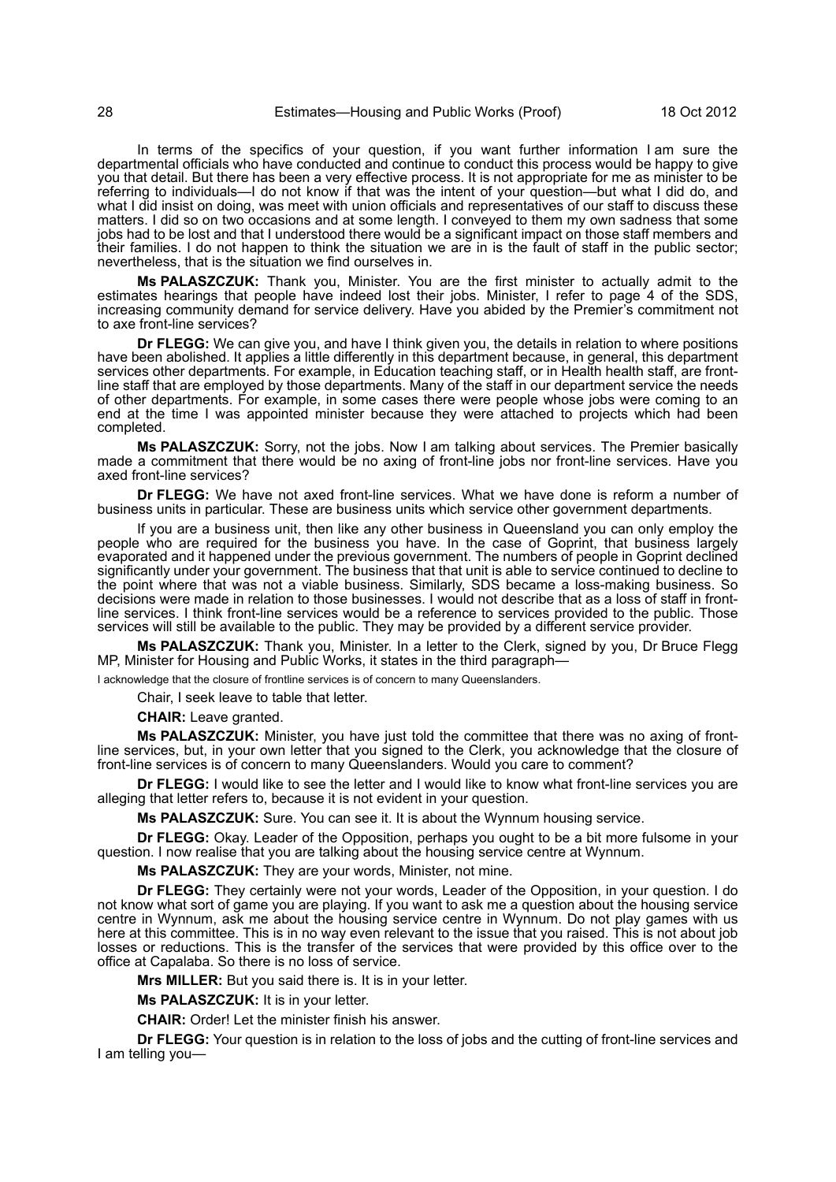In terms of the specifics of your question, if you want further information I am sure the departmental officials who have conducted and continue to conduct this process would be happy to give you that detail. But there has been a very effective process. It is not appropriate for me as minister to be referring to individuals—I do not know if that was the intent of your question—but what I did do, and what I did insist on doing, was meet with union officials and representatives of our staff to discuss these matters. I did so on two occasions and at some length. I conveyed to them my own sadness that some jobs had to be lost and that I understood there would be a significant impact on those staff members and their families. I do not happen to think the situation we are in is the fault of staff in the public sector; nevertheless, that is the situation we find ourselves in.

**Ms PALASZCZUK:** Thank you, Minister. You are the first minister to actually admit to the estimates hearings that people have indeed lost their jobs. Minister, I refer to page 4 of the SDS, increasing community demand for service delivery. Have you abided by the Premier's commitment not to axe front-line services?

**Dr FLEGG:** We can give you, and have I think given you, the details in relation to where positions have been abolished. It applies a little differently in this department because, in general, this department services other departments. For example, in Education teaching staff, or in Health health staff, are front-line staff that are employed by those departments. Many of the staff in our department service the needs of other departments. For example, in some cases there were people whose jobs were coming to an end at the time I was appointed minister because they were attached to projects which had been completed.

**Ms PALASZCZUK:** Sorry, not the jobs. Now I am talking about services. The Premier basically made a commitment that there would be no axing of front-line jobs nor front-line services. Have you axed front-line services?

**Dr FLEGG:** We have not axed front-line services. What we have done is reform a number of business units in particular. These are business units which service other government departments.

If you are a business unit, then like any other business in Queensland you can only employ the people who are required for the business you have. In the case of Goprint, that business largely evaporated and it happened under the previous government. The numbers of people in Goprint declined significantly under your government. The business that that unit is able to service continued to decline to the point where that was not a viable business. Similarly, SDS became a loss-making business. So decisions were made in relation to those businesses. I would not describe that as a loss of staff in front-line services. I think front-line services would be a reference to services provided to the public. Those services will still be available to the public. They may be provided by a different service provider.

**Ms PALASZCZUK:** Thank you, Minister. In a letter to the Clerk, signed by you, Dr Bruce Flegg MP, Minister for Housing and Public Works, it states in the third paragraph—

I acknowledge that the closure of frontline services is of concern to many Queenslanders.

Chair, I seek leave to table that letter.

**CHAIR:** Leave granted.

**Ms PALASZCZUK:** Minister, you have just told the committee that there was no axing of front-line services, but, in your own letter that you signed to the Clerk, you acknowledge that the closure of front-line services is of concern to many Queenslanders. Would you care to comment?

**Dr FLEGG:** I would like to see the letter and I would like to know what front-line services you are alleging that letter refers to, because it is not evident in your question.

**Ms PALASZCZUK:** Sure. You can see it. It is about the Wynnum housing service.

**Dr FLEGG:** Okay. Leader of the Opposition, perhaps you ought to be a bit more fulsome in your question. I now realise that you are talking about the housing service centre at Wynnum.

**Ms PALASZCZUK:** They are your words, Minister, not mine.

**Dr FLEGG:** They certainly were not your words, Leader of the Opposition, in your question. I do not know what sort of game you are playing. If you want to ask me a question about the housing service centre in Wynnum, ask me about the housing service centre in Wynnum. Do not play games with us here at this committee. This is in no way even relevant to the issue that you raised. This is not about job losses or reductions. This is the transfer of the services that were provided by this office over to the office at Capalaba. So there is no loss of service.

**Mrs MILLER:** But you said there is. It is in your letter.

**Ms PALASZCZUK:** It is in your letter.

**CHAIR:** Order! Let the minister finish his answer.

**Dr FLEGG:** Your question is in relation to the loss of jobs and the cutting of front-line services and I am telling you—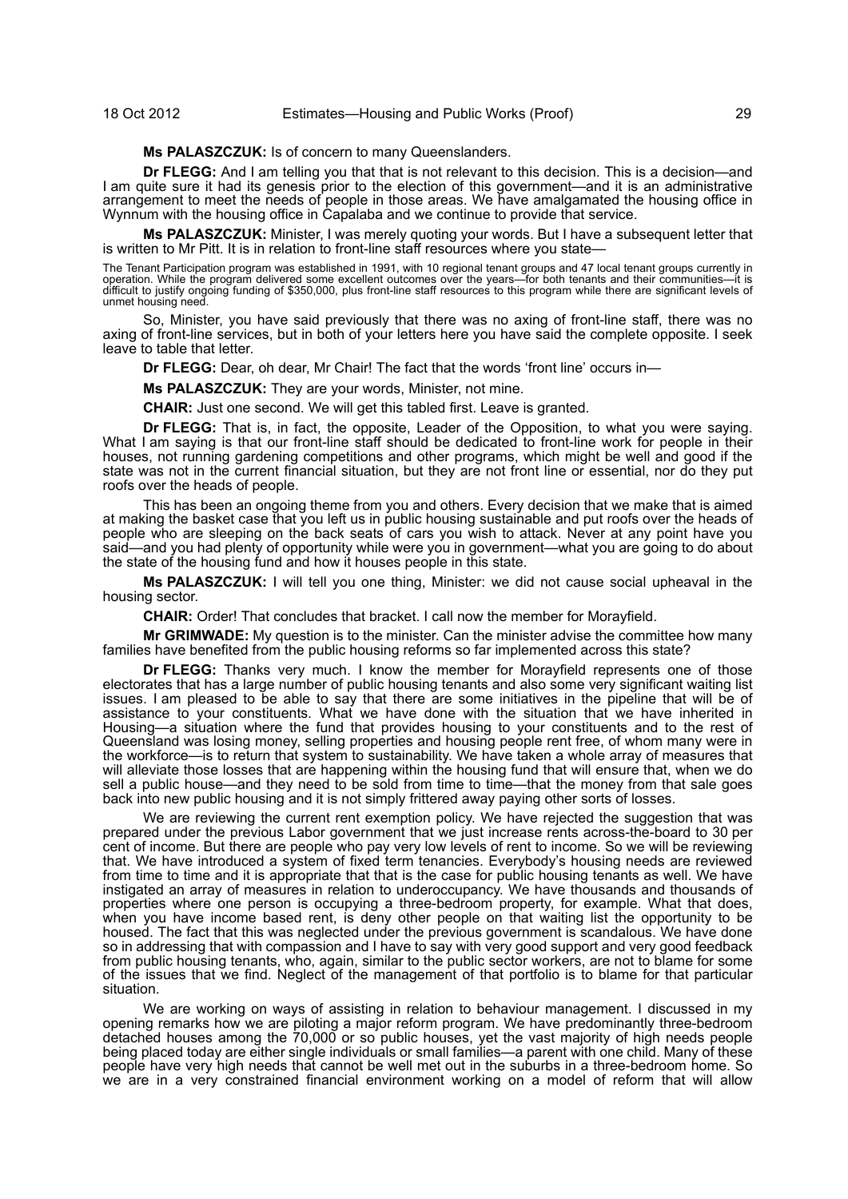**Ms PALASZCZUK:** Is of concern to many Queenslanders.

**Dr FLEGG:** And I am telling you that that is not relevant to this decision. This is a decision—and I am quite sure it had its genesis prior to the election of this government—and it is an administrative arrangement to meet the needs of people in those areas. We have amalgamated the housing office in Wynnum with the housing office in Capalaba and we continue to provide that service.

**Ms PALASZCZUK:** Minister, I was merely quoting your words. But I have a subsequent letter that is written to Mr Pitt. It is in relation to front-line staff resources where you state—

The Tenant Participation program was established in 1991, with 10 regional tenant groups and 47 local tenant groups currently in operation. While the program delivered some excellent outcomes over the years—for both tenants and their communities—it is difficult to justify ongoing funding of $350,000, plus front-line staff resources to this program while there are significant levels of unmet housing need.

So, Minister, you have said previously that there was no axing of front-line staff, there was no axing of front-line services, but in both of your letters here you have said the complete opposite. I seek leave to table that letter.

**Dr FLEGG:** Dear, oh dear, Mr Chair! The fact that the words 'front line' occurs in—

**Ms PALASZCZUK:** They are your words, Minister, not mine.

**CHAIR:** Just one second. We will get this tabled first. Leave is granted.

**Dr FLEGG:** That is, in fact, the opposite, Leader of the Opposition, to what you were saying. What I am saying is that our front-line staff should be dedicated to front-line work for people in their houses, not running gardening competitions and other programs, which might be well and good if the state was not in the current financial situation, but they are not front line or essential, nor do they put roofs over the heads of people.

This has been an ongoing theme from you and others. Every decision that we make that is aimed at making the basket case that you left us in public housing sustainable and put roofs over the heads of people who are sleeping on the back seats of cars you wish to attack. Never at any point have you said—and you had plenty of opportunity while were you in government—what you are going to do about the state of the housing fund and how it houses people in this state.

**Ms PALASZCZUK:** I will tell you one thing, Minister: we did not cause social upheaval in the housing sector.

**CHAIR:** Order! That concludes that bracket. I call now the member for Morayfield.

**Mr GRIMWADE:** My question is to the minister. Can the minister advise the committee how many families have benefited from the public housing reforms so far implemented across this state?

**Dr FLEGG:** Thanks very much. I know the member for Morayfield represents one of those electorates that has a large number of public housing tenants and also some very significant waiting list issues. I am pleased to be able to say that there are some initiatives in the pipeline that will be of assistance to your constituents. What we have done with the situation that we have inherited in Housing—a situation where the fund that provides housing to your constituents and to the rest of Queensland was losing money, selling properties and housing people rent free, of whom many were in the workforce—is to return that system to sustainability. We have taken a whole array of measures that will alleviate those losses that are happening within the housing fund that will ensure that, when we do sell a public house—and they need to be sold from time to time—that the money from that sale goes back into new public housing and it is not simply frittered away paying other sorts of losses.

We are reviewing the current rent exemption policy. We have rejected the suggestion that was prepared under the previous Labor government that we just increase rents across-the-board to 30 per cent of income. But there are people who pay very low levels of rent to income. So we will be reviewing that. We have introduced a system of fixed term tenancies. Everybody's housing needs are reviewed from time to time and it is appropriate that that is the case for public housing tenants as well. We have instigated an array of measures in relation to underoccupancy. We have thousands and thousands of properties where one person is occupying a three-bedroom property, for example. What that does, when you have income based rent, is deny other people on that waiting list the opportunity to be housed. The fact that this was neglected under the previous government is scandalous. We have done so in addressing that with compassion and I have to say with very good support and very good feedback from public housing tenants, who, again, similar to the public sector workers, are not to blame for some of the issues that we find. Neglect of the management of that portfolio is to blame for that particular situation.

We are working on ways of assisting in relation to behaviour management. I discussed in my opening remarks how we are piloting a major reform program. We have predominantly three-bedroom detached houses among the 70,000 or so public houses, yet the vast majority of high needs people being placed today are either single individuals or small families—a parent with one child. Many of these people have very high needs that cannot be well met out in the suburbs in a three-bedroom home. So we are in a very constrained financial environment working on a model of reform that will allow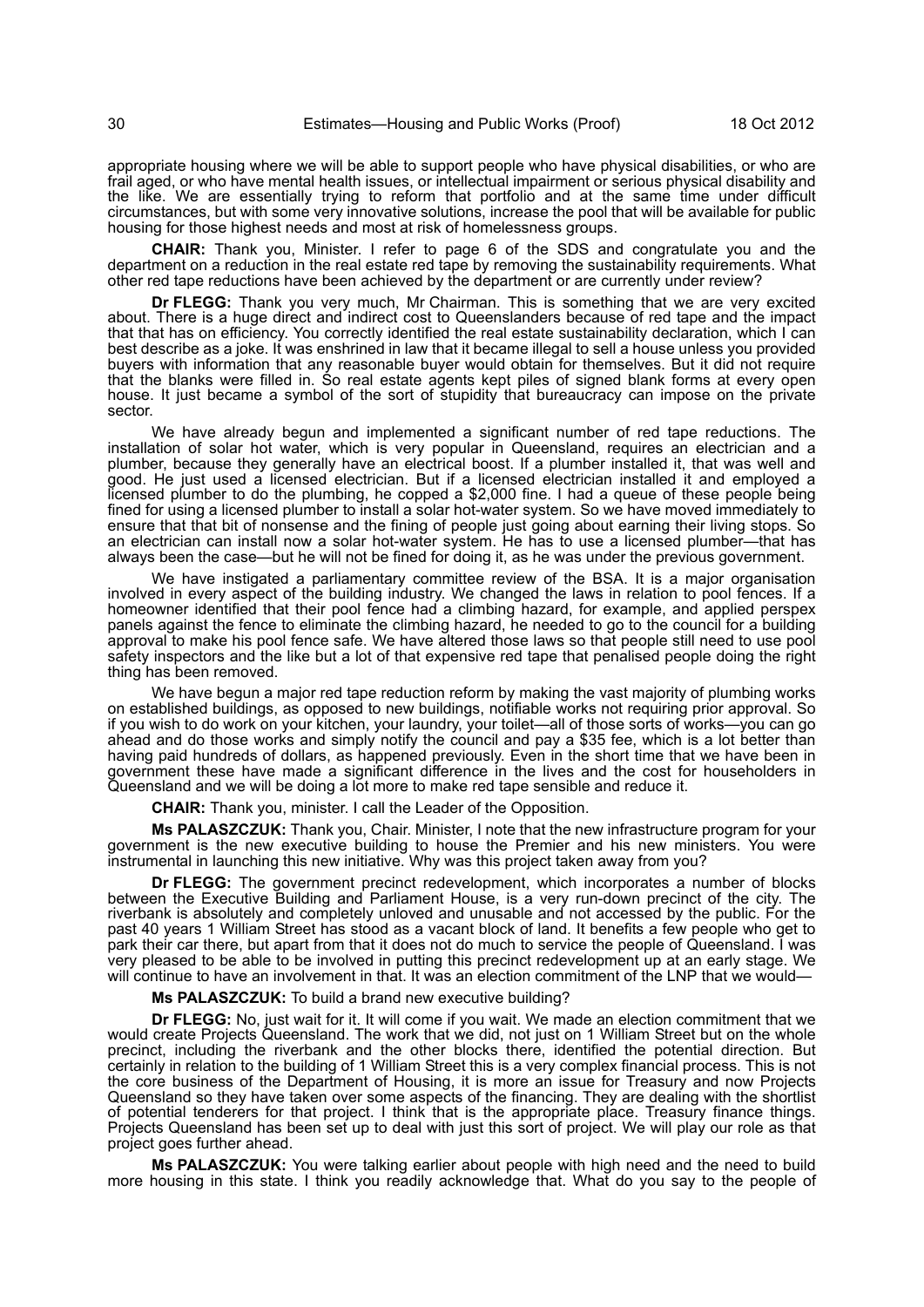appropriate housing where we will be able to support people who have physical disabilities, or who are frail aged, or who have mental health issues, or intellectual impairment or serious physical disability and the like. We are essentially trying to reform that portfolio and at the same time under difficult circumstances, but with some very innovative solutions, increase the pool that will be available for public housing for those highest needs and most at risk of homelessness groups.

**CHAIR:** Thank you, Minister. I refer to page 6 of the SDS and congratulate you and the department on a reduction in the real estate red tape by removing the sustainability requirements. What other red tape reductions have been achieved by the department or are currently under review?

**Dr FLEGG:** Thank you very much, Mr Chairman. This is something that we are very excited about. There is a huge direct and indirect cost to Queenslanders because of red tape and the impact that that has on efficiency. You correctly identified the real estate sustainability declaration, which I can best describe as a joke. It was enshrined in law that it became illegal to sell a house unless you provided buyers with information that any reasonable buyer would obtain for themselves. But it did not require that the blanks were filled in. So real estate agents kept piles of signed blank forms at every open house. It just became a symbol of the sort of stupidity that bureaucracy can impose on the private sector.

We have already begun and implemented a significant number of red tape reductions. The installation of solar hot water, which is very popular in Queensland, requires an electrician and a plumber, because they generally have an electrical boost. If a plumber installed it, that was well and good. He just used a licensed electrician. But if a licensed electrician installed it and employed a licensed plumber to do the plumbing, he copped a $2,000 fine. I had a queue of these people being fined for using a licensed plumber to install a solar hot-water system. So we have moved immediately to ensure that that bit of nonsense and the fining of people just going about earning their living stops. So an electrician can install now a solar hot-water system. He has to use a licensed plumber—that has always been the case—but he will not be fined for doing it, as he was under the previous government.

We have instigated a parliamentary committee review of the BSA. It is a major organisation involved in every aspect of the building industry. We changed the laws in relation to pool fences. If a homeowner identified that their pool fence had a climbing hazard, for example, and applied perspex panels against the fence to eliminate the climbing hazard, he needed to go to the council for a building approval to make his pool fence safe. We have altered those laws so that people still need to use pool safety inspectors and the like but a lot of that expensive red tape that penalised people doing the right thing has been removed.

We have begun a major red tape reduction reform by making the vast majority of plumbing works on established buildings, as opposed to new buildings, notifiable works not requiring prior approval. So if you wish to do work on your kitchen, your laundry, your toilet—all of those sorts of works—you can go ahead and do those works and simply notify the council and pay a $35 fee, which is a lot better than having paid hundreds of dollars, as happened previously. Even in the short time that we have been in government these have made a significant difference in the lives and the cost for householders in Queensland and we will be doing a lot more to make red tape sensible and reduce it.

**CHAIR:** Thank you, minister. I call the Leader of the Opposition.

**Ms PALASZCZUK:** Thank you, Chair. Minister, I note that the new infrastructure program for your government is the new executive building to house the Premier and his new ministers. You were instrumental in launching this new initiative. Why was this project taken away from you?

**Dr FLEGG:** The government precinct redevelopment, which incorporates a number of blocks between the Executive Building and Parliament House, is a very run-down precinct of the city. The riverbank is absolutely and completely unloved and unusable and not accessed by the public. For the past 40 years 1 William Street has stood as a vacant block of land. It benefits a few people who get to park their car there, but apart from that it does not do much to service the people of Queensland. I was very pleased to be able to be involved in putting this precinct redevelopment up at an early stage. We will continue to have an involvement in that. It was an election commitment of the LNP that we would—

**Ms PALASZCZUK:** To build a brand new executive building?

**Dr FLEGG:** No, just wait for it. It will come if you wait. We made an election commitment that we would create Projects Queensland. The work that we did, not just on 1 William Street but on the whole precinct, including the riverbank and the other blocks there, identified the potential direction. But certainly in relation to the building of 1 William Street this is a very complex financial process. This is not the core business of the Department of Housing, it is more an issue for Treasury and now Projects Queensland so they have taken over some aspects of the financing. They are dealing with the shortlist of potential tenderers for that project. I think that is the appropriate place. Treasury finance things. Projects Queensland has been set up to deal with just this sort of project. We will play our role as that project goes further ahead.

**Ms PALASZCZUK:** You were talking earlier about people with high need and the need to build more housing in this state. I think you readily acknowledge that. What do you say to the people of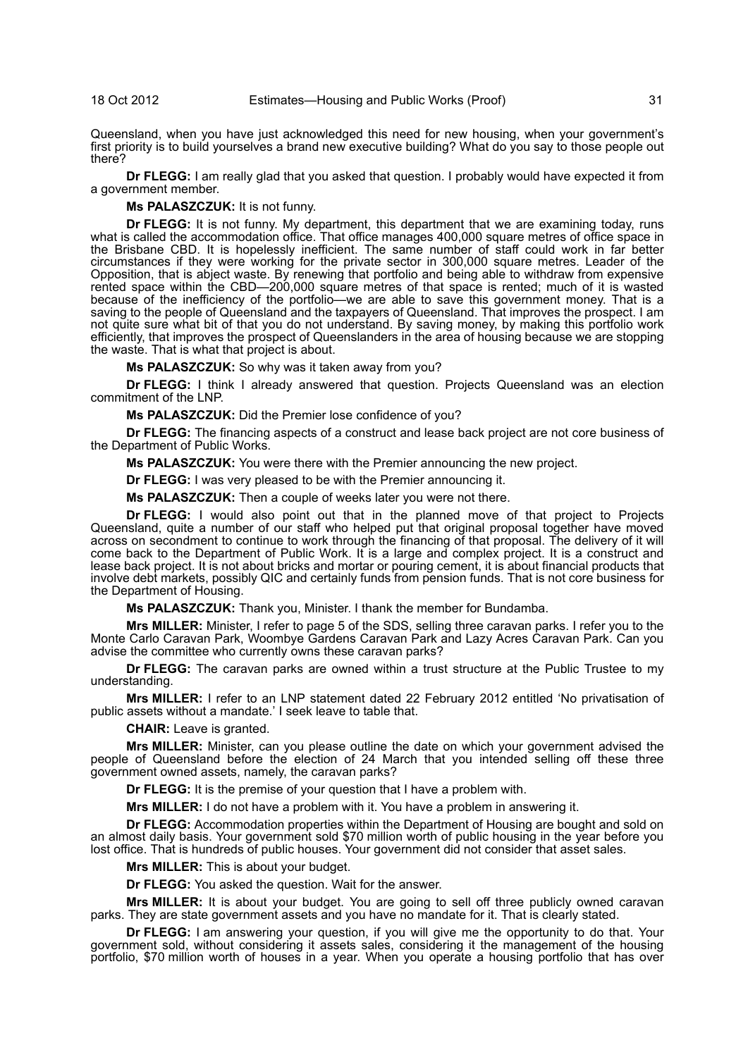Queensland, when you have just acknowledged this need for new housing, when your government's first priority is to build yourselves a brand new executive building? What do you say to those people out there?

**Dr FLEGG:** I am really glad that you asked that question. I probably would have expected it from a government member.

**Ms PALASZCZUK:** It is not funny.

**Dr FLEGG:** It is not funny. My department, this department that we are examining today, runs what is called the accommodation office. That office manages 400,000 square metres of office space in the Brisbane CBD. It is hopelessly inefficient. The same number of staff could work in far better circumstances if they were working for the private sector in 300,000 square metres. Leader of the Opposition, that is abject waste. By renewing that portfolio and being able to withdraw from expensive rented space within the CBD—200,000 square metres of that space is rented; much of it is wasted because of the inefficiency of the portfolio—we are able to save this government money. That is a saving to the people of Queensland and the taxpayers of Queensland. That improves the prospect. I am not quite sure what bit of that you do not understand. By saving money, by making this portfolio work efficiently, that improves the prospect of Queenslanders in the area of housing because we are stopping the waste. That is what that project is about.

**Ms PALASZCZUK:** So why was it taken away from you?

**Dr FLEGG:** I think I already answered that question. Projects Queensland was an election commitment of the LNP.

**Ms PALASZCZUK:** Did the Premier lose confidence of you?

**Dr FLEGG:** The financing aspects of a construct and lease back project are not core business of the Department of Public Works.

**Ms PALASZCZUK:** You were there with the Premier announcing the new project.

**Dr FLEGG:** I was very pleased to be with the Premier announcing it.

**Ms PALASZCZUK:** Then a couple of weeks later you were not there.

**Dr FLEGG:** I would also point out that in the planned move of that project to Projects Queensland, quite a number of our staff who helped put that original proposal together have moved across on secondment to continue to work through the financing of that proposal. The delivery of it will come back to the Department of Public Work. It is a large and complex project. It is a construct and lease back project. It is not about bricks and mortar or pouring cement, it is about financial products that involve debt markets, possibly QIC and certainly funds from pension funds. That is not core business for the Department of Housing.

**Ms PALASZCZUK:** Thank you, Minister. I thank the member for Bundamba.

**Mrs MILLER:** Minister, I refer to page 5 of the SDS, selling three caravan parks. I refer you to the Monte Carlo Caravan Park, Woombye Gardens Caravan Park and Lazy Acres Caravan Park. Can you advise the committee who currently owns these caravan parks?

**Dr FLEGG:** The caravan parks are owned within a trust structure at the Public Trustee to my understanding.

**Mrs MILLER:** I refer to an LNP statement dated 22 February 2012 entitled 'No privatisation of public assets without a mandate.' I seek leave to table that.

**CHAIR:** Leave is granted.

**Mrs MILLER:** Minister, can you please outline the date on which your government advised the people of Queensland before the election of 24 March that you intended selling off these three government owned assets, namely, the caravan parks?

**Dr FLEGG:** It is the premise of your question that I have a problem with.

**Mrs MILLER:** I do not have a problem with it. You have a problem in answering it.

**Dr FLEGG:** Accommodation properties within the Department of Housing are bought and sold on an almost daily basis. Your government sold $70 million worth of public housing in the year before you lost office. That is hundreds of public houses. Your government did not consider that asset sales.

**Mrs MILLER:** This is about your budget.

**Dr FLEGG:** You asked the question. Wait for the answer.

**Mrs MILLER:** It is about your budget. You are going to sell off three publicly owned caravan parks. They are state government assets and you have no mandate for it. That is clearly stated.

**Dr FLEGG:** I am answering your question, if you will give me the opportunity to do that. Your government sold, without considering it assets sales, considering it the management of the housing portfolio, $70 million worth of houses in a year. When you operate a housing portfolio that has over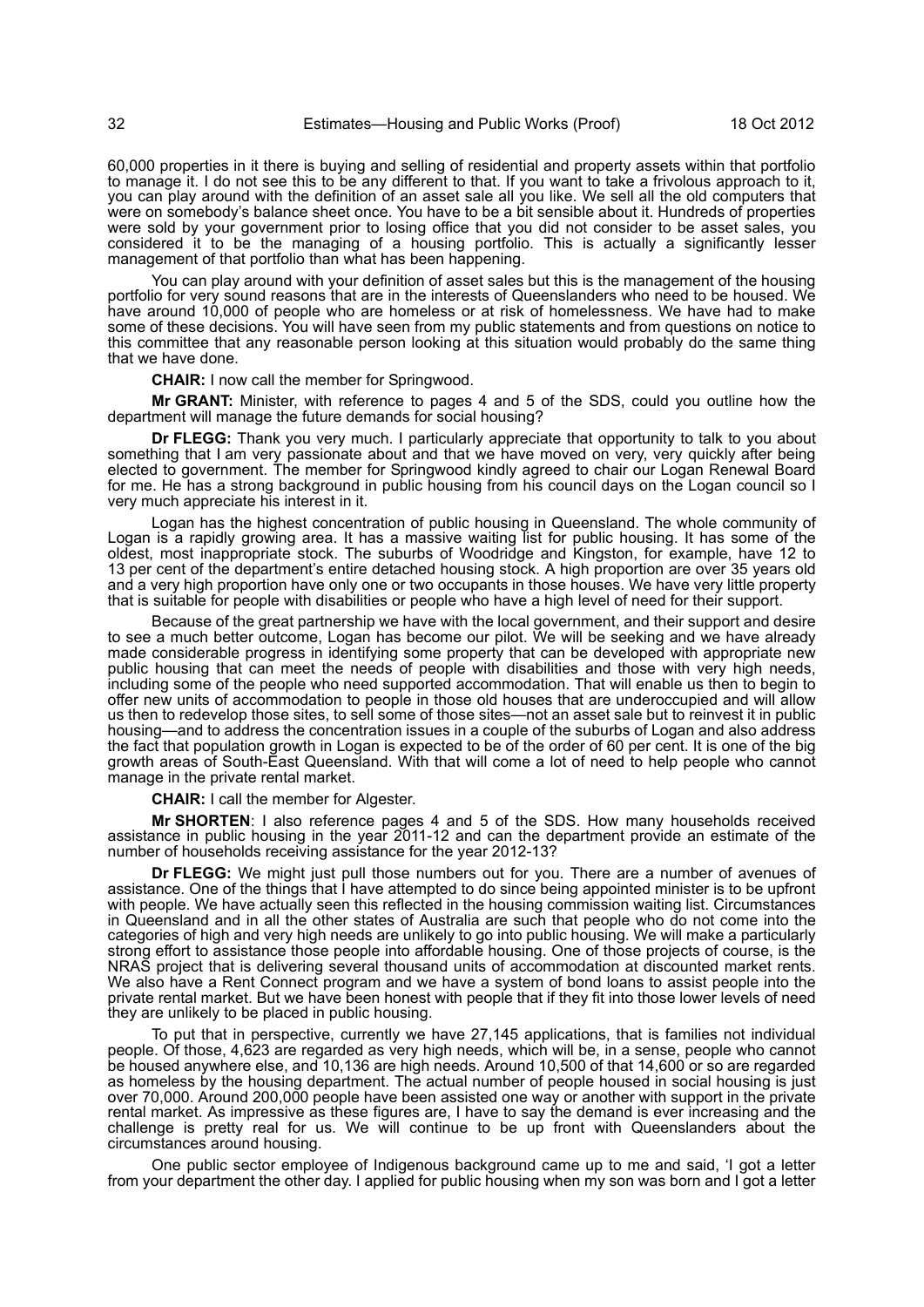60,000 properties in it there is buying and selling of residential and property assets within that portfolio to manage it. I do not see this to be any different to that. If you want to take a frivolous approach to it, you can play around with the definition of an asset sale all you like. We sell all the old computers that were on somebody's balance sheet once. You have to be a bit sensible about it. Hundreds of properties were sold by your government prior to losing office that you did not consider to be asset sales, you considered it to be the managing of a housing portfolio. This is actually a significantly lesser management of that portfolio than what has been happening.

You can play around with your definition of asset sales but this is the management of the housing portfolio for very sound reasons that are in the interests of Queenslanders who need to be housed. We have around 10,000 of people who are homeless or at risk of homelessness. We have had to make some of these decisions. You will have seen from my public statements and from questions on notice to this committee that any reasonable person looking at this situation would probably do the same thing that we have done.

**CHAIR:** I now call the member for Springwood.

**Mr GRANT:** Minister, with reference to pages 4 and 5 of the SDS, could you outline how the department will manage the future demands for social housing?

**Dr FLEGG:** Thank you very much. I particularly appreciate that opportunity to talk to you about something that I am very passionate about and that we have moved on very, very quickly after being elected to government. The member for Springwood kindly agreed to chair our Logan Renewal Board for me. He has a strong background in public housing from his council days on the Logan council so I very much appreciate his interest in it.

Logan has the highest concentration of public housing in Queensland. The whole community of Logan is a rapidly growing area. It has a massive waiting list for public housing. It has some of the oldest, most inappropriate stock. The suburbs of Woodridge and Kingston, for example, have 12 to 13 per cent of the department's entire detached housing stock. A high proportion are over 35 years old and a very high proportion have only one or two occupants in those houses. We have very little property that is suitable for people with disabilities or people who have a high level of need for their support.

Because of the great partnership we have with the local government, and their support and desire to see a much better outcome, Logan has become our pilot. We will be seeking and we have already made considerable progress in identifying some property that can be developed with appropriate new public housing that can meet the needs of people with disabilities and those with very high needs, including some of the people who need supported accommodation. That will enable us then to begin to offer new units of accommodation to people in those old houses that are underoccupied and will allow us then to redevelop those sites, to sell some of those sites—not an asset sale but to reinvest it in public housing—and to address the concentration issues in a couple of the suburbs of Logan and also address the fact that population growth in Logan is expected to be of the order of 60 per cent. It is one of the big growth areas of South-East Queensland. With that will come a lot of need to help people who cannot manage in the private rental market.

**CHAIR:** I call the member for Algester.

**Mr SHORTEN**: I also reference pages 4 and 5 of the SDS. How many households received assistance in public housing in the year 2011-12 and can the department provide an estimate of the number of households receiving assistance for the year 2012-13?

**Dr FLEGG:** We might just pull those numbers out for you. There are a number of avenues of assistance. One of the things that I have attempted to do since being appointed minister is to be upfront with people. We have actually seen this reflected in the housing commission waiting list. Circumstances in Queensland and in all the other states of Australia are such that people who do not come into the categories of high and very high needs are unlikely to go into public housing. We will make a particularly strong effort to assistance those people into affordable housing. One of those projects of course, is the NRAS project that is delivering several thousand units of accommodation at discounted market rents. We also have a Rent Connect program and we have a system of bond loans to assist people into the private rental market. But we have been honest with people that if they fit into those lower levels of need they are unlikely to be placed in public housing.

To put that in perspective, currently we have 27,145 applications, that is families not individual people. Of those, 4,623 are regarded as very high needs, which will be, in a sense, people who cannot be housed anywhere else, and 10,136 are high needs. Around 10,500 of that 14,600 or so are regarded as homeless by the housing department. The actual number of people housed in social housing is just over 70,000. Around 200,000 people have been assisted one way or another with support in the private rental market. As impressive as these figures are, I have to say the demand is ever increasing and the challenge is pretty real for us. We will continue to be up front with Queenslanders about the circumstances around housing.

One public sector employee of Indigenous background came up to me and said, 'I got a letter from your department the other day. I applied for public housing when my son was born and I got a letter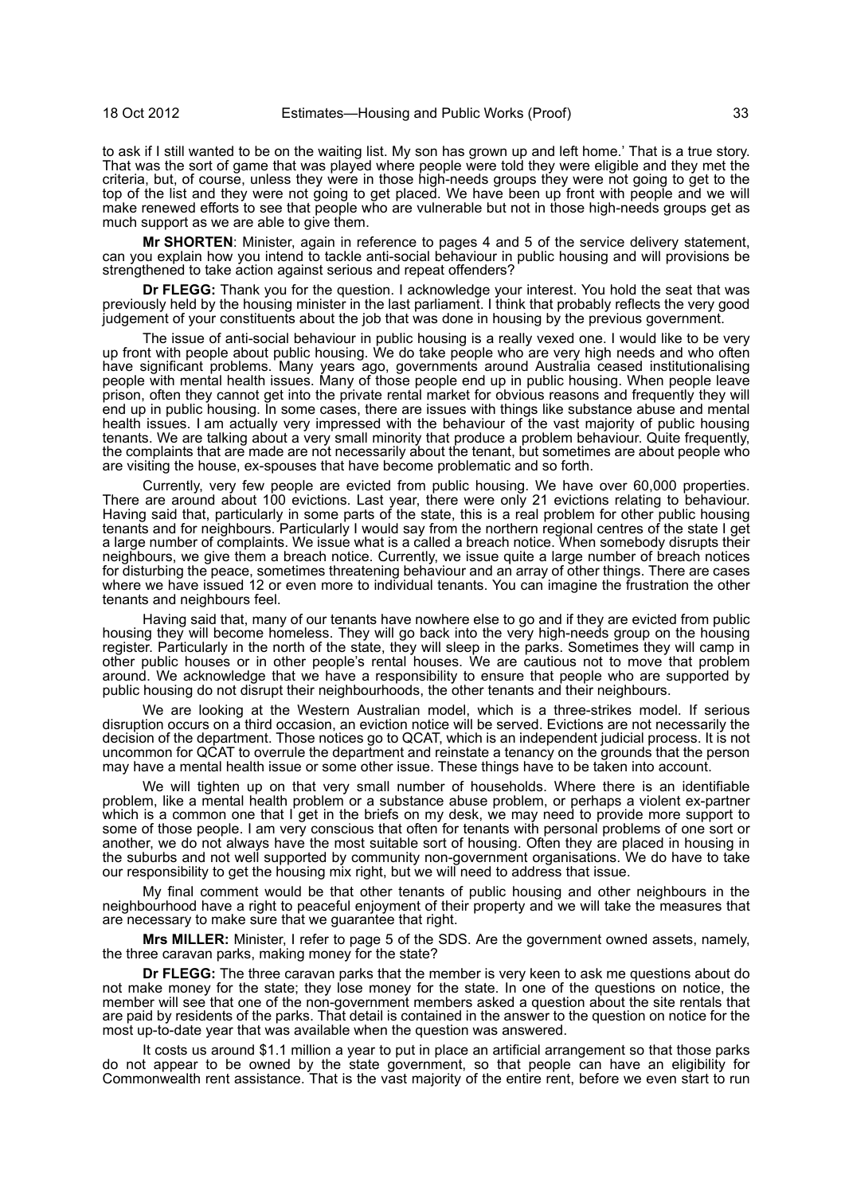to ask if I still wanted to be on the waiting list. My son has grown up and left home.' That is a true story. That was the sort of game that was played where people were told they were eligible and they met the criteria, but, of course, unless they were in those high-needs groups they were not going to get to the top of the list and they were not going to get placed. We have been up front with people and we will make renewed efforts to see that people who are vulnerable but not in those high-needs groups get as much support as we are able to give them.

**Mr SHORTEN**: Minister, again in reference to pages 4 and 5 of the service delivery statement, can you explain how you intend to tackle anti-social behaviour in public housing and will provisions be strengthened to take action against serious and repeat offenders?

**Dr FLEGG:** Thank you for the question. I acknowledge your interest. You hold the seat that was previously held by the housing minister in the last parliament. I think that probably reflects the very good judgement of your constituents about the job that was done in housing by the previous government.

The issue of anti-social behaviour in public housing is a really vexed one. I would like to be very up front with people about public housing. We do take people who are very high needs and who often have significant problems. Many years ago, governments around Australia ceased institutionalising people with mental health issues. Many of those people end up in public housing. When people leave prison, often they cannot get into the private rental market for obvious reasons and frequently they will end up in public housing. In some cases, there are issues with things like substance abuse and mental health issues. I am actually very impressed with the behaviour of the vast majority of public housing tenants. We are talking about a very small minority that produce a problem behaviour. Quite frequently, the complaints that are made are not necessarily about the tenant, but sometimes are about people who are visiting the house, ex-spouses that have become problematic and so forth.

Currently, very few people are evicted from public housing. We have over 60,000 properties. There are around about 100 evictions. Last year, there were only 21 evictions relating to behaviour. Having said that, particularly in some parts of the state, this is a real problem for other public housing tenants and for neighbours. Particularly I would say from the northern regional centres of the state I get a large number of complaints. We issue what is a called a breach notice. When somebody disrupts their neighbours, we give them a breach notice. Currently, we issue quite a large number of breach notices for disturbing the peace, sometimes threatening behaviour and an array of other things. There are cases where we have issued 12 or even more to individual tenants. You can imagine the frustration the other tenants and neighbours feel.

Having said that, many of our tenants have nowhere else to go and if they are evicted from public housing they will become homeless. They will go back into the very high-needs group on the housing register. Particularly in the north of the state, they will sleep in the parks. Sometimes they will camp in other public houses or in other people's rental houses. We are cautious not to move that problem around. We acknowledge that we have a responsibility to ensure that people who are supported by public housing do not disrupt their neighbourhoods, the other tenants and their neighbours.

We are looking at the Western Australian model, which is a three-strikes model. If serious disruption occurs on a third occasion, an eviction notice will be served. Evictions are not necessarily the decision of the department. Those notices go to QCAT, which is an independent judicial process. It is not uncommon for QCAT to overrule the department and reinstate a tenancy on the grounds that the person may have a mental health issue or some other issue. These things have to be taken into account.

We will tighten up on that very small number of households. Where there is an identifiable problem, like a mental health problem or a substance abuse problem, or perhaps a violent ex-partner which is a common one that I get in the briefs on my desk, we may need to provide more support to some of those people. I am very conscious that often for tenants with personal problems of one sort or another, we do not always have the most suitable sort of housing. Often they are placed in housing in the suburbs and not well supported by community non-government organisations. We do have to take our responsibility to get the housing mix right, but we will need to address that issue.

My final comment would be that other tenants of public housing and other neighbours in the neighbourhood have a right to peaceful enjoyment of their property and we will take the measures that are necessary to make sure that we guarantee that right.

**Mrs MILLER:** Minister, I refer to page 5 of the SDS. Are the government owned assets, namely, the three caravan parks, making money for the state?

**Dr FLEGG:** The three caravan parks that the member is very keen to ask me questions about do not make money for the state; they lose money for the state. In one of the questions on notice, the member will see that one of the non-government members asked a question about the site rentals that are paid by residents of the parks. That detail is contained in the answer to the question on notice for the most up-to-date year that was available when the question was answered.

It costs us around $1.1 million a year to put in place an artificial arrangement so that those parks do not appear to be owned by the state government, so that people can have an eligibility for Commonwealth rent assistance. That is the vast majority of the entire rent, before we even start to run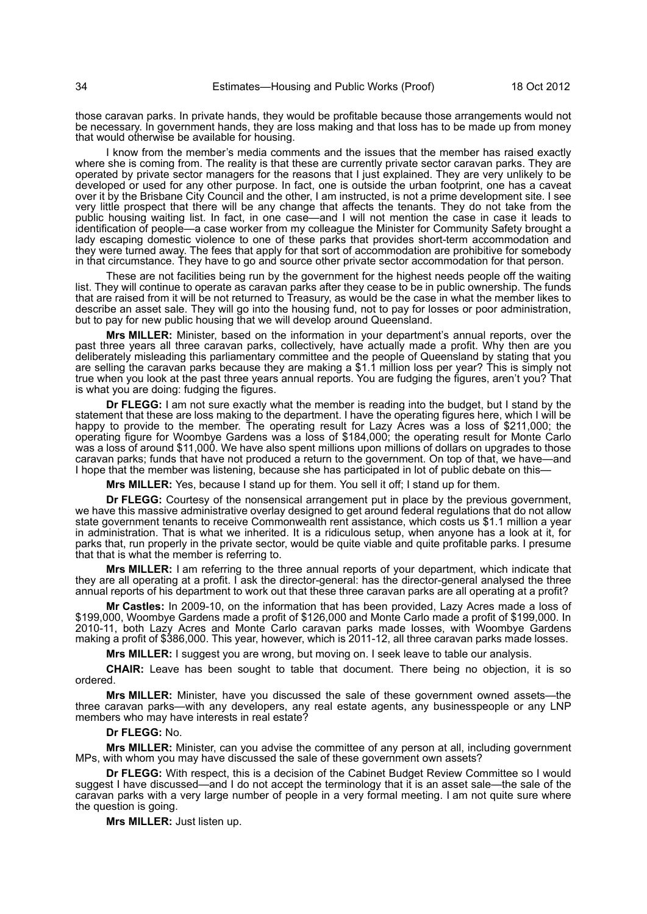those caravan parks. In private hands, they would be profitable because those arrangements would not be necessary. In government hands, they are loss making and that loss has to be made up from money that would otherwise be available for housing.

I know from the member's media comments and the issues that the member has raised exactly where she is coming from. The reality is that these are currently private sector caravan parks. They are operated by private sector managers for the reasons that I just explained. They are very unlikely to be developed or used for any other purpose. In fact, one is outside the urban footprint, one has a caveat over it by the Brisbane City Council and the other, I am instructed, is not a prime development site. I see very little prospect that there will be any change that affects the tenants. They do not take from the public housing waiting list. In fact, in one case—and I will not mention the case in case it leads to identification of people—a case worker from my colleague the Minister for Community Safety brought a lady escaping domestic violence to one of these parks that provides short-term accommodation and they were turned away. The fees that apply for that sort of accommodation are prohibitive for somebody in that circumstance. They have to go and source other private sector accommodation for that person.

These are not facilities being run by the government for the highest needs people off the waiting list. They will continue to operate as caravan parks after they cease to be in public ownership. The funds that are raised from it will be not returned to Treasury, as would be the case in what the member likes to describe an asset sale. They will go into the housing fund, not to pay for losses or poor administration, but to pay for new public housing that we will develop around Queensland.

**Mrs MILLER:** Minister, based on the information in your department's annual reports, over the past three years all three caravan parks, collectively, have actually made a profit. Why then are you deliberately misleading this parliamentary committee and the people of Queensland by stating that you are selling the caravan parks because they are making a $1.1 million loss per year? This is simply not true when you look at the past three years annual reports. You are fudging the figures, aren't you? That is what you are doing: fudging the figures.

**Dr FLEGG:** I am not sure exactly what the member is reading into the budget, but I stand by the statement that these are loss making to the department. I have the operating figures here, which I will be happy to provide to the member. The operating result for Lazy Acres was a loss of $211,000; the operating figure for Woombye Gardens was a loss of $184,000; the operating result for Monte Carlo was a loss of around $11,000. We have also spent millions upon millions of dollars on upgrades to those caravan parks; funds that have not produced a return to the government. On top of that, we have—and I hope that the member was listening, because she has participated in lot of public debate on this—

**Mrs MILLER:** Yes, because I stand up for them. You sell it off; I stand up for them.

**Dr FLEGG:** Courtesy of the nonsensical arrangement put in place by the previous government, we have this massive administrative overlay designed to get around federal regulations that do not allow state government tenants to receive Commonwealth rent assistance, which costs us $1.1 million a year in administration. That is what we inherited. It is a ridiculous setup, when anyone has a look at it, for parks that, run properly in the private sector, would be quite viable and quite profitable parks. I presume that that is what the member is referring to.

**Mrs MILLER:** I am referring to the three annual reports of your department, which indicate that they are all operating at a profit. I ask the director-general: has the director-general analysed the three annual reports of his department to work out that these three caravan parks are all operating at a profit?

**Mr Castles:** In 2009-10, on the information that has been provided, Lazy Acres made a loss of $199,000, Woombye Gardens made a profit of $126,000 and Monte Carlo made a profit of $199,000. In 2010-11, both Lazy Acres and Monte Carlo caravan parks made losses, with Woombye Gardens making a profit of $386,000. This year, however, which is 2011-12, all three caravan parks made losses.

**Mrs MILLER:** I suggest you are wrong, but moving on. I seek leave to table our analysis.

**CHAIR:** Leave has been sought to table that document. There being no objection, it is so ordered.

**Mrs MILLER:** Minister, have you discussed the sale of these government owned assets—the three caravan parks—with any developers, any real estate agents, any businesspeople or any LNP members who may have interests in real estate?

**Dr FLEGG:** No.

**Mrs MILLER:** Minister, can you advise the committee of any person at all, including government MPs, with whom you may have discussed the sale of these government own assets?

**Dr FLEGG:** With respect, this is a decision of the Cabinet Budget Review Committee so I would suggest I have discussed—and I do not accept the terminology that it is an asset sale—the sale of the caravan parks with a very large number of people in a very formal meeting. I am not quite sure where the question is going.

**Mrs MILLER:** Just listen up.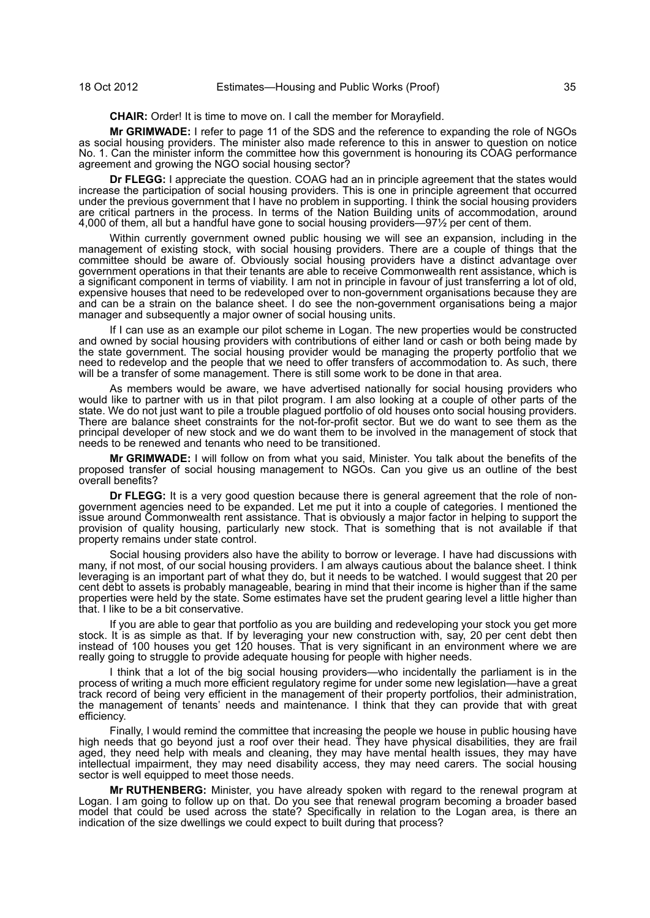**CHAIR:** Order! It is time to move on. I call the member for Morayfield.

**Mr GRIMWADE:** I refer to page 11 of the SDS and the reference to expanding the role of NGOs as social housing providers. The minister also made reference to this in answer to question on notice No. 1. Can the minister inform the committee how this government is honouring its COAG performance agreement and growing the NGO social housing sector?

**Dr FLEGG:** I appreciate the question. COAG had an in principle agreement that the states would increase the participation of social housing providers. This is one in principle agreement that occurred under the previous government that I have no problem in supporting. I think the social housing providers are critical partners in the process. In terms of the Nation Building units of accommodation, around 4,000 of them, all but a handful have gone to social housing providers—97½ per cent of them.

Within currently government owned public housing we will see an expansion, including in the management of existing stock, with social housing providers. There are a couple of things that the committee should be aware of. Obviously social housing providers have a distinct advantage over government operations in that their tenants are able to receive Commonwealth rent assistance, which is a significant component in terms of viability. I am not in principle in favour of just transferring a lot of old, expensive houses that need to be redeveloped over to non-government organisations because they are and can be a strain on the balance sheet. I do see the non-government organisations being a major manager and subsequently a major owner of social housing units.

If I can use as an example our pilot scheme in Logan. The new properties would be constructed and owned by social housing providers with contributions of either land or cash or both being made by the state government. The social housing provider would be managing the property portfolio that we need to redevelop and the people that we need to offer transfers of accommodation to. As such, there will be a transfer of some management. There is still some work to be done in that area.

As members would be aware, we have advertised nationally for social housing providers who would like to partner with us in that pilot program. I am also looking at a couple of other parts of the state. We do not just want to pile a trouble plagued portfolio of old houses onto social housing providers. There are balance sheet constraints for the not-for-profit sector. But we do want to see them as the principal developer of new stock and we do want them to be involved in the management of stock that needs to be renewed and tenants who need to be transitioned.

**Mr GRIMWADE:** I will follow on from what you said, Minister. You talk about the benefits of the proposed transfer of social housing management to NGOs. Can you give us an outline of the best overall benefits?

**Dr FLEGG:** It is a very good question because there is general agreement that the role of non-government agencies need to be expanded. Let me put it into a couple of categories. I mentioned the issue around Commonwealth rent assistance. That is obviously a major factor in helping to support the provision of quality housing, particularly new stock. That is something that is not available if that property remains under state control.

Social housing providers also have the ability to borrow or leverage. I have had discussions with many, if not most, of our social housing providers. I am always cautious about the balance sheet. I think leveraging is an important part of what they do, but it needs to be watched. I would suggest that 20 per cent debt to assets is probably manageable, bearing in mind that their income is higher than if the same properties were held by the state. Some estimates have set the prudent gearing level a little higher than that. I like to be a bit conservative.

If you are able to gear that portfolio as you are building and redeveloping your stock you get more stock. It is as simple as that. If by leveraging your new construction with, say, 20 per cent debt then instead of 100 houses you get 120 houses. That is very significant in an environment where we are really going to struggle to provide adequate housing for people with higher needs.

I think that a lot of the big social housing providers—who incidentally the parliament is in the process of writing a much more efficient regulatory regime for under some new legislation—have a great track record of being very efficient in the management of their property portfolios, their administration, the management of tenants' needs and maintenance. I think that they can provide that with great efficiency.

Finally, I would remind the committee that increasing the people we house in public housing have high needs that go beyond just a roof over their head. They have physical disabilities, they are frail aged, they need help with meals and cleaning, they may have mental health issues, they may have intellectual impairment, they may need disability access, they may need carers. The social housing sector is well equipped to meet those needs.

**Mr RUTHENBERG:** Minister, you have already spoken with regard to the renewal program at Logan. I am going to follow up on that. Do you see that renewal program becoming a broader based model that could be used across the state? Specifically in relation to the Logan area, is there an indication of the size dwellings we could expect to built during that process?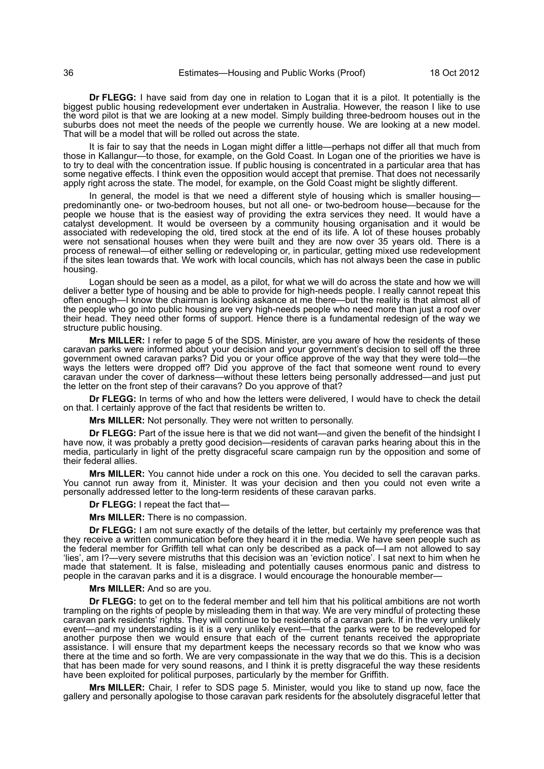**Dr FLEGG:** I have said from day one in relation to Logan that it is a pilot. It potentially is the biggest public housing redevelopment ever undertaken in Australia. However, the reason I like to use the word pilot is that we are looking at a new model. Simply building three-bedroom houses out in the suburbs does not meet the needs of the people we currently house. We are looking at a new model. That will be a model that will be rolled out across the state.

It is fair to say that the needs in Logan might differ a little—perhaps not differ all that much from those in Kallangur—to those, for example, on the Gold Coast. In Logan one of the priorities we have is to try to deal with the concentration issue. If public housing is concentrated in a particular area that has some negative effects. I think even the opposition would accept that premise. That does not necessarily apply right across the state. The model, for example, on the Gold Coast might be slightly different.

In general, the model is that we need a different style of housing which is smaller housing—predominantly one- or two-bedroom houses, but not all one- or two-bedroom house—because for the people we house that is the easiest way of providing the extra services they need. It would have a catalyst development. It would be overseen by a community housing organisation and it would be associated with redeveloping the old, tired stock at the end of its life. A lot of these houses probably were not sensational houses when they were built and they are now over 35 years old. There is a process of renewal—of either selling or redeveloping or, in particular, getting mixed use redevelopment if the sites lean towards that. We work with local councils, which has not always been the case in public housing.

Logan should be seen as a model, as a pilot, for what we will do across the state and how we will deliver a better type of housing and be able to provide for high-needs people. I really cannot repeat this often enough—I know the chairman is looking askance at me there—but the reality is that almost all of the people who go into public housing are very high-needs people who need more than just a roof over their head. They need other forms of support. Hence there is a fundamental redesign of the way we structure public housing.

**Mrs MILLER:** I refer to page 5 of the SDS. Minister, are you aware of how the residents of these caravan parks were informed about your decision and your government's decision to sell off the three government owned caravan parks? Did you or your office approve of the way that they were told—the ways the letters were dropped off? Did you approve of the fact that someone went round to every caravan under the cover of darkness—without these letters being personally addressed—and just put the letter on the front step of their caravans? Do you approve of that?

**Dr FLEGG:** In terms of who and how the letters were delivered, I would have to check the detail on that. I certainly approve of the fact that residents be written to.

**Mrs MILLER:** Not personally. They were not written to personally.

**Dr FLEGG:** Part of the issue here is that we did not want—and given the benefit of the hindsight I have now, it was probably a pretty good decision—residents of caravan parks hearing about this in the media, particularly in light of the pretty disgraceful scare campaign run by the opposition and some of their federal allies.

**Mrs MILLER:** You cannot hide under a rock on this one. You decided to sell the caravan parks. You cannot run away from it, Minister. It was your decision and then you could not even write a personally addressed letter to the long-term residents of these caravan parks.

**Dr FLEGG:** I repeat the fact that—

**Mrs MILLER:** There is no compassion.

**Dr FLEGG:** I am not sure exactly of the details of the letter, but certainly my preference was that they receive a written communication before they heard it in the media. We have seen people such as the federal member for Griffith tell what can only be described as a pack of—I am not allowed to say 'lies', am I?—very severe mistruths that this decision was an 'eviction notice'. I sat next to him when he made that statement. It is false, misleading and potentially causes enormous panic and distress to people in the caravan parks and it is a disgrace. I would encourage the honourable member—

**Mrs MILLER:** And so are you.

**Dr FLEGG:** to get on to the federal member and tell him that his political ambitions are not worth trampling on the rights of people by misleading them in that way. We are very mindful of protecting these caravan park residents' rights. They will continue to be residents of a caravan park. If in the very unlikely event—and my understanding is it is a very unlikely event—that the parks were to be redeveloped for another purpose then we would ensure that each of the current tenants received the appropriate assistance. I will ensure that my department keeps the necessary records so that we know who was there at the time and so forth. We are very compassionate in the way that we do this. This is a decision that has been made for very sound reasons, and I think it is pretty disgraceful the way these residents have been exploited for political purposes, particularly by the member for Griffith.

**Mrs MILLER:** Chair, I refer to SDS page 5. Minister, would you like to stand up now, face the gallery and personally apologise to those caravan park residents for the absolutely disgraceful letter that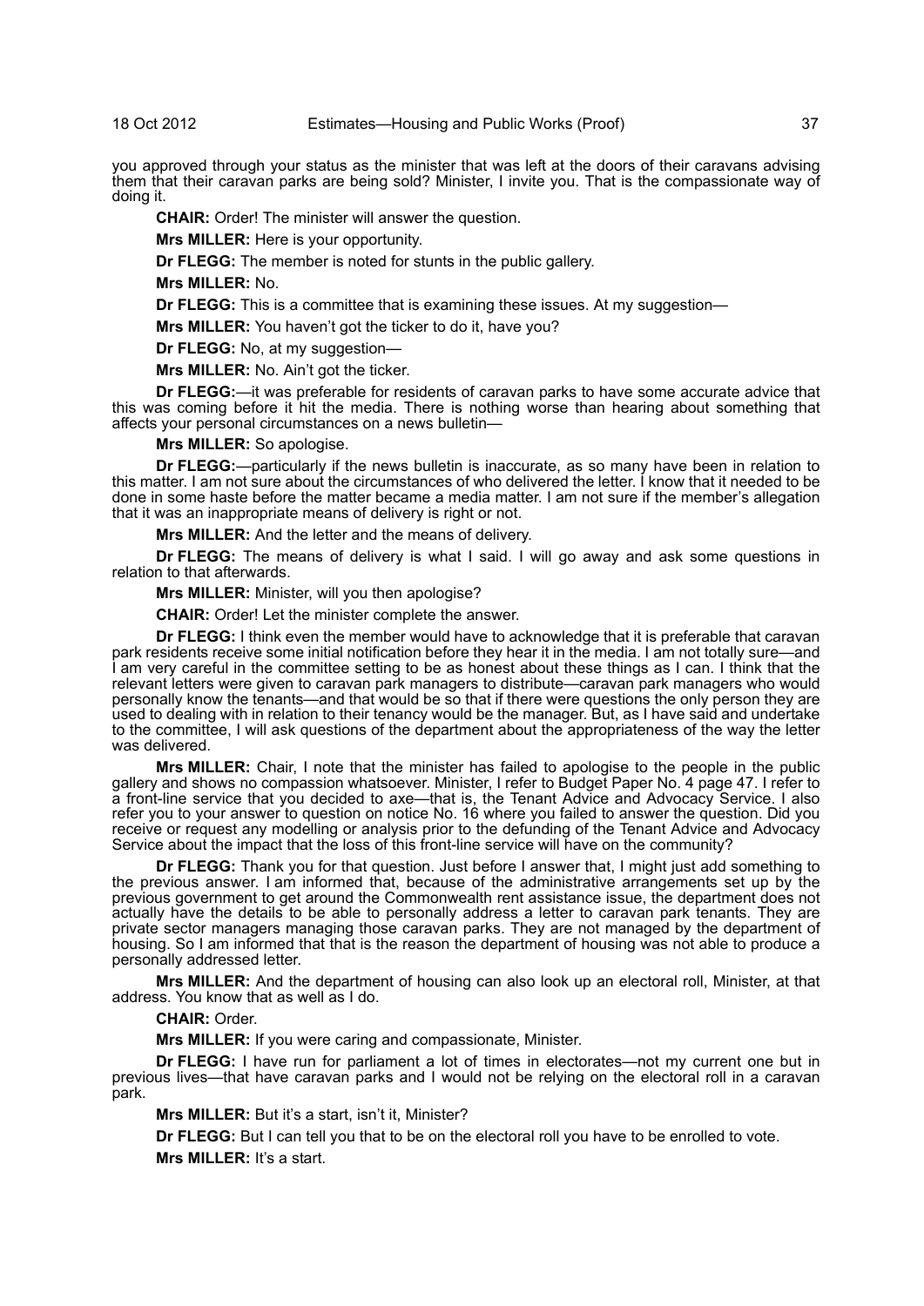you approved through your status as the minister that was left at the doors of their caravans advising them that their caravan parks are being sold? Minister, I invite you. That is the compassionate way of doing it.

**CHAIR:** Order! The minister will answer the question.

**Mrs MILLER:** Here is your opportunity.

**Dr FLEGG:** The member is noted for stunts in the public gallery.

**Mrs MILLER:** No.

**Dr FLEGG:** This is a committee that is examining these issues. At my suggestion—

**Mrs MILLER:** You haven't got the ticker to do it, have you?

**Dr FLEGG:** No, at my suggestion—

**Mrs MILLER:** No. Ain't got the ticker.

**Dr FLEGG:**—it was preferable for residents of caravan parks to have some accurate advice that this was coming before it hit the media. There is nothing worse than hearing about something that affects your personal circumstances on a news bulletin—

**Mrs MILLER:** So apologise.

**Dr FLEGG:**—particularly if the news bulletin is inaccurate, as so many have been in relation to this matter. I am not sure about the circumstances of who delivered the letter. I know that it needed to be done in some haste before the matter became a media matter. I am not sure if the member's allegation that it was an inappropriate means of delivery is right or not.

**Mrs MILLER:** And the letter and the means of delivery.

**Dr FLEGG:** The means of delivery is what I said. I will go away and ask some questions in relation to that afterwards.

**Mrs MILLER:** Minister, will you then apologise?

**CHAIR:** Order! Let the minister complete the answer.

**Dr FLEGG:** I think even the member would have to acknowledge that it is preferable that caravan park residents receive some initial notification before they hear it in the media. I am not totally sure—and I am very careful in the committee setting to be as honest about these things as I can. I think that the relevant letters were given to caravan park managers to distribute—caravan park managers who would personally know the tenants—and that would be so that if there were questions the only person they are used to dealing with in relation to their tenancy would be the manager. But, as I have said and undertake to the committee, I will ask questions of the department about the appropriateness of the way the letter was delivered.

**Mrs MILLER:** Chair, I note that the minister has failed to apologise to the people in the public gallery and shows no compassion whatsoever. Minister, I refer to Budget Paper No. 4 page 47. I refer to a front-line service that you decided to axe—that is, the Tenant Advice and Advocacy Service. I also refer you to your answer to question on notice No. 16 where you failed to answer the question. Did you receive or request any modelling or analysis prior to the defunding of the Tenant Advice and Advocacy Service about the impact that the loss of this front-line service will have on the community?

**Dr FLEGG:** Thank you for that question. Just before I answer that, I might just add something to the previous answer. I am informed that, because of the administrative arrangements set up by the previous government to get around the Commonwealth rent assistance issue, the department does not actually have the details to be able to personally address a letter to caravan park tenants. They are private sector managers managing those caravan parks. They are not managed by the department of housing. So I am informed that that is the reason the department of housing was not able to produce a personally addressed letter.

**Mrs MILLER:** And the department of housing can also look up an electoral roll, Minister, at that address. You know that as well as I do.

**CHAIR:** Order.

**Mrs MILLER:** If you were caring and compassionate, Minister.

**Dr FLEGG:** I have run for parliament a lot of times in electorates—not my current one but in previous lives—that have caravan parks and I would not be relying on the electoral roll in a caravan park.

**Mrs MILLER:** But it's a start, isn't it, Minister?

**Dr FLEGG:** But I can tell you that to be on the electoral roll you have to be enrolled to vote.

**Mrs MILLER:** It's a start.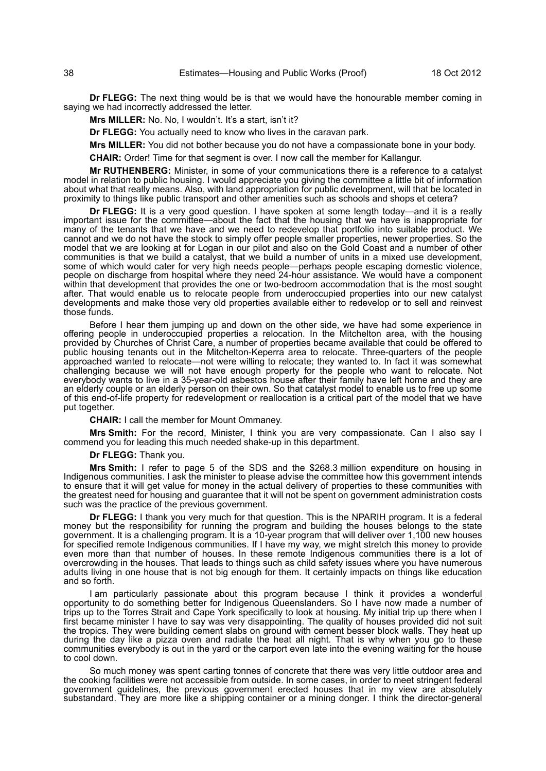**Dr FLEGG:** The next thing would be is that we would have the honourable member coming in saying we had incorrectly addressed the letter.

**Mrs MILLER:** No. No, I wouldn't. It's a start, isn't it?

**Dr FLEGG:** You actually need to know who lives in the caravan park.

**Mrs MILLER:** You did not bother because you do not have a compassionate bone in your body.

**CHAIR:** Order! Time for that segment is over. I now call the member for Kallangur.

**Mr RUTHENBERG:** Minister, in some of your communications there is a reference to a catalyst model in relation to public housing. I would appreciate you giving the committee a little bit of information about what that really means. Also, with land appropriation for public development, will that be located in proximity to things like public transport and other amenities such as schools and shops et cetera?

**Dr FLEGG:** It is a very good question. I have spoken at some length today—and it is a really important issue for the committee—about the fact that the housing that we have is inappropriate for many of the tenants that we have and we need to redevelop that portfolio into suitable product. We cannot and we do not have the stock to simply offer people smaller properties, newer properties. So the model that we are looking at for Logan in our pilot and also on the Gold Coast and a number of other communities is that we build a catalyst, that we build a number of units in a mixed use development, some of which would cater for very high needs people—perhaps people escaping domestic violence, people on discharge from hospital where they need 24-hour assistance. We would have a component within that development that provides the one or two-bedroom accommodation that is the most sought after. That would enable us to relocate people from underoccupied properties into our new catalyst developments and make those very old properties available either to redevelop or to sell and reinvest those funds.

Before I hear them jumping up and down on the other side, we have had some experience in offering people in underoccupied properties a relocation. In the Mitchelton area, with the housing provided by Churches of Christ Care, a number of properties became available that could be offered to public housing tenants out in the Mitchelton-Keperra area to relocate. Three-quarters of the people approached wanted to relocate—not were willing to relocate; they wanted to. In fact it was somewhat challenging because we will not have enough property for the people who want to relocate. Not everybody wants to live in a 35-year-old asbestos house after their family have left home and they are an elderly couple or an elderly person on their own. So that catalyst model to enable us to free up some of this end-of-life property for redevelopment or reallocation is a critical part of the model that we have put together.

**CHAIR:** I call the member for Mount Ommaney.

**Mrs Smith:** For the record, Minister, I think you are very compassionate. Can I also say I commend you for leading this much needed shake-up in this department.

**Dr FLEGG:** Thank you.

**Mrs Smith:** I refer to page 5 of the SDS and the $268.3 million expenditure on housing in Indigenous communities. I ask the minister to please advise the committee how this government intends to ensure that it will get value for money in the actual delivery of properties to these communities with the greatest need for housing and guarantee that it will not be spent on government administration costs such was the practice of the previous government.

**Dr FLEGG:** I thank you very much for that question. This is the NPARIH program. It is a federal money but the responsibility for running the program and building the houses belongs to the state government. It is a challenging program. It is a 10-year program that will deliver over 1,100 new houses for specified remote Indigenous communities. If I have my way, we might stretch this money to provide even more than that number of houses. In these remote Indigenous communities there is a lot of overcrowding in the houses. That leads to things such as child safety issues where you have numerous adults living in one house that is not big enough for them. It certainly impacts on things like education and so forth.

I am particularly passionate about this program because I think it provides a wonderful opportunity to do something better for Indigenous Queenslanders. So I have now made a number of trips up to the Torres Strait and Cape York specifically to look at housing. My initial trip up there when I first became minister I have to say was very disappointing. The quality of houses provided did not suit the tropics. They were building cement slabs on ground with cement besser block walls. They heat up during the day like a pizza oven and radiate the heat all night. That is why when you go to these communities everybody is out in the yard or the carport even late into the evening waiting for the house to cool down.

So much money was spent carting tonnes of concrete that there was very little outdoor area and the cooking facilities were not accessible from outside. In some cases, in order to meet stringent federal government guidelines, the previous government erected houses that in my view are absolutely substandard. They are more like a shipping container or a mining donger. I think the director-general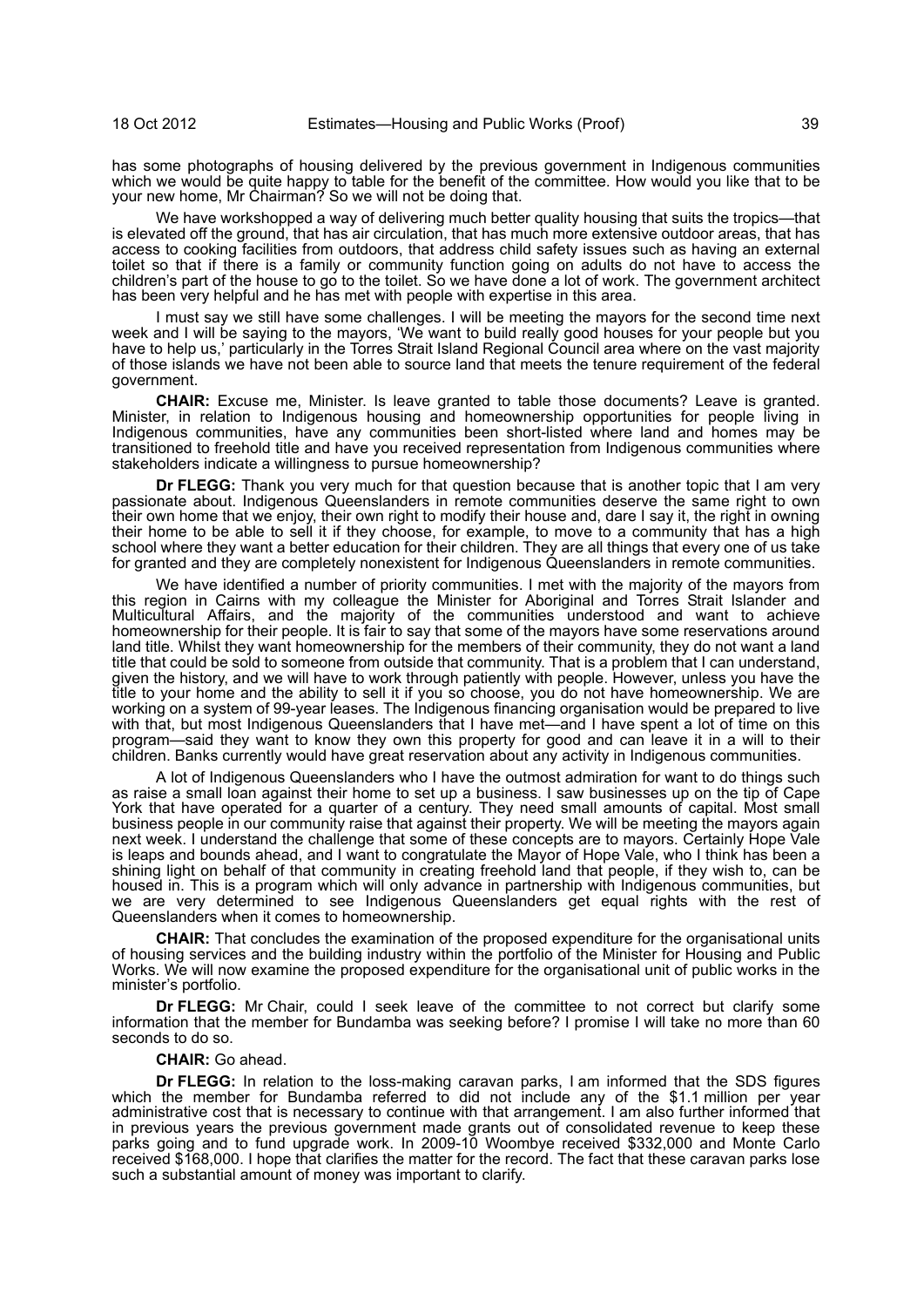has some photographs of housing delivered by the previous government in Indigenous communities which we would be quite happy to table for the benefit of the committee. How would you like that to be your new home, Mr Chairman? So we will not be doing that.

We have workshopped a way of delivering much better quality housing that suits the tropics—that is elevated off the ground, that has air circulation, that has much more extensive outdoor areas, that has access to cooking facilities from outdoors, that address child safety issues such as having an external toilet so that if there is a family or community function going on adults do not have to access the children's part of the house to go to the toilet. So we have done a lot of work. The government architect has been very helpful and he has met with people with expertise in this area.

I must say we still have some challenges. I will be meeting the mayors for the second time next week and I will be saying to the mayors, 'We want to build really good houses for your people but you have to help us,' particularly in the Torres Strait Island Regional Council area where on the vast majority of those islands we have not been able to source land that meets the tenure requirement of the federal government.

**CHAIR:** Excuse me, Minister. Is leave granted to table those documents? Leave is granted. Minister, in relation to Indigenous housing and homeownership opportunities for people living in Indigenous communities, have any communities been short-listed where land and homes may be transitioned to freehold title and have you received representation from Indigenous communities where stakeholders indicate a willingness to pursue homeownership?

**Dr FLEGG:** Thank you very much for that question because that is another topic that I am very passionate about. Indigenous Queenslanders in remote communities deserve the same right to own their own home that we enjoy, their own right to modify their house and, dare I say it, the right in owning their home to be able to sell it if they choose, for example, to move to a community that has a high school where they want a better education for their children. They are all things that every one of us take for granted and they are completely nonexistent for Indigenous Queenslanders in remote communities.

We have identified a number of priority communities. I met with the majority of the mayors from this region in Cairns with my colleague the Minister for Aboriginal and Torres Strait Islander and Multicultural Affairs, and the majority of the communities understood and want to achieve homeownership for their people. It is fair to say that some of the mayors have some reservations around land title. Whilst they want homeownership for the members of their community, they do not want a land title that could be sold to someone from outside that community. That is a problem that I can understand, given the history, and we will have to work through patiently with people. However, unless you have the title to your home and the ability to sell it if you so choose, you do not have homeownership. We are working on a system of 99-year leases. The Indigenous financing organisation would be prepared to live with that, but most Indigenous Queenslanders that I have met—and I have spent a lot of time on this program—said they want to know they own this property for good and can leave it in a will to their children. Banks currently would have great reservation about any activity in Indigenous communities.

A lot of Indigenous Queenslanders who I have the outmost admiration for want to do things such as raise a small loan against their home to set up a business. I saw businesses up on the tip of Cape York that have operated for a quarter of a century. They need small amounts of capital. Most small business people in our community raise that against their property. We will be meeting the mayors again next week. I understand the challenge that some of these concepts are to mayors. Certainly Hope Vale is leaps and bounds ahead, and I want to congratulate the Mayor of Hope Vale, who I think has been a shining light on behalf of that community in creating freehold land that people, if they wish to, can be housed in. This is a program which will only advance in partnership with Indigenous communities, but we are very determined to see Indigenous Queenslanders get equal rights with the rest of Queenslanders when it comes to homeownership.

**CHAIR:** That concludes the examination of the proposed expenditure for the organisational units of housing services and the building industry within the portfolio of the Minister for Housing and Public Works. We will now examine the proposed expenditure for the organisational unit of public works in the minister's portfolio.

**Dr FLEGG:** Mr Chair, could I seek leave of the committee to not correct but clarify some information that the member for Bundamba was seeking before? I promise I will take no more than 60 seconds to do so.

**CHAIR:** Go ahead.

**Dr FLEGG:** In relation to the loss-making caravan parks, I am informed that the SDS figures which the member for Bundamba referred to did not include any of the $1.1 million per year administrative cost that is necessary to continue with that arrangement. I am also further informed that in previous years the previous government made grants out of consolidated revenue to keep these parks going and to fund upgrade work. In 2009-10 Woombye received $332,000 and Monte Carlo received $168,000. I hope that clarifies the matter for the record. The fact that these caravan parks lose such a substantial amount of money was important to clarify.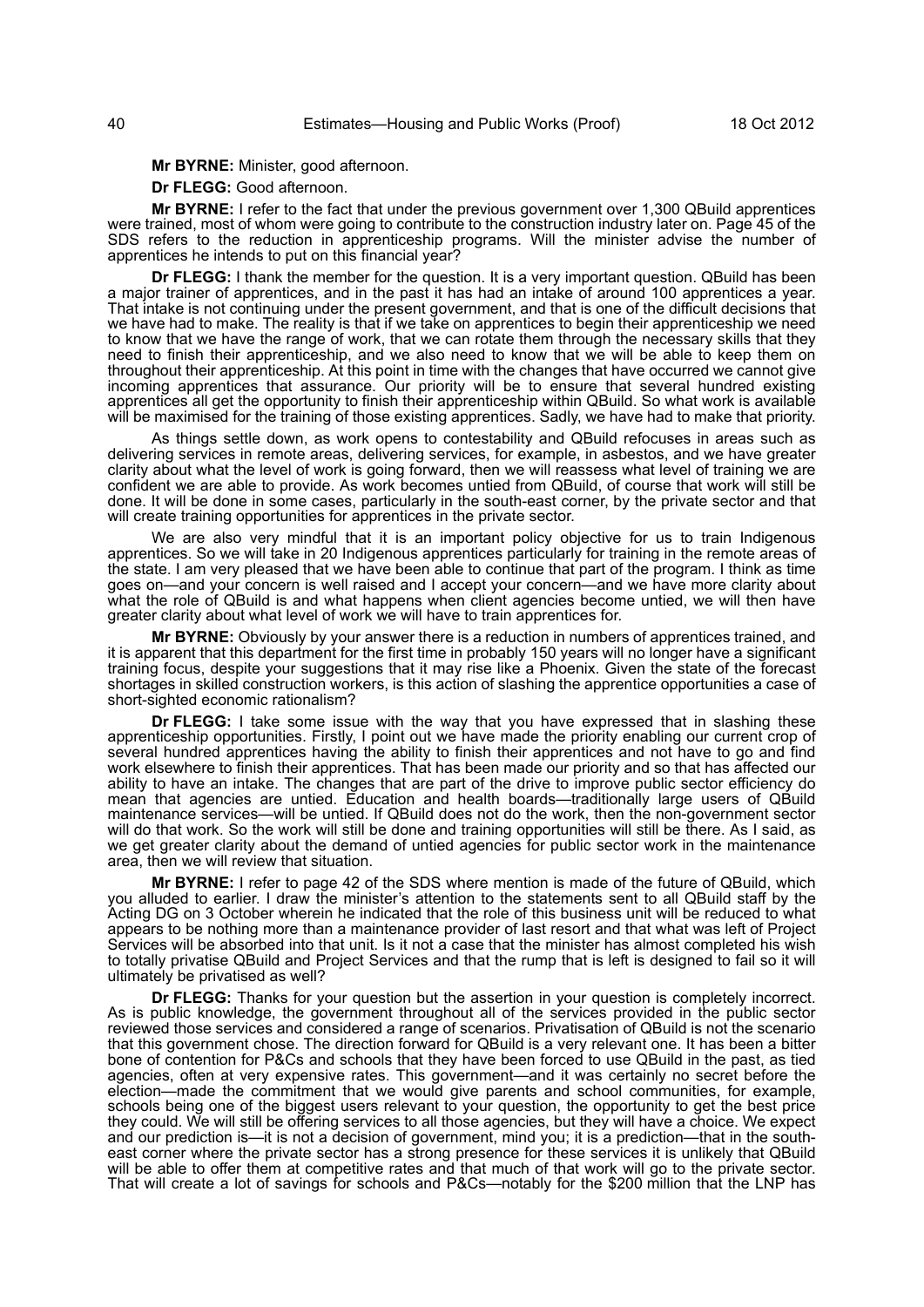**Mr BYRNE:** Minister, good afternoon.

**Dr FLEGG:** Good afternoon.

**Mr BYRNE:** I refer to the fact that under the previous government over 1,300 QBuild apprentices were trained, most of whom were going to contribute to the construction industry later on. Page 45 of the SDS refers to the reduction in apprenticeship programs. Will the minister advise the number of apprentices he intends to put on this financial year?

**Dr FLEGG:** I thank the member for the question. It is a very important question. QBuild has been a major trainer of apprentices, and in the past it has had an intake of around 100 apprentices a year. That intake is not continuing under the present government, and that is one of the difficult decisions that we have had to make. The reality is that if we take on apprentices to begin their apprenticeship we need to know that we have the range of work, that we can rotate them through the necessary skills that they need to finish their apprenticeship, and we also need to know that we will be able to keep them on throughout their apprenticeship. At this point in time with the changes that have occurred we cannot give incoming apprentices that assurance. Our priority will be to ensure that several hundred existing apprentices all get the opportunity to finish their apprenticeship within QBuild. So what work is available will be maximised for the training of those existing apprentices. Sadly, we have had to make that priority.

As things settle down, as work opens to contestability and QBuild refocuses in areas such as delivering services in remote areas, delivering services, for example, in asbestos, and we have greater clarity about what the level of work is going forward, then we will reassess what level of training we are confident we are able to provide. As work becomes untied from QBuild, of course that work will still be done. It will be done in some cases, particularly in the south-east corner, by the private sector and that will create training opportunities for apprentices in the private sector.

We are also very mindful that it is an important policy objective for us to train Indigenous apprentices. So we will take in 20 Indigenous apprentices particularly for training in the remote areas of the state. I am very pleased that we have been able to continue that part of the program. I think as time goes on—and your concern is well raised and I accept your concern—and we have more clarity about what the role of QBuild is and what happens when client agencies become untied, we will then have greater clarity about what level of work we will have to train apprentices for.

**Mr BYRNE:** Obviously by your answer there is a reduction in numbers of apprentices trained, and it is apparent that this department for the first time in probably 150 years will no longer have a significant training focus, despite your suggestions that it may rise like a Phoenix. Given the state of the forecast shortages in skilled construction workers, is this action of slashing the apprentice opportunities a case of short-sighted economic rationalism?

**Dr FLEGG:** I take some issue with the way that you have expressed that in slashing these apprenticeship opportunities. Firstly, I point out we have made the priority enabling our current crop of several hundred apprentices having the ability to finish their apprentices and not have to go and find work elsewhere to finish their apprentices. That has been made our priority and so that has affected our ability to have an intake. The changes that are part of the drive to improve public sector efficiency do mean that agencies are untied. Education and health boards—traditionally large users of QBuild maintenance services—will be untied. If QBuild does not do the work, then the non-government sector will do that work. So the work will still be done and training opportunities will still be there. As I said, as we get greater clarity about the demand of untied agencies for public sector work in the maintenance area, then we will review that situation.

**Mr BYRNE:** I refer to page 42 of the SDS where mention is made of the future of QBuild, which you alluded to earlier. I draw the minister's attention to the statements sent to all QBuild staff by the Acting DG on 3 October wherein he indicated that the role of this business unit will be reduced to what appears to be nothing more than a maintenance provider of last resort and that what was left of Project Services will be absorbed into that unit. Is it not a case that the minister has almost completed his wish to totally privatise QBuild and Project Services and that the rump that is left is designed to fail so it will ultimately be privatised as well?

**Dr FLEGG:** Thanks for your question but the assertion in your question is completely incorrect. As is public knowledge, the government throughout all of the services provided in the public sector reviewed those services and considered a range of scenarios. Privatisation of QBuild is not the scenario that this government chose. The direction forward for QBuild is a very relevant one. It has been a bitter bone of contention for P&Cs and schools that they have been forced to use QBuild in the past, as tied agencies, often at very expensive rates. This government—and it was certainly no secret before the election—made the commitment that we would give parents and school communities, for example, schools being one of the biggest users relevant to your question, the opportunity to get the best price they could. We will still be offering services to all those agencies, but they will have a choice. We expect and our prediction is—it is not a decision of government, mind you; it is a prediction—that in the south-east corner where the private sector has a strong presence for these services it is unlikely that QBuild will be able to offer them at competitive rates and that much of that work will go to the private sector. That will create a lot of savings for schools and P&Cs—notably for the $200 million that the LNP has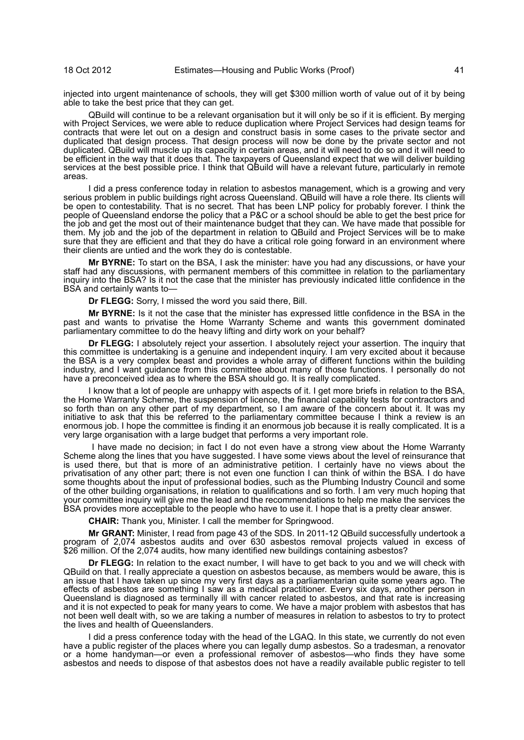injected into urgent maintenance of schools, they will get $300 million worth of value out of it by being able to take the best price that they can get.

QBuild will continue to be a relevant organisation but it will only be so if it is efficient. By merging with Project Services, we were able to reduce duplication where Project Services had design teams for contracts that were let out on a design and construct basis in some cases to the private sector and duplicated that design process. That design process will now be done by the private sector and not duplicated. QBuild will muscle up its capacity in certain areas, and it will need to do so and it will need to be efficient in the way that it does that. The taxpayers of Queensland expect that we will deliver building services at the best possible price. I think that QBuild will have a relevant future, particularly in remote areas.

I did a press conference today in relation to asbestos management, which is a growing and very serious problem in public buildings right across Queensland. QBuild will have a role there. Its clients will be open to contestability. That is no secret. That has been LNP policy for probably forever. I think the people of Queensland endorse the policy that a P&C or a school should be able to get the best price for the job and get the most out of their maintenance budget that they can. We have made that possible for them. My job and the job of the department in relation to QBuild and Project Services will be to make sure that they are efficient and that they do have a critical role going forward in an environment where their clients are untied and the work they do is contestable.

**Mr BYRNE:** To start on the BSA, I ask the minister: have you had any discussions, or have your staff had any discussions, with permanent members of this committee in relation to the parliamentary inquiry into the BSA? Is it not the case that the minister has previously indicated little confidence in the BSA and certainly wants to—

**Dr FLEGG:** Sorry, I missed the word you said there, Bill.

**Mr BYRNE:** Is it not the case that the minister has expressed little confidence in the BSA in the past and wants to privatise the Home Warranty Scheme and wants this government dominated parliamentary committee to do the heavy lifting and dirty work on your behalf?

**Dr FLEGG:** I absolutely reject your assertion. I absolutely reject your assertion. The inquiry that this committee is undertaking is a genuine and independent inquiry. I am very excited about it because the BSA is a very complex beast and provides a whole array of different functions within the building industry, and I want guidance from this committee about many of those functions. I personally do not have a preconceived idea as to where the BSA should go. It is really complicated.

I know that a lot of people are unhappy with aspects of it. I get more briefs in relation to the BSA, the Home Warranty Scheme, the suspension of licence, the financial capability tests for contractors and so forth than on any other part of my department, so I am aware of the concern about it. It was my initiative to ask that this be referred to the parliamentary committee because I think a review is an enormous job. I hope the committee is finding it an enormous job because it is really complicated. It is a very large organisation with a large budget that performs a very important role.

I have made no decision; in fact I do not even have a strong view about the Home Warranty Scheme along the lines that you have suggested. I have some views about the level of reinsurance that is used there, but that is more of an administrative petition. I certainly have no views about the privatisation of any other part; there is not even one function I can think of within the BSA. I do have some thoughts about the input of professional bodies, such as the Plumbing Industry Council and some of the other building organisations, in relation to qualifications and so forth. I am very much hoping that your committee inquiry will give me the lead and the recommendations to help me make the services the BSA provides more acceptable to the people who have to use it. I hope that is a pretty clear answer.

**CHAIR:** Thank you, Minister. I call the member for Springwood.

**Mr GRANT:** Minister, I read from page 43 of the SDS. In 2011-12 QBuild successfully undertook a program of 2,074 asbestos audits and over 630 asbestos removal projects valued in excess of $26 million. Of the 2,074 audits, how many identified new buildings containing asbestos?

**Dr FLEGG:** In relation to the exact number, I will have to get back to you and we will check with QBuild on that. I really appreciate a question on asbestos because, as members would be aware, this is an issue that I have taken up since my very first days as a parliamentarian quite some years ago. The effects of asbestos are something I saw as a medical practitioner. Every six days, another person in Queensland is diagnosed as terminally ill with cancer related to asbestos, and that rate is increasing and it is not expected to peak for many years to come. We have a major problem with asbestos that has not been well dealt with, so we are taking a number of measures in relation to asbestos to try to protect the lives and health of Queenslanders.

I did a press conference today with the head of the LGAQ. In this state, we currently do not even have a public register of the places where you can legally dump asbestos. So a tradesman, a renovator or a home handyman—or even a professional remover of asbestos—who finds they have some asbestos and needs to dispose of that asbestos does not have a readily available public register to tell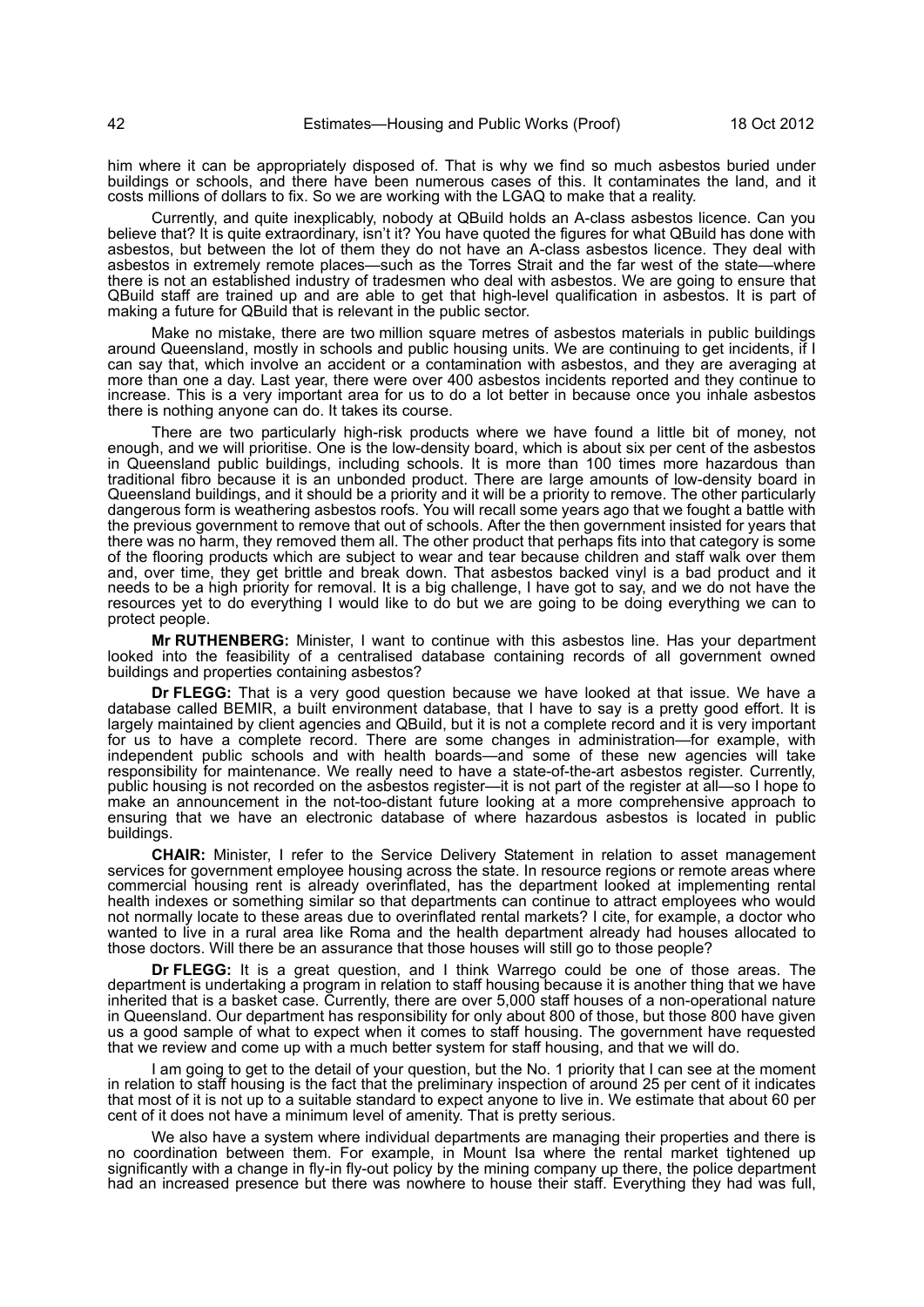him where it can be appropriately disposed of. That is why we find so much asbestos buried under buildings or schools, and there have been numerous cases of this. It contaminates the land, and it costs millions of dollars to fix. So we are working with the LGAQ to make that a reality.

Currently, and quite inexplicably, nobody at QBuild holds an A-class asbestos licence. Can you believe that? It is quite extraordinary, isn't it? You have quoted the figures for what QBuild has done with asbestos, but between the lot of them they do not have an A-class asbestos licence. They deal with asbestos in extremely remote places—such as the Torres Strait and the far west of the state—where there is not an established industry of tradesmen who deal with asbestos. We are going to ensure that QBuild staff are trained up and are able to get that high-level qualification in asbestos. It is part of making a future for QBuild that is relevant in the public sector.

Make no mistake, there are two million square metres of asbestos materials in public buildings around Queensland, mostly in schools and public housing units. We are continuing to get incidents, if I can say that, which involve an accident or a contamination with asbestos, and they are averaging at more than one a day. Last year, there were over 400 asbestos incidents reported and they continue to increase. This is a very important area for us to do a lot better in because once you inhale asbestos there is nothing anyone can do. It takes its course.

There are two particularly high-risk products where we have found a little bit of money, not enough, and we will prioritise. One is the low-density board, which is about six per cent of the asbestos in Queensland public buildings, including schools. It is more than 100 times more hazardous than traditional fibro because it is an unbonded product. There are large amounts of low-density board in Queensland buildings, and it should be a priority and it will be a priority to remove. The other particularly dangerous form is weathering asbestos roofs. You will recall some years ago that we fought a battle with the previous government to remove that out of schools. After the then government insisted for years that there was no harm, they removed them all. The other product that perhaps fits into that category is some of the flooring products which are subject to wear and tear because children and staff walk over them and, over time, they get brittle and break down. That asbestos backed vinyl is a bad product and it needs to be a high priority for removal. It is a big challenge, I have got to say, and we do not have the resources yet to do everything I would like to do but we are going to be doing everything we can to protect people.

**Mr RUTHENBERG:** Minister, I want to continue with this asbestos line. Has your department looked into the feasibility of a centralised database containing records of all government owned buildings and properties containing asbestos?

**Dr FLEGG:** That is a very good question because we have looked at that issue. We have a database called BEMIR, a built environment database, that I have to say is a pretty good effort. It is largely maintained by client agencies and QBuild, but it is not a complete record and it is very important for us to have a complete record. There are some changes in administration—for example, with independent public schools and with health boards—and some of these new agencies will take responsibility for maintenance. We really need to have a state-of-the-art asbestos register. Currently, public housing is not recorded on the asbestos register—it is not part of the register at all—so I hope to make an announcement in the not-too-distant future looking at a more comprehensive approach to ensuring that we have an electronic database of where hazardous asbestos is located in public buildings.

**CHAIR:** Minister, I refer to the Service Delivery Statement in relation to asset management services for government employee housing across the state. In resource regions or remote areas where commercial housing rent is already overinflated, has the department looked at implementing rental health indexes or something similar so that departments can continue to attract employees who would not normally locate to these areas due to overinflated rental markets? I cite, for example, a doctor who wanted to live in a rural area like Roma and the health department already had houses allocated to those doctors. Will there be an assurance that those houses will still go to those people?

**Dr FLEGG:** It is a great question, and I think Warrego could be one of those areas. The department is undertaking a program in relation to staff housing because it is another thing that we have inherited that is a basket case. Currently, there are over 5,000 staff houses of a non-operational nature in Queensland. Our department has responsibility for only about 800 of those, but those 800 have given us a good sample of what to expect when it comes to staff housing. The government have requested that we review and come up with a much better system for staff housing, and that we will do.

I am going to get to the detail of your question, but the No. 1 priority that I can see at the moment in relation to staff housing is the fact that the preliminary inspection of around 25 per cent of it indicates that most of it is not up to a suitable standard to expect anyone to live in. We estimate that about 60 per cent of it does not have a minimum level of amenity. That is pretty serious.

We also have a system where individual departments are managing their properties and there is no coordination between them. For example, in Mount Isa where the rental market tightened up significantly with a change in fly-in fly-out policy by the mining company up there, the police department had an increased presence but there was nowhere to house their staff. Everything they had was full,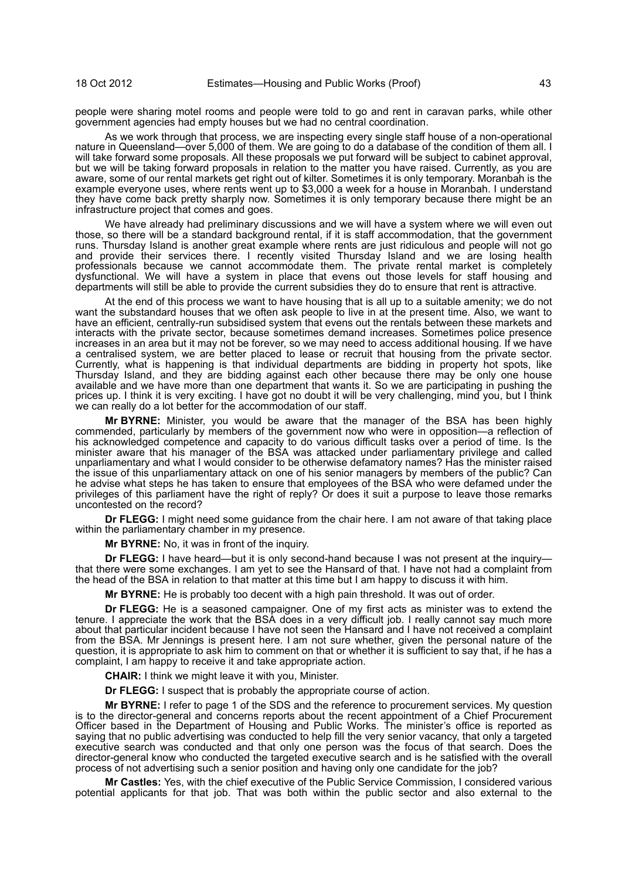people were sharing motel rooms and people were told to go and rent in caravan parks, while other government agencies had empty houses but we had no central coordination.

As we work through that process, we are inspecting every single staff house of a non-operational nature in Queensland—over 5,000 of them. We are going to do a database of the condition of them all. I will take forward some proposals. All these proposals we put forward will be subject to cabinet approval, but we will be taking forward proposals in relation to the matter you have raised. Currently, as you are aware, some of our rental markets get right out of kilter. Sometimes it is only temporary. Moranbah is the example everyone uses, where rents went up to $3,000 a week for a house in Moranbah. I understand they have come back pretty sharply now. Sometimes it is only temporary because there might be an infrastructure project that comes and goes.

We have already had preliminary discussions and we will have a system where we will even out those, so there will be a standard background rental, if it is staff accommodation, that the government runs. Thursday Island is another great example where rents are just ridiculous and people will not go and provide their services there. I recently visited Thursday Island and we are losing health professionals because we cannot accommodate them. The private rental market is completely dysfunctional. We will have a system in place that evens out those levels for staff housing and departments will still be able to provide the current subsidies they do to ensure that rent is attractive.

At the end of this process we want to have housing that is all up to a suitable amenity; we do not want the substandard houses that we often ask people to live in at the present time. Also, we want to have an efficient, centrally-run subsidised system that evens out the rentals between these markets and interacts with the private sector, because sometimes demand increases. Sometimes police presence increases in an area but it may not be forever, so we may need to access additional housing. If we have a centralised system, we are better placed to lease or recruit that housing from the private sector. Currently, what is happening is that individual departments are bidding in property hot spots, like Thursday Island, and they are bidding against each other because there may be only one house available and we have more than one department that wants it. So we are participating in pushing the prices up. I think it is very exciting. I have got no doubt it will be very challenging, mind you, but I think we can really do a lot better for the accommodation of our staff.

**Mr BYRNE:** Minister, you would be aware that the manager of the BSA has been highly commended, particularly by members of the government now who were in opposition—a reflection of his acknowledged competence and capacity to do various difficult tasks over a period of time. Is the minister aware that his manager of the BSA was attacked under parliamentary privilege and called unparliamentary and what I would consider to be otherwise defamatory names? Has the minister raised the issue of this unparliamentary attack on one of his senior managers by members of the public? Can he advise what steps he has taken to ensure that employees of the BSA who were defamed under the privileges of this parliament have the right of reply? Or does it suit a purpose to leave those remarks uncontested on the record?

**Dr FLEGG:** I might need some guidance from the chair here. I am not aware of that taking place within the parliamentary chamber in my presence.

**Mr BYRNE:** No, it was in front of the inquiry.

**Dr FLEGG:** I have heard—but it is only second-hand because I was not present at the inquiry—that there were some exchanges. I am yet to see the Hansard of that. I have not had a complaint from the head of the BSA in relation to that matter at this time but I am happy to discuss it with him.

**Mr BYRNE:** He is probably too decent with a high pain threshold. It was out of order.

**Dr FLEGG:** He is a seasoned campaigner. One of my first acts as minister was to extend the tenure. I appreciate the work that the BSA does in a very difficult job. I really cannot say much more about that particular incident because I have not seen the Hansard and I have not received a complaint from the BSA. Mr Jennings is present here. I am not sure whether, given the personal nature of the question, it is appropriate to ask him to comment on that or whether it is sufficient to say that, if he has a complaint, I am happy to receive it and take appropriate action.

**CHAIR:** I think we might leave it with you, Minister.

**Dr FLEGG:** I suspect that is probably the appropriate course of action.

**Mr BYRNE:** I refer to page 1 of the SDS and the reference to procurement services. My question is to the director-general and concerns reports about the recent appointment of a Chief Procurement Officer based in the Department of Housing and Public Works. The minister's office is reported as saying that no public advertising was conducted to help fill the very senior vacancy, that only a targeted executive search was conducted and that only one person was the focus of that search. Does the director-general know who conducted the targeted executive search and is he satisfied with the overall process of not advertising such a senior position and having only one candidate for the job?

**Mr Castles:** Yes, with the chief executive of the Public Service Commission, I considered various potential applicants for that job. That was both within the public sector and also external to the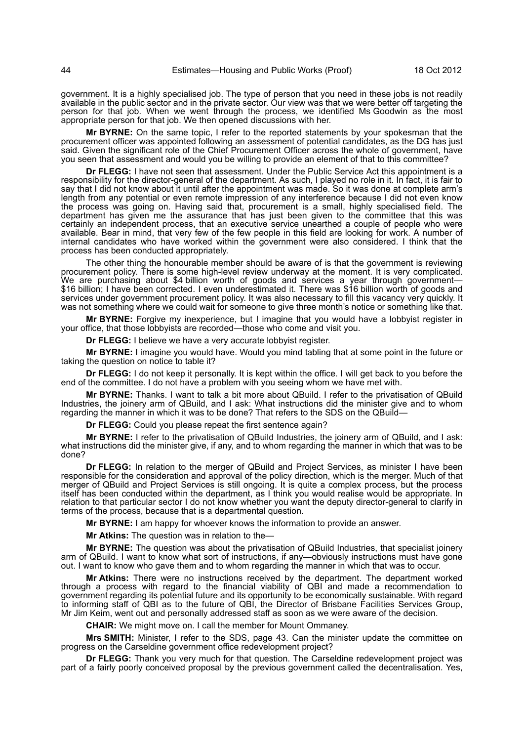government. It is a highly specialised job. The type of person that you need in these jobs is not readily available in the public sector and in the private sector. Our view was that we were better off targeting the person for that job. When we went through the process, we identified Ms Goodwin as the most appropriate person for that job. We then opened discussions with her.

**Mr BYRNE:** On the same topic, I refer to the reported statements by your spokesman that the procurement officer was appointed following an assessment of potential candidates, as the DG has just said. Given the significant role of the Chief Procurement Officer across the whole of government, have you seen that assessment and would you be willing to provide an element of that to this committee?

**Dr FLEGG:** I have not seen that assessment. Under the Public Service Act this appointment is a responsibility for the director-general of the department. As such, I played no role in it. In fact, it is fair to say that I did not know about it until after the appointment was made. So it was done at complete arm's length from any potential or even remote impression of any interference because I did not even know the process was going on. Having said that, procurement is a small, highly specialised field. The department has given me the assurance that has just been given to the committee that this was certainly an independent process, that an executive service unearthed a couple of people who were available. Bear in mind, that very few of the few people in this field are looking for work. A number of internal candidates who have worked within the government were also considered. I think that the process has been conducted appropriately.

The other thing the honourable member should be aware of is that the government is reviewing procurement policy. There is some high-level review underway at the moment. It is very complicated. We are purchasing about $4 billion worth of goods and services a year through government—$16 billion; I have been corrected. I even underestimated it. There was $16 billion worth of goods and services under government procurement policy. It was also necessary to fill this vacancy very quickly. It was not something where we could wait for someone to give three month's notice or something like that.

**Mr BYRNE:** Forgive my inexperience, but I imagine that you would have a lobbyist register in your office, that those lobbyists are recorded—those who come and visit you.

**Dr FLEGG:** I believe we have a very accurate lobbyist register.

**Mr BYRNE:** I imagine you would have. Would you mind tabling that at some point in the future or taking the question on notice to table it?

**Dr FLEGG:** I do not keep it personally. It is kept within the office. I will get back to you before the end of the committee. I do not have a problem with you seeing whom we have met with.

**Mr BYRNE:** Thanks. I want to talk a bit more about QBuild. I refer to the privatisation of QBuild Industries, the joinery arm of QBuild, and I ask: What instructions did the minister give and to whom regarding the manner in which it was to be done? That refers to the SDS on the QBuild—

**Dr FLEGG:** Could you please repeat the first sentence again?

**Mr BYRNE:** I refer to the privatisation of QBuild Industries, the joinery arm of QBuild, and I ask: what instructions did the minister give, if any, and to whom regarding the manner in which that was to be done?

**Dr FLEGG:** In relation to the merger of QBuild and Project Services, as minister I have been responsible for the consideration and approval of the policy direction, which is the merger. Much of that merger of QBuild and Project Services is still ongoing. It is quite a complex process, but the process itself has been conducted within the department, as I think you would realise would be appropriate. In relation to that particular sector I do not know whether you want the deputy director-general to clarify in terms of the process, because that is a departmental question.

**Mr BYRNE:** I am happy for whoever knows the information to provide an answer.

**Mr Atkins:** The question was in relation to the—

**Mr BYRNE:** The question was about the privatisation of QBuild Industries, that specialist joinery arm of QBuild. I want to know what sort of instructions, if any—obviously instructions must have gone out. I want to know who gave them and to whom regarding the manner in which that was to occur.

**Mr Atkins:** There were no instructions received by the department. The department worked through a process with regard to the financial viability of QBI and made a recommendation to government regarding its potential future and its opportunity to be economically sustainable. With regard to informing staff of QBI as to the future of QBI, the Director of Brisbane Facilities Services Group, Mr Jim Keim, went out and personally addressed staff as soon as we were aware of the decision.

**CHAIR:** We might move on. I call the member for Mount Ommaney.

**Mrs SMITH:** Minister, I refer to the SDS, page 43. Can the minister update the committee on progress on the Carseldine government office redevelopment project?

**Dr FLEGG:** Thank you very much for that question. The Carseldine redevelopment project was part of a fairly poorly conceived proposal by the previous government called the decentralisation. Yes,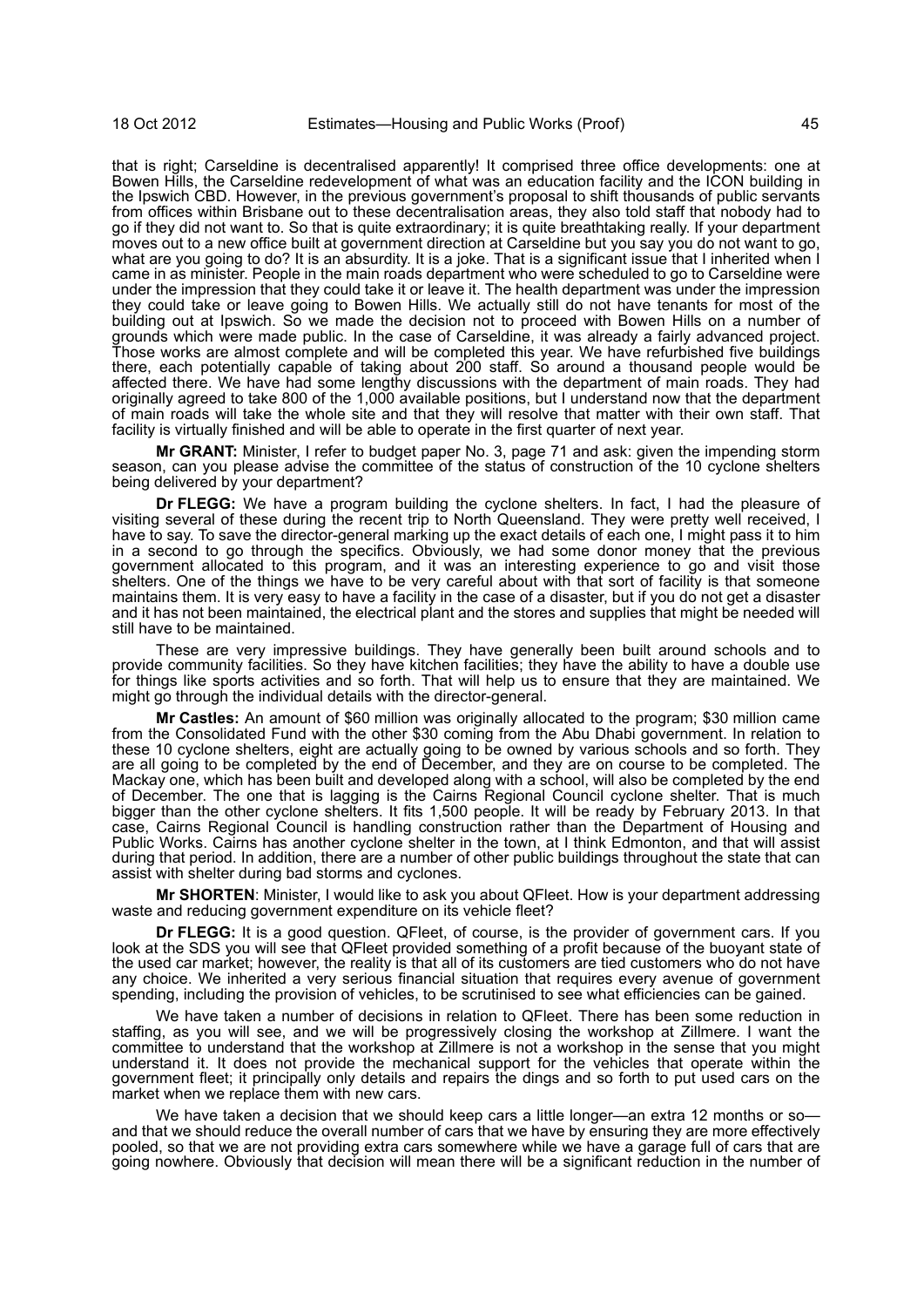that is right; Carseldine is decentralised apparently! It comprised three office developments: one at Bowen Hills, the Carseldine redevelopment of what was an education facility and the ICON building in the Ipswich CBD. However, in the previous government's proposal to shift thousands of public servants from offices within Brisbane out to these decentralisation areas, they also told staff that nobody had to go if they did not want to. So that is quite extraordinary; it is quite breathtaking really. If your department moves out to a new office built at government direction at Carseldine but you say you do not want to go, what are you going to do? It is an absurdity. It is a joke. That is a significant issue that I inherited when I came in as minister. People in the main roads department who were scheduled to go to Carseldine were under the impression that they could take it or leave it. The health department was under the impression they could take or leave going to Bowen Hills. We actually still do not have tenants for most of the building out at Ipswich. So we made the decision not to proceed with Bowen Hills on a number of grounds which were made public. In the case of Carseldine, it was already a fairly advanced project. Those works are almost complete and will be completed this year. We have refurbished five buildings there, each potentially capable of taking about 200 staff. So around a thousand people would be affected there. We have had some lengthy discussions with the department of main roads. They had originally agreed to take 800 of the 1,000 available positions, but I understand now that the department of main roads will take the whole site and that they will resolve that matter with their own staff. That facility is virtually finished and will be able to operate in the first quarter of next year.

**Mr GRANT:** Minister, I refer to budget paper No. 3, page 71 and ask: given the impending storm season, can you please advise the committee of the status of construction of the 10 cyclone shelters being delivered by your department?

**Dr FLEGG:** We have a program building the cyclone shelters. In fact, I had the pleasure of visiting several of these during the recent trip to North Queensland. They were pretty well received, I have to say. To save the director-general marking up the exact details of each one, I might pass it to him in a second to go through the specifics. Obviously, we had some donor money that the previous government allocated to this program, and it was an interesting experience to go and visit those shelters. One of the things we have to be very careful about with that sort of facility is that someone maintains them. It is very easy to have a facility in the case of a disaster, but if you do not get a disaster and it has not been maintained, the electrical plant and the stores and supplies that might be needed will still have to be maintained.

These are very impressive buildings. They have generally been built around schools and to provide community facilities. So they have kitchen facilities; they have the ability to have a double use for things like sports activities and so forth. That will help us to ensure that they are maintained. We might go through the individual details with the director-general.

**Mr Castles:** An amount of $60 million was originally allocated to the program; $30 million came from the Consolidated Fund with the other $30 coming from the Abu Dhabi government. In relation to these 10 cyclone shelters, eight are actually going to be owned by various schools and so forth. They are all going to be completed by the end of December, and they are on course to be completed. The Mackay one, which has been built and developed along with a school, will also be completed by the end of December. The one that is lagging is the Cairns Regional Council cyclone shelter. That is much bigger than the other cyclone shelters. It fits 1,500 people. It will be ready by February 2013. In that case, Cairns Regional Council is handling construction rather than the Department of Housing and Public Works. Cairns has another cyclone shelter in the town, at I think Edmonton, and that will assist during that period. In addition, there are a number of other public buildings throughout the state that can assist with shelter during bad storms and cyclones.

**Mr SHORTEN**: Minister, I would like to ask you about QFleet. How is your department addressing waste and reducing government expenditure on its vehicle fleet?

**Dr FLEGG:** It is a good question. QFleet, of course, is the provider of government cars. If you look at the SDS you will see that QFleet provided something of a profit because of the buoyant state of the used car market; however, the reality is that all of its customers are tied customers who do not have any choice. We inherited a very serious financial situation that requires every avenue of government spending, including the provision of vehicles, to be scrutinised to see what efficiencies can be gained.

We have taken a number of decisions in relation to QFleet. There has been some reduction in staffing, as you will see, and we will be progressively closing the workshop at Zillmere. I want the committee to understand that the workshop at Zillmere is not a workshop in the sense that you might understand it. It does not provide the mechanical support for the vehicles that operate within the government fleet; it principally only details and repairs the dings and so forth to put used cars on the market when we replace them with new cars.

We have taken a decision that we should keep cars a little longer—an extra 12 months or so—and that we should reduce the overall number of cars that we have by ensuring they are more effectively pooled, so that we are not providing extra cars somewhere while we have a garage full of cars that are going nowhere. Obviously that decision will mean there will be a significant reduction in the number of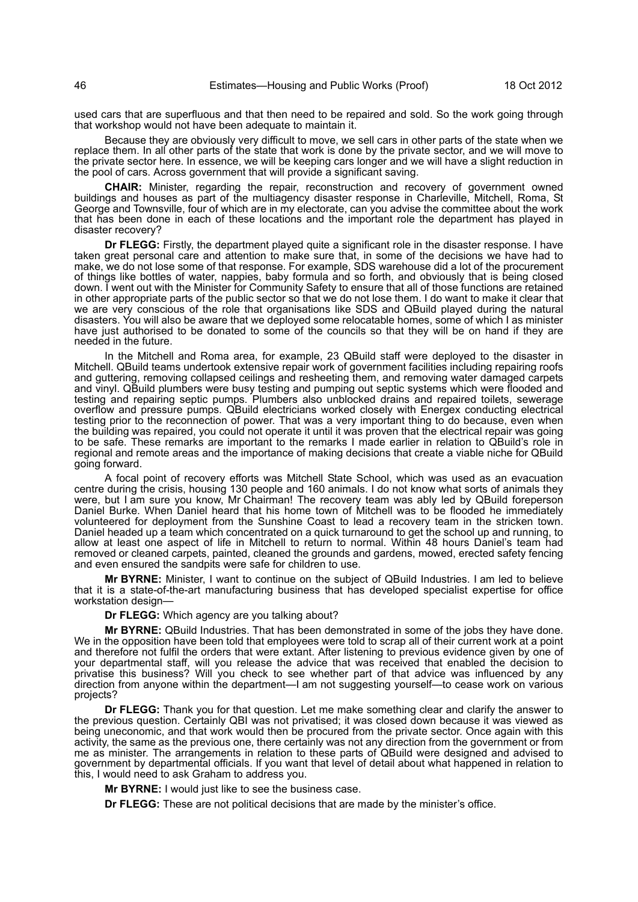used cars that are superfluous and that then need to be repaired and sold. So the work going through that workshop would not have been adequate to maintain it.

Because they are obviously very difficult to move, we sell cars in other parts of the state when we replace them. In all other parts of the state that work is done by the private sector, and we will move to the private sector here. In essence, we will be keeping cars longer and we will have a slight reduction in the pool of cars. Across government that will provide a significant saving.

**CHAIR:** Minister, regarding the repair, reconstruction and recovery of government owned buildings and houses as part of the multiagency disaster response in Charleville, Mitchell, Roma, St George and Townsville, four of which are in my electorate, can you advise the committee about the work that has been done in each of these locations and the important role the department has played in disaster recovery?

**Dr FLEGG:** Firstly, the department played quite a significant role in the disaster response. I have taken great personal care and attention to make sure that, in some of the decisions we have had to make, we do not lose some of that response. For example, SDS warehouse did a lot of the procurement of things like bottles of water, nappies, baby formula and so forth, and obviously that is being closed down. I went out with the Minister for Community Safety to ensure that all of those functions are retained in other appropriate parts of the public sector so that we do not lose them. I do want to make it clear that we are very conscious of the role that organisations like SDS and QBuild played during the natural disasters. You will also be aware that we deployed some relocatable homes, some of which I as minister have just authorised to be donated to some of the councils so that they will be on hand if they are needed in the future.

In the Mitchell and Roma area, for example, 23 QBuild staff were deployed to the disaster in Mitchell. QBuild teams undertook extensive repair work of government facilities including repairing roofs and guttering, removing collapsed ceilings and resheeting them, and removing water damaged carpets and vinyl. QBuild plumbers were busy testing and pumping out septic systems which were flooded and testing and repairing septic pumps. Plumbers also unblocked drains and repaired toilets, sewerage overflow and pressure pumps. QBuild electricians worked closely with Energex conducting electrical testing prior to the reconnection of power. That was a very important thing to do because, even when the building was repaired, you could not operate it until it was proven that the electrical repair was going to be safe. These remarks are important to the remarks I made earlier in relation to QBuild's role in regional and remote areas and the importance of making decisions that create a viable niche for QBuild going forward.

A focal point of recovery efforts was Mitchell State School, which was used as an evacuation centre during the crisis, housing 130 people and 160 animals. I do not know what sorts of animals they were, but I am sure you know, Mr Chairman! The recovery team was ably led by QBuild foreperson Daniel Burke. When Daniel heard that his home town of Mitchell was to be flooded he immediately volunteered for deployment from the Sunshine Coast to lead a recovery team in the stricken town. Daniel headed up a team which concentrated on a quick turnaround to get the school up and running, to allow at least one aspect of life in Mitchell to return to normal. Within 48 hours Daniel's team had removed or cleaned carpets, painted, cleaned the grounds and gardens, mowed, erected safety fencing and even ensured the sandpits were safe for children to use.

**Mr BYRNE:** Minister, I want to continue on the subject of QBuild Industries. I am led to believe that it is a state-of-the-art manufacturing business that has developed specialist expertise for office workstation design—

**Dr FLEGG:** Which agency are you talking about?

**Mr BYRNE:** QBuild Industries. That has been demonstrated in some of the jobs they have done. We in the opposition have been told that employees were told to scrap all of their current work at a point and therefore not fulfil the orders that were extant. After listening to previous evidence given by one of your departmental staff, will you release the advice that was received that enabled the decision to privatise this business? Will you check to see whether part of that advice was influenced by any direction from anyone within the department—I am not suggesting yourself—to cease work on various projects?

**Dr FLEGG:** Thank you for that question. Let me make something clear and clarify the answer to the previous question. Certainly QBI was not privatised; it was closed down because it was viewed as being uneconomic, and that work would then be procured from the private sector. Once again with this activity, the same as the previous one, there certainly was not any direction from the government or from me as minister. The arrangements in relation to these parts of QBuild were designed and advised to government by departmental officials. If you want that level of detail about what happened in relation to this, I would need to ask Graham to address you.

**Mr BYRNE:** I would just like to see the business case.

**Dr FLEGG:** These are not political decisions that are made by the minister's office.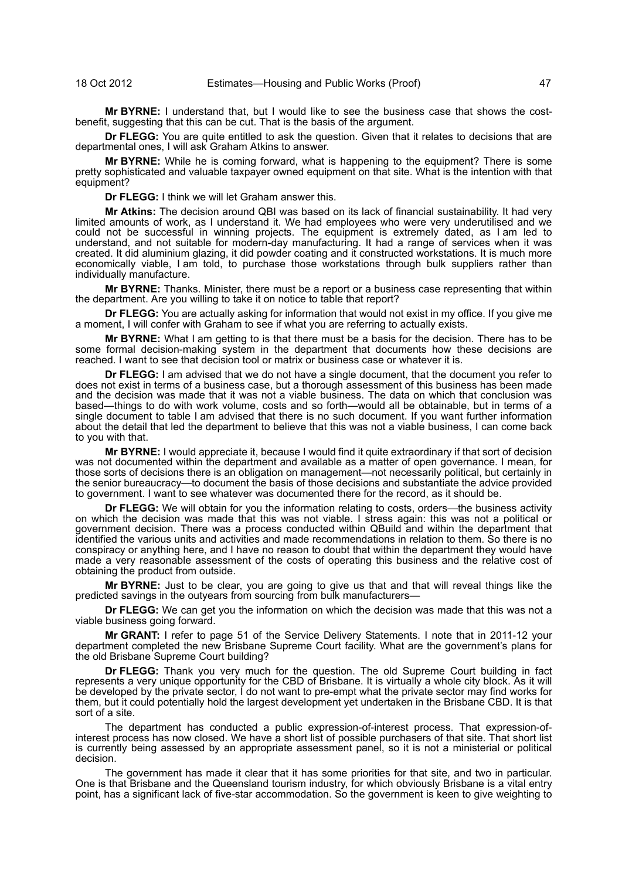**Mr BYRNE:** I understand that, but I would like to see the business case that shows the cost-benefit, suggesting that this can be cut. That is the basis of the argument.

**Dr FLEGG:** You are quite entitled to ask the question. Given that it relates to decisions that are departmental ones, I will ask Graham Atkins to answer.

**Mr BYRNE:** While he is coming forward, what is happening to the equipment? There is some pretty sophisticated and valuable taxpayer owned equipment on that site. What is the intention with that equipment?

**Dr FLEGG:** I think we will let Graham answer this.

**Mr Atkins:** The decision around QBI was based on its lack of financial sustainability. It had very limited amounts of work, as I understand it. We had employees who were very underutilised and we could not be successful in winning projects. The equipment is extremely dated, as I am led to understand, and not suitable for modern-day manufacturing. It had a range of services when it was created. It did aluminium glazing, it did powder coating and it constructed workstations. It is much more economically viable, I am told, to purchase those workstations through bulk suppliers rather than individually manufacture.

**Mr BYRNE:** Thanks. Minister, there must be a report or a business case representing that within the department. Are you willing to take it on notice to table that report?

**Dr FLEGG:** You are actually asking for information that would not exist in my office. If you give me a moment, I will confer with Graham to see if what you are referring to actually exists.

**Mr BYRNE:** What I am getting to is that there must be a basis for the decision. There has to be some formal decision-making system in the department that documents how these decisions are reached. I want to see that decision tool or matrix or business case or whatever it is.

**Dr FLEGG:** I am advised that we do not have a single document, that the document you refer to does not exist in terms of a business case, but a thorough assessment of this business has been made and the decision was made that it was not a viable business. The data on which that conclusion was based—things to do with work volume, costs and so forth—would all be obtainable, but in terms of a single document to table I am advised that there is no such document. If you want further information about the detail that led the department to believe that this was not a viable business, I can come back to you with that.

**Mr BYRNE:** I would appreciate it, because I would find it quite extraordinary if that sort of decision was not documented within the department and available as a matter of open governance. I mean, for those sorts of decisions there is an obligation on management—not necessarily political, but certainly in the senior bureaucracy—to document the basis of those decisions and substantiate the advice provided to government. I want to see whatever was documented there for the record, as it should be.

**Dr FLEGG:** We will obtain for you the information relating to costs, orders—the business activity on which the decision was made that this was not viable. I stress again: this was not a political or government decision. There was a process conducted within QBuild and within the department that identified the various units and activities and made recommendations in relation to them. So there is no conspiracy or anything here, and I have no reason to doubt that within the department they would have made a very reasonable assessment of the costs of operating this business and the relative cost of obtaining the product from outside.

**Mr BYRNE:** Just to be clear, you are going to give us that and that will reveal things like the predicted savings in the outyears from sourcing from bulk manufacturers—

**Dr FLEGG:** We can get you the information on which the decision was made that this was not a viable business going forward.

**Mr GRANT:** I refer to page 51 of the Service Delivery Statements. I note that in 2011-12 your department completed the new Brisbane Supreme Court facility. What are the government's plans for the old Brisbane Supreme Court building?

**Dr FLEGG:** Thank you very much for the question. The old Supreme Court building in fact represents a very unique opportunity for the CBD of Brisbane. It is virtually a whole city block. As it will be developed by the private sector, I do not want to pre-empt what the private sector may find works for them, but it could potentially hold the largest development yet undertaken in the Brisbane CBD. It is that sort of a site.

The department has conducted a public expression-of-interest process. That expression-of-interest process has now closed. We have a short list of possible purchasers of that site. That short list is currently being assessed by an appropriate assessment panel, so it is not a ministerial or political decision.

The government has made it clear that it has some priorities for that site, and two in particular. One is that Brisbane and the Queensland tourism industry, for which obviously Brisbane is a vital entry point, has a significant lack of five-star accommodation. So the government is keen to give weighting to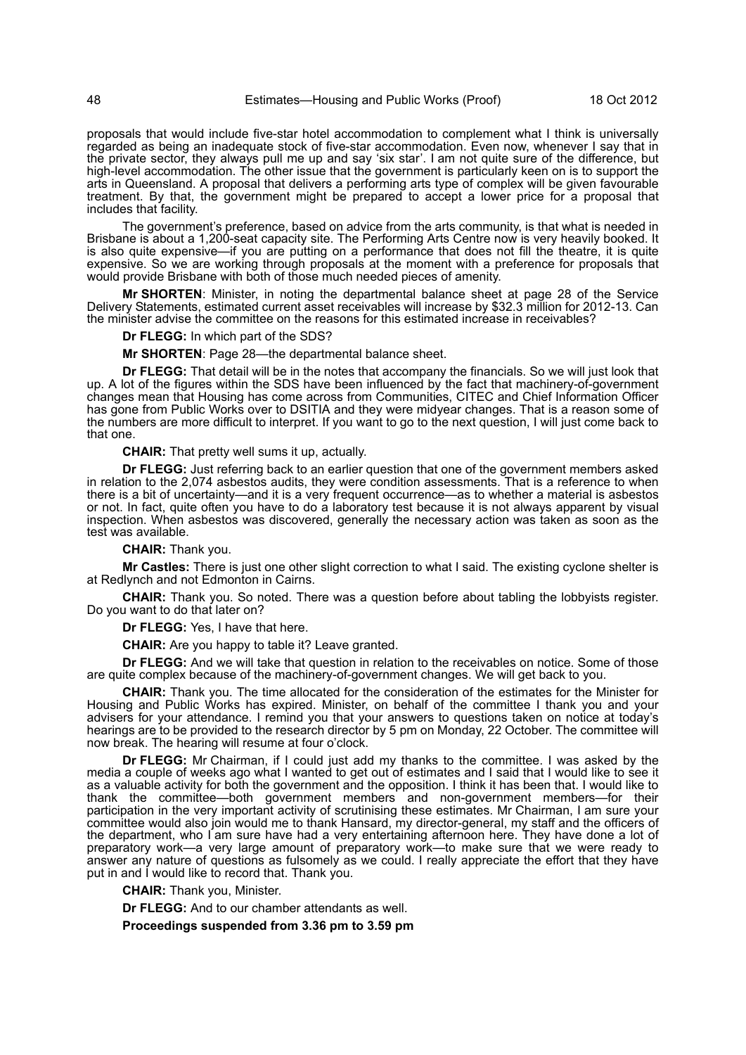proposals that would include five-star hotel accommodation to complement what I think is universally regarded as being an inadequate stock of five-star accommodation. Even now, whenever I say that in the private sector, they always pull me up and say 'six star'. I am not quite sure of the difference, but high-level accommodation. The other issue that the government is particularly keen on is to support the arts in Queensland. A proposal that delivers a performing arts type of complex will be given favourable treatment. By that, the government might be prepared to accept a lower price for a proposal that includes that facility.

The government's preference, based on advice from the arts community, is that what is needed in Brisbane is about a 1,200-seat capacity site. The Performing Arts Centre now is very heavily booked. It is also quite expensive—if you are putting on a performance that does not fill the theatre, it is quite expensive. So we are working through proposals at the moment with a preference for proposals that would provide Brisbane with both of those much needed pieces of amenity.

**Mr SHORTEN**: Minister, in noting the departmental balance sheet at page 28 of the Service Delivery Statements, estimated current asset receivables will increase by $32.3 million for 2012-13. Can the minister advise the committee on the reasons for this estimated increase in receivables?

**Dr FLEGG:** In which part of the SDS?

**Mr SHORTEN**: Page 28—the departmental balance sheet.

**Dr FLEGG:** That detail will be in the notes that accompany the financials. So we will just look that up. A lot of the figures within the SDS have been influenced by the fact that machinery-of-government changes mean that Housing has come across from Communities, CITEC and Chief Information Officer has gone from Public Works over to DSITIA and they were midyear changes. That is a reason some of the numbers are more difficult to interpret. If you want to go to the next question, I will just come back to that one.

**CHAIR:** That pretty well sums it up, actually.

**Dr FLEGG:** Just referring back to an earlier question that one of the government members asked in relation to the 2,074 asbestos audits, they were condition assessments. That is a reference to when there is a bit of uncertainty—and it is a very frequent occurrence—as to whether a material is asbestos or not. In fact, quite often you have to do a laboratory test because it is not always apparent by visual inspection. When asbestos was discovered, generally the necessary action was taken as soon as the test was available.

**CHAIR:** Thank you.

**Mr Castles:** There is just one other slight correction to what I said. The existing cyclone shelter is at Redlynch and not Edmonton in Cairns.

**CHAIR:** Thank you. So noted. There was a question before about tabling the lobbyists register. Do you want to do that later on?

**Dr FLEGG:** Yes, I have that here.

**CHAIR:** Are you happy to table it? Leave granted.

**Dr FLEGG:** And we will take that question in relation to the receivables on notice. Some of those are quite complex because of the machinery-of-government changes. We will get back to you.

**CHAIR:** Thank you. The time allocated for the consideration of the estimates for the Minister for Housing and Public Works has expired. Minister, on behalf of the committee I thank you and your advisers for your attendance. I remind you that your answers to questions taken on notice at today's hearings are to be provided to the research director by 5 pm on Monday, 22 October. The committee will now break. The hearing will resume at four o'clock.

**Dr FLEGG:** Mr Chairman, if I could just add my thanks to the committee. I was asked by the media a couple of weeks ago what I wanted to get out of estimates and I said that I would like to see it as a valuable activity for both the government and the opposition. I think it has been that. I would like to thank the committee—both government members and non-government members—for their participation in the very important activity of scrutinising these estimates. Mr Chairman, I am sure your committee would also join would me to thank Hansard, my director-general, my staff and the officers of the department, who I am sure have had a very entertaining afternoon here. They have done a lot of preparatory work—a very large amount of preparatory work—to make sure that we were ready to answer any nature of questions as fulsomely as we could. I really appreciate the effort that they have put in and I would like to record that. Thank you.

**CHAIR:** Thank you, Minister.

**Dr FLEGG:** And to our chamber attendants as well.

**Proceedings suspended from 3.36 pm to 3.59 pm**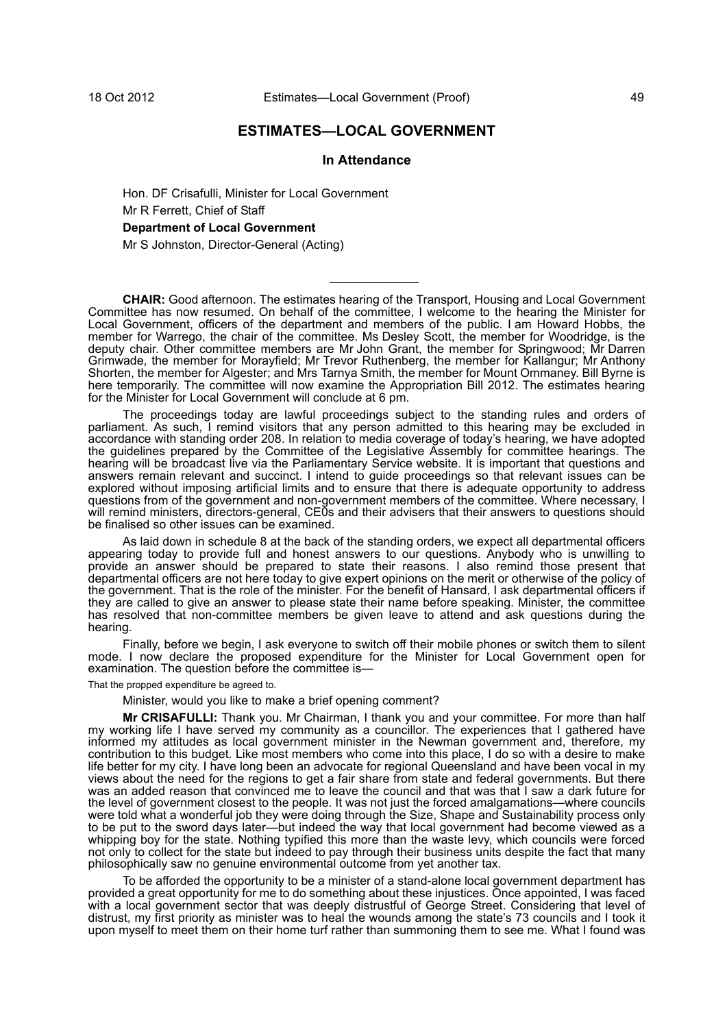# ESTIMATES—LOCAL GOVERNMENT

## In Attendance

Hon. DF Crisafulli, Minister for Local Government

Mr R Ferrett, Chief of Staff

**Department of Local Government**

Mr S Johnston, Director-General (Acting)

---

**CHAIR:** Good afternoon. The estimates hearing of the Transport, Housing and Local Government Committee has now resumed. On behalf of the committee, I welcome to the hearing the Minister for Local Government, officers of the department and members of the public. I am Howard Hobbs, the member for Warrego, the chair of the committee. Ms Desley Scott, the member for Woodridge, is the deputy chair. Other committee members are Mr John Grant, the member for Springwood; Mr Darren Grimwade, the member for Morayfield; Mr Trevor Ruthenberg, the member for Kallangur; Mr Anthony Shorten, the member for Algester; and Mrs Tarnya Smith, the member for Mount Ommaney. Bill Byrne is here temporarily. The committee will now examine the Appropriation Bill 2012. The estimates hearing for the Minister for Local Government will conclude at 6 pm.

The proceedings today are lawful proceedings subject to the standing rules and orders of parliament. As such, I remind visitors that any person admitted to this hearing may be excluded in accordance with standing order 208. In relation to media coverage of today's hearing, we have adopted the guidelines prepared by the Committee of the Legislative Assembly for committee hearings. The hearing will be broadcast live via the Parliamentary Service website. It is important that questions and answers remain relevant and succinct. I intend to guide proceedings so that relevant issues can be explored without imposing artificial limits and to ensure that there is adequate opportunity to address questions from of the government and non-government members of the committee. Where necessary, I will remind ministers, directors-general, CE0s and their advisers that their answers to questions should be finalised so other issues can be examined.

As laid down in schedule 8 at the back of the standing orders, we expect all departmental officers appearing today to provide full and honest answers to our questions. Anybody who is unwilling to provide an answer should be prepared to state their reasons. I also remind those present that departmental officers are not here today to give expert opinions on the merit or otherwise of the policy of the government. That is the role of the minister. For the benefit of Hansard, I ask departmental officers if they are called to give an answer to please state their name before speaking. Minister, the committee has resolved that non-committee members be given leave to attend and ask questions during the hearing.

Finally, before we begin, I ask everyone to switch off their mobile phones or switch them to silent mode. I now declare the proposed expenditure for the Minister for Local Government open for examination. The question before the committee is—

That the propped expenditure be agreed to.

Minister, would you like to make a brief opening comment?

**Mr CRISAFULLI:** Thank you. Mr Chairman, I thank you and your committee. For more than half my working life I have served my community as a councillor. The experiences that I gathered have informed my attitudes as local government minister in the Newman government and, therefore, my contribution to this budget. Like most members who come into this place, I do so with a desire to make life better for my city. I have long been an advocate for regional Queensland and have been vocal in my views about the need for the regions to get a fair share from state and federal governments. But there was an added reason that convinced me to leave the council and that was that I saw a dark future for the level of government closest to the people. It was not just the forced amalgamations—where councils were told what a wonderful job they were doing through the Size, Shape and Sustainability process only to be put to the sword days later—but indeed the way that local government had become viewed as a whipping boy for the state. Nothing typified this more than the waste levy, which councils were forced not only to collect for the state but indeed to pay through their business units despite the fact that many philosophically saw no genuine environmental outcome from yet another tax.

To be afforded the opportunity to be a minister of a stand-alone local government department has provided a great opportunity for me to do something about these injustices. Once appointed, I was faced with a local government sector that was deeply distrustful of George Street. Considering that level of distrust, my first priority as minister was to heal the wounds among the state's 73 councils and I took it upon myself to meet them on their home turf rather than summoning them to see me. What I found was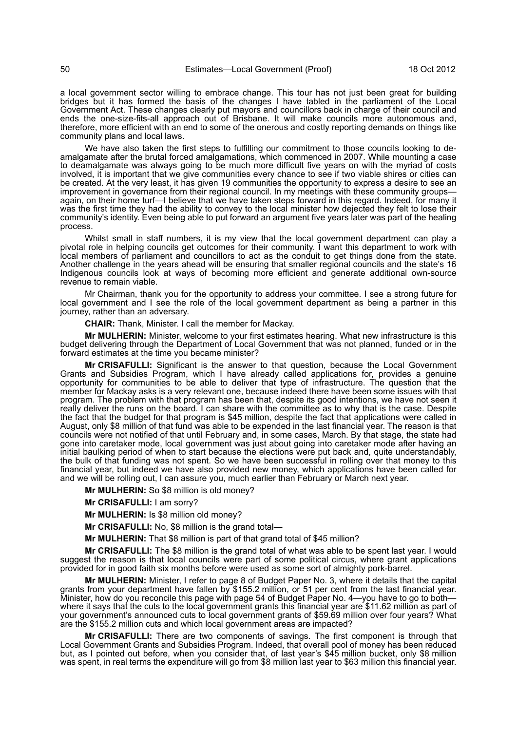a local government sector willing to embrace change. This tour has not just been great for building bridges but it has formed the basis of the changes I have tabled in the parliament of the Local Government Act. These changes clearly put mayors and councillors back in charge of their council and ends the one-size-fits-all approach out of Brisbane. It will make councils more autonomous and, therefore, more efficient with an end to some of the onerous and costly reporting demands on things like community plans and local laws.

We have also taken the first steps to fulfilling our commitment to those councils looking to de-amalgamate after the brutal forced amalgamations, which commenced in 2007. While mounting a case to deamalgamate was always going to be much more difficult five years on with the myriad of costs involved, it is important that we give communities every chance to see if two viable shires or cities can be created. At the very least, it has given 19 communities the opportunity to express a desire to see an improvement in governance from their regional council. In my meetings with these community groups—again, on their home turf—I believe that we have taken steps forward in this regard. Indeed, for many it was the first time they had the ability to convey to the local minister how dejected they felt to lose their community's identity. Even being able to put forward an argument five years later was part of the healing process.

Whilst small in staff numbers, it is my view that the local government department can play a pivotal role in helping councils get outcomes for their community. I want this department to work with local members of parliament and councillors to act as the conduit to get things done from the state. Another challenge in the years ahead will be ensuring that smaller regional councils and the state's 16 Indigenous councils look at ways of becoming more efficient and generate additional own-source revenue to remain viable.

Mr Chairman, thank you for the opportunity to address your committee. I see a strong future for local government and I see the role of the local government department as being a partner in this journey, rather than an adversary.

**CHAIR:** Thank, Minister. I call the member for Mackay.

**Mr MULHERIN:** Minister, welcome to your first estimates hearing. What new infrastructure is this budget delivering through the Department of Local Government that was not planned, funded or in the forward estimates at the time you became minister?

**Mr CRISAFULLI:** Significant is the answer to that question, because the Local Government Grants and Subsidies Program, which I have already called applications for, provides a genuine opportunity for communities to be able to deliver that type of infrastructure. The question that the member for Mackay asks is a very relevant one, because indeed there have been some issues with that program. The problem with that program has been that, despite its good intentions, we have not seen it really deliver the runs on the board. I can share with the committee as to why that is the case. Despite the fact that the budget for that program is $45 million, despite the fact that applications were called in August, only $8 million of that fund was able to be expended in the last financial year. The reason is that councils were not notified of that until February and, in some cases, March. By that stage, the state had gone into caretaker mode, local government was just about going into caretaker mode after having an initial baulking period of when to start because the elections were put back and, quite understandably, the bulk of that funding was not spent. So we have been successful in rolling over that money to this financial year, but indeed we have also provided new money, which applications have been called for and we will be rolling out, I can assure you, much earlier than February or March next year.

**Mr MULHERIN:** So $8 million is old money?

**Mr CRISAFULLI:** I am sorry?

**Mr MULHERIN:** Is $8 million old money?

**Mr CRISAFULLI:** No, $8 million is the grand total—

**Mr MULHERIN:** That $8 million is part of that grand total of $45 million?

**Mr CRISAFULLI:** The $8 million is the grand total of what was able to be spent last year. I would suggest the reason is that local councils were part of some political circus, where grant applications provided for in good faith six months before were used as some sort of almighty pork-barrel.

**Mr MULHERIN:** Minister, I refer to page 8 of Budget Paper No. 3, where it details that the capital grants from your department have fallen by $155.2 million, or 51 per cent from the last financial year. Minister, how do you reconcile this page with page 54 of Budget Paper No. 4—you have to go to both—where it says that the cuts to the local government grants this financial year are $11.62 million as part of your government's announced cuts to local government grants of $59.69 million over four years? What are the $155.2 million cuts and which local government areas are impacted?

**Mr CRISAFULLI:** There are two components of savings. The first component is through that Local Government Grants and Subsidies Program. Indeed, that overall pool of money has been reduced but, as I pointed out before, when you consider that, of last year's $45 million bucket, only $8 million was spent, in real terms the expenditure will go from $8 million last year to $63 million this financial year.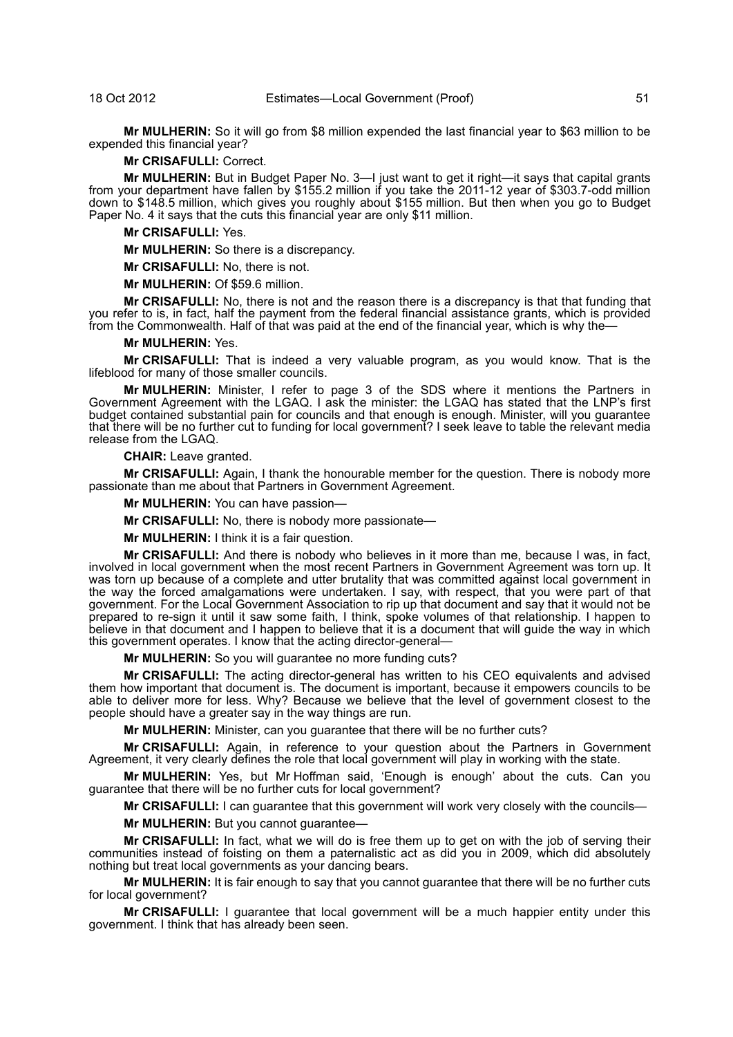**Mr MULHERIN:** So it will go from $8 million expended the last financial year to $63 million to be expended this financial year?

**Mr CRISAFULLI:** Correct.

**Mr MULHERIN:** But in Budget Paper No. 3—I just want to get it right—it says that capital grants from your department have fallen by $155.2 million if you take the 2011-12 year of $303.7-odd million down to $148.5 million, which gives you roughly about $155 million. But then when you go to Budget Paper No. 4 it says that the cuts this financial year are only $11 million.

**Mr CRISAFULLI:** Yes.

**Mr MULHERIN:** So there is a discrepancy.

**Mr CRISAFULLI:** No, there is not.

**Mr MULHERIN:** Of $59.6 million.

**Mr CRISAFULLI:** No, there is not and the reason there is a discrepancy is that that funding that you refer to is, in fact, half the payment from the federal financial assistance grants, which is provided from the Commonwealth. Half of that was paid at the end of the financial year, which is why the—

**Mr MULHERIN:** Yes.

**Mr CRISAFULLI:** That is indeed a very valuable program, as you would know. That is the lifeblood for many of those smaller councils.

**Mr MULHERIN:** Minister, I refer to page 3 of the SDS where it mentions the Partners in Government Agreement with the LGAQ. I ask the minister: the LGAQ has stated that the LNP's first budget contained substantial pain for councils and that enough is enough. Minister, will you guarantee that there will be no further cut to funding for local government? I seek leave to table the relevant media release from the LGAQ.

**CHAIR:** Leave granted.

**Mr CRISAFULLI:** Again, I thank the honourable member for the question. There is nobody more passionate than me about that Partners in Government Agreement.

**Mr MULHERIN:** You can have passion—

**Mr CRISAFULLI:** No, there is nobody more passionate—

**Mr MULHERIN:** I think it is a fair question.

**Mr CRISAFULLI:** And there is nobody who believes in it more than me, because I was, in fact, involved in local government when the most recent Partners in Government Agreement was torn up. It was torn up because of a complete and utter brutality that was committed against local government in the way the forced amalgamations were undertaken. I say, with respect, that you were part of that government. For the Local Government Association to rip up that document and say that it would not be prepared to re-sign it until it saw some faith, I think, spoke volumes of that relationship. I happen to believe in that document and I happen to believe that it is a document that will guide the way in which this government operates. I know that the acting director-general—

**Mr MULHERIN:** So you will guarantee no more funding cuts?

**Mr CRISAFULLI:** The acting director-general has written to his CEO equivalents and advised them how important that document is. The document is important, because it empowers councils to be able to deliver more for less. Why? Because we believe that the level of government closest to the people should have a greater say in the way things are run.

**Mr MULHERIN:** Minister, can you guarantee that there will be no further cuts?

**Mr CRISAFULLI:** Again, in reference to your question about the Partners in Government Agreement, it very clearly defines the role that local government will play in working with the state.

**Mr MULHERIN:** Yes, but Mr Hoffman said, 'Enough is enough' about the cuts. Can you guarantee that there will be no further cuts for local government?

**Mr CRISAFULLI:** I can guarantee that this government will work very closely with the councils—

**Mr MULHERIN:** But you cannot guarantee—

**Mr CRISAFULLI:** In fact, what we will do is free them up to get on with the job of serving their communities instead of foisting on them a paternalistic act as did you in 2009, which did absolutely nothing but treat local governments as your dancing bears.

**Mr MULHERIN:** It is fair enough to say that you cannot guarantee that there will be no further cuts for local government?

**Mr CRISAFULLI:** I guarantee that local government will be a much happier entity under this government. I think that has already been seen.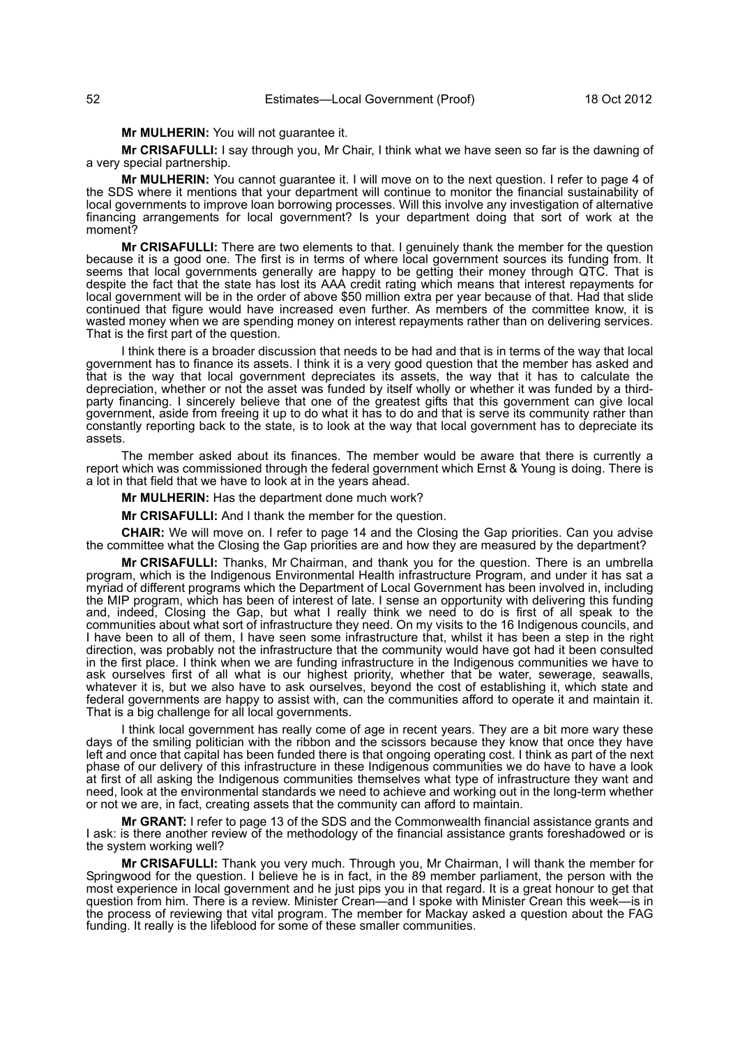**Mr MULHERIN:** You will not guarantee it.

**Mr CRISAFULLI:** I say through you, Mr Chair, I think what we have seen so far is the dawning of a very special partnership.

**Mr MULHERIN:** You cannot guarantee it. I will move on to the next question. I refer to page 4 of the SDS where it mentions that your department will continue to monitor the financial sustainability of local governments to improve loan borrowing processes. Will this involve any investigation of alternative financing arrangements for local government? Is your department doing that sort of work at the moment?

**Mr CRISAFULLI:** There are two elements to that. I genuinely thank the member for the question because it is a good one. The first is in terms of where local government sources its funding from. It seems that local governments generally are happy to be getting their money through QTC. That is despite the fact that the state has lost its AAA credit rating which means that interest repayments for local government will be in the order of above $50 million extra per year because of that. Had that slide continued that figure would have increased even further. As members of the committee know, it is wasted money when we are spending money on interest repayments rather than on delivering services. That is the first part of the question.

I think there is a broader discussion that needs to be had and that is in terms of the way that local government has to finance its assets. I think it is a very good question that the member has asked and that is the way that local government depreciates its assets, the way that it has to calculate the depreciation, whether or not the asset was funded by itself wholly or whether it was funded by a third-party financing. I sincerely believe that one of the greatest gifts that this government can give local government, aside from freeing it up to do what it has to do and that is serve its community rather than constantly reporting back to the state, is to look at the way that local government has to depreciate its assets.

The member asked about its finances. The member would be aware that there is currently a report which was commissioned through the federal government which Ernst & Young is doing. There is a lot in that field that we have to look at in the years ahead.

**Mr MULHERIN:** Has the department done much work?

**Mr CRISAFULLI:** And I thank the member for the question.

**CHAIR:** We will move on. I refer to page 14 and the Closing the Gap priorities. Can you advise the committee what the Closing the Gap priorities are and how they are measured by the department?

**Mr CRISAFULLI:** Thanks, Mr Chairman, and thank you for the question. There is an umbrella program, which is the Indigenous Environmental Health infrastructure Program, and under it has sat a myriad of different programs which the Department of Local Government has been involved in, including the MIP program, which has been of interest of late. I sense an opportunity with delivering this funding and, indeed, Closing the Gap, but what I really think we need to do is first of all speak to the communities about what sort of infrastructure they need. On my visits to the 16 Indigenous councils, and I have been to all of them, I have seen some infrastructure that, whilst it has been a step in the right direction, was probably not the infrastructure that the community would have got had it been consulted in the first place. I think when we are funding infrastructure in the Indigenous communities we have to ask ourselves first of all what is our highest priority, whether that be water, sewerage, seawalls, whatever it is, but we also have to ask ourselves, beyond the cost of establishing it, which state and federal governments are happy to assist with, can the communities afford to operate it and maintain it. That is a big challenge for all local governments.

I think local government has really come of age in recent years. They are a bit more wary these days of the smiling politician with the ribbon and the scissors because they know that once they have left and once that capital has been funded there is that ongoing operating cost. I think as part of the next phase of our delivery of this infrastructure in these Indigenous communities we do have to have a look at first of all asking the Indigenous communities themselves what type of infrastructure they want and need, look at the environmental standards we need to achieve and working out in the long-term whether or not we are, in fact, creating assets that the community can afford to maintain.

**Mr GRANT:** I refer to page 13 of the SDS and the Commonwealth financial assistance grants and I ask: is there another review of the methodology of the financial assistance grants foreshadowed or is the system working well?

**Mr CRISAFULLI:** Thank you very much. Through you, Mr Chairman, I will thank the member for Springwood for the question. I believe he is in fact, in the 89 member parliament, the person with the most experience in local government and he just pips you in that regard. It is a great honour to get that question from him. There is a review. Minister Crean—and I spoke with Minister Crean this week—is in the process of reviewing that vital program. The member for Mackay asked a question about the FAG funding. It really is the lifeblood for some of these smaller communities.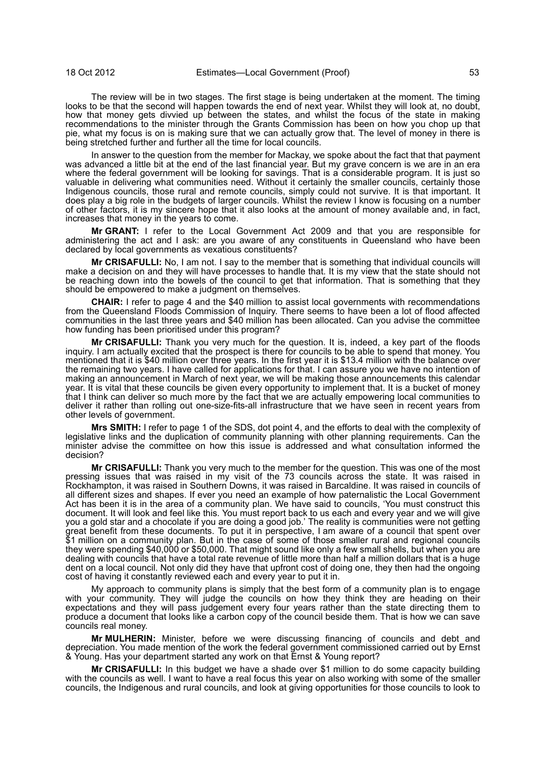The review will be in two stages. The first stage is being undertaken at the moment. The timing looks to be that the second will happen towards the end of next year. Whilst they will look at, no doubt, how that money gets divvied up between the states, and whilst the focus of the state in making recommendations to the minister through the Grants Commission has been on how you chop up that pie, what my focus is on is making sure that we can actually grow that. The level of money in there is being stretched further and further all the time for local councils.

In answer to the question from the member for Mackay, we spoke about the fact that that payment was advanced a little bit at the end of the last financial year. But my grave concern is we are in an era where the federal government will be looking for savings. That is a considerable program. It is just so valuable in delivering what communities need. Without it certainly the smaller councils, certainly those Indigenous councils, those rural and remote councils, simply could not survive. It is that important. It does play a big role in the budgets of larger councils. Whilst the review I know is focusing on a number of other factors, it is my sincere hope that it also looks at the amount of money available and, in fact, increases that money in the years to come.

**Mr GRANT:** I refer to the Local Government Act 2009 and that you are responsible for administering the act and I ask: are you aware of any constituents in Queensland who have been declared by local governments as vexatious constituents?

**Mr CRISAFULLI:** No, I am not. I say to the member that is something that individual councils will make a decision on and they will have processes to handle that. It is my view that the state should not be reaching down into the bowels of the council to get that information. That is something that they should be empowered to make a judgment on themselves.

**CHAIR:** I refer to page 4 and the $40 million to assist local governments with recommendations from the Queensland Floods Commission of Inquiry. There seems to have been a lot of flood affected communities in the last three years and $40 million has been allocated. Can you advise the committee how funding has been prioritised under this program?

**Mr CRISAFULLI:** Thank you very much for the question. It is, indeed, a key part of the floods inquiry. I am actually excited that the prospect is there for councils to be able to spend that money. You mentioned that it is $40 million over three years. In the first year it is $13.4 million with the balance over the remaining two years. I have called for applications for that. I can assure you we have no intention of making an announcement in March of next year, we will be making those announcements this calendar year. It is vital that these councils be given every opportunity to implement that. It is a bucket of money that I think can deliver so much more by the fact that we are actually empowering local communities to deliver it rather than rolling out one-size-fits-all infrastructure that we have seen in recent years from other levels of government.

**Mrs SMITH:** I refer to page 1 of the SDS, dot point 4, and the efforts to deal with the complexity of legislative links and the duplication of community planning with other planning requirements. Can the minister advise the committee on how this issue is addressed and what consultation informed the decision?

**Mr CRISAFULLI:** Thank you very much to the member for the question. This was one of the most pressing issues that was raised in my visit of the 73 councils across the state. It was raised in Rockhampton, it was raised in Southern Downs, it was raised in Barcaldine. It was raised in councils of all different sizes and shapes. If ever you need an example of how paternalistic the Local Government Act has been it is in the area of a community plan. We have said to councils, 'You must construct this document. It will look and feel like this. You must report back to us each and every year and we will give you a gold star and a chocolate if you are doing a good job.' The reality is communities were not getting great benefit from these documents. To put it in perspective, I am aware of a council that spent over $1 million on a community plan. But in the case of some of those smaller rural and regional councils they were spending $40,000 or $50,000. That might sound like only a few small shells, but when you are dealing with councils that have a total rate revenue of little more than half a million dollars that is a huge dent on a local council. Not only did they have that upfront cost of doing one, they then had the ongoing cost of having it constantly reviewed each and every year to put it in.

My approach to community plans is simply that the best form of a community plan is to engage with your community. They will judge the councils on how they think they are heading on their expectations and they will pass judgement every four years rather than the state directing them to produce a document that looks like a carbon copy of the council beside them. That is how we can save councils real money.

**Mr MULHERIN:** Minister, before we were discussing financing of councils and debt and depreciation. You made mention of the work the federal government commissioned carried out by Ernst & Young. Has your department started any work on that Ernst & Young report?

**Mr CRISAFULLI:** In this budget we have a shade over $1 million to do some capacity building with the councils as well. I want to have a real focus this year on also working with some of the smaller councils, the Indigenous and rural councils, and look at giving opportunities for those councils to look to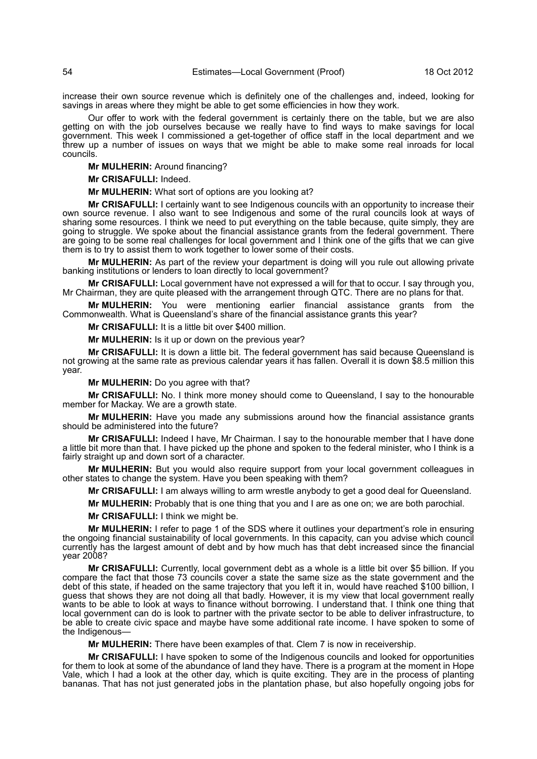increase their own source revenue which is definitely one of the challenges and, indeed, looking for savings in areas where they might be able to get some efficiencies in how they work.

Our offer to work with the federal government is certainly there on the table, but we are also getting on with the job ourselves because we really have to find ways to make savings for local government. This week I commissioned a get-together of office staff in the local department and we threw up a number of issues on ways that we might be able to make some real inroads for local councils.

**Mr MULHERIN:** Around financing?

**Mr CRISAFULLI:** Indeed.

**Mr MULHERIN:** What sort of options are you looking at?

**Mr CRISAFULLI:** I certainly want to see Indigenous councils with an opportunity to increase their own source revenue. I also want to see Indigenous and some of the rural councils look at ways of sharing some resources. I think we need to put everything on the table because, quite simply, they are going to struggle. We spoke about the financial assistance grants from the federal government. There are going to be some real challenges for local government and I think one of the gifts that we can give them is to try to assist them to work together to lower some of their costs.

**Mr MULHERIN:** As part of the review your department is doing will you rule out allowing private banking institutions or lenders to loan directly to local government?

**Mr CRISAFULLI:** Local government have not expressed a will for that to occur. I say through you, Mr Chairman, they are quite pleased with the arrangement through QTC. There are no plans for that.

**Mr MULHERIN:** You were mentioning earlier financial assistance grants from the Commonwealth. What is Queensland's share of the financial assistance grants this year?

**Mr CRISAFULLI:** It is a little bit over $400 million.

**Mr MULHERIN:** Is it up or down on the previous year?

**Mr CRISAFULLI:** It is down a little bit. The federal government has said because Queensland is not growing at the same rate as previous calendar years it has fallen. Overall it is down $8.5 million this year.

**Mr MULHERIN:** Do you agree with that?

**Mr CRISAFULLI:** No. I think more money should come to Queensland, I say to the honourable member for Mackay. We are a growth state.

**Mr MULHERIN:** Have you made any submissions around how the financial assistance grants should be administered into the future?

**Mr CRISAFULLI:** Indeed I have, Mr Chairman. I say to the honourable member that I have done a little bit more than that. I have picked up the phone and spoken to the federal minister, who I think is a fairly straight up and down sort of a character.

**Mr MULHERIN:** But you would also require support from your local government colleagues in other states to change the system. Have you been speaking with them?

**Mr CRISAFULLI:** I am always willing to arm wrestle anybody to get a good deal for Queensland.

**Mr MULHERIN:** Probably that is one thing that you and I are as one on; we are both parochial.

**Mr CRISAFULLI:** I think we might be.

**Mr MULHERIN:** I refer to page 1 of the SDS where it outlines your department's role in ensuring the ongoing financial sustainability of local governments. In this capacity, can you advise which council currently has the largest amount of debt and by how much has that debt increased since the financial year 2008?

**Mr CRISAFULLI:** Currently, local government debt as a whole is a little bit over $5 billion. If you compare the fact that those 73 councils cover a state the same size as the state government and the debt of this state, if headed on the same trajectory that you left it in, would have reached $100 billion, I guess that shows they are not doing all that badly. However, it is my view that local government really wants to be able to look at ways to finance without borrowing. I understand that. I think one thing that local government can do is look to partner with the private sector to be able to deliver infrastructure, to be able to create civic space and maybe have some additional rate income. I have spoken to some of the Indigenous—

**Mr MULHERIN:** There have been examples of that. Clem 7 is now in receivership.

**Mr CRISAFULLI:** I have spoken to some of the Indigenous councils and looked for opportunities for them to look at some of the abundance of land they have. There is a program at the moment in Hope Vale, which I had a look at the other day, which is quite exciting. They are in the process of planting bananas. That has not just generated jobs in the plantation phase, but also hopefully ongoing jobs for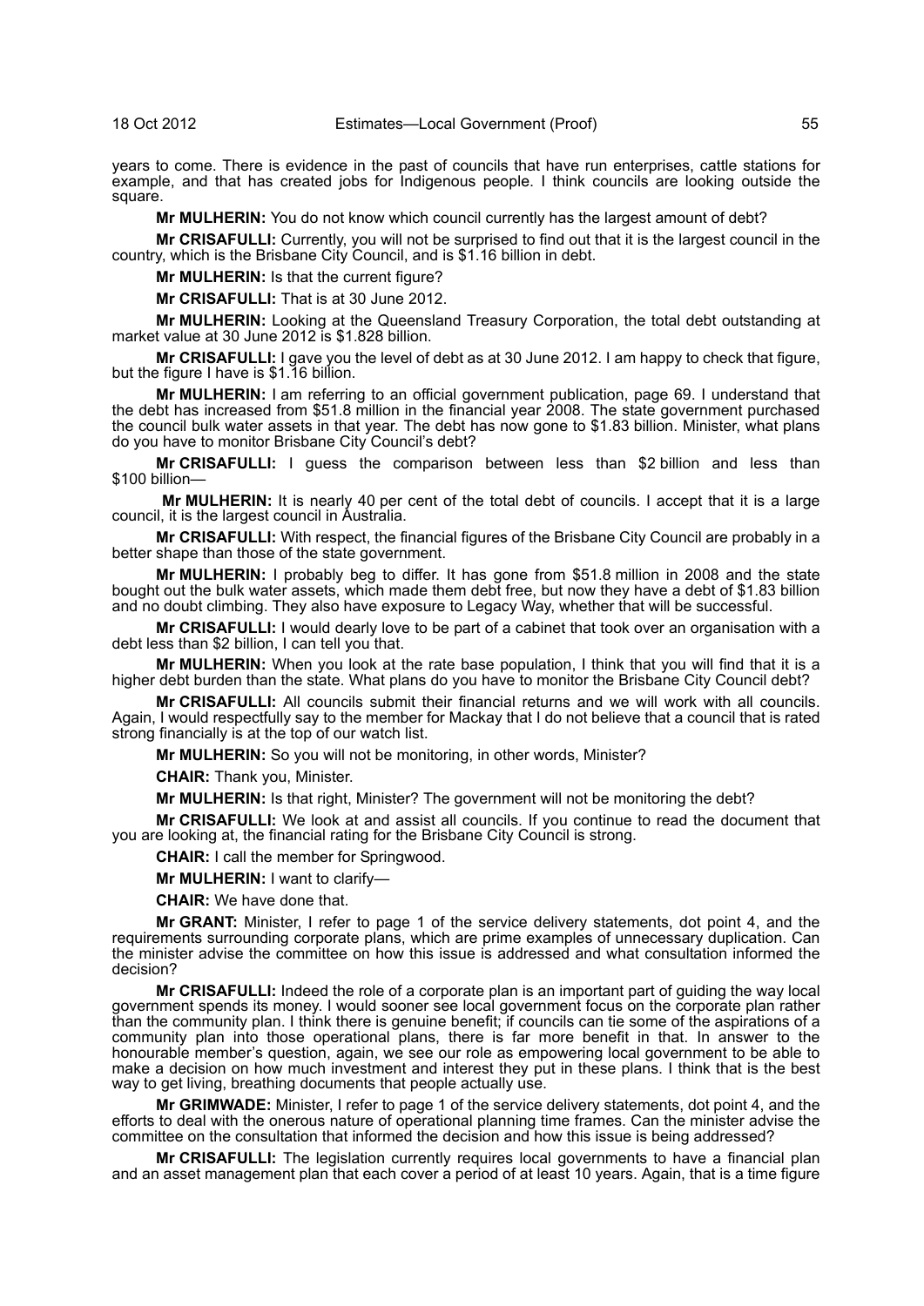years to come. There is evidence in the past of councils that have run enterprises, cattle stations for example, and that has created jobs for Indigenous people. I think councils are looking outside the square.

**Mr MULHERIN:** You do not know which council currently has the largest amount of debt?

**Mr CRISAFULLI:** Currently, you will not be surprised to find out that it is the largest council in the country, which is the Brisbane City Council, and is $1.16 billion in debt.

**Mr MULHERIN:** Is that the current figure?

**Mr CRISAFULLI:** That is at 30 June 2012.

**Mr MULHERIN:** Looking at the Queensland Treasury Corporation, the total debt outstanding at market value at 30 June 2012 is $1.828 billion.

**Mr CRISAFULLI:** I gave you the level of debt as at 30 June 2012. I am happy to check that figure, but the figure I have is $1.16 billion.

**Mr MULHERIN:** I am referring to an official government publication, page 69. I understand that the debt has increased from $51.8 million in the financial year 2008. The state government purchased the council bulk water assets in that year. The debt has now gone to $1.83 billion. Minister, what plans do you have to monitor Brisbane City Council's debt?

**Mr CRISAFULLI:** I guess the comparison between less than $2 billion and less than $100 billion—

**Mr MULHERIN:** It is nearly 40 per cent of the total debt of councils. I accept that it is a large council, it is the largest council in Australia.

**Mr CRISAFULLI:** With respect, the financial figures of the Brisbane City Council are probably in a better shape than those of the state government.

**Mr MULHERIN:** I probably beg to differ. It has gone from $51.8 million in 2008 and the state bought out the bulk water assets, which made them debt free, but now they have a debt of $1.83 billion and no doubt climbing. They also have exposure to Legacy Way, whether that will be successful.

**Mr CRISAFULLI:** I would dearly love to be part of a cabinet that took over an organisation with a debt less than $2 billion, I can tell you that.

**Mr MULHERIN:** When you look at the rate base population, I think that you will find that it is a higher debt burden than the state. What plans do you have to monitor the Brisbane City Council debt?

**Mr CRISAFULLI:** All councils submit their financial returns and we will work with all councils. Again, I would respectfully say to the member for Mackay that I do not believe that a council that is rated strong financially is at the top of our watch list.

**Mr MULHERIN:** So you will not be monitoring, in other words, Minister?

**CHAIR:** Thank you, Minister.

**Mr MULHERIN:** Is that right, Minister? The government will not be monitoring the debt?

**Mr CRISAFULLI:** We look at and assist all councils. If you continue to read the document that you are looking at, the financial rating for the Brisbane City Council is strong.

**CHAIR:** I call the member for Springwood.

**Mr MULHERIN:** I want to clarify—

**CHAIR:** We have done that.

**Mr GRANT:** Minister, I refer to page 1 of the service delivery statements, dot point 4, and the requirements surrounding corporate plans, which are prime examples of unnecessary duplication. Can the minister advise the committee on how this issue is addressed and what consultation informed the decision?

**Mr CRISAFULLI:** Indeed the role of a corporate plan is an important part of guiding the way local government spends its money. I would sooner see local government focus on the corporate plan rather than the community plan. I think there is genuine benefit; if councils can tie some of the aspirations of a community plan into those operational plans, there is far more benefit in that. In answer to the honourable member's question, again, we see our role as empowering local government to be able to make a decision on how much investment and interest they put in these plans. I think that is the best way to get living, breathing documents that people actually use.

**Mr GRIMWADE:** Minister, I refer to page 1 of the service delivery statements, dot point 4, and the efforts to deal with the onerous nature of operational planning time frames. Can the minister advise the committee on the consultation that informed the decision and how this issue is being addressed?

**Mr CRISAFULLI:** The legislation currently requires local governments to have a financial plan and an asset management plan that each cover a period of at least 10 years. Again, that is a time figure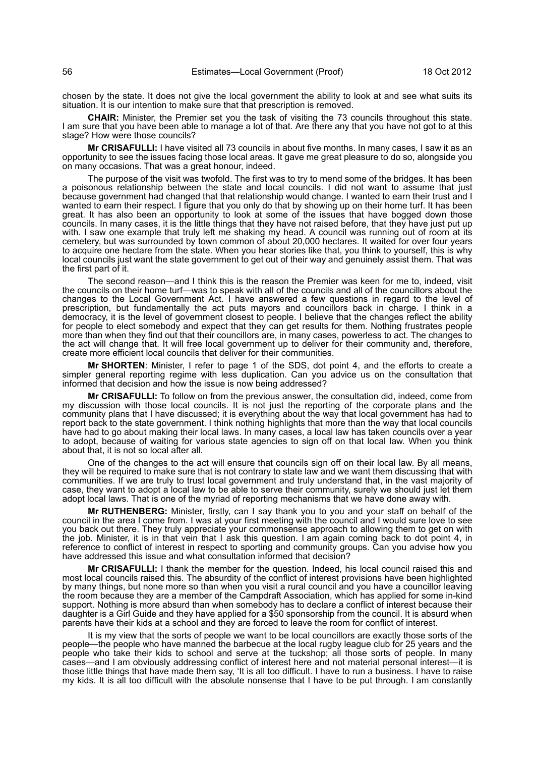chosen by the state. It does not give the local government the ability to look at and see what suits its situation. It is our intention to make sure that that prescription is removed.

**CHAIR:** Minister, the Premier set you the task of visiting the 73 councils throughout this state. I am sure that you have been able to manage a lot of that. Are there any that you have not got to at this stage? How were those councils?

**Mr CRISAFULLI:** I have visited all 73 councils in about five months. In many cases, I saw it as an opportunity to see the issues facing those local areas. It gave me great pleasure to do so, alongside you on many occasions. That was a great honour, indeed.

The purpose of the visit was twofold. The first was to try to mend some of the bridges. It has been a poisonous relationship between the state and local councils. I did not want to assume that just because government had changed that that relationship would change. I wanted to earn their trust and I wanted to earn their respect. I figure that you only do that by showing up on their home turf. It has been great. It has also been an opportunity to look at some of the issues that have bogged down those councils. In many cases, it is the little things that they have not raised before, that they have just put up with. I saw one example that truly left me shaking my head. A council was running out of room at its cemetery, but was surrounded by town common of about 20,000 hectares. It waited for over four years to acquire one hectare from the state. When you hear stories like that, you think to yourself, this is why local councils just want the state government to get out of their way and genuinely assist them. That was the first part of it.

The second reason—and I think this is the reason the Premier was keen for me to, indeed, visit the councils on their home turf—was to speak with all of the councils and all of the councillors about the changes to the Local Government Act. I have answered a few questions in regard to the level of prescription, but fundamentally the act puts mayors and councillors back in charge. I think in a democracy, it is the level of government closest to people. I believe that the changes reflect the ability for people to elect somebody and expect that they can get results for them. Nothing frustrates people more than when they find out that their councillors are, in many cases, powerless to act. The changes to the act will change that. It will free local government up to deliver for their community and, therefore, create more efficient local councils that deliver for their communities.

**Mr SHORTEN**: Minister, I refer to page 1 of the SDS, dot point 4, and the efforts to create a simpler general reporting regime with less duplication. Can you advice us on the consultation that informed that decision and how the issue is now being addressed?

**Mr CRISAFULLI:** To follow on from the previous answer, the consultation did, indeed, come from my discussion with those local councils. It is not just the reporting of the corporate plans and the community plans that I have discussed; it is everything about the way that local government has had to report back to the state government. I think nothing highlights that more than the way that local councils have had to go about making their local laws. In many cases, a local law has taken councils over a year to adopt, because of waiting for various state agencies to sign off on that local law. When you think about that, it is not so local after all.

One of the changes to the act will ensure that councils sign off on their local law. By all means, they will be required to make sure that is not contrary to state law and we want them discussing that with communities. If we are truly to trust local government and truly understand that, in the vast majority of case, they want to adopt a local law to be able to serve their community, surely we should just let them adopt local laws. That is one of the myriad of reporting mechanisms that we have done away with.

**Mr RUTHENBERG:** Minister, firstly, can I say thank you to you and your staff on behalf of the council in the area I come from. I was at your first meeting with the council and I would sure love to see you back out there. They truly appreciate your commonsense approach to allowing them to get on with the job. Minister, it is in that vein that I ask this question. I am again coming back to dot point 4, in reference to conflict of interest in respect to sporting and community groups. Can you advise how you have addressed this issue and what consultation informed that decision?

**Mr CRISAFULLI:** I thank the member for the question. Indeed, his local council raised this and most local councils raised this. The absurdity of the conflict of interest provisions have been highlighted by many things, but none more so than when you visit a rural council and you have a councillor leaving the room because they are a member of the Campdraft Association, which has applied for some in-kind support. Nothing is more absurd than when somebody has to declare a conflict of interest because their daughter is a Girl Guide and they have applied for a $50 sponsorship from the council. It is absurd when parents have their kids at a school and they are forced to leave the room for conflict of interest.

It is my view that the sorts of people we want to be local councillors are exactly those sorts of the people—the people who have manned the barbecue at the local rugby league club for 25 years and the people who take their kids to school and serve at the tuckshop; all those sorts of people. In many cases—and I am obviously addressing conflict of interest here and not material personal interest—it is those little things that have made them say, 'It is all too difficult. I have to run a business. I have to raise my kids. It is all too difficult with the absolute nonsense that I have to be put through. I am constantly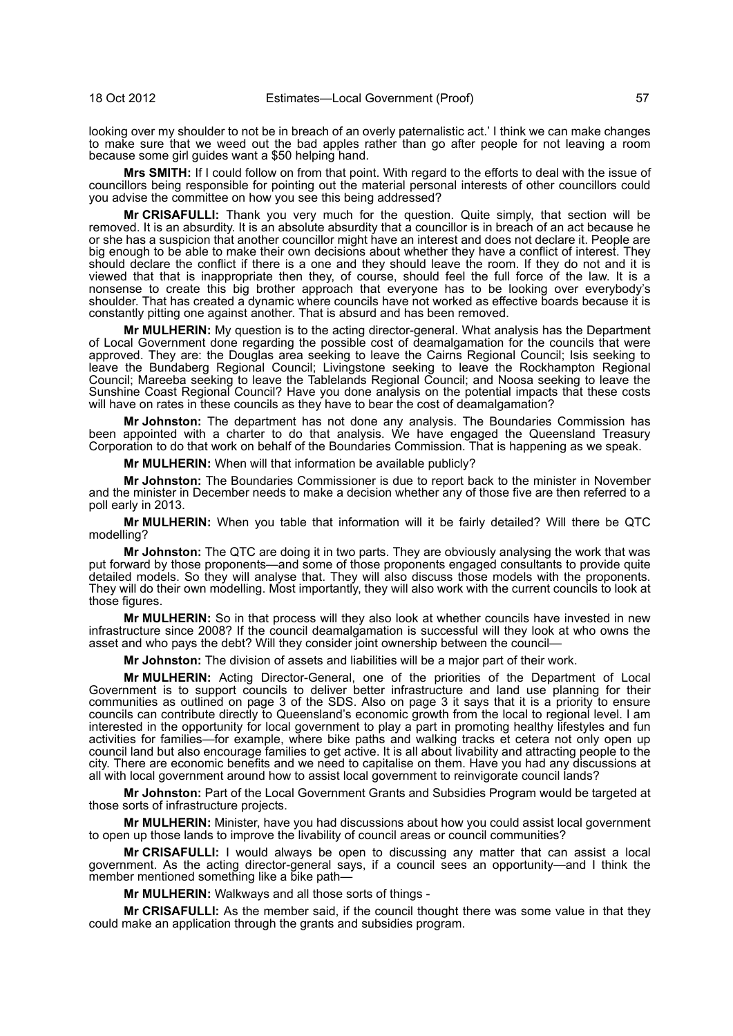looking over my shoulder to not be in breach of an overly paternalistic act.' I think we can make changes to make sure that we weed out the bad apples rather than go after people for not leaving a room because some girl guides want a $50 helping hand.

**Mrs SMITH:** If I could follow on from that point. With regard to the efforts to deal with the issue of councillors being responsible for pointing out the material personal interests of other councillors could you advise the committee on how you see this being addressed?

**Mr CRISAFULLI:** Thank you very much for the question. Quite simply, that section will be removed. It is an absurdity. It is an absolute absurdity that a councillor is in breach of an act because he or she has a suspicion that another councillor might have an interest and does not declare it. People are big enough to be able to make their own decisions about whether they have a conflict of interest. They should declare the conflict if there is a one and they should leave the room. If they do not and it is viewed that that is inappropriate then they, of course, should feel the full force of the law. It is a nonsense to create this big brother approach that everyone has to be looking over everybody's shoulder. That has created a dynamic where councils have not worked as effective boards because it is constantly pitting one against another. That is absurd and has been removed.

**Mr MULHERIN:** My question is to the acting director-general. What analysis has the Department of Local Government done regarding the possible cost of deamalgamation for the councils that were approved. They are: the Douglas area seeking to leave the Cairns Regional Council; Isis seeking to leave the Bundaberg Regional Council; Livingstone seeking to leave the Rockhampton Regional Council; Mareeba seeking to leave the Tablelands Regional Council; and Noosa seeking to leave the Sunshine Coast Regional Council? Have you done analysis on the potential impacts that these costs will have on rates in these councils as they have to bear the cost of deamalgamation?

**Mr Johnston:** The department has not done any analysis. The Boundaries Commission has been appointed with a charter to do that analysis. We have engaged the Queensland Treasury Corporation to do that work on behalf of the Boundaries Commission. That is happening as we speak.

**Mr MULHERIN:** When will that information be available publicly?

**Mr Johnston:** The Boundaries Commissioner is due to report back to the minister in November and the minister in December needs to make a decision whether any of those five are then referred to a poll early in 2013.

**Mr MULHERIN:** When you table that information will it be fairly detailed? Will there be QTC modelling?

**Mr Johnston:** The QTC are doing it in two parts. They are obviously analysing the work that was put forward by those proponents—and some of those proponents engaged consultants to provide quite detailed models. So they will analyse that. They will also discuss those models with the proponents. They will do their own modelling. Most importantly, they will also work with the current councils to look at those figures.

**Mr MULHERIN:** So in that process will they also look at whether councils have invested in new infrastructure since 2008? If the council deamalgamation is successful will they look at who owns the asset and who pays the debt? Will they consider joint ownership between the council—

**Mr Johnston:** The division of assets and liabilities will be a major part of their work.

**Mr MULHERIN:** Acting Director-General, one of the priorities of the Department of Local Government is to support councils to deliver better infrastructure and land use planning for their communities as outlined on page 3 of the SDS. Also on page 3 it says that it is a priority to ensure councils can contribute directly to Queensland's economic growth from the local to regional level. I am interested in the opportunity for local government to play a part in promoting healthy lifestyles and fun activities for families—for example, where bike paths and walking tracks et cetera not only open up council land but also encourage families to get active. It is all about livability and attracting people to the city. There are economic benefits and we need to capitalise on them. Have you had any discussions at all with local government around how to assist local government to reinvigorate council lands?

**Mr Johnston:** Part of the Local Government Grants and Subsidies Program would be targeted at those sorts of infrastructure projects.

**Mr MULHERIN:** Minister, have you had discussions about how you could assist local government to open up those lands to improve the livability of council areas or council communities?

**Mr CRISAFULLI:** I would always be open to discussing any matter that can assist a local government. As the acting director-general says, if a council sees an opportunity—and I think the member mentioned something like a bike path—

**Mr MULHERIN:** Walkways and all those sorts of things -

**Mr CRISAFULLI:** As the member said, if the council thought there was some value in that they could make an application through the grants and subsidies program.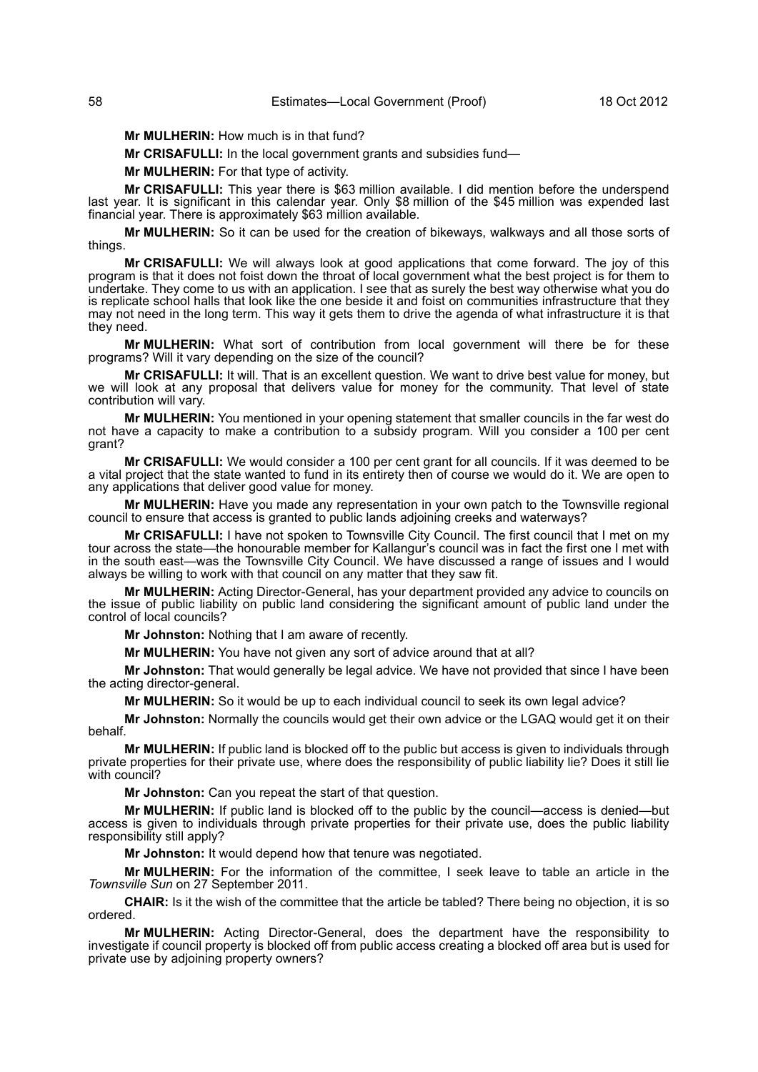**Mr MULHERIN:** How much is in that fund?

**Mr CRISAFULLI:** In the local government grants and subsidies fund—

**Mr MULHERIN:** For that type of activity.

**Mr CRISAFULLI:** This year there is $63 million available. I did mention before the underspend last year. It is significant in this calendar year. Only $8 million of the $45 million was expended last financial year. There is approximately $63 million available.

**Mr MULHERIN:** So it can be used for the creation of bikeways, walkways and all those sorts of things.

**Mr CRISAFULLI:** We will always look at good applications that come forward. The joy of this program is that it does not foist down the throat of local government what the best project is for them to undertake. They come to us with an application. I see that as surely the best way otherwise what you do is replicate school halls that look like the one beside it and foist on communities infrastructure that they may not need in the long term. This way it gets them to drive the agenda of what infrastructure it is that they need.

**Mr MULHERIN:** What sort of contribution from local government will there be for these programs? Will it vary depending on the size of the council?

**Mr CRISAFULLI:** It will. That is an excellent question. We want to drive best value for money, but we will look at any proposal that delivers value for money for the community. That level of state contribution will vary.

**Mr MULHERIN:** You mentioned in your opening statement that smaller councils in the far west do not have a capacity to make a contribution to a subsidy program. Will you consider a 100 per cent grant?

**Mr CRISAFULLI:** We would consider a 100 per cent grant for all councils. If it was deemed to be a vital project that the state wanted to fund in its entirety then of course we would do it. We are open to any applications that deliver good value for money.

**Mr MULHERIN:** Have you made any representation in your own patch to the Townsville regional council to ensure that access is granted to public lands adjoining creeks and waterways?

**Mr CRISAFULLI:** I have not spoken to Townsville City Council. The first council that I met on my tour across the state—the honourable member for Kallangur's council was in fact the first one I met with in the south east—was the Townsville City Council. We have discussed a range of issues and I would always be willing to work with that council on any matter that they saw fit.

**Mr MULHERIN:** Acting Director-General, has your department provided any advice to councils on the issue of public liability on public land considering the significant amount of public land under the control of local councils?

**Mr Johnston:** Nothing that I am aware of recently.

**Mr MULHERIN:** You have not given any sort of advice around that at all?

**Mr Johnston:** That would generally be legal advice. We have not provided that since I have been the acting director-general.

**Mr MULHERIN:** So it would be up to each individual council to seek its own legal advice?

**Mr Johnston:** Normally the councils would get their own advice or the LGAQ would get it on their behalf.

**Mr MULHERIN:** If public land is blocked off to the public but access is given to individuals through private properties for their private use, where does the responsibility of public liability lie? Does it still lie with council?

**Mr Johnston:** Can you repeat the start of that question.

**Mr MULHERIN:** If public land is blocked off to the public by the council—access is denied—but access is given to individuals through private properties for their private use, does the public liability responsibility still apply?

**Mr Johnston:** It would depend how that tenure was negotiated.

**Mr MULHERIN:** For the information of the committee, I seek leave to table an article in the *Townsville Sun* on 27 September 2011.

**CHAIR:** Is it the wish of the committee that the article be tabled? There being no objection, it is so ordered.

**Mr MULHERIN:** Acting Director-General, does the department have the responsibility to investigate if council property is blocked off from public access creating a blocked off area but is used for private use by adjoining property owners?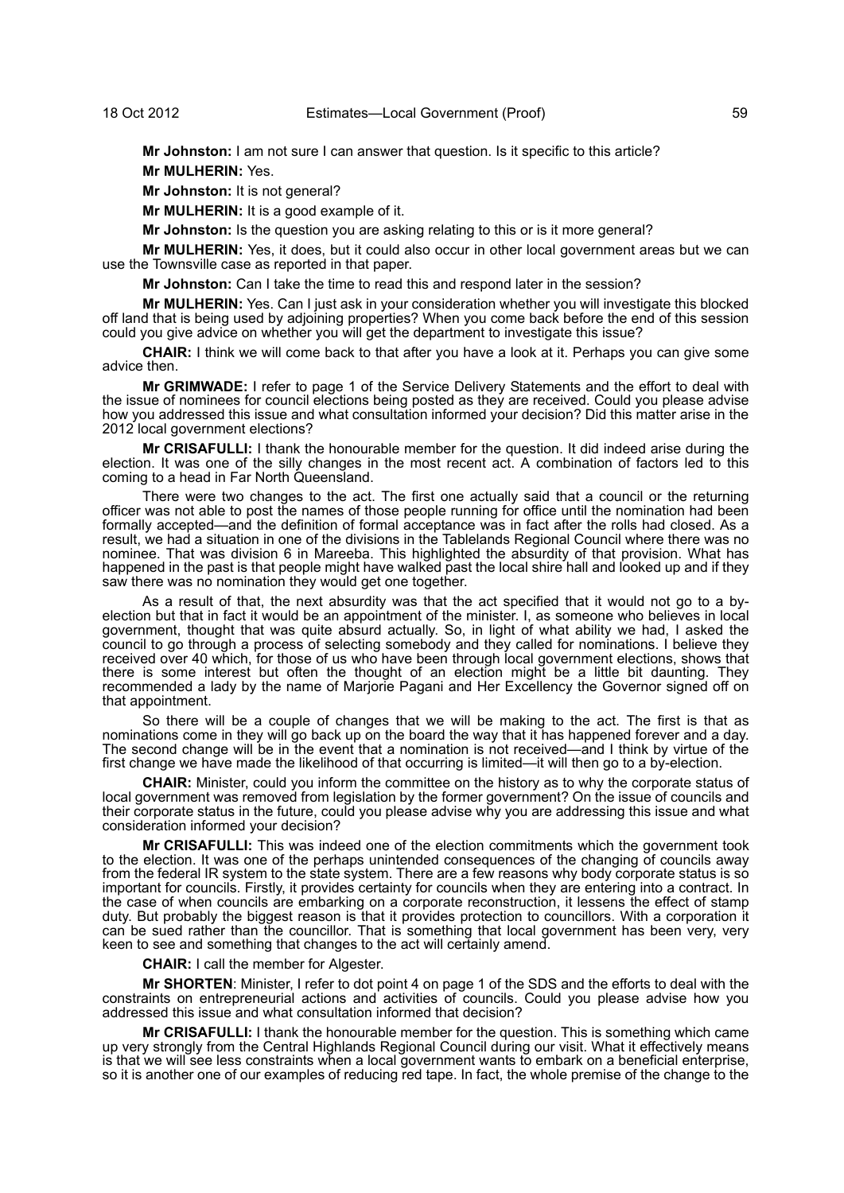**Mr Johnston:** I am not sure I can answer that question. Is it specific to this article?

**Mr MULHERIN:** Yes.

**Mr Johnston:** It is not general?

**Mr MULHERIN:** It is a good example of it.

**Mr Johnston:** Is the question you are asking relating to this or is it more general?

**Mr MULHERIN:** Yes, it does, but it could also occur in other local government areas but we can use the Townsville case as reported in that paper.

**Mr Johnston:** Can I take the time to read this and respond later in the session?

**Mr MULHERIN:** Yes. Can I just ask in your consideration whether you will investigate this blocked off land that is being used by adjoining properties? When you come back before the end of this session could you give advice on whether you will get the department to investigate this issue?

**CHAIR:** I think we will come back to that after you have a look at it. Perhaps you can give some advice then.

**Mr GRIMWADE:** I refer to page 1 of the Service Delivery Statements and the effort to deal with the issue of nominees for council elections being posted as they are received. Could you please advise how you addressed this issue and what consultation informed your decision? Did this matter arise in the 2012 local government elections?

**Mr CRISAFULLI:** I thank the honourable member for the question. It did indeed arise during the election. It was one of the silly changes in the most recent act. A combination of factors led to this coming to a head in Far North Queensland.

There were two changes to the act. The first one actually said that a council or the returning officer was not able to post the names of those people running for office until the nomination had been formally accepted—and the definition of formal acceptance was in fact after the rolls had closed. As a result, we had a situation in one of the divisions in the Tablelands Regional Council where there was no nominee. That was division 6 in Mareeba. This highlighted the absurdity of that provision. What has happened in the past is that people might have walked past the local shire hall and looked up and if they saw there was no nomination they would get one together.

As a result of that, the next absurdity was that the act specified that it would not go to a by-election but that in fact it would be an appointment of the minister. I, as someone who believes in local government, thought that was quite absurd actually. So, in light of what ability we had, I asked the council to go through a process of selecting somebody and they called for nominations. I believe they received over 40 which, for those of us who have been through local government elections, shows that there is some interest but often the thought of an election might be a little bit daunting. They recommended a lady by the name of Marjorie Pagani and Her Excellency the Governor signed off on that appointment.

So there will be a couple of changes that we will be making to the act. The first is that as nominations come in they will go back up on the board the way that it has happened forever and a day. The second change will be in the event that a nomination is not received—and I think by virtue of the first change we have made the likelihood of that occurring is limited—it will then go to a by-election.

**CHAIR:** Minister, could you inform the committee on the history as to why the corporate status of local government was removed from legislation by the former government? On the issue of councils and their corporate status in the future, could you please advise why you are addressing this issue and what consideration informed your decision?

**Mr CRISAFULLI:** This was indeed one of the election commitments which the government took to the election. It was one of the perhaps unintended consequences of the changing of councils away from the federal IR system to the state system. There are a few reasons why body corporate status is so important for councils. Firstly, it provides certainty for councils when they are entering into a contract. In the case of when councils are embarking on a corporate reconstruction, it lessens the effect of stamp duty. But probably the biggest reason is that it provides protection to councillors. With a corporation it can be sued rather than the councillor. That is something that local government has been very, very keen to see and something that changes to the act will certainly amend.

**CHAIR:** I call the member for Algester.

**Mr SHORTEN**: Minister, I refer to dot point 4 on page 1 of the SDS and the efforts to deal with the constraints on entrepreneurial actions and activities of councils. Could you please advise how you addressed this issue and what consultation informed that decision?

**Mr CRISAFULLI:** I thank the honourable member for the question. This is something which came up very strongly from the Central Highlands Regional Council during our visit. What it effectively means is that we will see less constraints when a local government wants to embark on a beneficial enterprise, so it is another one of our examples of reducing red tape. In fact, the whole premise of the change to the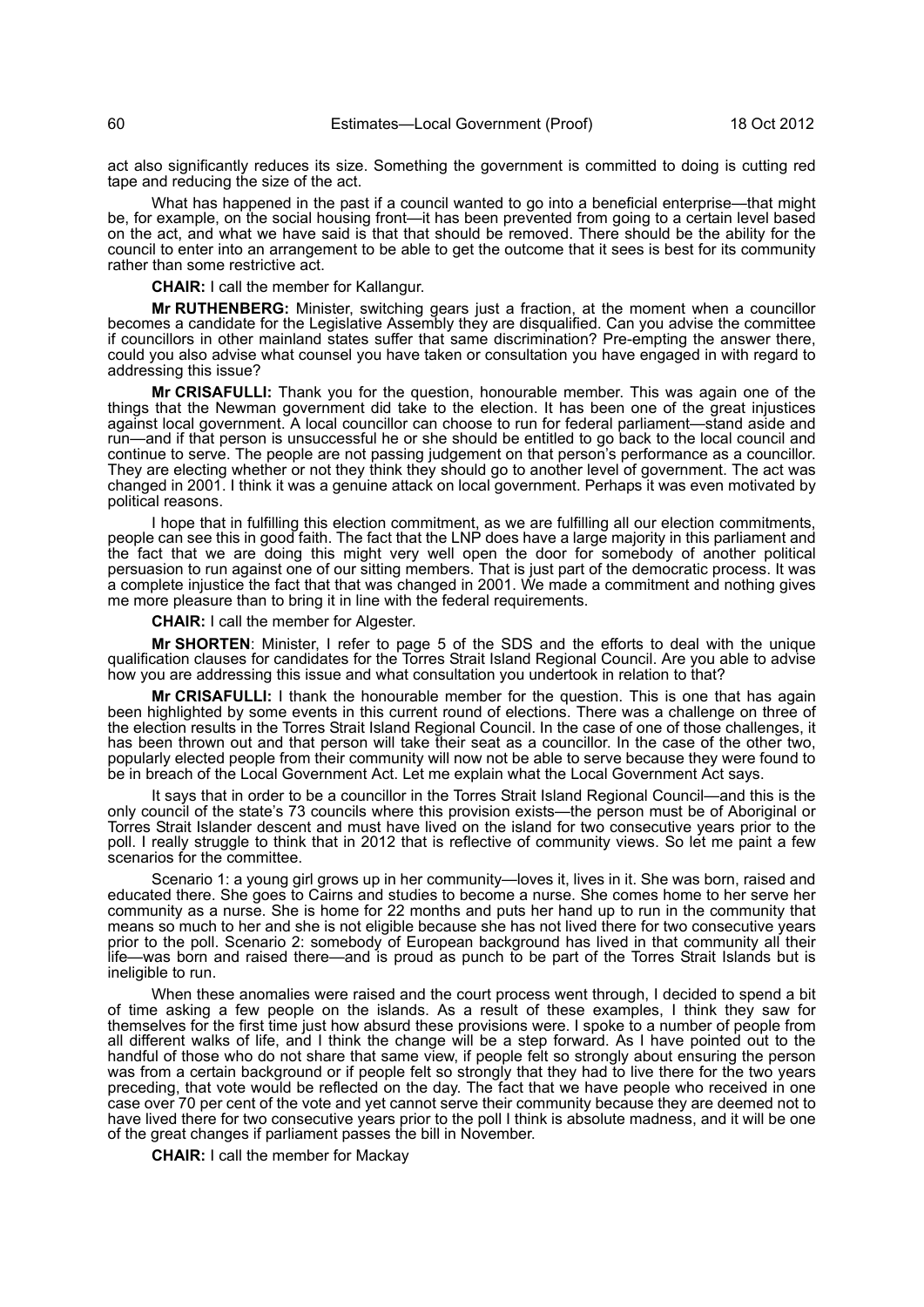act also significantly reduces its size. Something the government is committed to doing is cutting red tape and reducing the size of the act.

What has happened in the past if a council wanted to go into a beneficial enterprise—that might be, for example, on the social housing front—it has been prevented from going to a certain level based on the act, and what we have said is that that should be removed. There should be the ability for the council to enter into an arrangement to be able to get the outcome that it sees is best for its community rather than some restrictive act.

**CHAIR:** I call the member for Kallangur.

**Mr RUTHENBERG:** Minister, switching gears just a fraction, at the moment when a councillor becomes a candidate for the Legislative Assembly they are disqualified. Can you advise the committee if councillors in other mainland states suffer that same discrimination? Pre-empting the answer there, could you also advise what counsel you have taken or consultation you have engaged in with regard to addressing this issue?

**Mr CRISAFULLI:** Thank you for the question, honourable member. This was again one of the things that the Newman government did take to the election. It has been one of the great injustices against local government. A local councillor can choose to run for federal parliament—stand aside and run—and if that person is unsuccessful he or she should be entitled to go back to the local council and continue to serve. The people are not passing judgement on that person's performance as a councillor. They are electing whether or not they think they should go to another level of government. The act was changed in 2001. I think it was a genuine attack on local government. Perhaps it was even motivated by political reasons.

I hope that in fulfilling this election commitment, as we are fulfilling all our election commitments, people can see this in good faith. The fact that the LNP does have a large majority in this parliament and the fact that we are doing this might very well open the door for somebody of another political persuasion to run against one of our sitting members. That is just part of the democratic process. It was a complete injustice the fact that that was changed in 2001. We made a commitment and nothing gives me more pleasure than to bring it in line with the federal requirements.

**CHAIR:** I call the member for Algester.

**Mr SHORTEN**: Minister, I refer to page 5 of the SDS and the efforts to deal with the unique qualification clauses for candidates for the Torres Strait Island Regional Council. Are you able to advise how you are addressing this issue and what consultation you undertook in relation to that?

**Mr CRISAFULLI:** I thank the honourable member for the question. This is one that has again been highlighted by some events in this current round of elections. There was a challenge on three of the election results in the Torres Strait Island Regional Council. In the case of one of those challenges, it has been thrown out and that person will take their seat as a councillor. In the case of the other two, popularly elected people from their community will now not be able to serve because they were found to be in breach of the Local Government Act. Let me explain what the Local Government Act says.

It says that in order to be a councillor in the Torres Strait Island Regional Council—and this is the only council of the state's 73 councils where this provision exists—the person must be of Aboriginal or Torres Strait Islander descent and must have lived on the island for two consecutive years prior to the poll. I really struggle to think that in 2012 that is reflective of community views. So let me paint a few scenarios for the committee.

Scenario 1: a young girl grows up in her community—loves it, lives in it. She was born, raised and educated there. She goes to Cairns and studies to become a nurse. She comes home to her serve her community as a nurse. She is home for 22 months and puts her hand up to run in the community that means so much to her and she is not eligible because she has not lived there for two consecutive years prior to the poll. Scenario 2: somebody of European background has lived in that community all their life—was born and raised there—and is proud as punch to be part of the Torres Strait Islands but is ineligible to run.

When these anomalies were raised and the court process went through, I decided to spend a bit of time asking a few people on the islands. As a result of these examples, I think they saw for themselves for the first time just how absurd these provisions were. I spoke to a number of people from all different walks of life, and I think the change will be a step forward. As I have pointed out to the handful of those who do not share that same view, if people felt so strongly about ensuring the person was from a certain background or if people felt so strongly that they had to live there for the two years preceding, that vote would be reflected on the day. The fact that we have people who received in one case over 70 per cent of the vote and yet cannot serve their community because they are deemed not to have lived there for two consecutive years prior to the poll I think is absolute madness, and it will be one of the great changes if parliament passes the bill in November.

**CHAIR:** I call the member for Mackay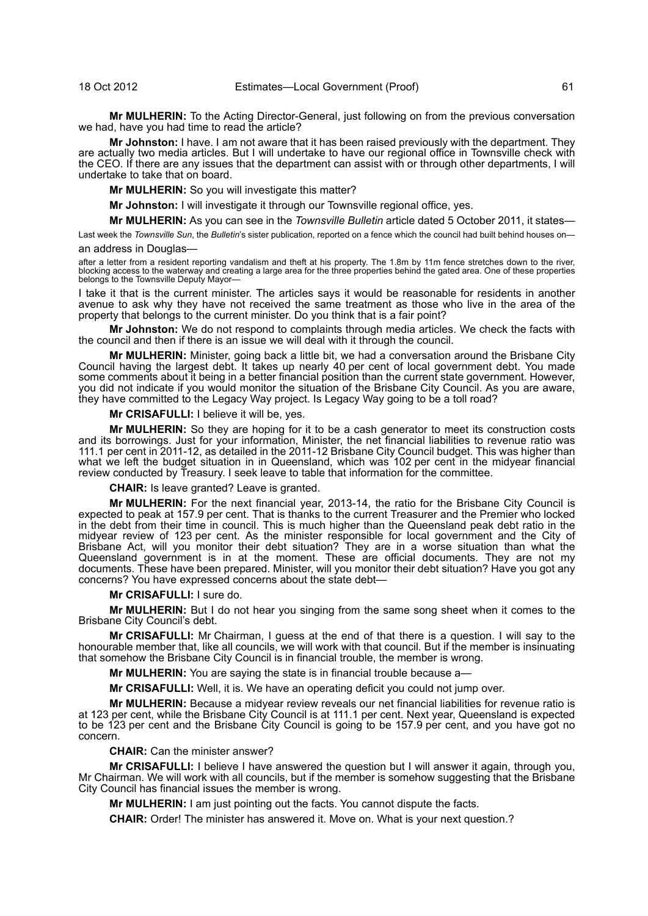**Mr MULHERIN:** To the Acting Director-General, just following on from the previous conversation we had, have you had time to read the article?

**Mr Johnston:** I have. I am not aware that it has been raised previously with the department. They are actually two media articles. But I will undertake to have our regional office in Townsville check with the CEO. If there are any issues that the department can assist with or through other departments, I will undertake to take that on board.

**Mr MULHERIN:** So you will investigate this matter?

**Mr Johnston:** I will investigate it through our Townsville regional office, yes.

**Mr MULHERIN:** As you can see in the *Townsville Bulletin* article dated 5 October 2011, it states—

> Last week the *Townsville Sun*, the *Bulletin*'s sister publication, reported on a fence which the council had built behind houses on—

an address in Douglas—

> after a letter from a resident reporting vandalism and theft at his property. The 1.8m by 11m fence stretches down to the river, blocking access to the waterway and creating a large area for the three properties behind the gated area. One of these properties belongs to the Townsville Deputy Mayor—

I take it that is the current minister. The articles says it would be reasonable for residents in another avenue to ask why they have not received the same treatment as those who live in the area of the property that belongs to the current minister. Do you think that is a fair point?

**Mr Johnston:** We do not respond to complaints through media articles. We check the facts with the council and then if there is an issue we will deal with it through the council.

**Mr MULHERIN:** Minister, going back a little bit, we had a conversation around the Brisbane City Council having the largest debt. It takes up nearly 40 per cent of local government debt. You made some comments about it being in a better financial position than the current state government. However, you did not indicate if you would monitor the situation of the Brisbane City Council. As you are aware, they have committed to the Legacy Way project. Is Legacy Way going to be a toll road?

**Mr CRISAFULLI:** I believe it will be, yes.

**Mr MULHERIN:** So they are hoping for it to be a cash generator to meet its construction costs and its borrowings. Just for your information, Minister, the net financial liabilities to revenue ratio was 111.1 per cent in 2011-12, as detailed in the 2011-12 Brisbane City Council budget. This was higher than what we left the budget situation in in Queensland, which was 102 per cent in the midyear financial review conducted by Treasury. I seek leave to table that information for the committee.

**CHAIR:** Is leave granted? Leave is granted.

**Mr MULHERIN:** For the next financial year, 2013-14, the ratio for the Brisbane City Council is expected to peak at 157.9 per cent. That is thanks to the current Treasurer and the Premier who locked in the debt from their time in council. This is much higher than the Queensland peak debt ratio in the midyear review of 123 per cent. As the minister responsible for local government and the City of Brisbane Act, will you monitor their debt situation? They are in a worse situation than what the Queensland government is in at the moment. These are official documents. They are not my documents. These have been prepared. Minister, will you monitor their debt situation? Have you got any concerns? You have expressed concerns about the state debt—

**Mr CRISAFULLI:** I sure do.

**Mr MULHERIN:** But I do not hear you singing from the same song sheet when it comes to the Brisbane City Council's debt.

**Mr CRISAFULLI:** Mr Chairman, I guess at the end of that there is a question. I will say to the honourable member that, like all councils, we will work with that council. But if the member is insinuating that somehow the Brisbane City Council is in financial trouble, the member is wrong.

**Mr MULHERIN:** You are saying the state is in financial trouble because a—

**Mr CRISAFULLI:** Well, it is. We have an operating deficit you could not jump over.

**Mr MULHERIN:** Because a midyear review reveals our net financial liabilities for revenue ratio is at 123 per cent, while the Brisbane City Council is at 111.1 per cent. Next year, Queensland is expected to be 123 per cent and the Brisbane City Council is going to be 157.9 per cent, and you have got no concern.

**CHAIR:** Can the minister answer?

**Mr CRISAFULLI:** I believe I have answered the question but I will answer it again, through you, Mr Chairman. We will work with all councils, but if the member is somehow suggesting that the Brisbane City Council has financial issues the member is wrong.

**Mr MULHERIN:** I am just pointing out the facts. You cannot dispute the facts.

**CHAIR:** Order! The minister has answered it. Move on. What is your next question.?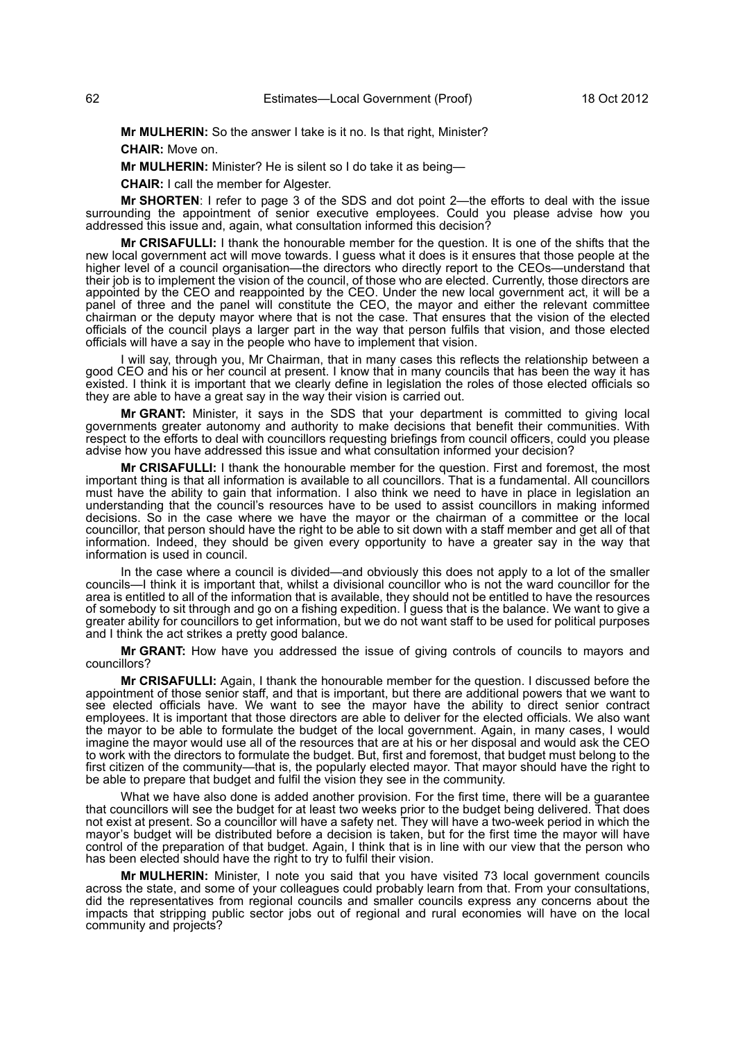**Mr MULHERIN:** So the answer I take is it no. Is that right, Minister?

**CHAIR:** Move on.

**Mr MULHERIN:** Minister? He is silent so I do take it as being—

**CHAIR:** I call the member for Algester.

**Mr SHORTEN**: I refer to page 3 of the SDS and dot point 2—the efforts to deal with the issue surrounding the appointment of senior executive employees. Could you please advise how you addressed this issue and, again, what consultation informed this decision?

**Mr CRISAFULLI:** I thank the honourable member for the question. It is one of the shifts that the new local government act will move towards. I guess what it does is it ensures that those people at the higher level of a council organisation—the directors who directly report to the CEOs—understand that their job is to implement the vision of the council, of those who are elected. Currently, those directors are appointed by the CEO and reappointed by the CEO. Under the new local government act, it will be a panel of three and the panel will constitute the CEO, the mayor and either the relevant committee chairman or the deputy mayor where that is not the case. That ensures that the vision of the elected officials of the council plays a larger part in the way that person fulfils that vision, and those elected officials will have a say in the people who have to implement that vision.

I will say, through you, Mr Chairman, that in many cases this reflects the relationship between a good CEO and his or her council at present. I know that in many councils that has been the way it has existed. I think it is important that we clearly define in legislation the roles of those elected officials so they are able to have a great say in the way their vision is carried out.

**Mr GRANT:** Minister, it says in the SDS that your department is committed to giving local governments greater autonomy and authority to make decisions that benefit their communities. With respect to the efforts to deal with councillors requesting briefings from council officers, could you please advise how you have addressed this issue and what consultation informed your decision?

**Mr CRISAFULLI:** I thank the honourable member for the question. First and foremost, the most important thing is that all information is available to all councillors. That is a fundamental. All councillors must have the ability to gain that information. I also think we need to have in place in legislation an understanding that the council's resources have to be used to assist councillors in making informed decisions. So in the case where we have the mayor or the chairman of a committee or the local councillor, that person should have the right to be able to sit down with a staff member and get all of that information. Indeed, they should be given every opportunity to have a greater say in the way that information is used in council.

In the case where a council is divided—and obviously this does not apply to a lot of the smaller councils—I think it is important that, whilst a divisional councillor who is not the ward councillor for the area is entitled to all of the information that is available, they should not be entitled to have the resources of somebody to sit through and go on a fishing expedition. I guess that is the balance. We want to give a greater ability for councillors to get information, but we do not want staff to be used for political purposes and I think the act strikes a pretty good balance.

**Mr GRANT:** How have you addressed the issue of giving controls of councils to mayors and councillors?

**Mr CRISAFULLI:** Again, I thank the honourable member for the question. I discussed before the appointment of those senior staff, and that is important, but there are additional powers that we want to see elected officials have. We want to see the mayor have the ability to direct senior contract employees. It is important that those directors are able to deliver for the elected officials. We also want the mayor to be able to formulate the budget of the local government. Again, in many cases, I would imagine the mayor would use all of the resources that are at his or her disposal and would ask the CEO to work with the directors to formulate the budget. But, first and foremost, that budget must belong to the first citizen of the community—that is, the popularly elected mayor. That mayor should have the right to be able to prepare that budget and fulfil the vision they see in the community.

What we have also done is added another provision. For the first time, there will be a guarantee that councillors will see the budget for at least two weeks prior to the budget being delivered. That does not exist at present. So a councillor will have a safety net. They will have a two-week period in which the mayor's budget will be distributed before a decision is taken, but for the first time the mayor will have control of the preparation of that budget. Again, I think that is in line with our view that the person who has been elected should have the right to try to fulfil their vision.

**Mr MULHERIN:** Minister, I note you said that you have visited 73 local government councils across the state, and some of your colleagues could probably learn from that. From your consultations, did the representatives from regional councils and smaller councils express any concerns about the impacts that stripping public sector jobs out of regional and rural economies will have on the local community and projects?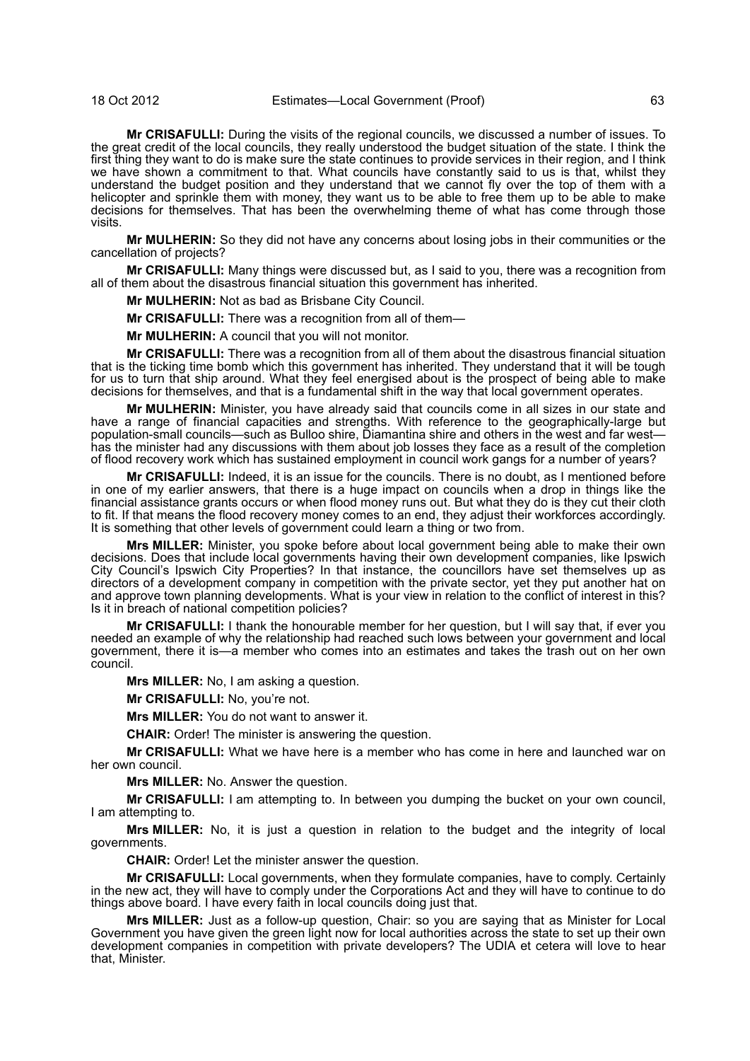**Mr CRISAFULLI:** During the visits of the regional councils, we discussed a number of issues. To the great credit of the local councils, they really understood the budget situation of the state. I think the first thing they want to do is make sure the state continues to provide services in their region, and I think we have shown a commitment to that. What councils have constantly said to us is that, whilst they understand the budget position and they understand that we cannot fly over the top of them with a helicopter and sprinkle them with money, they want us to be able to free them up to be able to make decisions for themselves. That has been the overwhelming theme of what has come through those visits.

**Mr MULHERIN:** So they did not have any concerns about losing jobs in their communities or the cancellation of projects?

**Mr CRISAFULLI:** Many things were discussed but, as I said to you, there was a recognition from all of them about the disastrous financial situation this government has inherited.

**Mr MULHERIN:** Not as bad as Brisbane City Council.

**Mr CRISAFULLI:** There was a recognition from all of them—

**Mr MULHERIN:** A council that you will not monitor.

**Mr CRISAFULLI:** There was a recognition from all of them about the disastrous financial situation that is the ticking time bomb which this government has inherited. They understand that it will be tough for us to turn that ship around. What they feel energised about is the prospect of being able to make decisions for themselves, and that is a fundamental shift in the way that local government operates.

**Mr MULHERIN:** Minister, you have already said that councils come in all sizes in our state and have a range of financial capacities and strengths. With reference to the geographically-large but population-small councils—such as Bulloo shire, Diamantina shire and others in the west and far west—has the minister had any discussions with them about job losses they face as a result of the completion of flood recovery work which has sustained employment in council work gangs for a number of years?

**Mr CRISAFULLI:** Indeed, it is an issue for the councils. There is no doubt, as I mentioned before in one of my earlier answers, that there is a huge impact on councils when a drop in things like the financial assistance grants occurs or when flood money runs out. But what they do is they cut their cloth to fit. If that means the flood recovery money comes to an end, they adjust their workforces accordingly. It is something that other levels of government could learn a thing or two from.

**Mrs MILLER:** Minister, you spoke before about local government being able to make their own decisions. Does that include local governments having their own development companies, like Ipswich City Council's Ipswich City Properties? In that instance, the councillors have set themselves up as directors of a development company in competition with the private sector, yet they put another hat on and approve town planning developments. What is your view in relation to the conflict of interest in this? Is it in breach of national competition policies?

**Mr CRISAFULLI:** I thank the honourable member for her question, but I will say that, if ever you needed an example of why the relationship had reached such lows between your government and local government, there it is—a member who comes into an estimates and takes the trash out on her own council.

**Mrs MILLER:** No, I am asking a question.

**Mr CRISAFULLI:** No, you're not.

**Mrs MILLER:** You do not want to answer it.

**CHAIR:** Order! The minister is answering the question.

**Mr CRISAFULLI:** What we have here is a member who has come in here and launched war on her own council.

**Mrs MILLER:** No. Answer the question.

**Mr CRISAFULLI:** I am attempting to. In between you dumping the bucket on your own council, I am attempting to.

**Mrs MILLER:** No, it is just a question in relation to the budget and the integrity of local governments.

**CHAIR:** Order! Let the minister answer the question.

**Mr CRISAFULLI:** Local governments, when they formulate companies, have to comply. Certainly in the new act, they will have to comply under the Corporations Act and they will have to continue to do things above board. I have every faith in local councils doing just that.

**Mrs MILLER:** Just as a follow-up question, Chair: so you are saying that as Minister for Local Government you have given the green light now for local authorities across the state to set up their own development companies in competition with private developers? The UDIA et cetera will love to hear that, Minister.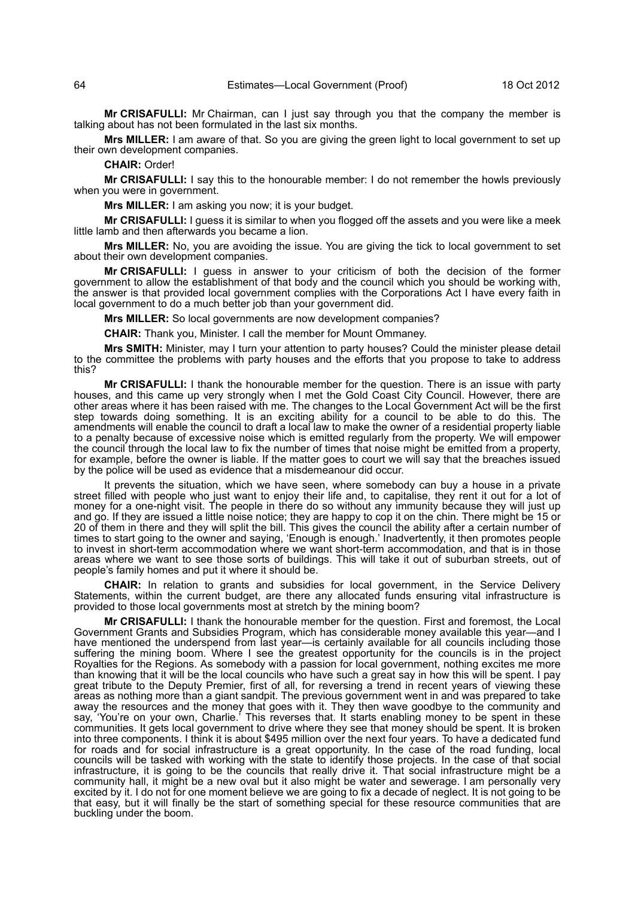**Mr CRISAFULLI:** Mr Chairman, can I just say through you that the company the member is talking about has not been formulated in the last six months.

**Mrs MILLER:** I am aware of that. So you are giving the green light to local government to set up their own development companies.

**CHAIR:** Order!

**Mr CRISAFULLI:** I say this to the honourable member: I do not remember the howls previously when you were in government.

**Mrs MILLER:** I am asking you now; it is your budget.

**Mr CRISAFULLI:** I guess it is similar to when you flogged off the assets and you were like a meek little lamb and then afterwards you became a lion.

**Mrs MILLER:** No, you are avoiding the issue. You are giving the tick to local government to set about their own development companies.

**Mr CRISAFULLI:** I guess in answer to your criticism of both the decision of the former government to allow the establishment of that body and the council which you should be working with, the answer is that provided local government complies with the Corporations Act I have every faith in local government to do a much better job than your government did.

**Mrs MILLER:** So local governments are now development companies?

**CHAIR:** Thank you, Minister. I call the member for Mount Ommaney.

**Mrs SMITH:** Minister, may I turn your attention to party houses? Could the minister please detail to the committee the problems with party houses and the efforts that you propose to take to address this?

**Mr CRISAFULLI:** I thank the honourable member for the question. There is an issue with party houses, and this came up very strongly when I met the Gold Coast City Council. However, there are other areas where it has been raised with me. The changes to the Local Government Act will be the first step towards doing something. It is an exciting ability for a council to be able to do this. The amendments will enable the council to draft a local law to make the owner of a residential property liable to a penalty because of excessive noise which is emitted regularly from the property. We will empower the council through the local law to fix the number of times that noise might be emitted from a property, for example, before the owner is liable. If the matter goes to court we will say that the breaches issued by the police will be used as evidence that a misdemeanour did occur.

It prevents the situation, which we have seen, where somebody can buy a house in a private street filled with people who just want to enjoy their life and, to capitalise, they rent it out for a lot of money for a one-night visit. The people in there do so without any immunity because they will just up and go. If they are issued a little noise notice; they are happy to cop it on the chin. There might be 15 or 20 of them in there and they will split the bill. This gives the council the ability after a certain number of times to start going to the owner and saying, 'Enough is enough.' Inadvertently, it then promotes people to invest in short-term accommodation where we want short-term accommodation, and that is in those areas where we want to see those sorts of buildings. This will take it out of suburban streets, out of people's family homes and put it where it should be.

**CHAIR:** In relation to grants and subsidies for local government, in the Service Delivery Statements, within the current budget, are there any allocated funds ensuring vital infrastructure is provided to those local governments most at stretch by the mining boom?

**Mr CRISAFULLI:** I thank the honourable member for the question. First and foremost, the Local Government Grants and Subsidies Program, which has considerable money available this year—and I have mentioned the underspend from last year—is certainly available for all councils including those suffering the mining boom. Where I see the greatest opportunity for the councils is in the project Royalties for the Regions. As somebody with a passion for local government, nothing excites me more than knowing that it will be the local councils who have such a great say in how this will be spent. I pay great tribute to the Deputy Premier, first of all, for reversing a trend in recent years of viewing these areas as nothing more than a giant sandpit. The previous government went in and was prepared to take away the resources and the money that goes with it. They then wave goodbye to the community and say, 'You're on your own, Charlie.' This reverses that. It starts enabling money to be spent in these communities. It gets local government to drive where they see that money should be spent. It is broken into three components. I think it is about $495 million over the next four years. To have a dedicated fund for roads and for social infrastructure is a great opportunity. In the case of the road funding, local councils will be tasked with working with the state to identify those projects. In the case of that social infrastructure, it is going to be the councils that really drive it. That social infrastructure might be a community hall, it might be a new oval but it also might be water and sewerage. I am personally very excited by it. I do not for one moment believe we are going to fix a decade of neglect. It is not going to be that easy, but it will finally be the start of something special for these resource communities that are buckling under the boom.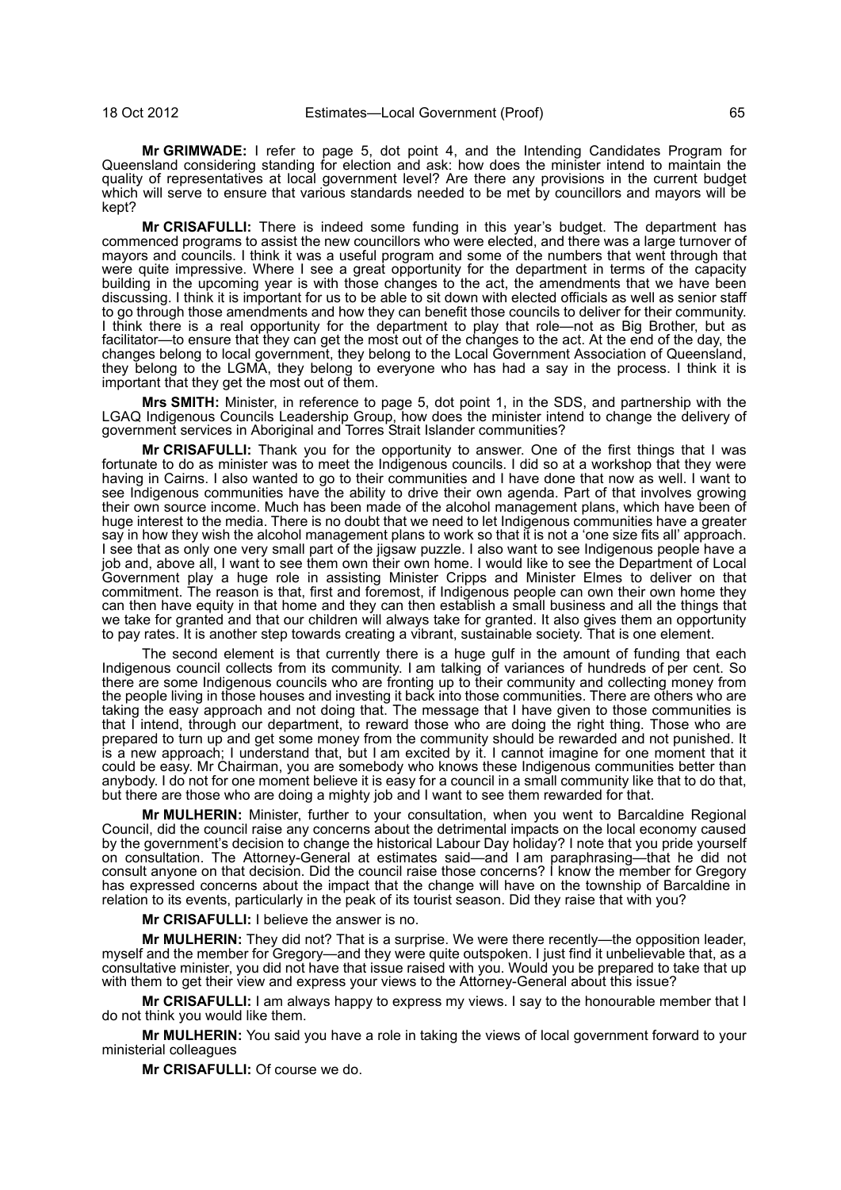**Mr GRIMWADE:** I refer to page 5, dot point 4, and the Intending Candidates Program for Queensland considering standing for election and ask: how does the minister intend to maintain the quality of representatives at local government level? Are there any provisions in the current budget which will serve to ensure that various standards needed to be met by councillors and mayors will be kept?

**Mr CRISAFULLI:** There is indeed some funding in this year's budget. The department has commenced programs to assist the new councillors who were elected, and there was a large turnover of mayors and councils. I think it was a useful program and some of the numbers that went through that were quite impressive. Where I see a great opportunity for the department in terms of the capacity building in the upcoming year is with those changes to the act, the amendments that we have been discussing. I think it is important for us to be able to sit down with elected officials as well as senior staff to go through those amendments and how they can benefit those councils to deliver for their community. I think there is a real opportunity for the department to play that role—not as Big Brother, but as facilitator—to ensure that they can get the most out of the changes to the act. At the end of the day, the changes belong to local government, they belong to the Local Government Association of Queensland, they belong to the LGMA, they belong to everyone who has had a say in the process. I think it is important that they get the most out of them.

**Mrs SMITH:** Minister, in reference to page 5, dot point 1, in the SDS, and partnership with the LGAQ Indigenous Councils Leadership Group, how does the minister intend to change the delivery of government services in Aboriginal and Torres Strait Islander communities?

**Mr CRISAFULLI:** Thank you for the opportunity to answer. One of the first things that I was fortunate to do as minister was to meet the Indigenous councils. I did so at a workshop that they were having in Cairns. I also wanted to go to their communities and I have done that now as well. I want to see Indigenous communities have the ability to drive their own agenda. Part of that involves growing their own source income. Much has been made of the alcohol management plans, which have been of huge interest to the media. There is no doubt that we need to let Indigenous communities have a greater say in how they wish the alcohol management plans to work so that it is not a 'one size fits all' approach. I see that as only one very small part of the jigsaw puzzle. I also want to see Indigenous people have a job and, above all, I want to see them own their own home. I would like to see the Department of Local Government play a huge role in assisting Minister Cripps and Minister Elmes to deliver on that commitment. The reason is that, first and foremost, if Indigenous people can own their own home they can then have equity in that home and they can then establish a small business and all the things that we take for granted and that our children will always take for granted. It also gives them an opportunity to pay rates. It is another step towards creating a vibrant, sustainable society. That is one element.

The second element is that currently there is a huge gulf in the amount of funding that each Indigenous council collects from its community. I am talking of variances of hundreds of per cent. So there are some Indigenous councils who are fronting up to their community and collecting money from the people living in those houses and investing it back into those communities. There are others who are taking the easy approach and not doing that. The message that I have given to those communities is that I intend, through our department, to reward those who are doing the right thing. Those who are prepared to turn up and get some money from the community should be rewarded and not punished. It is a new approach; I understand that, but I am excited by it. I cannot imagine for one moment that it could be easy. Mr Chairman, you are somebody who knows these Indigenous communities better than anybody. I do not for one moment believe it is easy for a council in a small community like that to do that, but there are those who are doing a mighty job and I want to see them rewarded for that.

**Mr MULHERIN:** Minister, further to your consultation, when you went to Barcaldine Regional Council, did the council raise any concerns about the detrimental impacts on the local economy caused by the government's decision to change the historical Labour Day holiday? I note that you pride yourself on consultation. The Attorney-General at estimates said—and I am paraphrasing—that he did not consult anyone on that decision. Did the council raise those concerns? I know the member for Gregory has expressed concerns about the impact that the change will have on the township of Barcaldine in relation to its events, particularly in the peak of its tourist season. Did they raise that with you?

**Mr CRISAFULLI:** I believe the answer is no.

**Mr MULHERIN:** They did not? That is a surprise. We were there recently—the opposition leader, myself and the member for Gregory—and they were quite outspoken. I just find it unbelievable that, as a consultative minister, you did not have that issue raised with you. Would you be prepared to take that up with them to get their view and express your views to the Attorney-General about this issue?

**Mr CRISAFULLI:** I am always happy to express my views. I say to the honourable member that I do not think you would like them.

**Mr MULHERIN:** You said you have a role in taking the views of local government forward to your ministerial colleagues

**Mr CRISAFULLI:** Of course we do.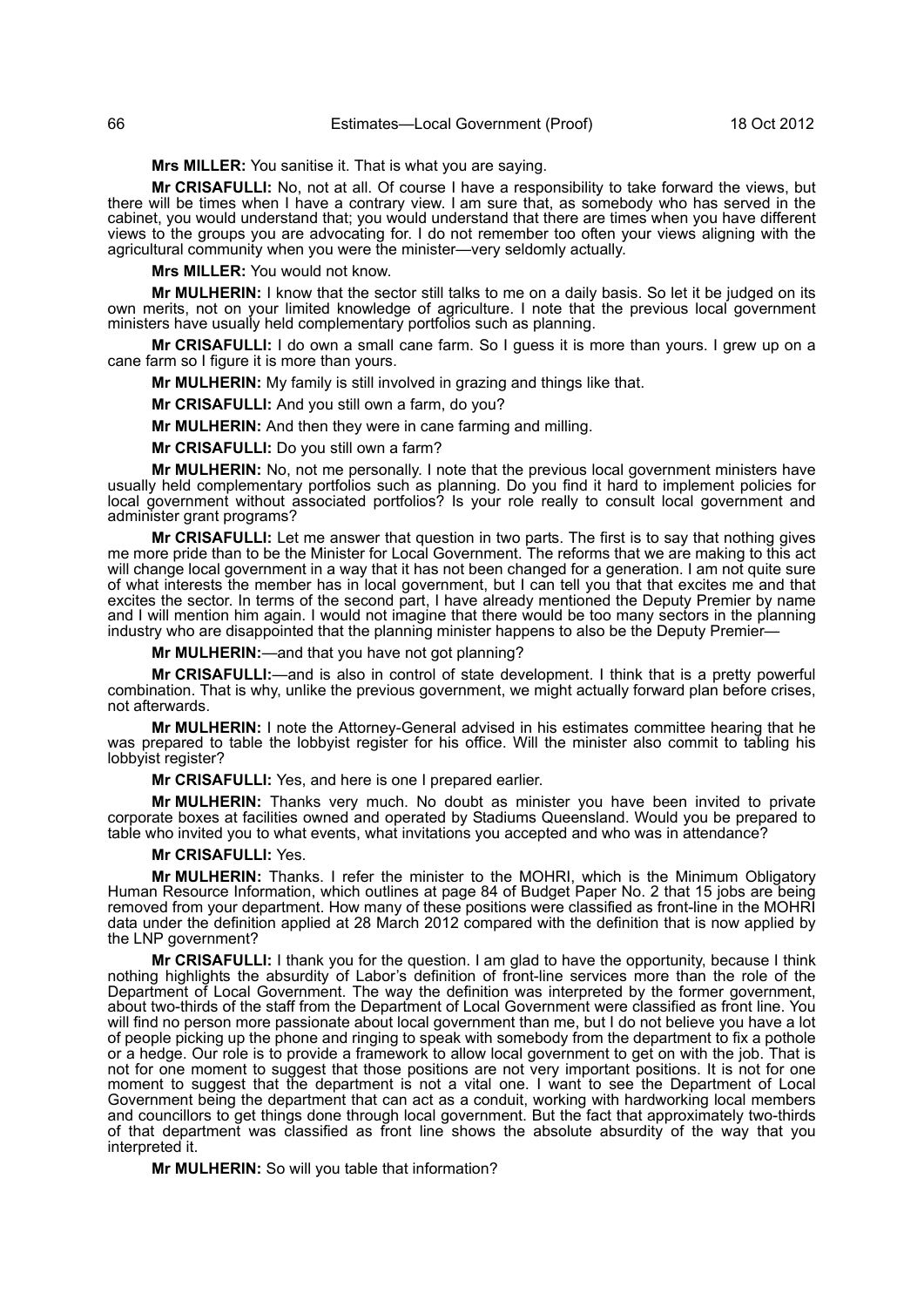**Mrs MILLER:** You sanitise it. That is what you are saying.

**Mr CRISAFULLI:** No, not at all. Of course I have a responsibility to take forward the views, but there will be times when I have a contrary view. I am sure that, as somebody who has served in the cabinet, you would understand that; you would understand that there are times when you have different views to the groups you are advocating for. I do not remember too often your views aligning with the agricultural community when you were the minister—very seldomly actually.

**Mrs MILLER:** You would not know.

**Mr MULHERIN:** I know that the sector still talks to me on a daily basis. So let it be judged on its own merits, not on your limited knowledge of agriculture. I note that the previous local government ministers have usually held complementary portfolios such as planning.

**Mr CRISAFULLI:** I do own a small cane farm. So I guess it is more than yours. I grew up on a cane farm so I figure it is more than yours.

**Mr MULHERIN:** My family is still involved in grazing and things like that.

**Mr CRISAFULLI:** And you still own a farm, do you?

**Mr MULHERIN:** And then they were in cane farming and milling.

**Mr CRISAFULLI:** Do you still own a farm?

**Mr MULHERIN:** No, not me personally. I note that the previous local government ministers have usually held complementary portfolios such as planning. Do you find it hard to implement policies for local government without associated portfolios? Is your role really to consult local government and administer grant programs?

**Mr CRISAFULLI:** Let me answer that question in two parts. The first is to say that nothing gives me more pride than to be the Minister for Local Government. The reforms that we are making to this act will change local government in a way that it has not been changed for a generation. I am not quite sure of what interests the member has in local government, but I can tell you that that excites me and that excites the sector. In terms of the second part, I have already mentioned the Deputy Premier by name and I will mention him again. I would not imagine that there would be too many sectors in the planning industry who are disappointed that the planning minister happens to also be the Deputy Premier—

**Mr MULHERIN:**—and that you have not got planning?

**Mr CRISAFULLI:**—and is also in control of state development. I think that is a pretty powerful combination. That is why, unlike the previous government, we might actually forward plan before crises, not afterwards.

**Mr MULHERIN:** I note the Attorney-General advised in his estimates committee hearing that he was prepared to table the lobbyist register for his office. Will the minister also commit to tabling his lobbyist register?

**Mr CRISAFULLI:** Yes, and here is one I prepared earlier.

**Mr MULHERIN:** Thanks very much. No doubt as minister you have been invited to private corporate boxes at facilities owned and operated by Stadiums Queensland. Would you be prepared to table who invited you to what events, what invitations you accepted and who was in attendance?

**Mr CRISAFULLI:** Yes.

**Mr MULHERIN:** Thanks. I refer the minister to the MOHRI, which is the Minimum Obligatory Human Resource Information, which outlines at page 84 of Budget Paper No. 2 that 15 jobs are being removed from your department. How many of these positions were classified as front-line in the MOHRI data under the definition applied at 28 March 2012 compared with the definition that is now applied by the LNP government?

**Mr CRISAFULLI:** I thank you for the question. I am glad to have the opportunity, because I think nothing highlights the absurdity of Labor's definition of front-line services more than the role of the Department of Local Government. The way the definition was interpreted by the former government, about two-thirds of the staff from the Department of Local Government were classified as front line. You will find no person more passionate about local government than me, but I do not believe you have a lot of people picking up the phone and ringing to speak with somebody from the department to fix a pothole or a hedge. Our role is to provide a framework to allow local government to get on with the job. That is not for one moment to suggest that those positions are not very important positions. It is not for one moment to suggest that the department is not a vital one. I want to see the Department of Local Government being the department that can act as a conduit, working with hardworking local members and councillors to get things done through local government. But the fact that approximately two-thirds of that department was classified as front line shows the absolute absurdity of the way that you interpreted it.

**Mr MULHERIN:** So will you table that information?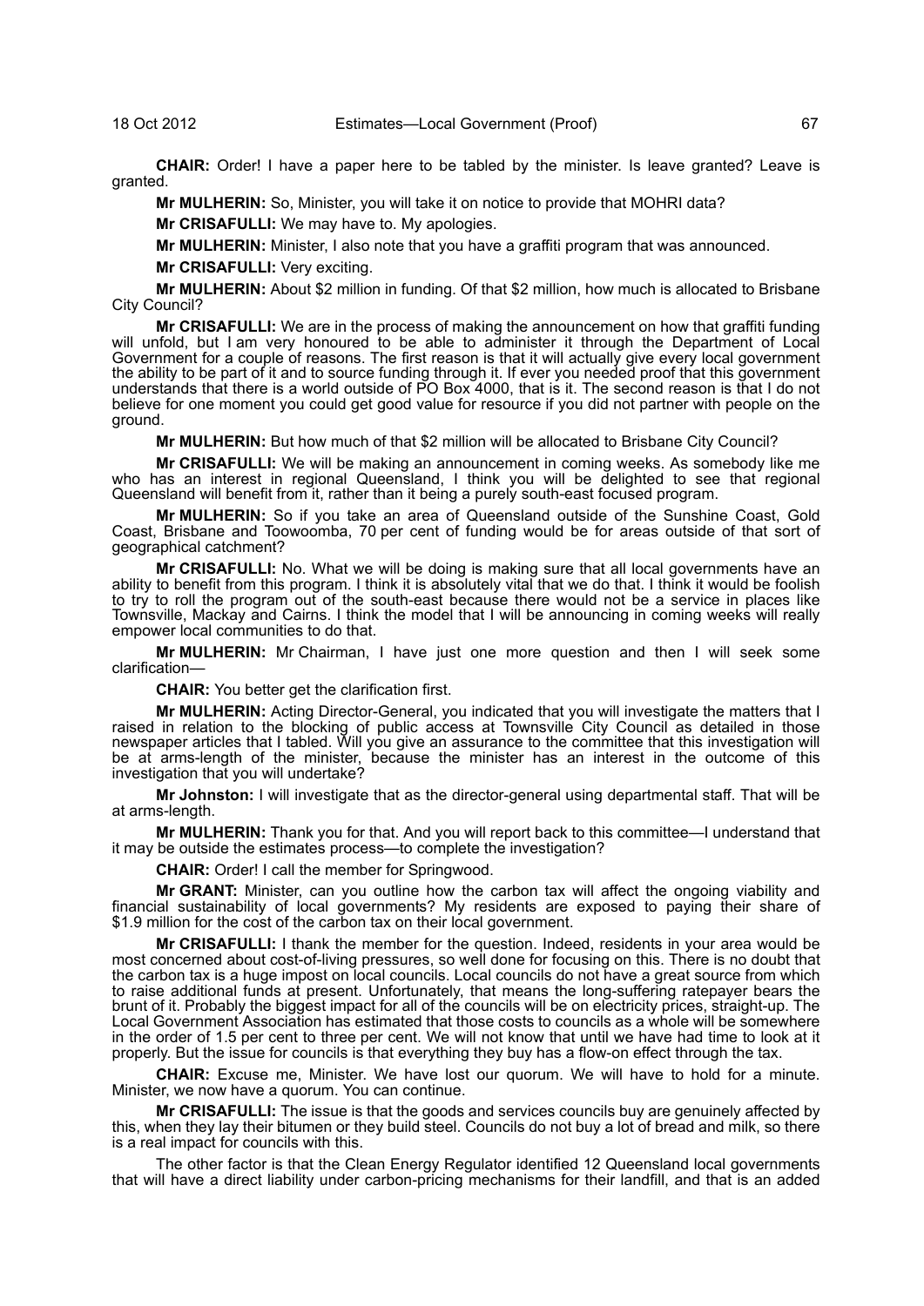**CHAIR:** Order! I have a paper here to be tabled by the minister. Is leave granted? Leave is granted.

**Mr MULHERIN:** So, Minister, you will take it on notice to provide that MOHRI data?

**Mr CRISAFULLI:** We may have to. My apologies.

**Mr MULHERIN:** Minister, I also note that you have a graffiti program that was announced.

**Mr CRISAFULLI:** Very exciting.

**Mr MULHERIN:** About $2 million in funding. Of that $2 million, how much is allocated to Brisbane City Council?

**Mr CRISAFULLI:** We are in the process of making the announcement on how that graffiti funding will unfold, but I am very honoured to be able to administer it through the Department of Local Government for a couple of reasons. The first reason is that it will actually give every local government the ability to be part of it and to source funding through it. If ever you needed proof that this government understands that there is a world outside of PO Box 4000, that is it. The second reason is that I do not believe for one moment you could get good value for resource if you did not partner with people on the ground.

**Mr MULHERIN:** But how much of that $2 million will be allocated to Brisbane City Council?

**Mr CRISAFULLI:** We will be making an announcement in coming weeks. As somebody like me who has an interest in regional Queensland, I think you will be delighted to see that regional Queensland will benefit from it, rather than it being a purely south-east focused program.

**Mr MULHERIN:** So if you take an area of Queensland outside of the Sunshine Coast, Gold Coast, Brisbane and Toowoomba, 70 per cent of funding would be for areas outside of that sort of geographical catchment?

**Mr CRISAFULLI:** No. What we will be doing is making sure that all local governments have an ability to benefit from this program. I think it is absolutely vital that we do that. I think it would be foolish to try to roll the program out of the south-east because there would not be a service in places like Townsville, Mackay and Cairns. I think the model that I will be announcing in coming weeks will really empower local communities to do that.

**Mr MULHERIN:** Mr Chairman, I have just one more question and then I will seek some clarification—

**CHAIR:** You better get the clarification first.

**Mr MULHERIN:** Acting Director-General, you indicated that you will investigate the matters that I raised in relation to the blocking of public access at Townsville City Council as detailed in those newspaper articles that I tabled. Will you give an assurance to the committee that this investigation will be at arms-length of the minister, because the minister has an interest in the outcome of this investigation that you will undertake?

**Mr Johnston:** I will investigate that as the director-general using departmental staff. That will be at arms-length.

**Mr MULHERIN:** Thank you for that. And you will report back to this committee—I understand that it may be outside the estimates process—to complete the investigation?

**CHAIR:** Order! I call the member for Springwood.

**Mr GRANT:** Minister, can you outline how the carbon tax will affect the ongoing viability and financial sustainability of local governments? My residents are exposed to paying their share of $1.9 million for the cost of the carbon tax on their local government.

**Mr CRISAFULLI:** I thank the member for the question. Indeed, residents in your area would be most concerned about cost-of-living pressures, so well done for focusing on this. There is no doubt that the carbon tax is a huge impost on local councils. Local councils do not have a great source from which to raise additional funds at present. Unfortunately, that means the long-suffering ratepayer bears the brunt of it. Probably the biggest impact for all of the councils will be on electricity prices, straight-up. The Local Government Association has estimated that those costs to councils as a whole will be somewhere in the order of 1.5 per cent to three per cent. We will not know that until we have had time to look at it properly. But the issue for councils is that everything they buy has a flow-on effect through the tax.

**CHAIR:** Excuse me, Minister. We have lost our quorum. We will have to hold for a minute. Minister, we now have a quorum. You can continue.

**Mr CRISAFULLI:** The issue is that the goods and services councils buy are genuinely affected by this, when they lay their bitumen or they build steel. Councils do not buy a lot of bread and milk, so there is a real impact for councils with this.

The other factor is that the Clean Energy Regulator identified 12 Queensland local governments that will have a direct liability under carbon-pricing mechanisms for their landfill, and that is an added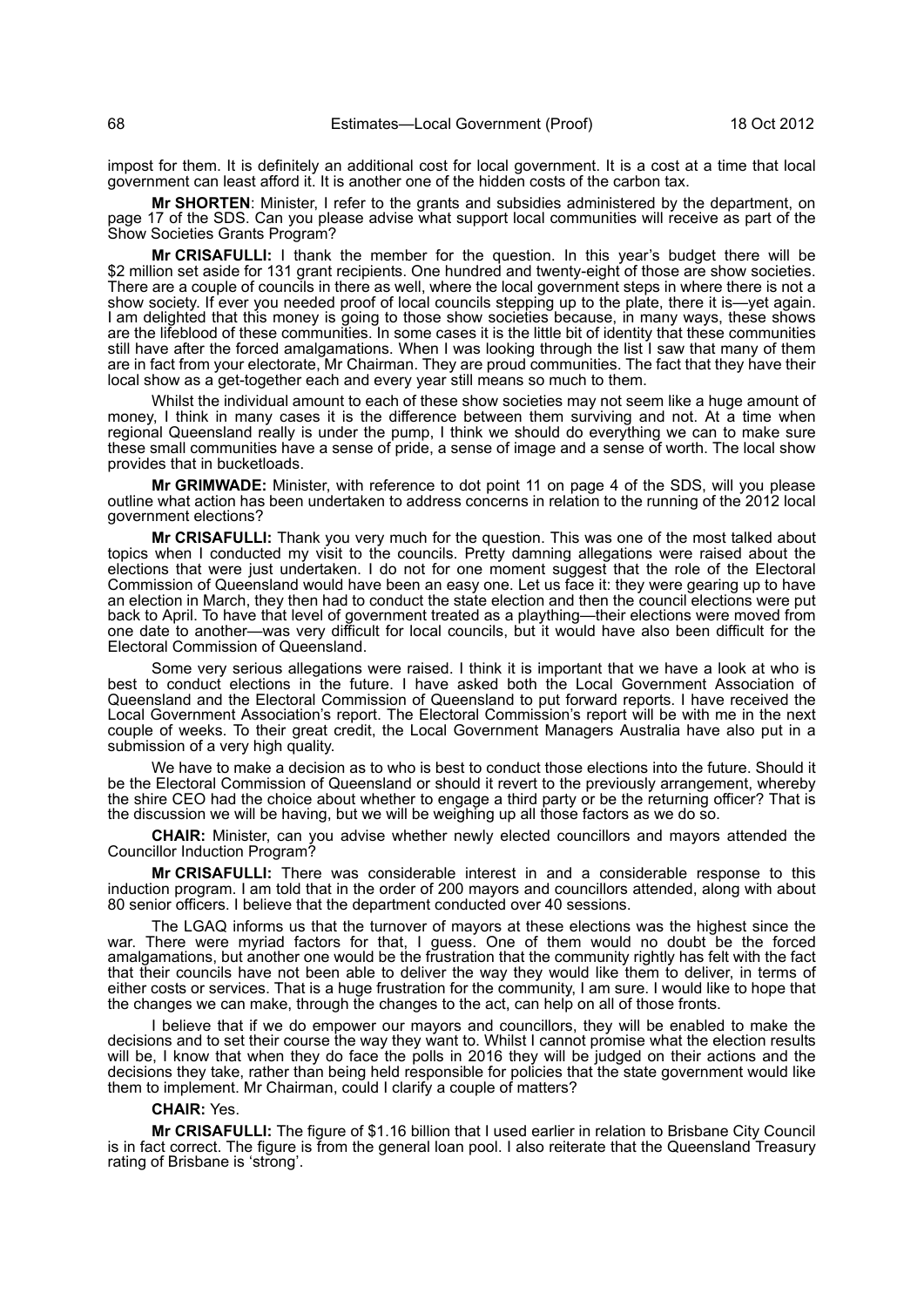impost for them. It is definitely an additional cost for local government. It is a cost at a time that local government can least afford it. It is another one of the hidden costs of the carbon tax.

**Mr SHORTEN**: Minister, I refer to the grants and subsidies administered by the department, on page 17 of the SDS. Can you please advise what support local communities will receive as part of the Show Societies Grants Program?

**Mr CRISAFULLI:** I thank the member for the question. In this year's budget there will be $2 million set aside for 131 grant recipients. One hundred and twenty-eight of those are show societies. There are a couple of councils in there as well, where the local government steps in where there is not a show society. If ever you needed proof of local councils stepping up to the plate, there it is—yet again. I am delighted that this money is going to those show societies because, in many ways, these shows are the lifeblood of these communities. In some cases it is the little bit of identity that these communities still have after the forced amalgamations. When I was looking through the list I saw that many of them are in fact from your electorate, Mr Chairman. They are proud communities. The fact that they have their local show as a get-together each and every year still means so much to them.

Whilst the individual amount to each of these show societies may not seem like a huge amount of money, I think in many cases it is the difference between them surviving and not. At a time when regional Queensland really is under the pump, I think we should do everything we can to make sure these small communities have a sense of pride, a sense of image and a sense of worth. The local show provides that in bucketloads.

**Mr GRIMWADE:** Minister, with reference to dot point 11 on page 4 of the SDS, will you please outline what action has been undertaken to address concerns in relation to the running of the 2012 local government elections?

**Mr CRISAFULLI:** Thank you very much for the question. This was one of the most talked about topics when I conducted my visit to the councils. Pretty damning allegations were raised about the elections that were just undertaken. I do not for one moment suggest that the role of the Electoral Commission of Queensland would have been an easy one. Let us face it: they were gearing up to have an election in March, they then had to conduct the state election and then the council elections were put back to April. To have that level of government treated as a plaything—their elections were moved from one date to another—was very difficult for local councils, but it would have also been difficult for the Electoral Commission of Queensland.

Some very serious allegations were raised. I think it is important that we have a look at who is best to conduct elections in the future. I have asked both the Local Government Association of Queensland and the Electoral Commission of Queensland to put forward reports. I have received the Local Government Association's report. The Electoral Commission's report will be with me in the next couple of weeks. To their great credit, the Local Government Managers Australia have also put in a submission of a very high quality.

We have to make a decision as to who is best to conduct those elections into the future. Should it be the Electoral Commission of Queensland or should it revert to the previously arrangement, whereby the shire CEO had the choice about whether to engage a third party or be the returning officer? That is the discussion we will be having, but we will be weighing up all those factors as we do so.

**CHAIR:** Minister, can you advise whether newly elected councillors and mayors attended the Councillor Induction Program?

**Mr CRISAFULLI:** There was considerable interest in and a considerable response to this induction program. I am told that in the order of 200 mayors and councillors attended, along with about 80 senior officers. I believe that the department conducted over 40 sessions.

The LGAQ informs us that the turnover of mayors at these elections was the highest since the war. There were myriad factors for that, I guess. One of them would no doubt be the forced amalgamations, but another one would be the frustration that the community rightly has felt with the fact that their councils have not been able to deliver the way they would like them to deliver, in terms of either costs or services. That is a huge frustration for the community, I am sure. I would like to hope that the changes we can make, through the changes to the act, can help on all of those fronts.

I believe that if we do empower our mayors and councillors, they will be enabled to make the decisions and to set their course the way they want to. Whilst I cannot promise what the election results will be, I know that when they do face the polls in 2016 they will be judged on their actions and the decisions they take, rather than being held responsible for policies that the state government would like them to implement. Mr Chairman, could I clarify a couple of matters?

**CHAIR:** Yes.

**Mr CRISAFULLI:** The figure of $1.16 billion that I used earlier in relation to Brisbane City Council is in fact correct. The figure is from the general loan pool. I also reiterate that the Queensland Treasury rating of Brisbane is 'strong'.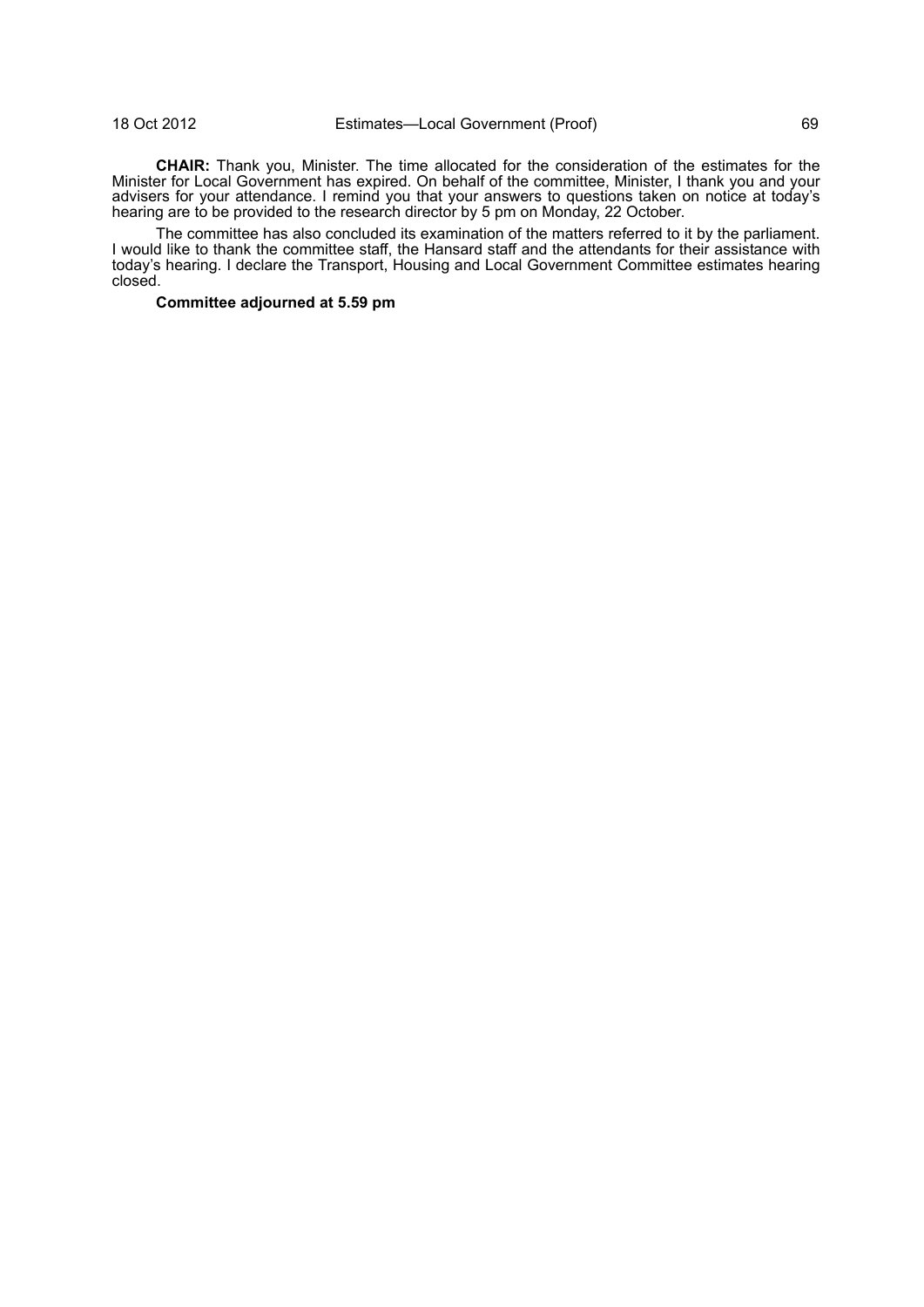**CHAIR:** Thank you, Minister. The time allocated for the consideration of the estimates for the Minister for Local Government has expired. On behalf of the committee, Minister, I thank you and your advisers for your attendance. I remind you that your answers to questions taken on notice at today's hearing are to be provided to the research director by 5 pm on Monday, 22 October.

The committee has also concluded its examination of the matters referred to it by the parliament. I would like to thank the committee staff, the Hansard staff and the attendants for their assistance with today's hearing. I declare the Transport, Housing and Local Government Committee estimates hearing closed.

**Committee adjourned at 5.59 pm**